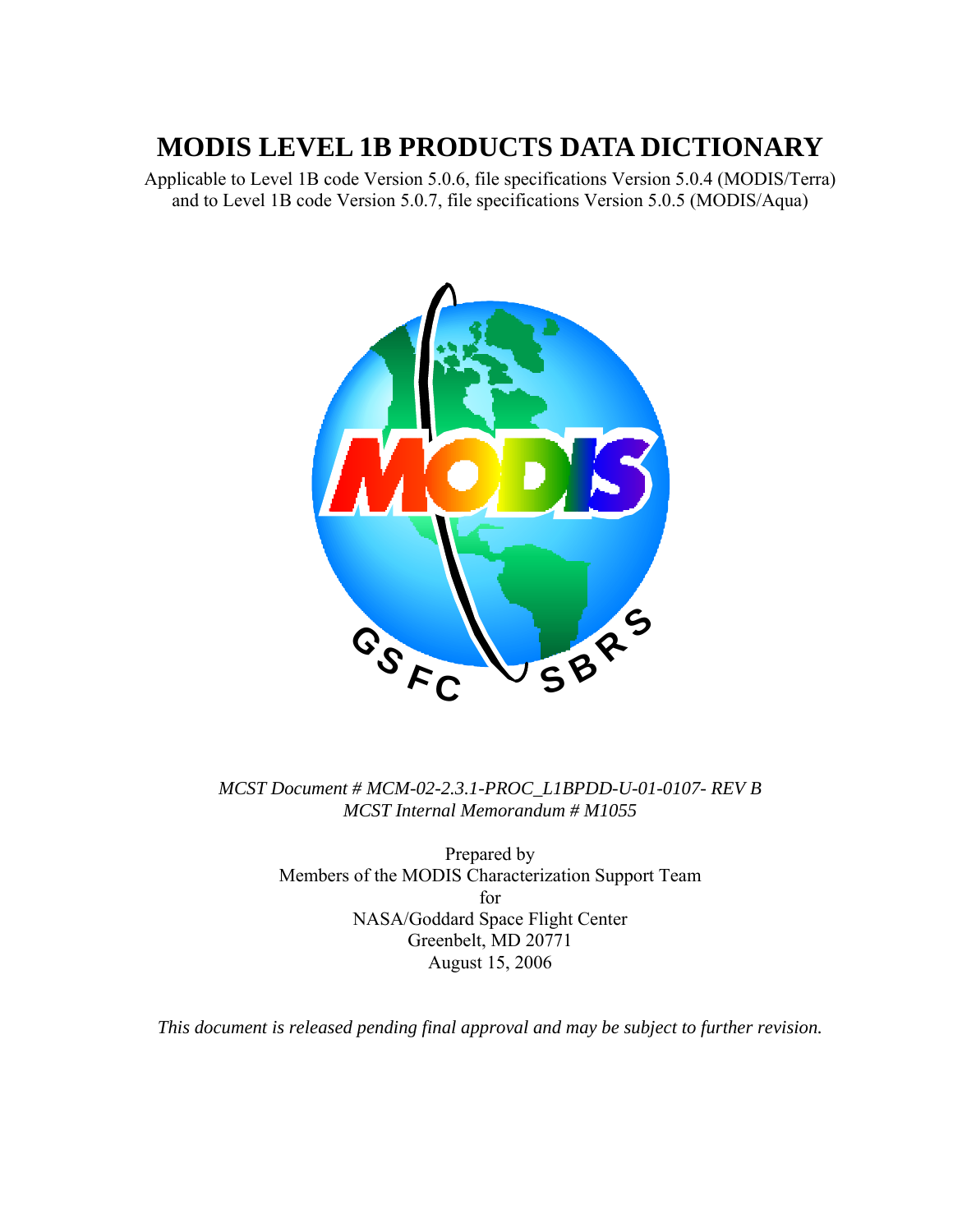# MODIS LEVEL 1B PRODUCTS DATA DICTIONARY

Applicable to Level 1B code Version 5.0.6, file specifications Version 5.0.4 (MODIS/Terra) and to Level 1B code Version 5.0.7, file specifications Version 5.0.5 (MODIS/Aqua)

*MCST Document # MCM-02-2.3.1-PROC_L1BPDD-U-01-0107- REV B*
*MCST Internal Memorandum # M1055*

Prepared by
Members of the MODIS Characterization Support Team
for
NASA/Goddard Space Flight Center
Greenbelt, MD 20771
August 15, 2006

*This document is released pending final approval and may be subject to further revision.*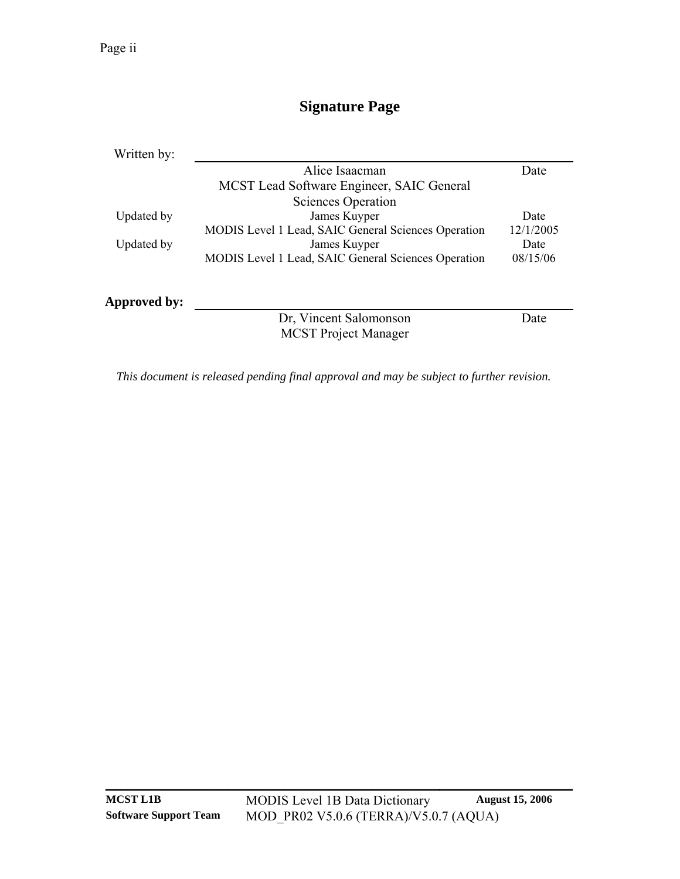# Signature Page

| | | |
|---|---|---|
| Written by: | Alice Isaacman<br>MCST Lead Software Engineer, SAIC General Sciences Operation | Date |
| Updated by | James Kuyper<br>MODIS Level 1 Lead, SAIC General Sciences Operation | Date<br>12/1/2005 |
| Updated by | James Kuyper<br>MODIS Level 1 Lead, SAIC General Sciences Operation | Date<br>08/15/06 |

| | | |
|---|---|---|
| **Approved by:** | Dr, Vincent Salomonson<br>MCST Project Manager | Date |

*This document is released pending final approval and may be subject to further revision.*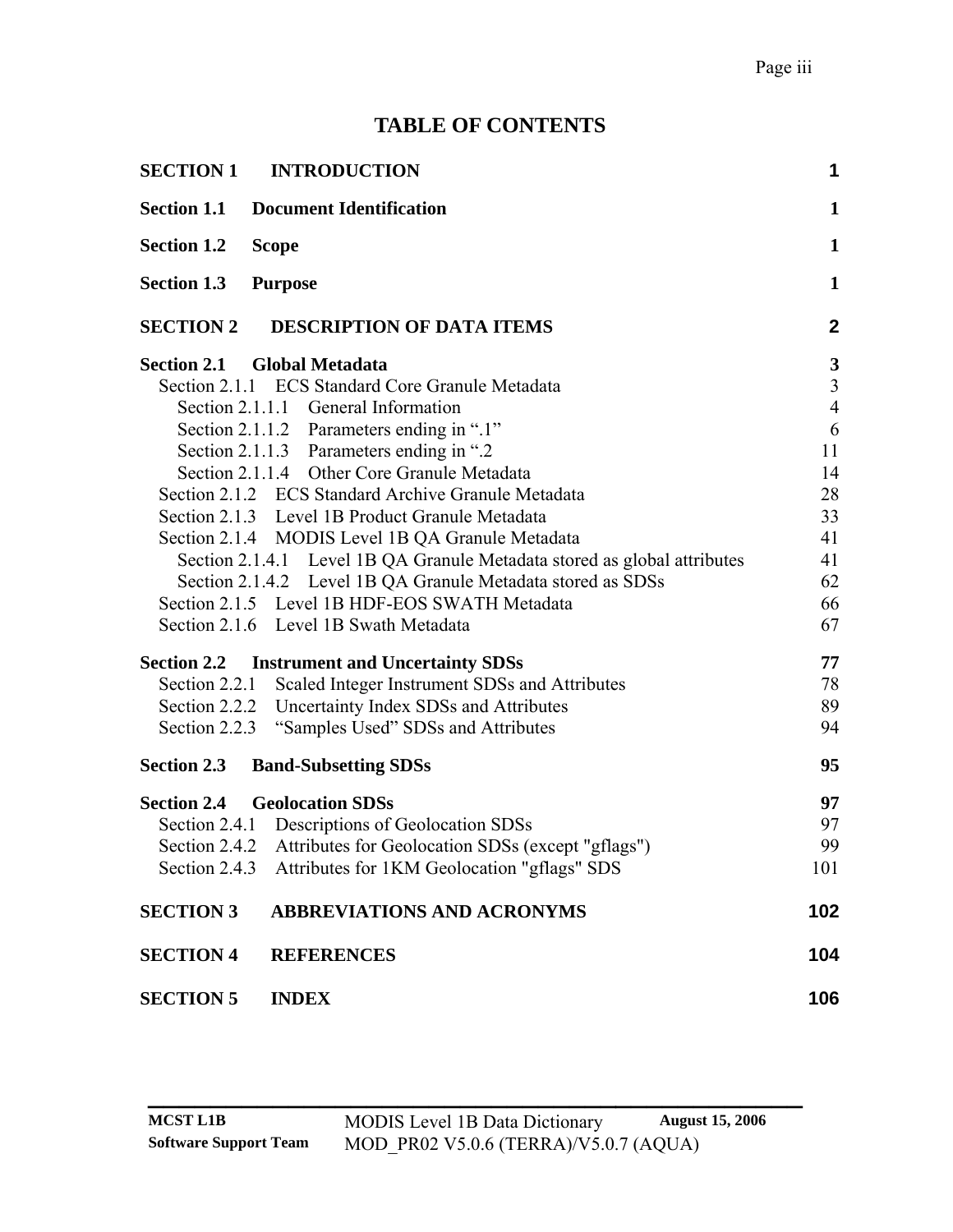# TABLE OF CONTENTS

| | |
|---|---|
| **SECTION 1 INTRODUCTION** | **1** |
| **Section 1.1 Document Identification** | **1** |
| **Section 1.2 Scope** | **1** |
| **Section 1.3 Purpose** | **1** |
| **SECTION 2 DESCRIPTION OF DATA ITEMS** | **2** |
| **Section 2.1 Global Metadata** | **3** |
| Section 2.1.1 ECS Standard Core Granule Metadata | 3 |
| Section 2.1.1.1 General Information | 4 |
| Section 2.1.1.2 Parameters ending in ".1" | 6 |
| Section 2.1.1.3 Parameters ending in ".2 | 11 |
| Section 2.1.1.4 Other Core Granule Metadata | 14 |
| Section 2.1.2 ECS Standard Archive Granule Metadata | 28 |
| Section 2.1.3 Level 1B Product Granule Metadata | 33 |
| Section 2.1.4 MODIS Level 1B QA Granule Metadata | 41 |
| Section 2.1.4.1 Level 1B QA Granule Metadata stored as global attributes | 41 |
| Section 2.1.4.2 Level 1B QA Granule Metadata stored as SDSs | 62 |
| Section 2.1.5 Level 1B HDF-EOS SWATH Metadata | 66 |
| Section 2.1.6 Level 1B Swath Metadata | 67 |
| **Section 2.2 Instrument and Uncertainty SDSs** | **77** |
| Section 2.2.1 Scaled Integer Instrument SDSs and Attributes | 78 |
| Section 2.2.2 Uncertainty Index SDSs and Attributes | 89 |
| Section 2.2.3 "Samples Used" SDSs and Attributes | 94 |
| **Section 2.3 Band-Subsetting SDSs** | **95** |
| **Section 2.4 Geolocation SDSs** | **97** |
| Section 2.4.1 Descriptions of Geolocation SDSs | 97 |
| Section 2.4.2 Attributes for Geolocation SDSs (except "gflags") | 99 |
| Section 2.4.3 Attributes for 1KM Geolocation "gflags" SDS | 101 |
| **SECTION 3 ABBREVIATIONS AND ACRONYMS** | **102** |
| **SECTION 4 REFERENCES** | **104** |
| **SECTION 5 INDEX** | **106** |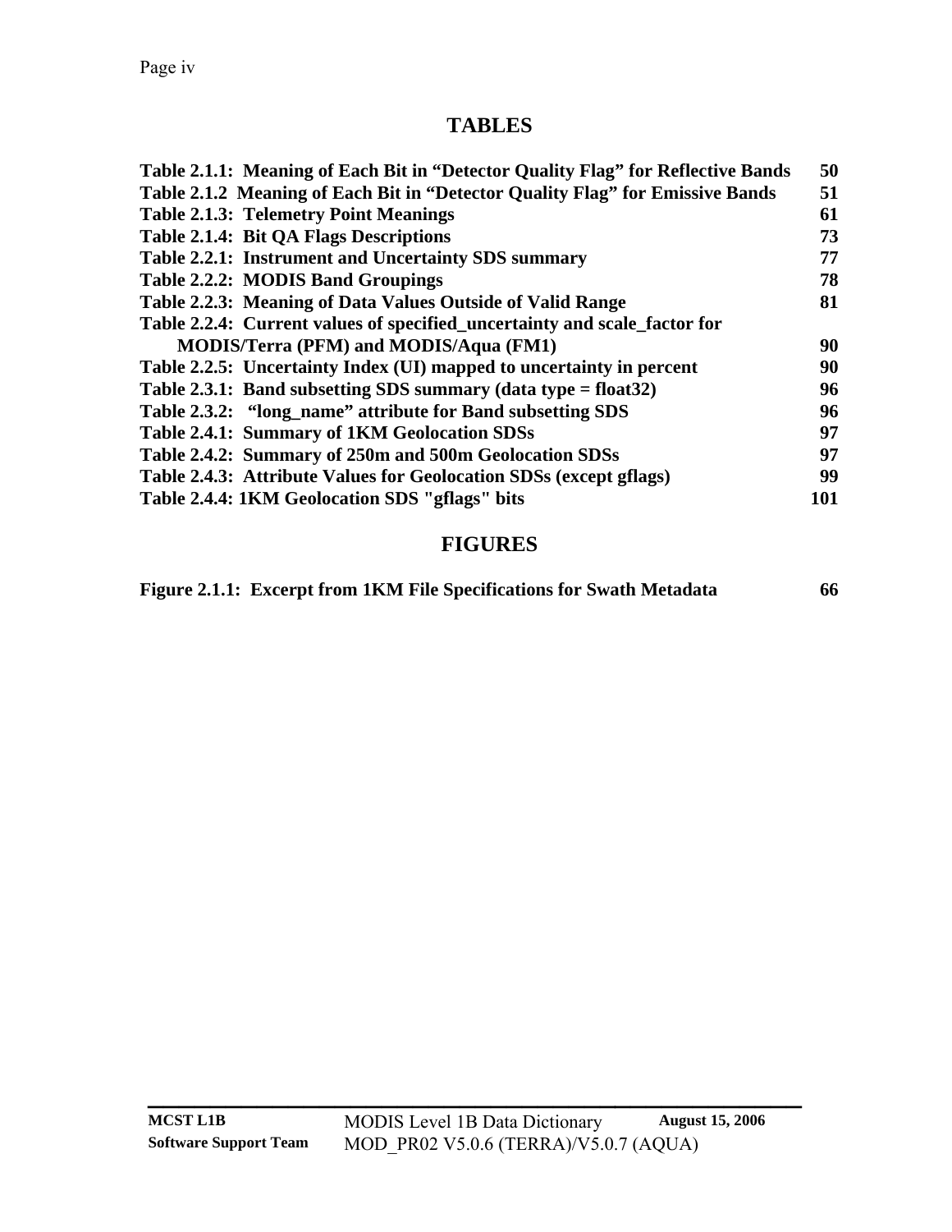# TABLES

| | |
|---|---|
| **Table 2.1.1: Meaning of Each Bit in "Detector Quality Flag" for Reflective Bands** | **50** |
| **Table 2.1.2 Meaning of Each Bit in "Detector Quality Flag" for Emissive Bands** | **51** |
| **Table 2.1.3: Telemetry Point Meanings** | **61** |
| **Table 2.1.4: Bit QA Flags Descriptions** | **73** |
| **Table 2.2.1: Instrument and Uncertainty SDS summary** | **77** |
| **Table 2.2.2: MODIS Band Groupings** | **78** |
| **Table 2.2.3: Meaning of Data Values Outside of Valid Range** | **81** |
| **Table 2.2.4: Current values of specified_uncertainty and scale_factor for MODIS/Terra (PFM) and MODIS/Aqua (FM1)** | **90** |
| **Table 2.2.5: Uncertainty Index (UI) mapped to uncertainty in percent** | **90** |
| **Table 2.3.1: Band subsetting SDS summary (data type = float32)** | **96** |
| **Table 2.3.2: "long_name" attribute for Band subsetting SDS** | **96** |
| **Table 2.4.1: Summary of 1KM Geolocation SDSs** | **97** |
| **Table 2.4.2: Summary of 250m and 500m Geolocation SDSs** | **97** |
| **Table 2.4.3: Attribute Values for Geolocation SDSs (except gflags)** | **99** |
| **Table 2.4.4: 1KM Geolocation SDS "gflags" bits** | **101** |

# FIGURES

| | |
|---|---|
| **Figure 2.1.1: Excerpt from 1KM File Specifications for Swath Metadata** | **66** |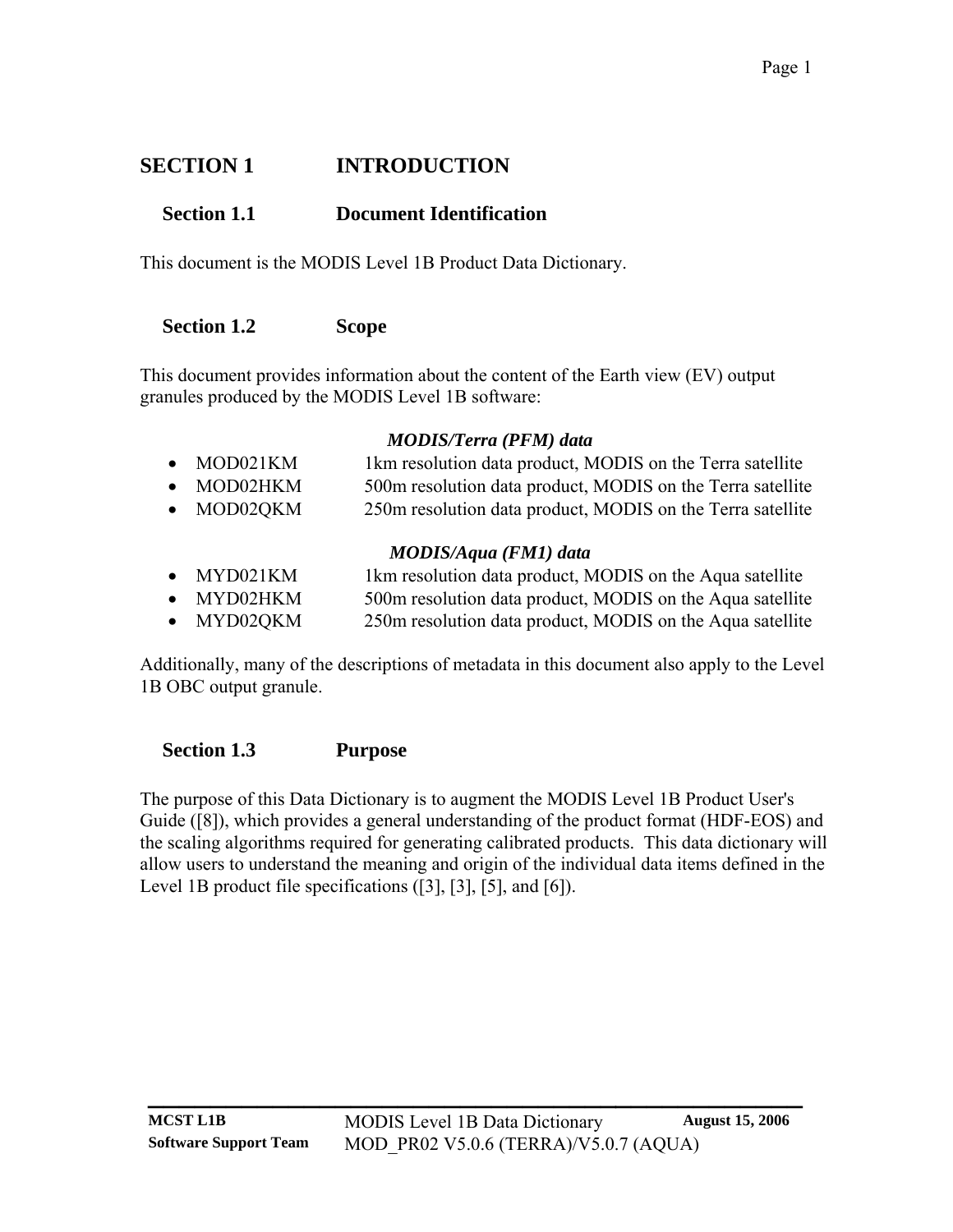# SECTION 1 INTRODUCTION

## Section 1.1 Document Identification

This document is the MODIS Level 1B Product Data Dictionary.

## Section 1.2 Scope

This document provides information about the content of the Earth view (EV) output granules produced by the MODIS Level 1B software:

***MODIS/Terra (PFM) data***

- MOD021KM 1km resolution data product, MODIS on the Terra satellite
- MOD02HKM 500m resolution data product, MODIS on the Terra satellite
- MOD02QKM 250m resolution data product, MODIS on the Terra satellite

***MODIS/Aqua (FM1) data***

- MYD021KM 1km resolution data product, MODIS on the Aqua satellite
- MYD02HKM 500m resolution data product, MODIS on the Aqua satellite
- MYD02QKM 250m resolution data product, MODIS on the Aqua satellite

Additionally, many of the descriptions of metadata in this document also apply to the Level 1B OBC output granule.

## Section 1.3 Purpose

The purpose of this Data Dictionary is to augment the MODIS Level 1B Product User's Guide ([8]), which provides a general understanding of the product format (HDF-EOS) and the scaling algorithms required for generating calibrated products. This data dictionary will allow users to understand the meaning and origin of the individual data items defined in the Level 1B product file specifications ([3], [3], [5], and [6]).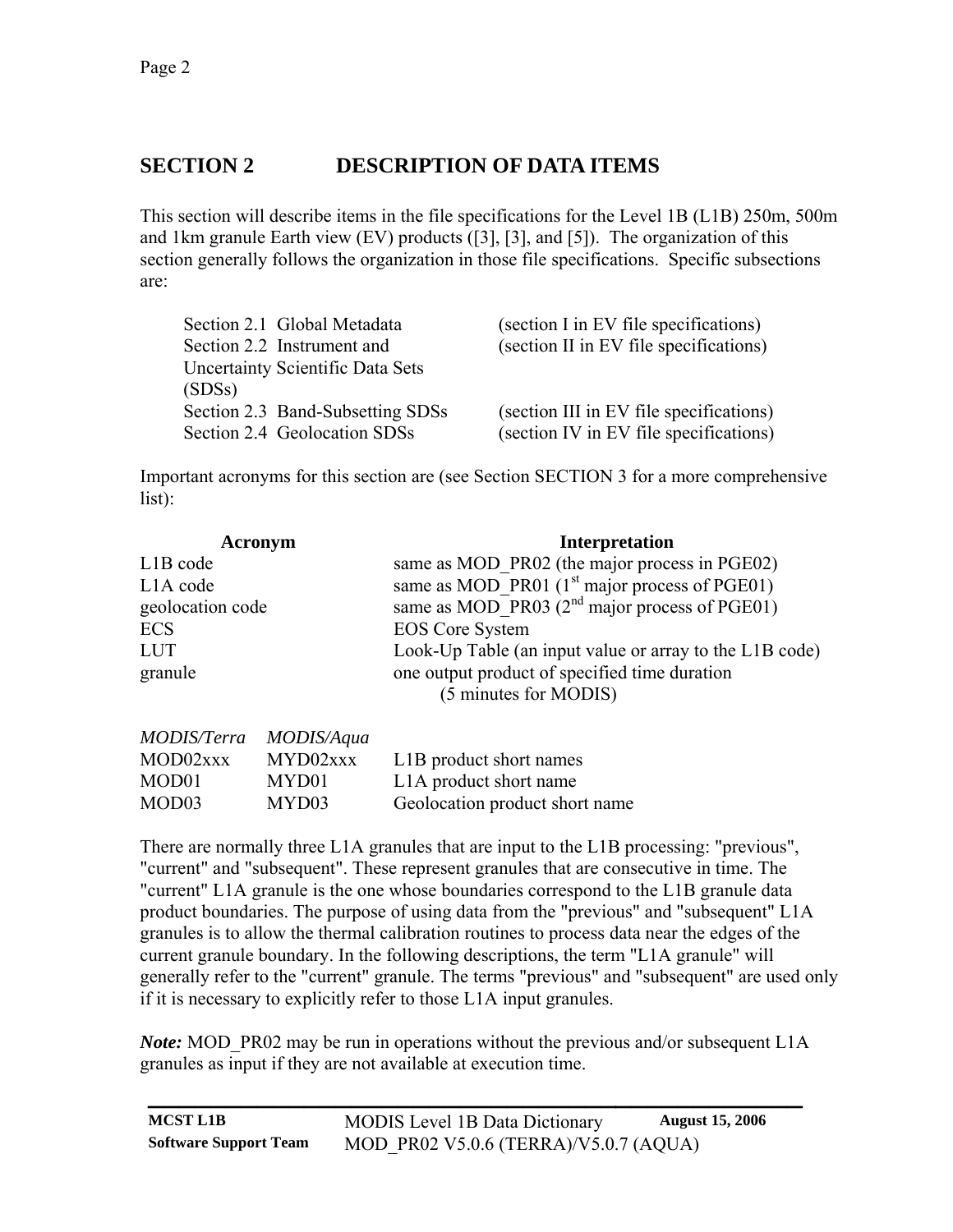## SECTION 2 DESCRIPTION OF DATA ITEMS

This section will describe items in the file specifications for the Level 1B (L1B) 250m, 500m and 1km granule Earth view (EV) products ([3], [3], and [5]). The organization of this section generally follows the organization in those file specifications. Specific subsections are:

| | |
|---|---|
| Section 2.1 Global Metadata | (section I in EV file specifications) |
| Section 2.2 Instrument and Uncertainty Scientific Data Sets (SDSs) | (section II in EV file specifications) |
| Section 2.3 Band-Subsetting SDSs | (section III in EV file specifications) |
| Section 2.4 Geolocation SDSs | (section IV in EV file specifications) |

Important acronyms for this section are (see Section SECTION 3 for a more comprehensive list):

| Acronym | Interpretation |
|---|---|
| L1B code | same as MOD_PR02 (the major process in PGE02) |
| L1A code | same as MOD_PR01 (1st major process of PGE01) |
| geolocation code | same as MOD_PR03 (2nd major process of PGE01) |
| ECS | EOS Core System |
| LUT | Look-Up Table (an input value or array to the L1B code) |
| granule | one output product of specified time duration (5 minutes for MODIS) |

| *MODIS/Terra* | *MODIS/Aqua* | |
|---|---|---|
| MOD02xxx | MYD02xxx | L1B product short names |
| MOD01 | MYD01 | L1A product short name |
| MOD03 | MYD03 | Geolocation product short name |

There are normally three L1A granules that are input to the L1B processing: "previous", "current" and "subsequent". These represent granules that are consecutive in time. The "current" L1A granule is the one whose boundaries correspond to the L1B granule data product boundaries. The purpose of using data from the "previous" and "subsequent" L1A granules is to allow the thermal calibration routines to process data near the edges of the current granule boundary. In the following descriptions, the term "L1A granule" will generally refer to the "current" granule. The terms "previous" and "subsequent" are used only if it is necessary to explicitly refer to those L1A input granules.

***Note:*** MOD_PR02 may be run in operations without the previous and/or subsequent L1A granules as input if they are not available at execution time.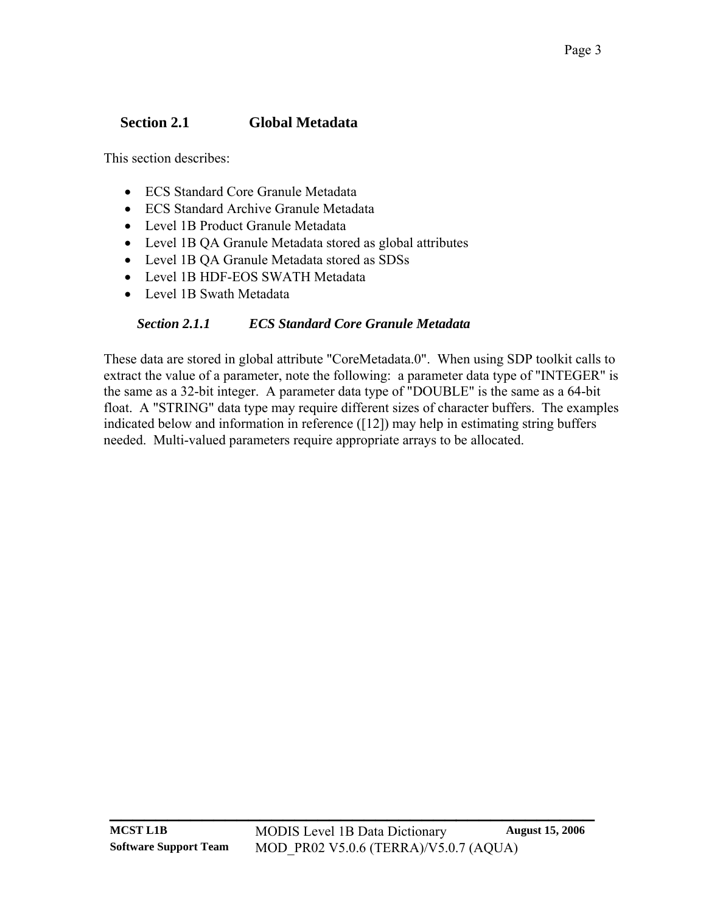## Section 2.1 Global Metadata

This section describes:

- ECS Standard Core Granule Metadata
- ECS Standard Archive Granule Metadata
- Level 1B Product Granule Metadata
- Level 1B QA Granule Metadata stored as global attributes
- Level 1B QA Granule Metadata stored as SDSs
- Level 1B HDF-EOS SWATH Metadata
- Level 1B Swath Metadata

### *Section 2.1.1 ECS Standard Core Granule Metadata*

These data are stored in global attribute "CoreMetadata.0". When using SDP toolkit calls to extract the value of a parameter, note the following: a parameter data type of "INTEGER" is the same as a 32-bit integer. A parameter data type of "DOUBLE" is the same as a 64-bit float. A "STRING" data type may require different sizes of character buffers. The examples indicated below and information in reference ([12]) may help in estimating string buffers needed. Multi-valued parameters require appropriate arrays to be allocated.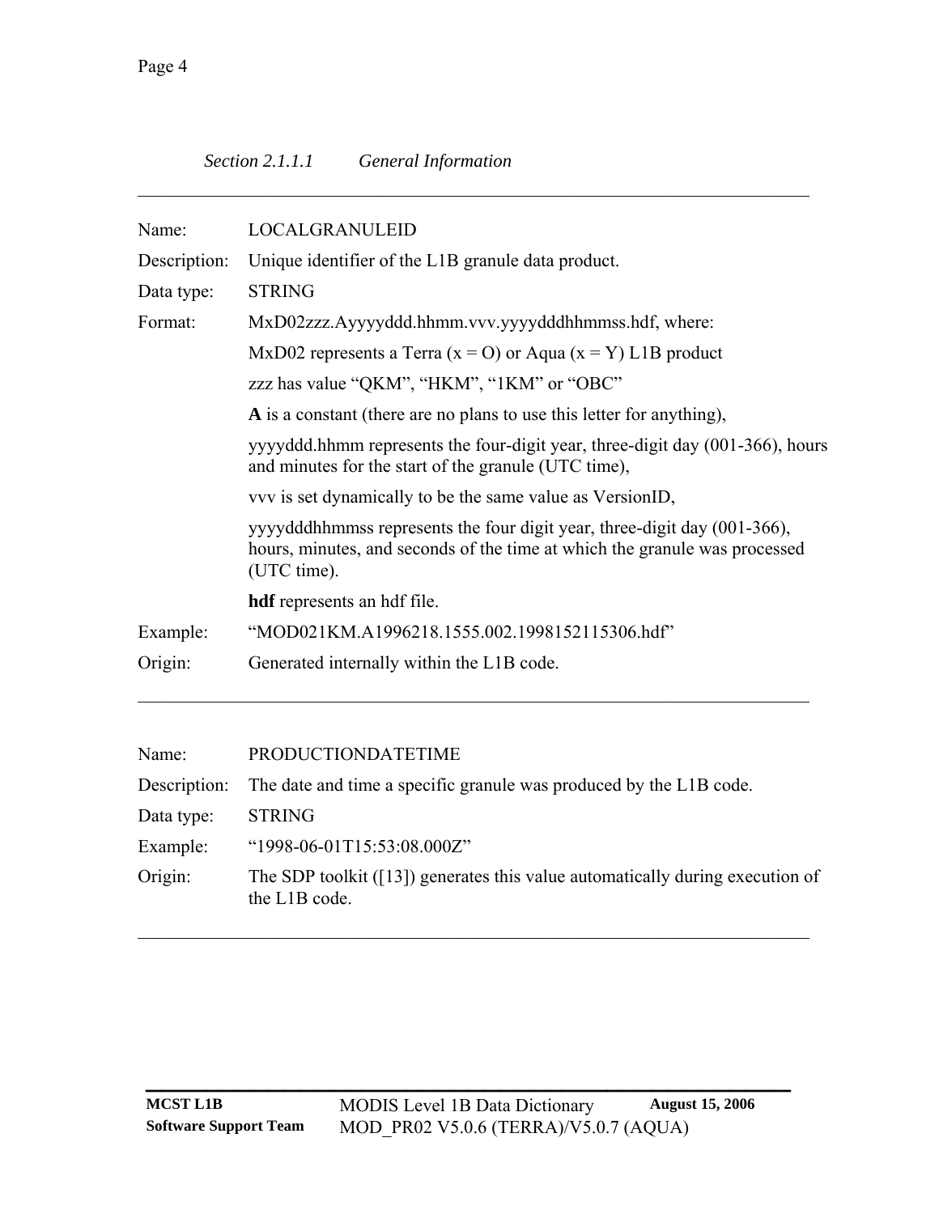*Section 2.1.1.1 General Information*

---

| | |
|---|---|
| Name: | LOCALGRANULEID |
| Description: | Unique identifier of the L1B granule data product. |
| Data type: | STRING |
| Format: | MxD02zzz.Ayyyyddd.hhmm.vvv.yyyydddhhmmss.hdf, where: |
| | MxD02 represents a Terra (x = O) or Aqua (x = Y) L1B product |
| | zzz has value “QKM”, “HKM”, “1KM” or “OBC” |
| | **A** is a constant (there are no plans to use this letter for anything), |
| | yyyyddd.hhmm represents the four-digit year, three-digit day (001-366), hours and minutes for the start of the granule (UTC time), |
| | vvv is set dynamically to be the same value as VersionID, |
| | yyyydddhhmmss represents the four digit year, three-digit day (001-366), hours, minutes, and seconds of the time at which the granule was processed (UTC time). |
| | **hdf** represents an hdf file. |
| Example: | “MOD021KM.A1996218.1555.002.1998152115306.hdf” |
| Origin: | Generated internally within the L1B code. |

---

| | |
|---|---|
| Name: | PRODUCTIONDATETIME |
| Description: | The date and time a specific granule was produced by the L1B code. |
| Data type: | STRING |
| Example: | “1998-06-01T15:53:08.000Z” |
| Origin: | The SDP toolkit ([13]) generates this value automatically during execution of the L1B code. |

---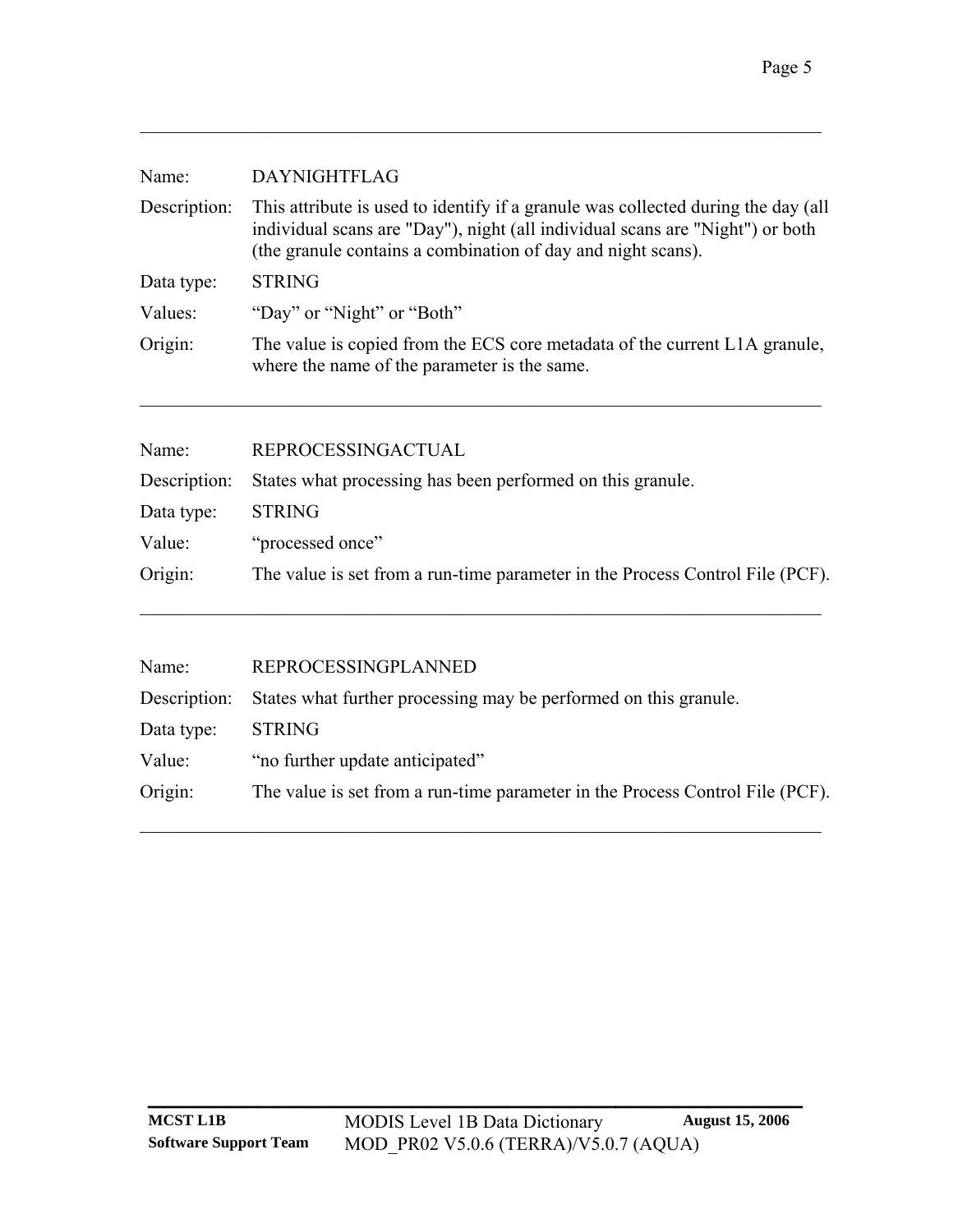---

| | |
|---|---|
| Name: | DAYNIGHTFLAG |
| Description: | This attribute is used to identify if a granule was collected during the day (all individual scans are "Day"), night (all individual scans are "Night") or both (the granule contains a combination of day and night scans). |
| Data type: | STRING |
| Values: | “Day” or “Night” or “Both” |
| Origin: | The value is copied from the ECS core metadata of the current L1A granule, where the name of the parameter is the same. |

---

| | |
|---|---|
| Name: | REPROCESSINGACTUAL |
| Description: | States what processing has been performed on this granule. |
| Data type: | STRING |
| Value: | “processed once” |
| Origin: | The value is set from a run-time parameter in the Process Control File (PCF). |

---

| | |
|---|---|
| Name: | REPROCESSINGPLANNED |
| Description: | States what further processing may be performed on this granule. |
| Data type: | STRING |
| Value: | “no further update anticipated” |
| Origin: | The value is set from a run-time parameter in the Process Control File (PCF). |

---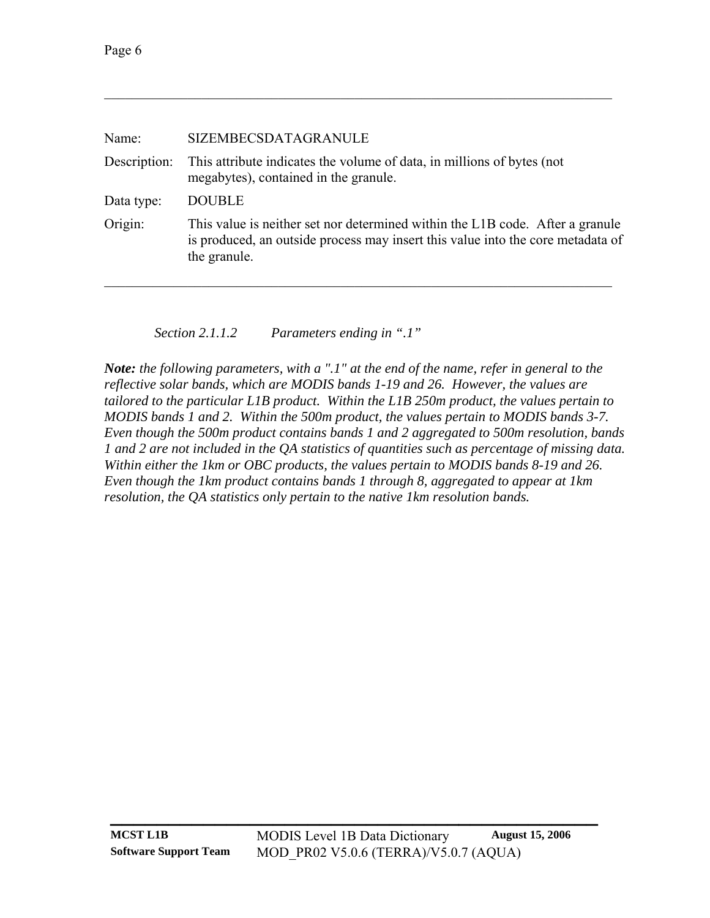| | |
|---|---|
| Name: | SIZEMBECSDATAGRANULE |
| Description: | This attribute indicates the volume of data, in millions of bytes (not megabytes), contained in the granule. |
| Data type: | DOUBLE |
| Origin: | This value is neither set nor determined within the L1B code. After a granule is produced, an outside process may insert this value into the core metadata of the granule. |

### *Section 2.1.1.2 Parameters ending in ".1"*

***Note:*** *the following parameters, with a ".1" at the end of the name, refer in general to the reflective solar bands, which are MODIS bands 1-19 and 26. However, the values are tailored to the particular L1B product. Within the L1B 250m product, the values pertain to MODIS bands 1 and 2. Within the 500m product, the values pertain to MODIS bands 3-7. Even though the 500m product contains bands 1 and 2 aggregated to 500m resolution, bands 1 and 2 are not included in the QA statistics of quantities such as percentage of missing data. Within either the 1km or OBC products, the values pertain to MODIS bands 8-19 and 26. Even though the 1km product contains bands 1 through 8, aggregated to appear at 1km resolution, the QA statistics only pertain to the native 1km resolution bands.*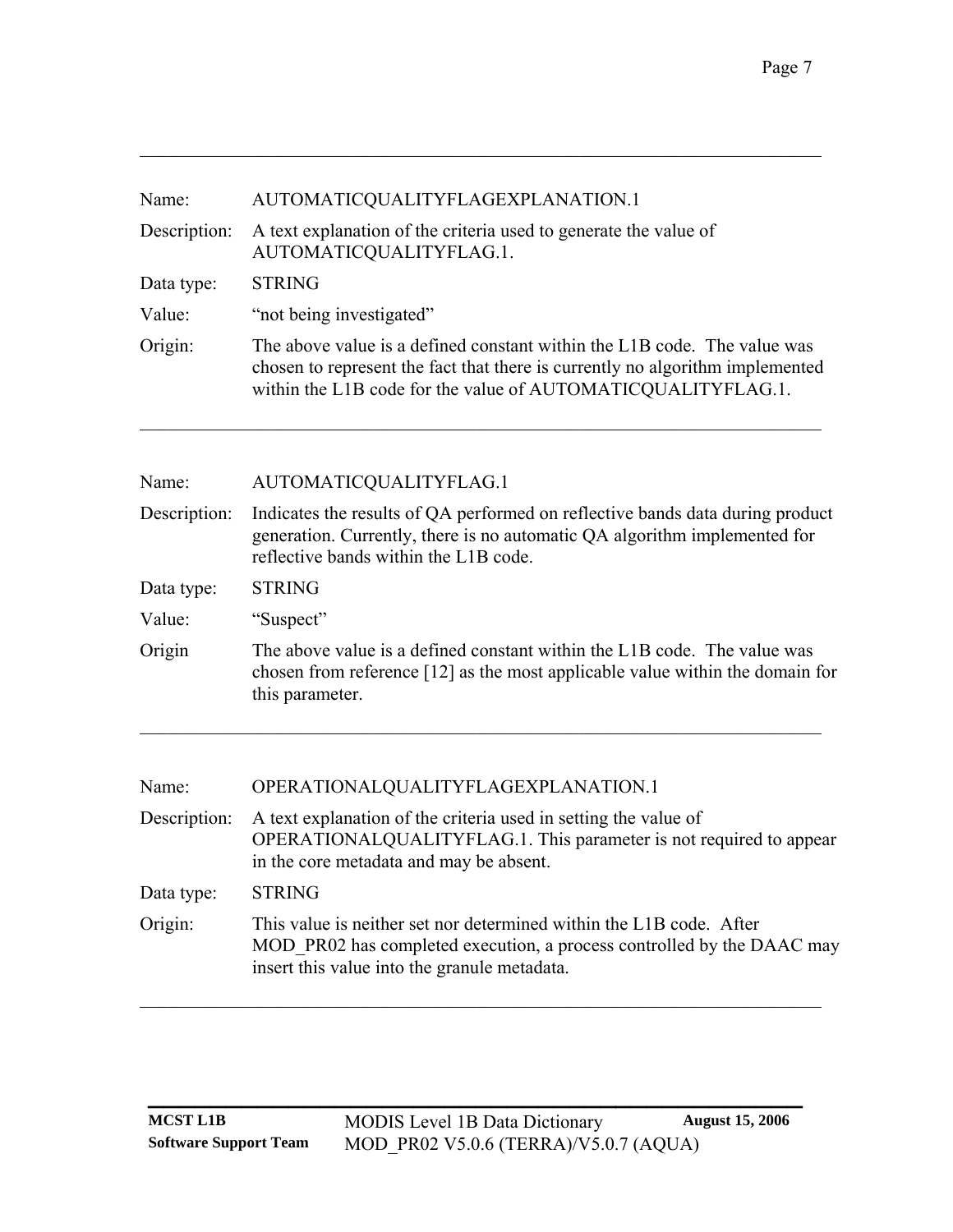---

| | |
|---|---|
| Name: | AUTOMATICQUALITYFLAGEXPLANATION.1 |
| Description: | A text explanation of the criteria used to generate the value of AUTOMATICQUALITYFLAG.1. |
| Data type: | STRING |
| Value: | "not being investigated" |
| Origin: | The above value is a defined constant within the L1B code. The value was chosen to represent the fact that there is currently no algorithm implemented within the L1B code for the value of AUTOMATICQUALITYFLAG.1. |

---

| | |
|---|---|
| Name: | AUTOMATICQUALITYFLAG.1 |
| Description: | Indicates the results of QA performed on reflective bands data during product generation. Currently, there is no automatic QA algorithm implemented for reflective bands within the L1B code. |
| Data type: | STRING |
| Value: | "Suspect" |
| Origin | The above value is a defined constant within the L1B code. The value was chosen from reference [12] as the most applicable value within the domain for this parameter. |

---

| | |
|---|---|
| Name: | OPERATIONALQUALITYFLAGEXPLANATION.1 |
| Description: | A text explanation of the criteria used in setting the value of OPERATIONALQUALITYFLAG.1. This parameter is not required to appear in the core metadata and may be absent. |
| Data type: | STRING |
| Origin: | This value is neither set nor determined within the L1B code. After MOD_PR02 has completed execution, a process controlled by the DAAC may insert this value into the granule metadata. |

---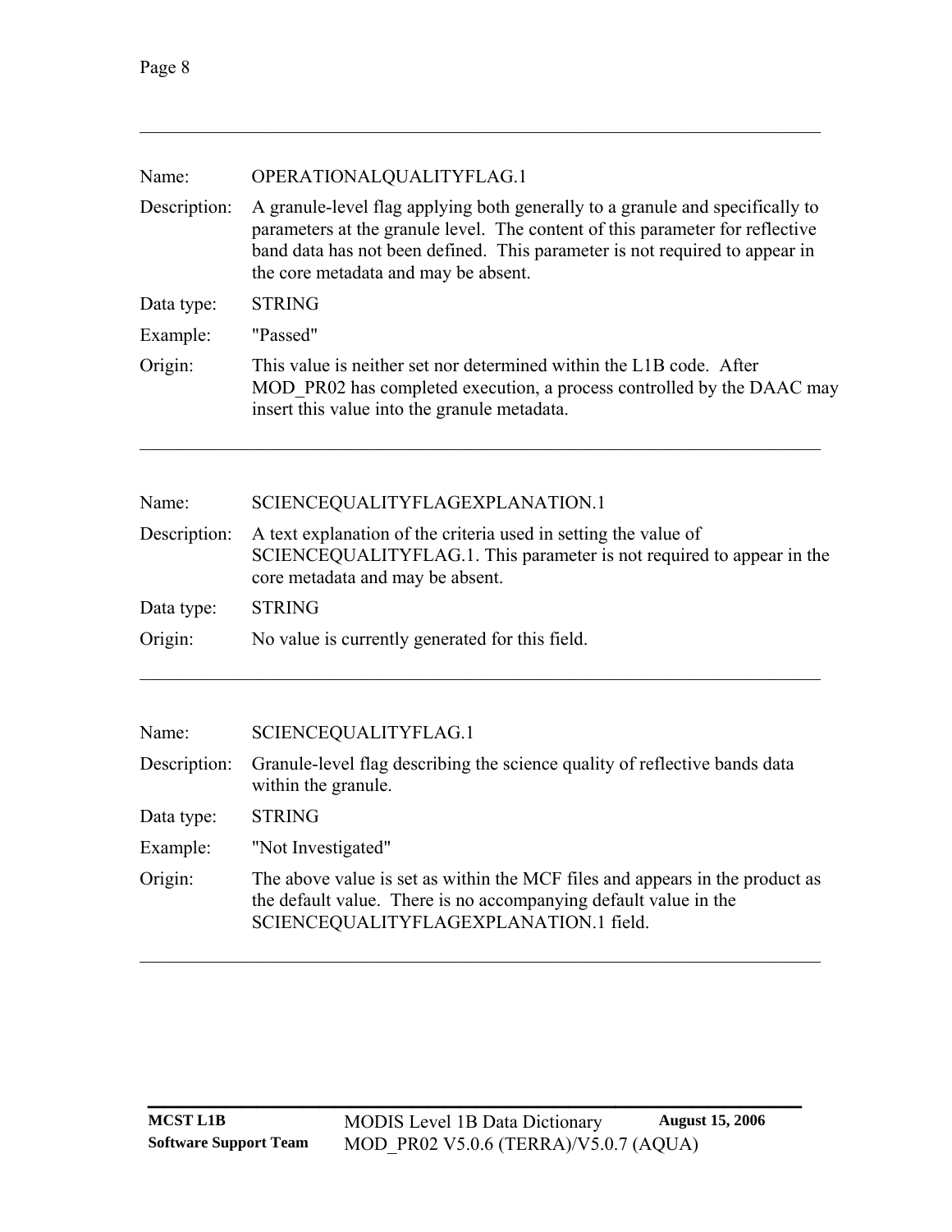---

| | |
|---|---|
| Name: | OPERATIONALQUALITYFLAG.1 |
| Description: | A granule-level flag applying both generally to a granule and specifically to parameters at the granule level. The content of this parameter for reflective band data has not been defined. This parameter is not required to appear in the core metadata and may be absent. |
| Data type: | STRING |
| Example: | "Passed" |
| Origin: | This value is neither set nor determined within the L1B code. After MOD_PR02 has completed execution, a process controlled by the DAAC may insert this value into the granule metadata. |

---

| | |
|---|---|
| Name: | SCIENCEQUALITYFLAGEXPLANATION.1 |
| Description: | A text explanation of the criteria used in setting the value of SCIENCEQUALITYFLAG.1. This parameter is not required to appear in the core metadata and may be absent. |
| Data type: | STRING |
| Origin: | No value is currently generated for this field. |

---

| | |
|---|---|
| Name: | SCIENCEQUALITYFLAG.1 |
| Description: | Granule-level flag describing the science quality of reflective bands data within the granule. |
| Data type: | STRING |
| Example: | "Not Investigated" |
| Origin: | The above value is set as within the MCF files and appears in the product as the default value. There is no accompanying default value in the SCIENCEQUALITYFLAGEXPLANATION.1 field. |

---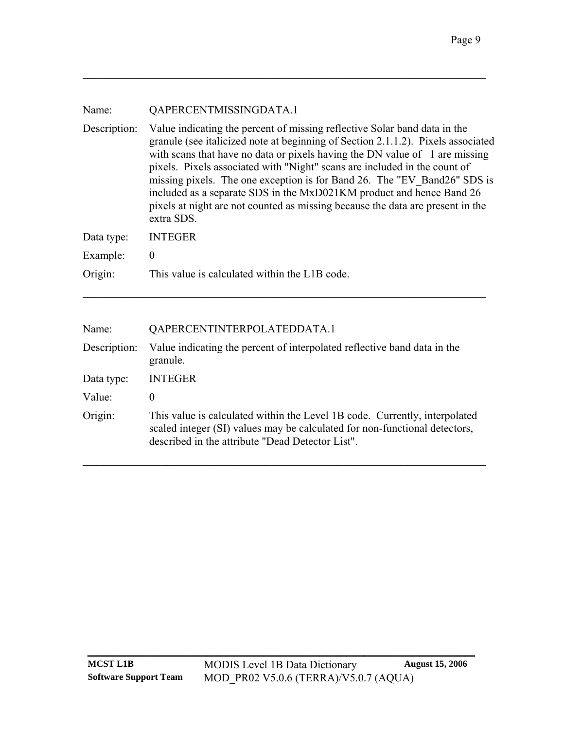Name: QAPERCENTMISSINGDATA.1

Description: Value indicating the percent of missing reflective Solar band data in the granule (see italicized note at beginning of Section 2.1.1.2). Pixels associated with scans that have no data or pixels having the DN value of –1 are missing pixels. Pixels associated with "Night" scans are included in the count of missing pixels. The one exception is for Band 26. The "EV_Band26" SDS is included as a separate SDS in the MxD021KM product and hence Band 26 pixels at night are not counted as missing because the data are present in the extra SDS.

Data type: INTEGER

Example: 0

Origin: This value is calculated within the L1B code.

---

Name: QAPERCENTINTERPOLATEDDATA.1

Description: Value indicating the percent of interpolated reflective band data in the granule.

Data type: INTEGER

Value: 0

Origin: This value is calculated within the Level 1B code. Currently, interpolated scaled integer (SI) values may be calculated for non-functional detectors, described in the attribute "Dead Detector List".

---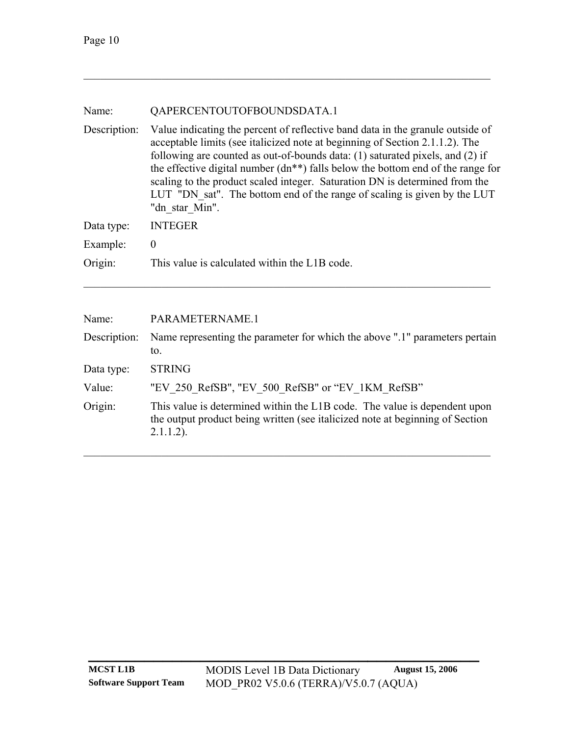---

Name: QAPERCENTOUTOFBOUNDSDATA.1

Description: Value indicating the percent of reflective band data in the granule outside of acceptable limits (see italicized note at beginning of Section 2.1.1.2). The following are counted as out-of-bounds data: (1) saturated pixels, and (2) if the effective digital number (dn**) falls below the bottom end of the range for scaling to the product scaled integer. Saturation DN is determined from the LUT "DN_sat". The bottom end of the range of scaling is given by the LUT "dn_star_Min".

Data type: INTEGER

Example: 0

Origin: This value is calculated within the L1B code.

---

Name: PARAMETERNAME.1

Description: Name representing the parameter for which the above ".1" parameters pertain to.

Data type: STRING

Value: "EV_250_RefSB", "EV_500_RefSB" or “EV_1KM_RefSB”

Origin: This value is determined within the L1B code. The value is dependent upon the output product being written (see italicized note at beginning of Section 2.1.1.2).

---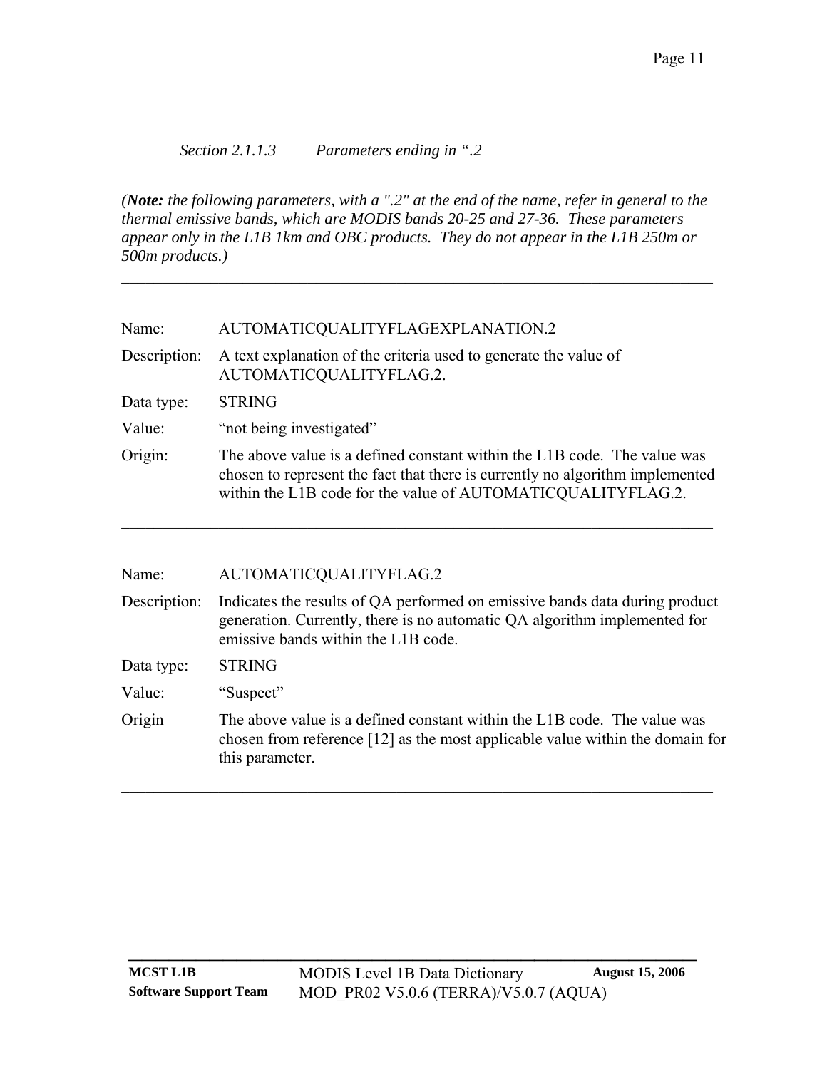*Section 2.1.1.3 Parameters ending in ".2*

*(**Note:** the following parameters, with a ".2" at the end of the name, refer in general to the thermal emissive bands, which are MODIS bands 20-25 and 27-36. These parameters appear only in the L1B 1km and OBC products. They do not appear in the L1B 250m or 500m products.)*

---

| | |
|---|---|
| Name: | AUTOMATICQUALITYFLAGEXPLANATION.2 |
| Description: | A text explanation of the criteria used to generate the value of AUTOMATICQUALITYFLAG.2. |
| Data type: | STRING |
| Value: | "not being investigated" |
| Origin: | The above value is a defined constant within the L1B code. The value was chosen to represent the fact that there is currently no algorithm implemented within the L1B code for the value of AUTOMATICQUALITYFLAG.2. |

---

| | |
|---|---|
| Name: | AUTOMATICQUALITYFLAG.2 |
| Description: | Indicates the results of QA performed on emissive bands data during product generation. Currently, there is no automatic QA algorithm implemented for emissive bands within the L1B code. |
| Data type: | STRING |
| Value: | "Suspect" |
| Origin | The above value is a defined constant within the L1B code. The value was chosen from reference [12] as the most applicable value within the domain for this parameter. |

---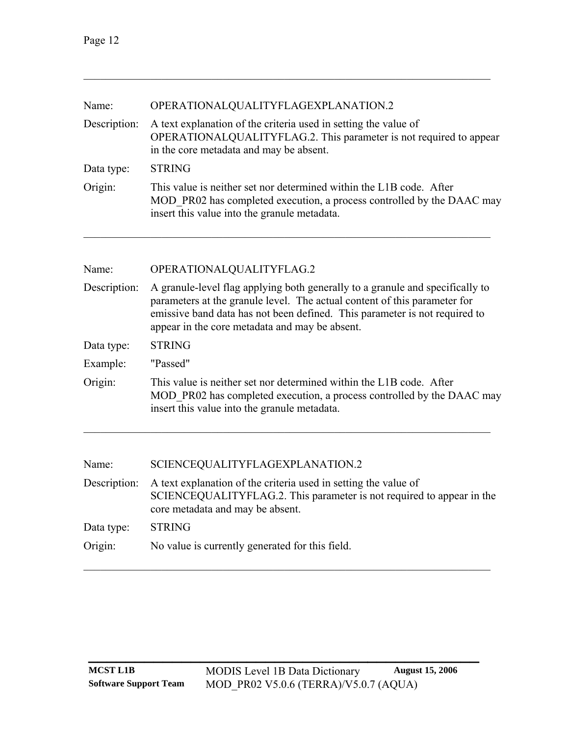---

| | |
|---|---|
| Name: | OPERATIONALQUALITYFLAGEXPLANATION.2 |
| Description: | A text explanation of the criteria used in setting the value of OPERATIONALQUALITYFLAG.2. This parameter is not required to appear in the core metadata and may be absent. |
| Data type: | STRING |
| Origin: | This value is neither set nor determined within the L1B code. After MOD_PR02 has completed execution, a process controlled by the DAAC may insert this value into the granule metadata. |

---

| | |
|---|---|
| Name: | OPERATIONALQUALITYFLAG.2 |
| Description: | A granule-level flag applying both generally to a granule and specifically to parameters at the granule level. The actual content of this parameter for emissive band data has not been defined. This parameter is not required to appear in the core metadata and may be absent. |
| Data type: | STRING |
| Example: | "Passed" |
| Origin: | This value is neither set nor determined within the L1B code. After MOD_PR02 has completed execution, a process controlled by the DAAC may insert this value into the granule metadata. |

---

| | |
|---|---|
| Name: | SCIENCEQUALITYFLAGEXPLANATION.2 |
| Description: | A text explanation of the criteria used in setting the value of SCIENCEQUALITYFLAG.2. This parameter is not required to appear in the core metadata and may be absent. |
| Data type: | STRING |
| Origin: | No value is currently generated for this field. |

---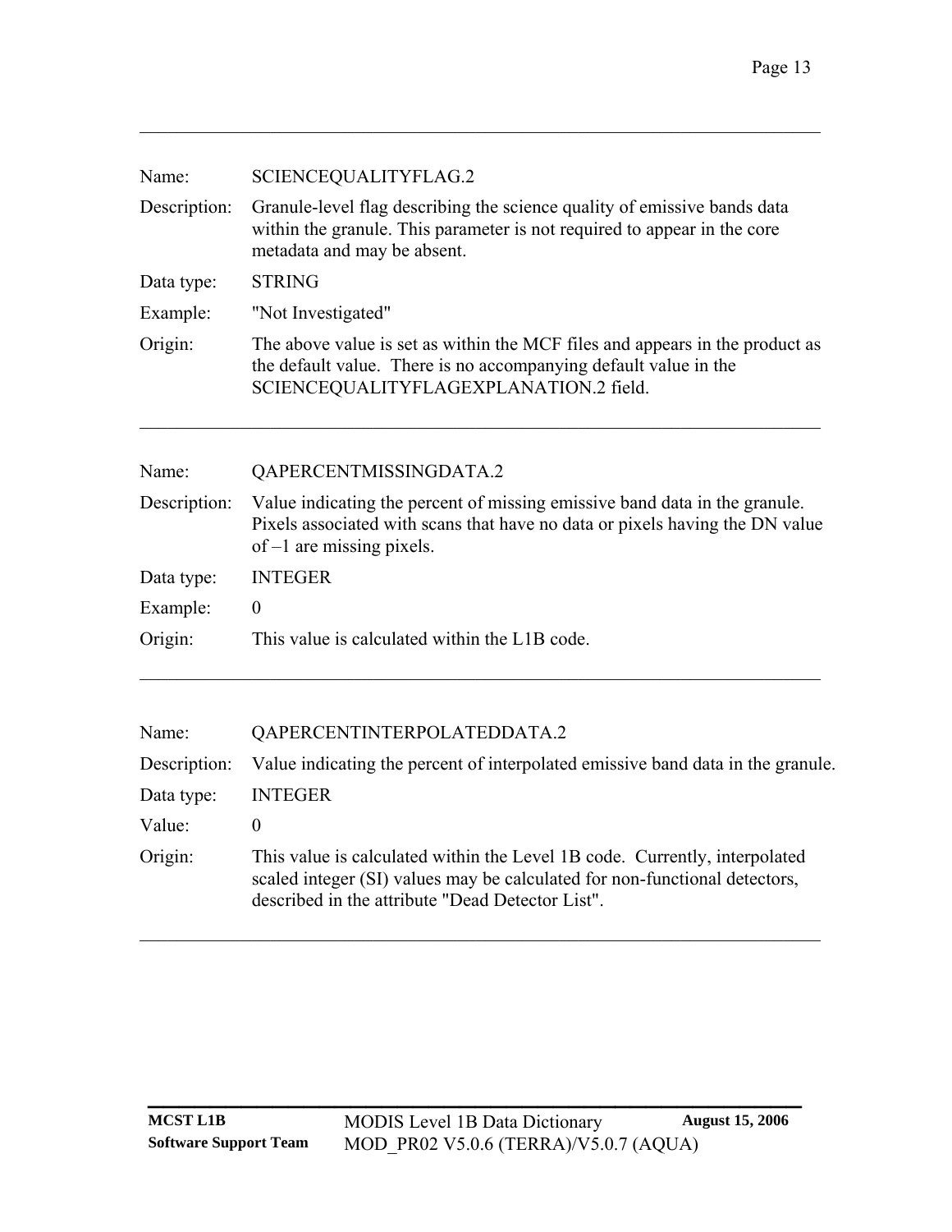---

| | |
|---|---|
| Name: | SCIENCEQUALITYFLAG.2 |
| Description: | Granule-level flag describing the science quality of emissive bands data within the granule. This parameter is not required to appear in the core metadata and may be absent. |
| Data type: | STRING |
| Example: | "Not Investigated" |
| Origin: | The above value is set as within the MCF files and appears in the product as the default value. There is no accompanying default value in the SCIENCEQUALITYFLAGEXPLANATION.2 field. |

---

| | |
|---|---|
| Name: | QAPERCENTMISSINGDATA.2 |
| Description: | Value indicating the percent of missing emissive band data in the granule. Pixels associated with scans that have no data or pixels having the DN value of –1 are missing pixels. |
| Data type: | INTEGER |
| Example: | 0 |
| Origin: | This value is calculated within the L1B code. |

---

| | |
|---|---|
| Name: | QAPERCENTINTERPOLATEDDATA.2 |
| Description: | Value indicating the percent of interpolated emissive band data in the granule. |
| Data type: | INTEGER |
| Value: | 0 |
| Origin: | This value is calculated within the Level 1B code. Currently, interpolated scaled integer (SI) values may be calculated for non-functional detectors, described in the attribute "Dead Detector List". |

---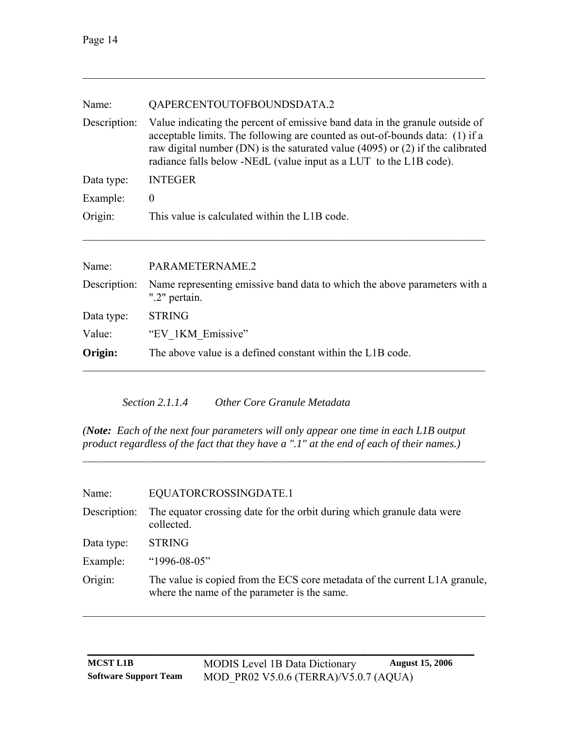---

Name: QAPERCENTOUTOFBOUNDSDATA.2

Description: Value indicating the percent of emissive band data in the granule outside of acceptable limits. The following are counted as out-of-bounds data: (1) if a raw digital number (DN) is the saturated value (4095) or (2) if the calibrated radiance falls below -NEdL (value input as a LUT to the L1B code).

Data type: INTEGER

Example: 0

Origin: This value is calculated within the L1B code.

---

Name: PARAMETERNAME.2

Description: Name representing emissive band data to which the above parameters with a ".2" pertain.

Data type: STRING

Value: "EV_1KM_Emissive"

**Origin:** The above value is a defined constant within the L1B code.

---

*Section 2.1.1.4 Other Core Granule Metadata*

*(**Note:** Each of the next four parameters will only appear one time in each L1B output product regardless of the fact that they have a ".1" at the end of each of their names.)*

---

Name: EQUATORCROSSINGDATE.1

Description: The equator crossing date for the orbit during which granule data were collected.

Data type: STRING

Example: "1996-08-05"

Origin: The value is copied from the ECS core metadata of the current L1A granule, where the name of the parameter is the same.

---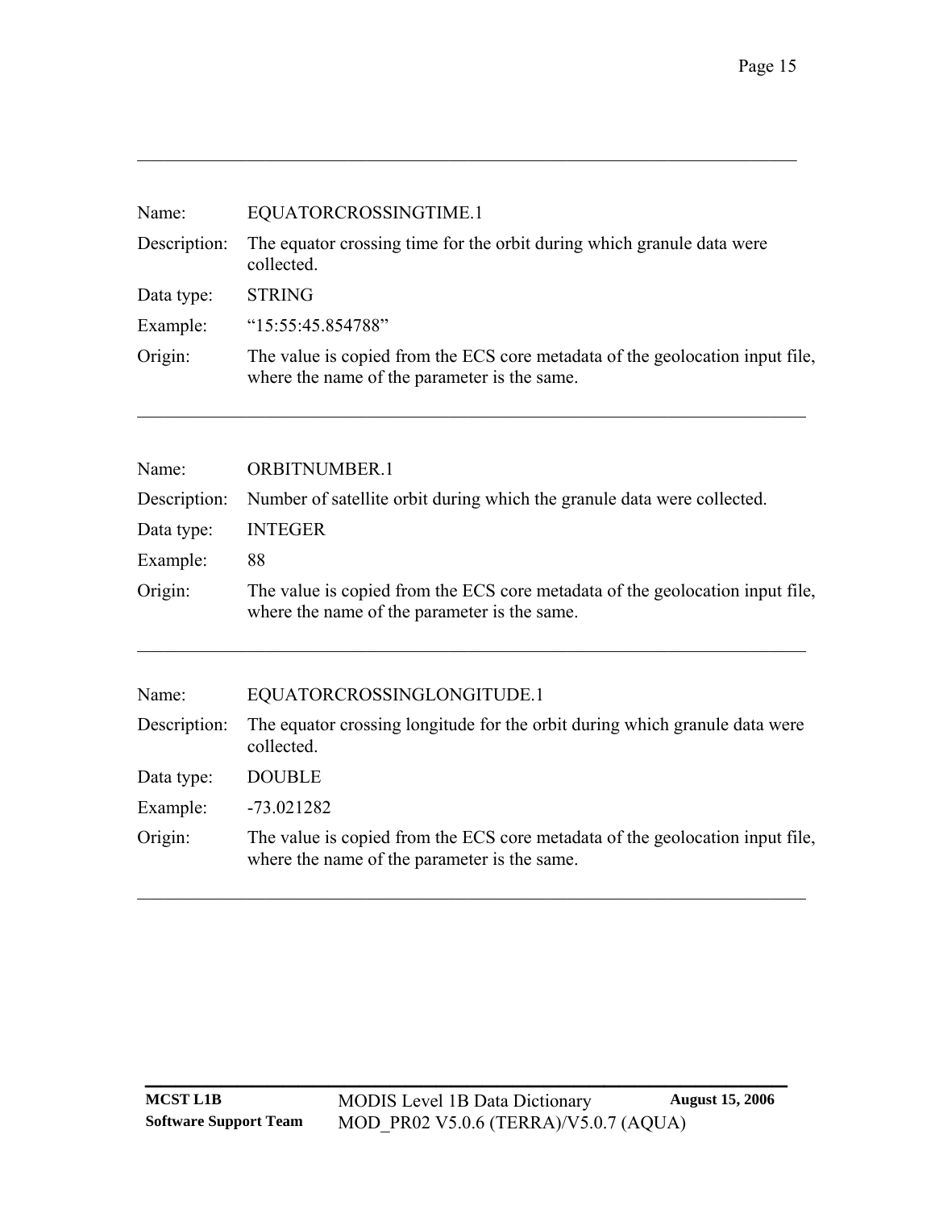---

| | |
|---|---|
| Name: | EQUATORCROSSINGTIME.1 |
| Description: | The equator crossing time for the orbit during which granule data were collected. |
| Data type: | STRING |
| Example: | "15:55:45.854788" |
| Origin: | The value is copied from the ECS core metadata of the geolocation input file, where the name of the parameter is the same. |

---

| | |
|---|---|
| Name: | ORBITNUMBER.1 |
| Description: | Number of satellite orbit during which the granule data were collected. |
| Data type: | INTEGER |
| Example: | 88 |
| Origin: | The value is copied from the ECS core metadata of the geolocation input file, where the name of the parameter is the same. |

---

| | |
|---|---|
| Name: | EQUATORCROSSINGLONGITUDE.1 |
| Description: | The equator crossing longitude for the orbit during which granule data were collected. |
| Data type: | DOUBLE |
| Example: | -73.021282 |
| Origin: | The value is copied from the ECS core metadata of the geolocation input file, where the name of the parameter is the same. |

---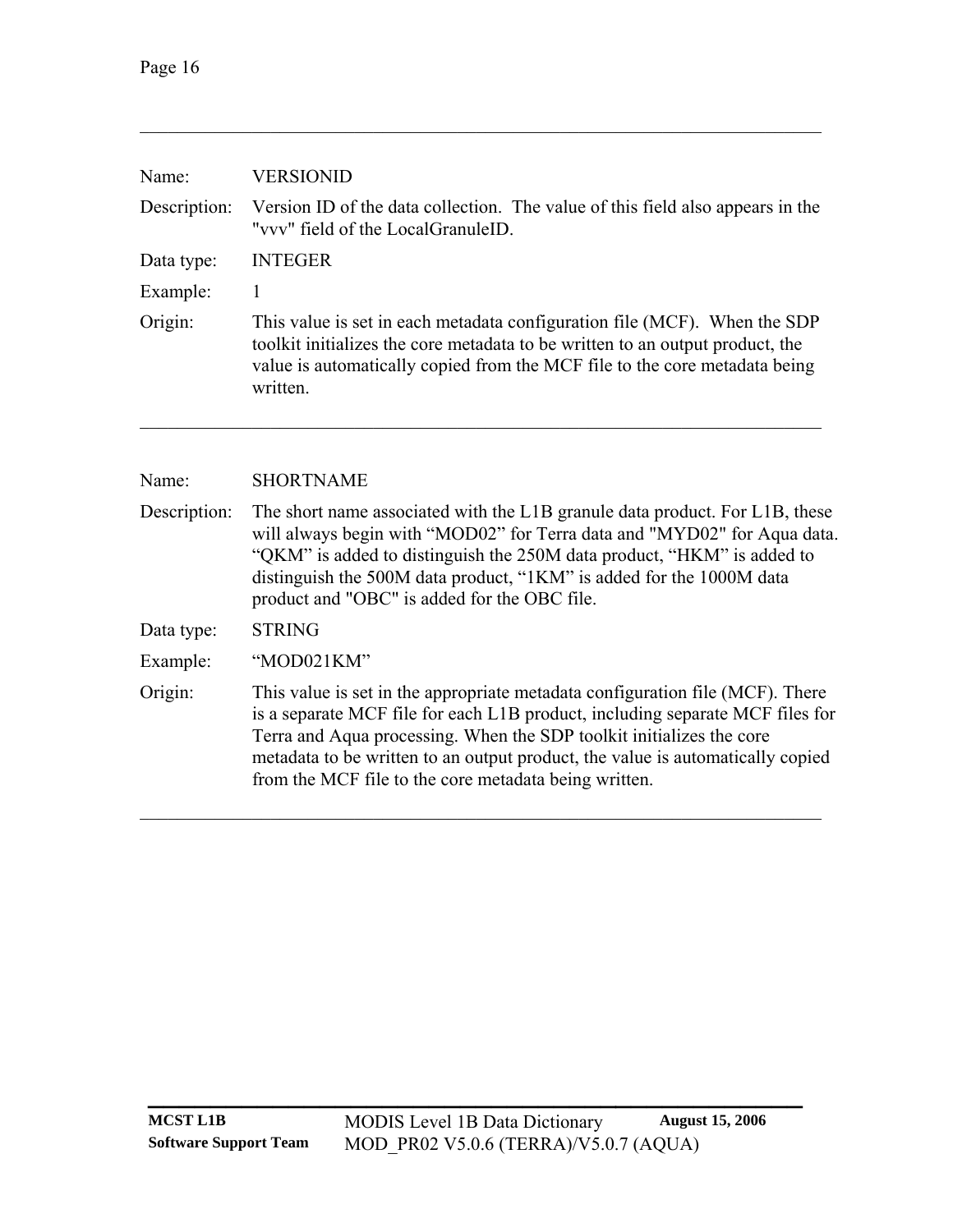| | |
|---|---|
| Name: | VERSIONID |
| Description: | Version ID of the data collection. The value of this field also appears in the "vvv" field of the LocalGranuleID. |
| Data type: | INTEGER |
| Example: | 1 |
| Origin: | This value is set in each metadata configuration file (MCF). When the SDP toolkit initializes the core metadata to be written to an output product, the value is automatically copied from the MCF file to the core metadata being written. |

---

| | |
|---|---|
| Name: | SHORTNAME |
| Description: | The short name associated with the L1B granule data product. For L1B, these will always begin with "MOD02" for Terra data and "MYD02" for Aqua data. "QKM" is added to distinguish the 250M data product, "HKM" is added to distinguish the 500M data product, "1KM" is added for the 1000M data product and "OBC" is added for the OBC file. |
| Data type: | STRING |
| Example: | "MOD021KM" |
| Origin: | This value is set in the appropriate metadata configuration file (MCF). There is a separate MCF file for each L1B product, including separate MCF files for Terra and Aqua processing. When the SDP toolkit initializes the core metadata to be written to an output product, the value is automatically copied from the MCF file to the core metadata being written. |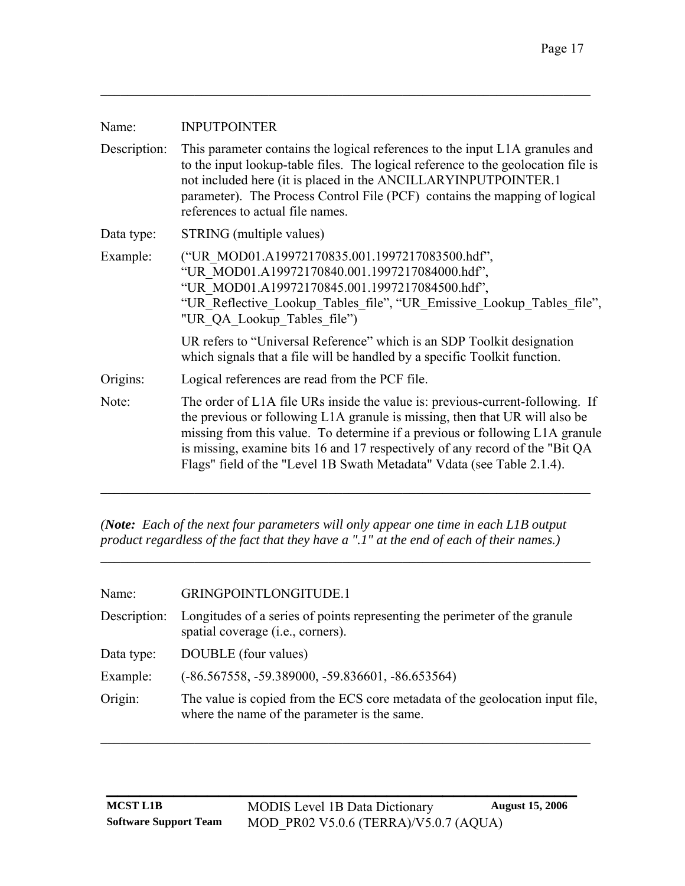---

Name: INPUTPOINTER

Description: This parameter contains the logical references to the input L1A granules and to the input lookup-table files. The logical reference to the geolocation file is not included here (it is placed in the ANCILLARYINPUTPOINTER.1 parameter). The Process Control File (PCF) contains the mapping of logical references to actual file names.

Data type: STRING (multiple values)

Example: ("UR_MOD01.A19972170835.001.1997217083500.hdf", "UR_MOD01.A19972170840.001.1997217084000.hdf", "UR_MOD01.A19972170845.001.1997217084500.hdf", "UR_Reflective_Lookup_Tables_file", "UR_Emissive_Lookup_Tables_file", "UR_QA_Lookup_Tables_file")

UR refers to "Universal Reference" which is an SDP Toolkit designation which signals that a file will be handled by a specific Toolkit function.

Origins: Logical references are read from the PCF file.

Note: The order of L1A file URs inside the value is: previous-current-following. If the previous or following L1A granule is missing, then that UR will also be missing from this value. To determine if a previous or following L1A granule is missing, examine bits 16 and 17 respectively of any record of the "Bit QA Flags" field of the "Level 1B Swath Metadata" Vdata (see Table 2.1.4).

---

*(**Note:** Each of the next four parameters will only appear one time in each L1B output product regardless of the fact that they have a ".1" at the end of each of their names.)*

---

Name: GRINGPOINTLONGITUDE.1

Description: Longitudes of a series of points representing the perimeter of the granule spatial coverage (i.e., corners).

Data type: DOUBLE (four values)

Example: (-86.567558, -59.389000, -59.836601, -86.653564)

Origin: The value is copied from the ECS core metadata of the geolocation input file, where the name of the parameter is the same.

---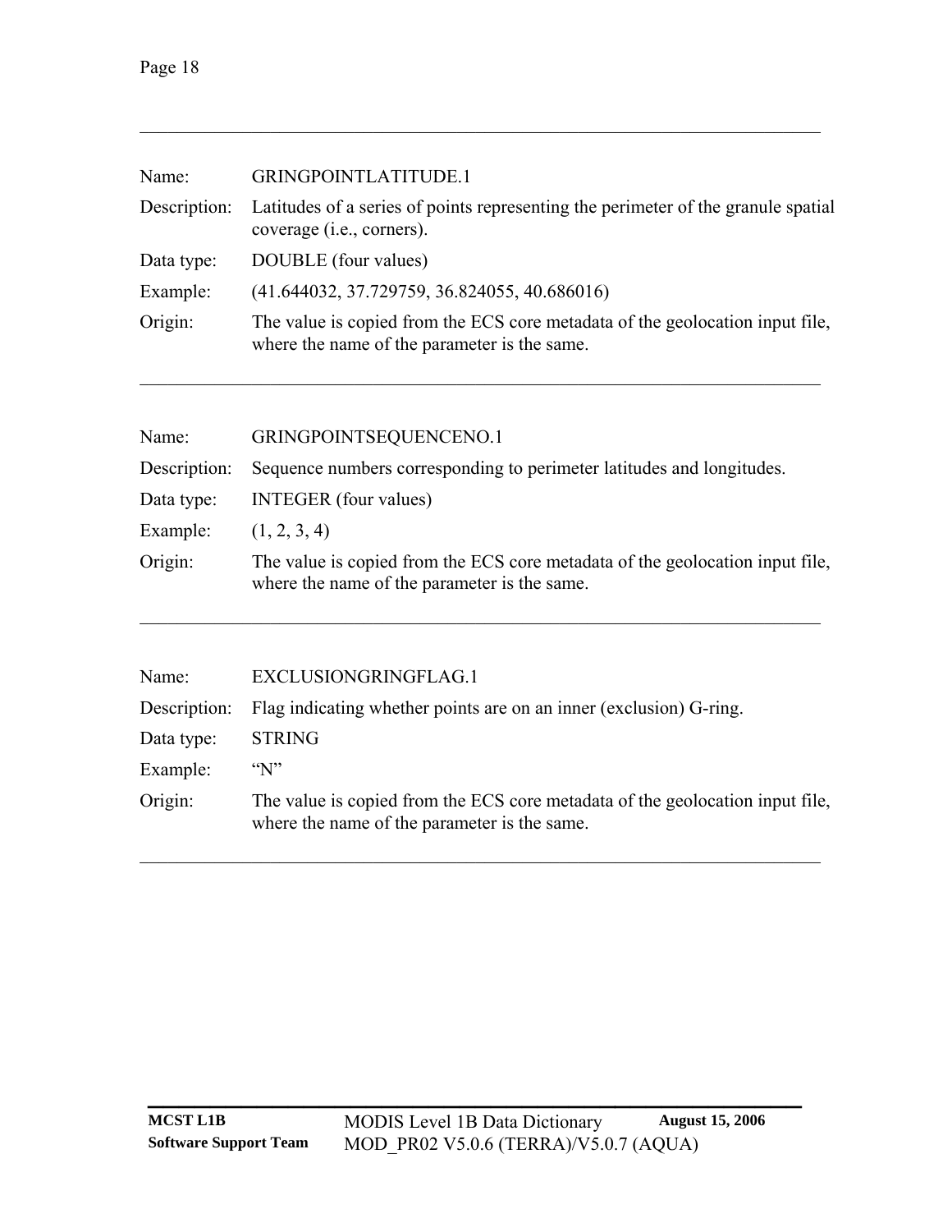---

| | |
|---|---|
| Name: | GRINGPOINTLATITUDE.1 |
| Description: | Latitudes of a series of points representing the perimeter of the granule spatial coverage (i.e., corners). |
| Data type: | DOUBLE (four values) |
| Example: | (41.644032, 37.729759, 36.824055, 40.686016) |
| Origin: | The value is copied from the ECS core metadata of the geolocation input file, where the name of the parameter is the same. |

---

| | |
|---|---|
| Name: | GRINGPOINTSEQUENCENO.1 |
| Description: | Sequence numbers corresponding to perimeter latitudes and longitudes. |
| Data type: | INTEGER (four values) |
| Example: | (1, 2, 3, 4) |
| Origin: | The value is copied from the ECS core metadata of the geolocation input file, where the name of the parameter is the same. |

---

| | |
|---|---|
| Name: | EXCLUSIONGRINGFLAG.1 |
| Description: | Flag indicating whether points are on an inner (exclusion) G-ring. |
| Data type: | STRING |
| Example: | "N" |
| Origin: | The value is copied from the ECS core metadata of the geolocation input file, where the name of the parameter is the same. |

---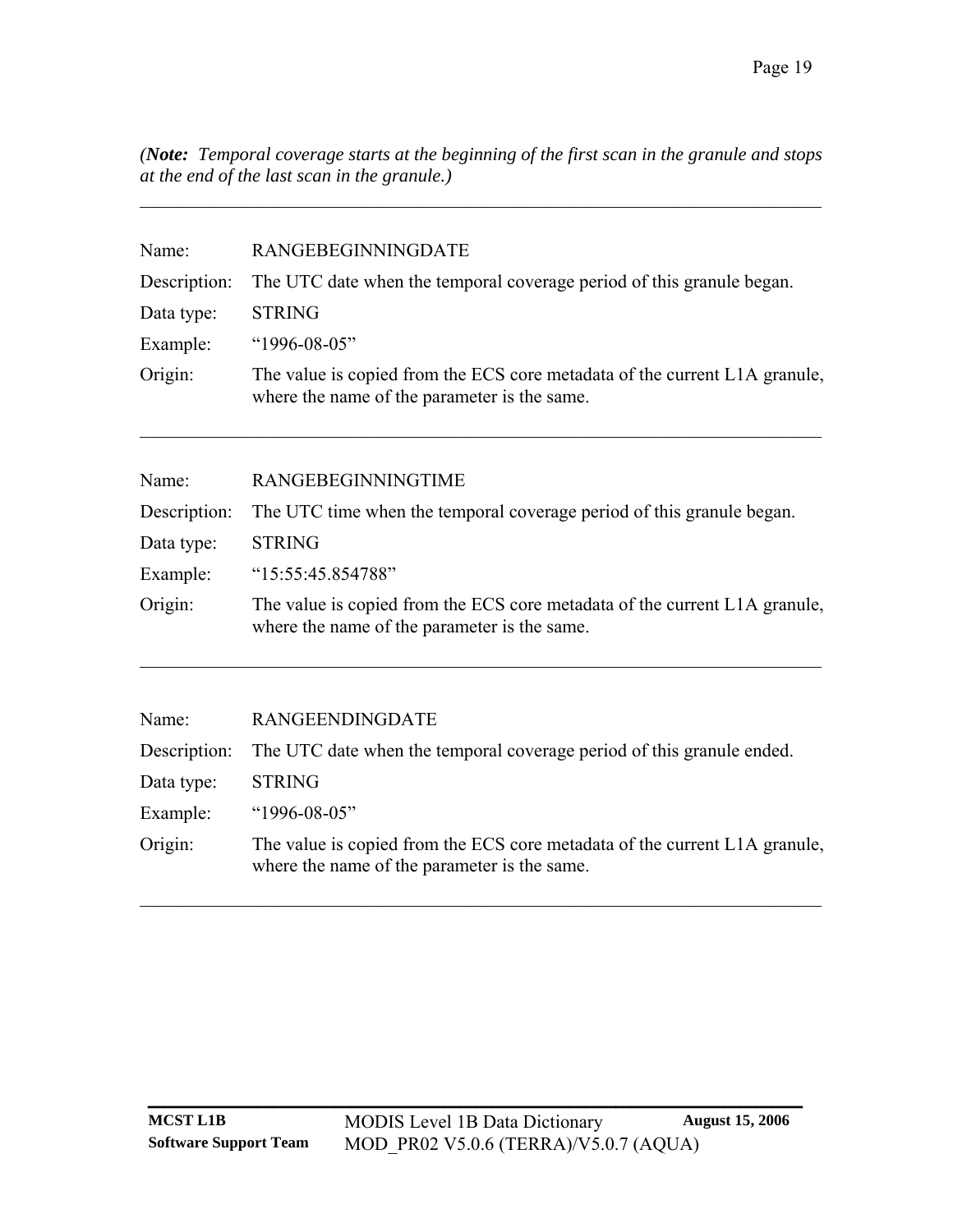*(**Note:** Temporal coverage starts at the beginning of the first scan in the granule and stops at the end of the last scan in the granule.)*

---

Name: RANGEBEGINNINGDATE

Description: The UTC date when the temporal coverage period of this granule began.

Data type: STRING

Example: “1996-08-05”

Origin: The value is copied from the ECS core metadata of the current L1A granule, where the name of the parameter is the same.

---

Name: RANGEBEGINNINGTIME

Description: The UTC time when the temporal coverage period of this granule began.

Data type: STRING

Example: “15:55:45.854788”

Origin: The value is copied from the ECS core metadata of the current L1A granule, where the name of the parameter is the same.

---

Name: RANGEENDINGDATE

Description: The UTC date when the temporal coverage period of this granule ended.

Data type: STRING

Example: “1996-08-05”

Origin: The value is copied from the ECS core metadata of the current L1A granule, where the name of the parameter is the same.

---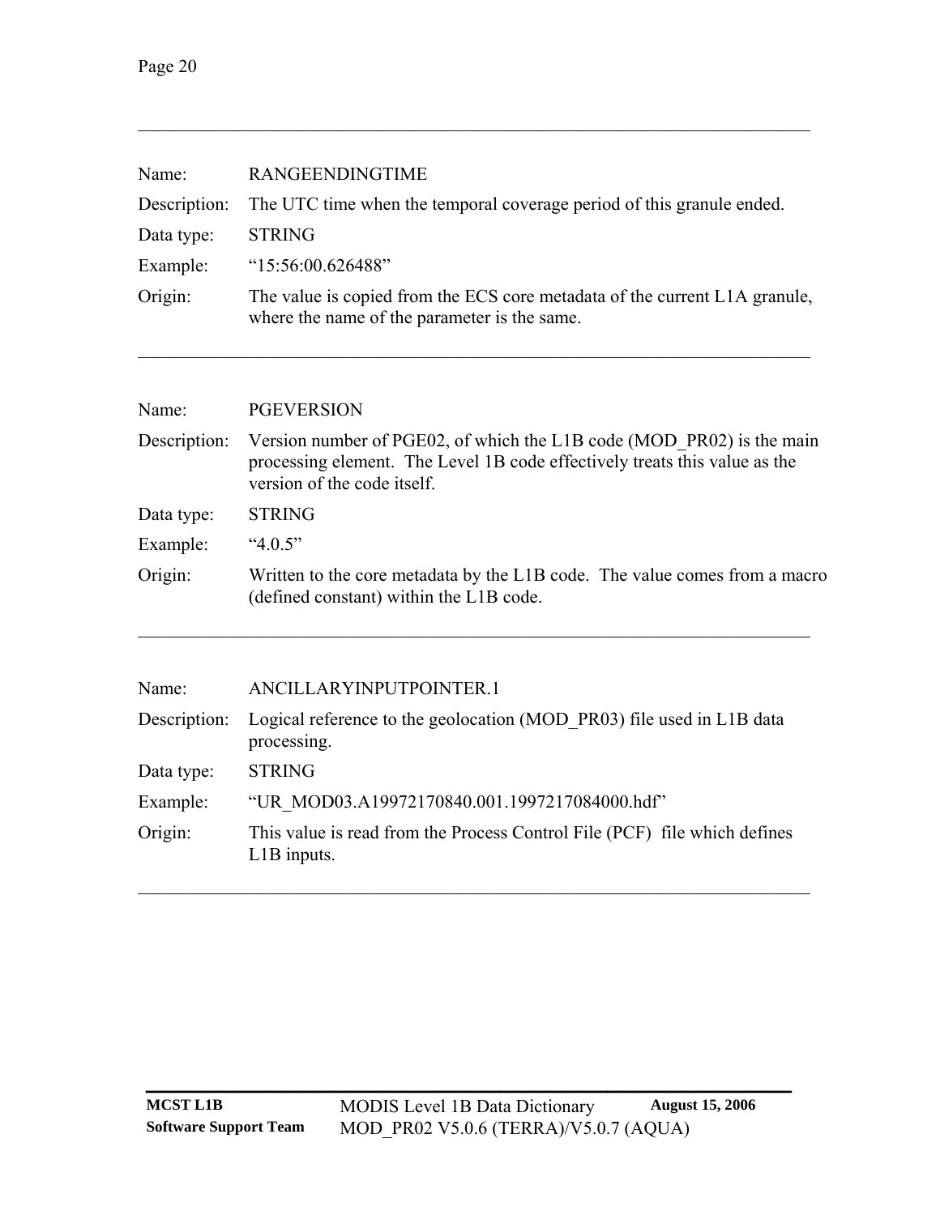---

Name: RANGEENDINGTIME

Description: The UTC time when the temporal coverage period of this granule ended.

Data type: STRING

Example: “15:56:00.626488”

Origin: The value is copied from the ECS core metadata of the current L1A granule, where the name of the parameter is the same.

---

Name: PGEVERSION

Description: Version number of PGE02, of which the L1B code (MOD_PR02) is the main processing element. The Level 1B code effectively treats this value as the version of the code itself.

Data type: STRING

Example: “4.0.5”

Origin: Written to the core metadata by the L1B code. The value comes from a macro (defined constant) within the L1B code.

---

Name: ANCILLARYINPUTPOINTER.1

Description: Logical reference to the geolocation (MOD_PR03) file used in L1B data processing.

Data type: STRING

Example: “UR_MOD03.A19972170840.001.1997217084000.hdf”

Origin: This value is read from the Process Control File (PCF) file which defines L1B inputs.

---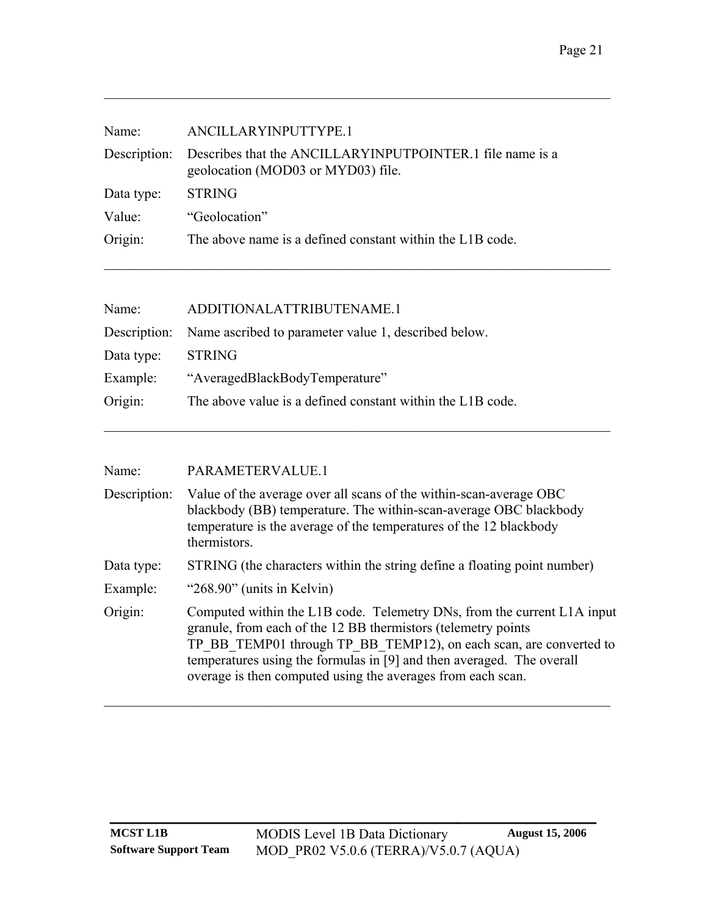---

Name: ANCILLARYINPUTTYPE.1

Description: Describes that the ANCILLARYINPUTPOINTER.1 file name is a geolocation (MOD03 or MYD03) file.

Data type: STRING

Value: "Geolocation"

Origin: The above name is a defined constant within the L1B code.

---

Name: ADDITIONALATTRIBUTENAME.1

Description: Name ascribed to parameter value 1, described below.

Data type: STRING

Example: "AveragedBlackBodyTemperature"

Origin: The above value is a defined constant within the L1B code.

---

Name: PARAMETERVALUE.1

Description: Value of the average over all scans of the within-scan-average OBC blackbody (BB) temperature. The within-scan-average OBC blackbody temperature is the average of the temperatures of the 12 blackbody thermistors.

Data type: STRING (the characters within the string define a floating point number)

Example: "268.90" (units in Kelvin)

Origin: Computed within the L1B code. Telemetry DNs, from the current L1A input granule, from each of the 12 BB thermistors (telemetry points TP_BB_TEMP01 through TP_BB_TEMP12), on each scan, are converted to temperatures using the formulas in [9] and then averaged. The overall overage is then computed using the averages from each scan.

---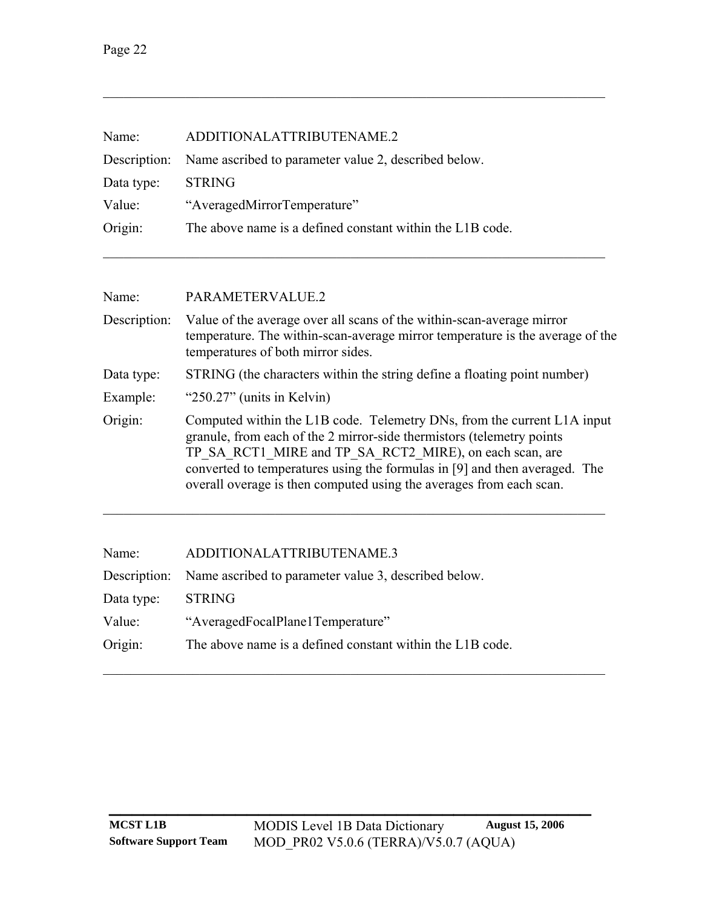---

Name: ADDITIONALATTRIBUTENAME.2

Description: Name ascribed to parameter value 2, described below.

Data type: STRING

Value: “AveragedMirrorTemperature”

Origin: The above name is a defined constant within the L1B code.

---

Name: PARAMETERVALUE.2

Description: Value of the average over all scans of the within-scan-average mirror temperature. The within-scan-average mirror temperature is the average of the temperatures of both mirror sides.

Data type: STRING (the characters within the string define a floating point number)

Example: “250.27” (units in Kelvin)

Origin: Computed within the L1B code. Telemetry DNs, from the current L1A input granule, from each of the 2 mirror-side thermistors (telemetry points TP_SA_RCT1_MIRE and TP_SA_RCT2_MIRE), on each scan, are converted to temperatures using the formulas in [9] and then averaged. The overall overage is then computed using the averages from each scan.

---

Name: ADDITIONALATTRIBUTENAME.3

Description: Name ascribed to parameter value 3, described below.

Data type: STRING

Value: “AveragedFocalPlane1Temperature”

Origin: The above name is a defined constant within the L1B code.

---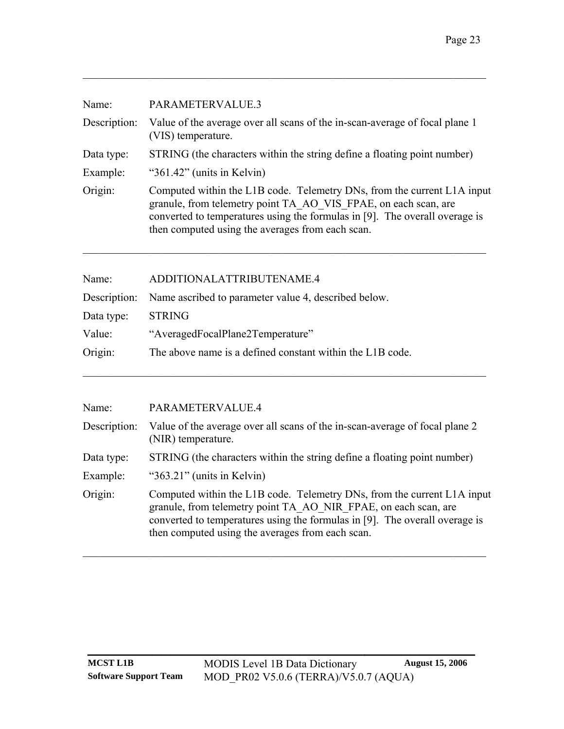| | |
|---|---|
| Name: | PARAMETERVALUE.3 |
| Description: | Value of the average over all scans of the in-scan-average of focal plane 1 (VIS) temperature. |
| Data type: | STRING (the characters within the string define a floating point number) |
| Example: | "361.42" (units in Kelvin) |
| Origin: | Computed within the L1B code. Telemetry DNs, from the current L1A input granule, from telemetry point TA_AO_VIS_FPAE, on each scan, are converted to temperatures using the formulas in [9]. The overall overage is then computed using the averages from each scan. |

---

| | |
|---|---|
| Name: | ADDITIONALATTRIBUTENAME.4 |
| Description: | Name ascribed to parameter value 4, described below. |
| Data type: | STRING |
| Value: | "AveragedFocalPlane2Temperature" |
| Origin: | The above name is a defined constant within the L1B code. |

---

| | |
|---|---|
| Name: | PARAMETERVALUE.4 |
| Description: | Value of the average over all scans of the in-scan-average of focal plane 2 (NIR) temperature. |
| Data type: | STRING (the characters within the string define a floating point number) |
| Example: | "363.21" (units in Kelvin) |
| Origin: | Computed within the L1B code. Telemetry DNs, from the current L1A input granule, from telemetry point TA_AO_NIR_FPAE, on each scan, are converted to temperatures using the formulas in [9]. The overall overage is then computed using the averages from each scan. |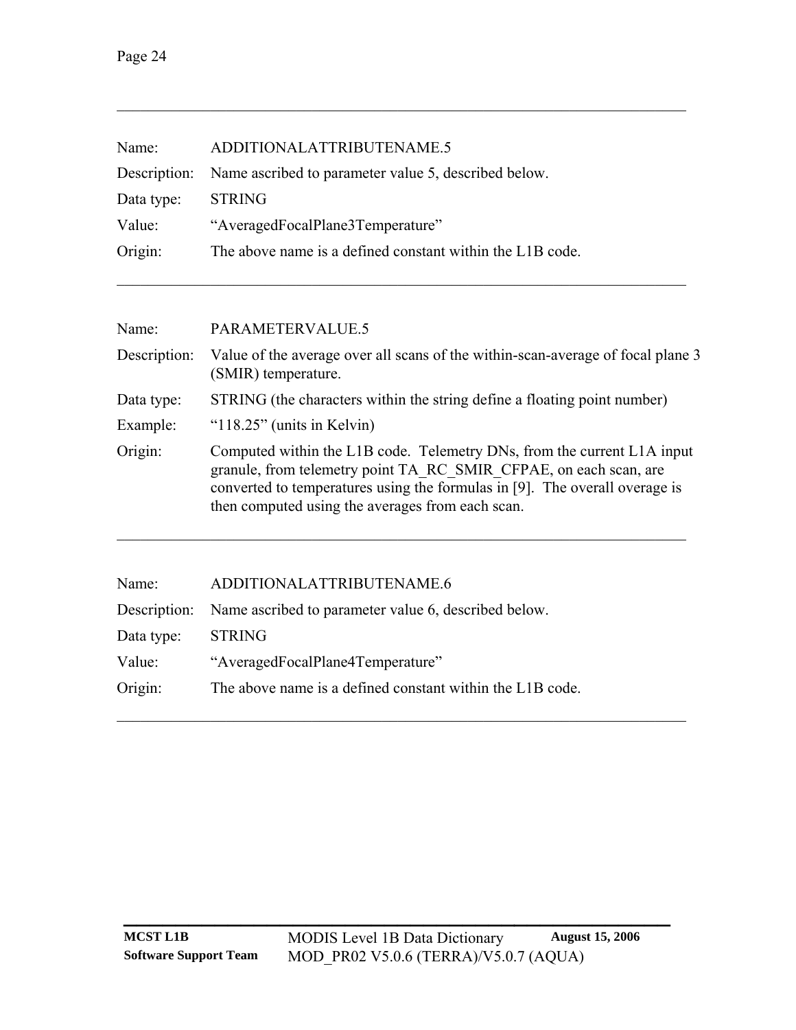---

Name: ADDITIONALATTRIBUTENAME.5

Description: Name ascribed to parameter value 5, described below.

Data type: STRING

Value: “AveragedFocalPlane3Temperature”

Origin: The above name is a defined constant within the L1B code.

---

Name: PARAMETERVALUE.5

Description: Value of the average over all scans of the within-scan-average of focal plane 3 (SMIR) temperature.

Data type: STRING (the characters within the string define a floating point number)

Example: “118.25” (units in Kelvin)

Origin: Computed within the L1B code. Telemetry DNs, from the current L1A input granule, from telemetry point TA_RC_SMIR_CFPAE, on each scan, are converted to temperatures using the formulas in [9]. The overall overage is then computed using the averages from each scan.

---

Name: ADDITIONALATTRIBUTENAME.6

Description: Name ascribed to parameter value 6, described below.

Data type: STRING

Value: “AveragedFocalPlane4Temperature”

Origin: The above name is a defined constant within the L1B code.

---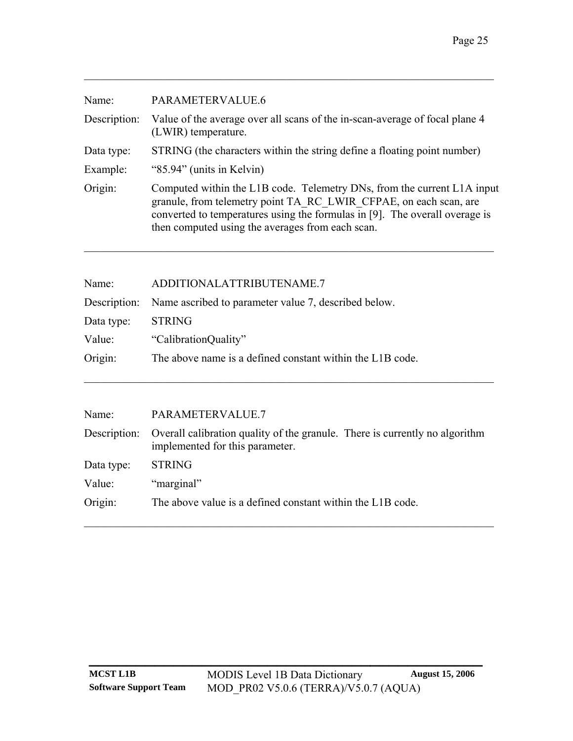---

| | |
|---|---|
| Name: | PARAMETERVALUE.6 |
| Description: | Value of the average over all scans of the in-scan-average of focal plane 4 (LWIR) temperature. |
| Data type: | STRING (the characters within the string define a floating point number) |
| Example: | “85.94” (units in Kelvin) |
| Origin: | Computed within the L1B code. Telemetry DNs, from the current L1A input granule, from telemetry point TA_RC_LWIR_CFPAE, on each scan, are converted to temperatures using the formulas in [9]. The overall overage is then computed using the averages from each scan. |

---

| | |
|---|---|
| Name: | ADDITIONALATTRIBUTENAME.7 |
| Description: | Name ascribed to parameter value 7, described below. |
| Data type: | STRING |
| Value: | “CalibrationQuality” |
| Origin: | The above name is a defined constant within the L1B code. |

---

| | |
|---|---|
| Name: | PARAMETERVALUE.7 |
| Description: | Overall calibration quality of the granule. There is currently no algorithm implemented for this parameter. |
| Data type: | STRING |
| Value: | “marginal” |
| Origin: | The above value is a defined constant within the L1B code. |

---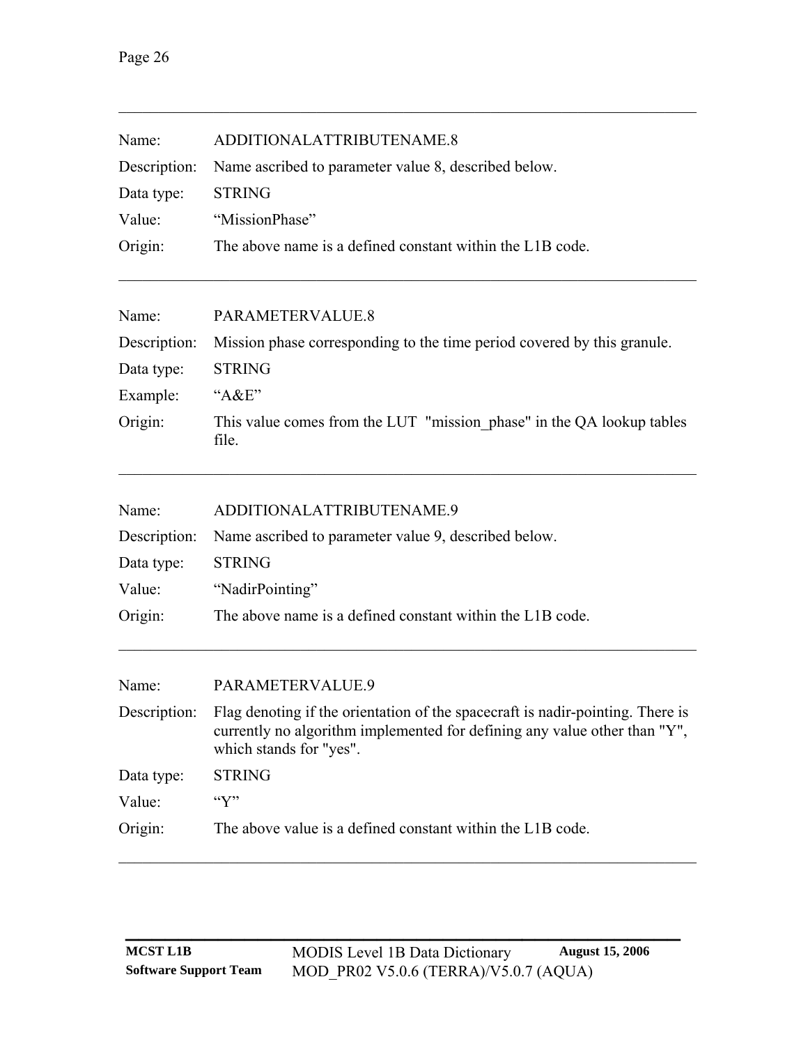---

| | |
|---|---|
| Name: | ADDITIONALATTRIBUTENAME.8 |
| Description: | Name ascribed to parameter value 8, described below. |
| Data type: | STRING |
| Value: | "MissionPhase" |
| Origin: | The above name is a defined constant within the L1B code. |

---

| | |
|---|---|
| Name: | PARAMETERVALUE.8 |
| Description: | Mission phase corresponding to the time period covered by this granule. |
| Data type: | STRING |
| Example: | "A&E" |
| Origin: | This value comes from the LUT "mission_phase" in the QA lookup tables file. |

---

| | |
|---|---|
| Name: | ADDITIONALATTRIBUTENAME.9 |
| Description: | Name ascribed to parameter value 9, described below. |
| Data type: | STRING |
| Value: | "NadirPointing" |
| Origin: | The above name is a defined constant within the L1B code. |

---

| | |
|---|---|
| Name: | PARAMETERVALUE.9 |
| Description: | Flag denoting if the orientation of the spacecraft is nadir-pointing. There is currently no algorithm implemented for defining any value other than "Y", which stands for "yes". |
| Data type: | STRING |
| Value: | "Y" |
| Origin: | The above value is a defined constant within the L1B code. |

---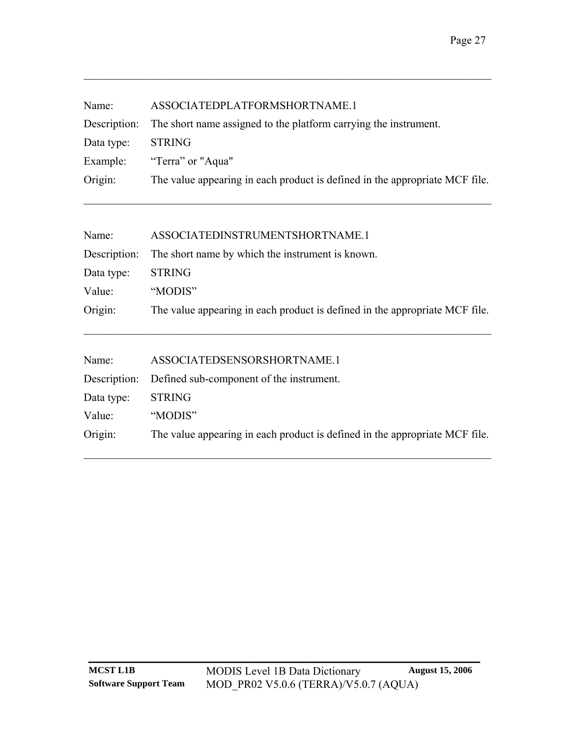---

Name: ASSOCIATEDPLATFORMSHORTNAME.1

Description: The short name assigned to the platform carrying the instrument.

Data type: STRING

Example: “Terra” or "Aqua"

Origin: The value appearing in each product is defined in the appropriate MCF file.

---

Name: ASSOCIATEDINSTRUMENTSHORTNAME.1

Description: The short name by which the instrument is known.

Data type: STRING

Value: “MODIS”

Origin: The value appearing in each product is defined in the appropriate MCF file.

---

Name: ASSOCIATEDSENSORSHORTNAME.1

Description: Defined sub-component of the instrument.

Data type: STRING

Value: “MODIS”

Origin: The value appearing in each product is defined in the appropriate MCF file.

---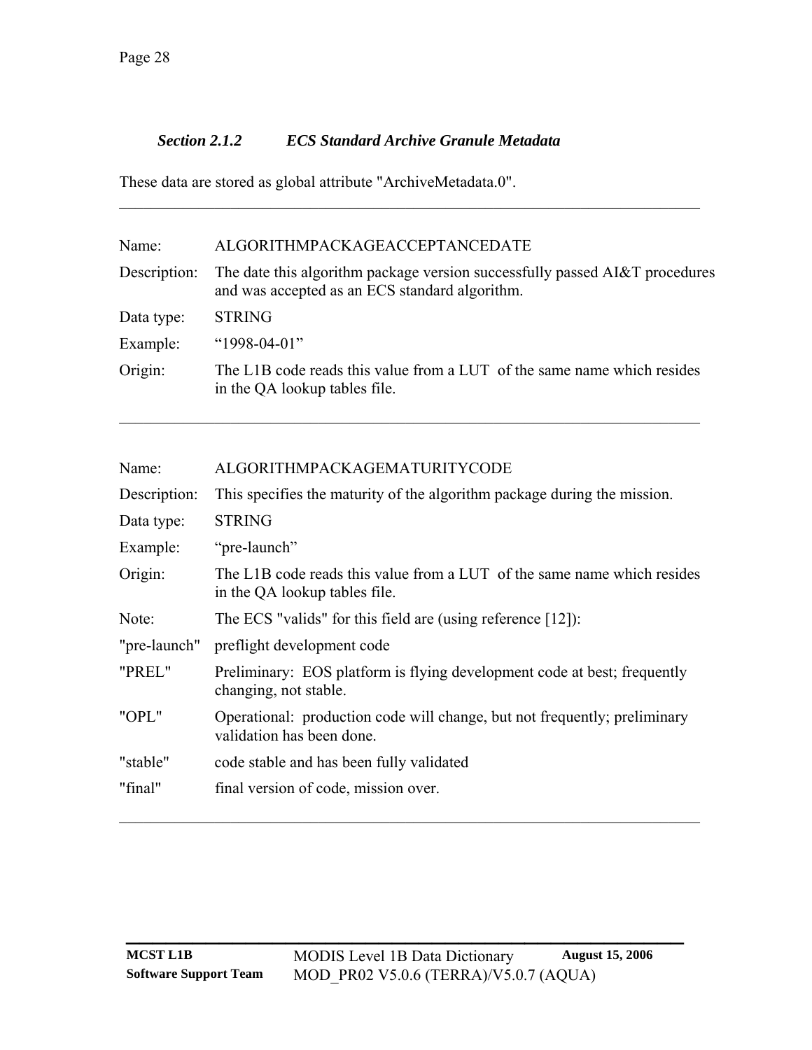### *Section 2.1.2 ECS Standard Archive Granule Metadata*

These data are stored as global attribute "ArchiveMetadata.0".

---

| | |
|---|---|
| Name: | ALGORITHMPACKAGEACCEPTANCEDATE |
| Description: | The date this algorithm package version successfully passed AI&T procedures and was accepted as an ECS standard algorithm. |
| Data type: | STRING |
| Example: | “1998-04-01” |
| Origin: | The L1B code reads this value from a LUT of the same name which resides in the QA lookup tables file. |

---

| | |
|---|---|
| Name: | ALGORITHMPACKAGEMATURITYCODE |
| Description: | This specifies the maturity of the algorithm package during the mission. |
| Data type: | STRING |
| Example: | “pre-launch” |
| Origin: | The L1B code reads this value from a LUT of the same name which resides in the QA lookup tables file. |
| Note: | The ECS "valids" for this field are (using reference [12]): |
| "pre-launch" | preflight development code |
| "PREL" | Preliminary: EOS platform is flying development code at best; frequently changing, not stable. |
| "OPL" | Operational: production code will change, but not frequently; preliminary validation has been done. |
| "stable" | code stable and has been fully validated |
| "final" | final version of code, mission over. |

---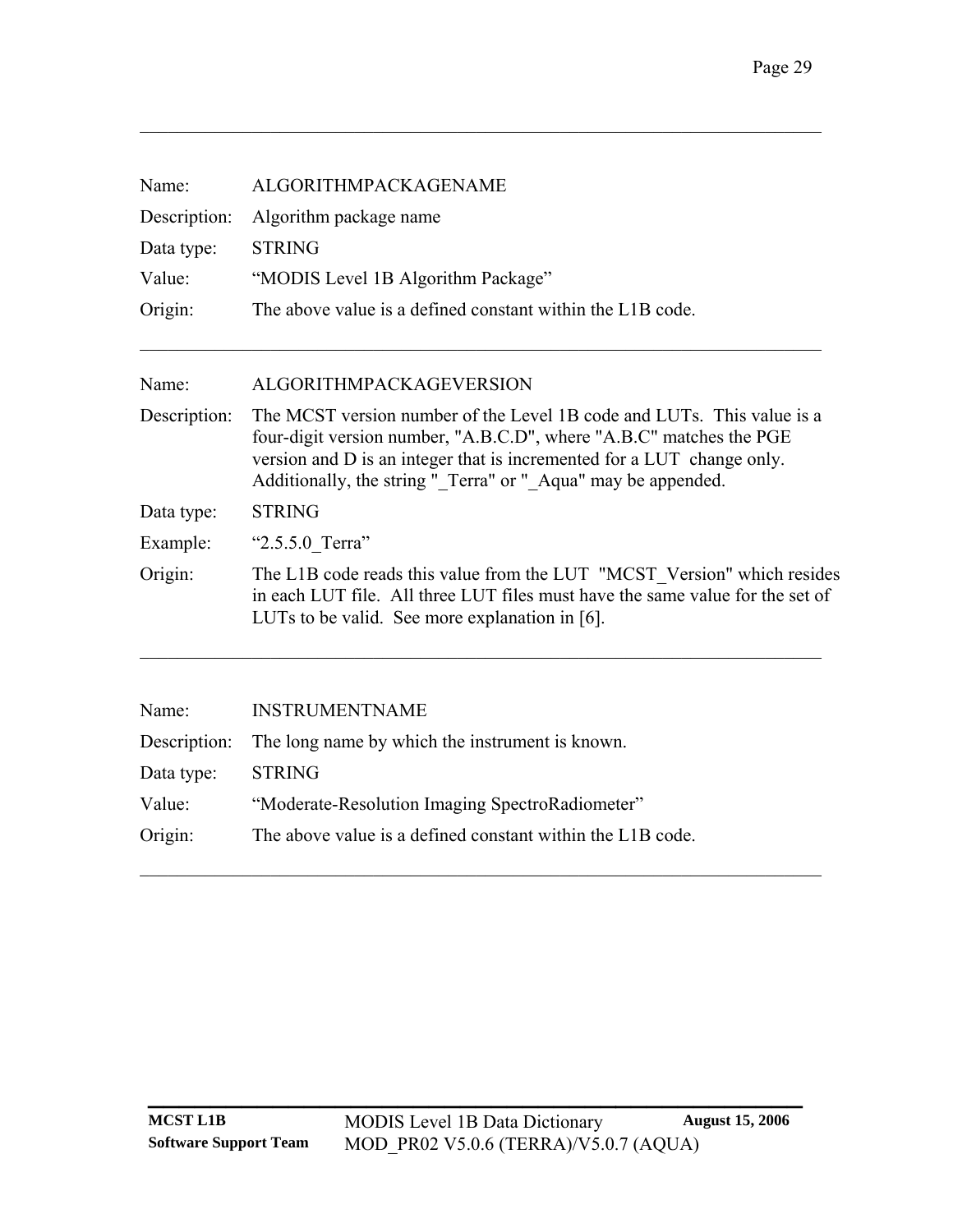| | |
|---|---|
| Name: | ALGORITHMPACKAGENAME |
| Description: | Algorithm package name |
| Data type: | STRING |
| Value: | “MODIS Level 1B Algorithm Package” |
| Origin: | The above value is a defined constant within the L1B code. |

---

| | |
|---|---|
| Name: | ALGORITHMPACKAGEVERSION |
| Description: | The MCST version number of the Level 1B code and LUTs. This value is a four-digit version number, "A.B.C.D", where "A.B.C" matches the PGE version and D is an integer that is incremented for a LUT change only. Additionally, the string "_Terra" or "_Aqua" may be appended. |
| Data type: | STRING |
| Example: | “2.5.5.0_Terra” |
| Origin: | The L1B code reads this value from the LUT "MCST_Version" which resides in each LUT file. All three LUT files must have the same value for the set of LUTs to be valid. See more explanation in [6]. |

---

| | |
|---|---|
| Name: | INSTRUMENTNAME |
| Description: | The long name by which the instrument is known. |
| Data type: | STRING |
| Value: | “Moderate-Resolution Imaging SpectroRadiometer” |
| Origin: | The above value is a defined constant within the L1B code. |

---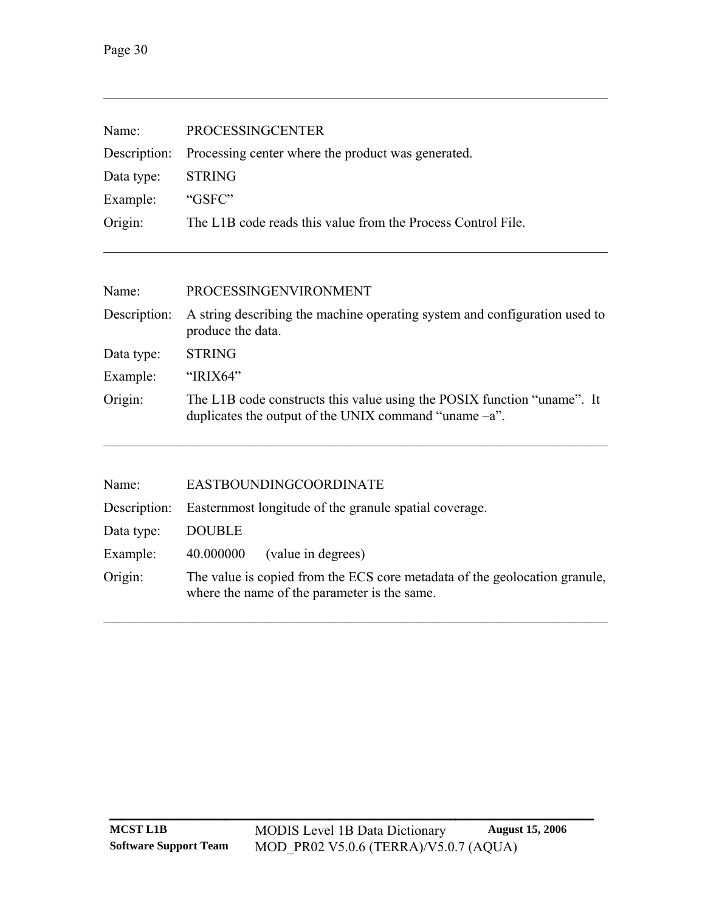---

Name: PROCESSINGCENTER

Description: Processing center where the product was generated.

Data type: STRING

Example: “GSFC”

Origin: The L1B code reads this value from the Process Control File.

---

Name: PROCESSINGENVIRONMENT

Description: A string describing the machine operating system and configuration used to produce the data.

Data type: STRING

Example: “IRIX64”

Origin: The L1B code constructs this value using the POSIX function “uname”. It duplicates the output of the UNIX command “uname –a”.

---

Name: EASTBOUNDINGCOORDINATE

Description: Easternmost longitude of the granule spatial coverage.

Data type: DOUBLE

Example: 40.000000 (value in degrees)

Origin: The value is copied from the ECS core metadata of the geolocation granule, where the name of the parameter is the same.

---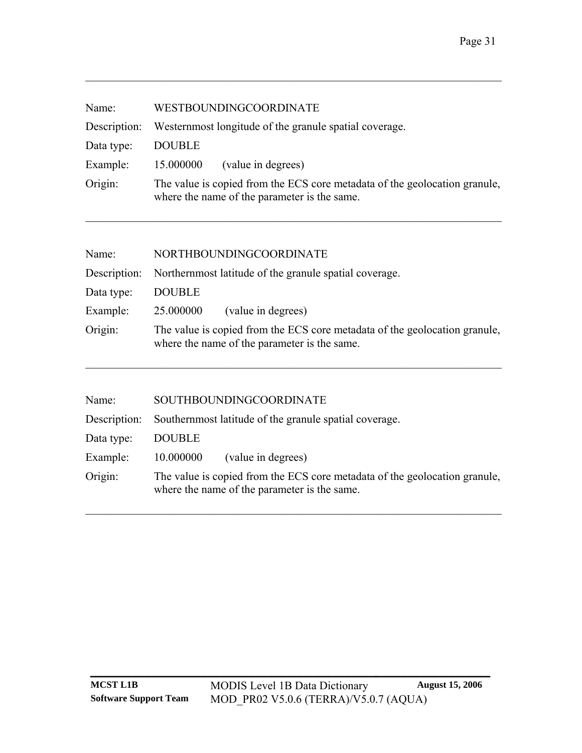---

| | |
|---|---|
| Name: | WESTBOUNDINGCOORDINATE |
| Description: | Westernmost longitude of the granule spatial coverage. |
| Data type: | DOUBLE |
| Example: | 15.000000     (value in degrees) |
| Origin: | The value is copied from the ECS core metadata of the geolocation granule, where the name of the parameter is the same. |

---

| | |
|---|---|
| Name: | NORTHBOUNDINGCOORDINATE |
| Description: | Northernmost latitude of the granule spatial coverage. |
| Data type: | DOUBLE |
| Example: | 25.000000     (value in degrees) |
| Origin: | The value is copied from the ECS core metadata of the geolocation granule, where the name of the parameter is the same. |

---

| | |
|---|---|
| Name: | SOUTHBOUNDINGCOORDINATE |
| Description: | Southernmost latitude of the granule spatial coverage. |
| Data type: | DOUBLE |
| Example: | 10.000000     (value in degrees) |
| Origin: | The value is copied from the ECS core metadata of the geolocation granule, where the name of the parameter is the same. |

---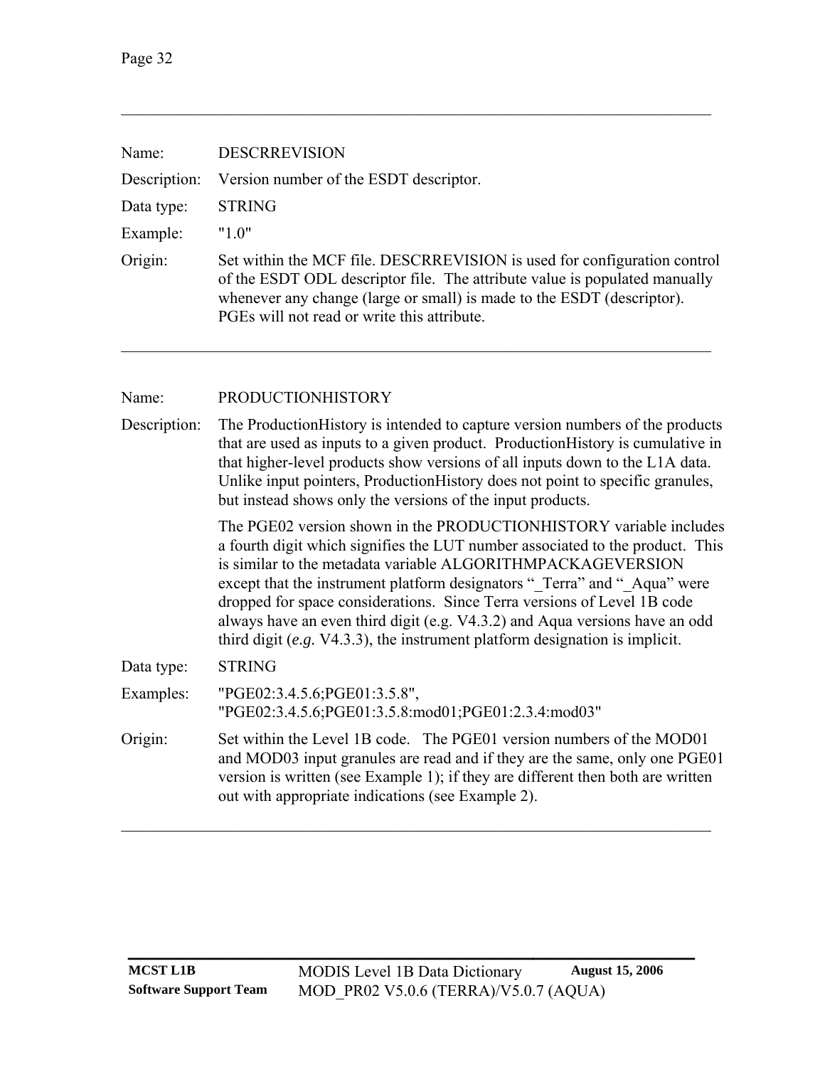---

| | |
|---|---|
| Name: | DESCRREVISION |
| Description: | Version number of the ESDT descriptor. |
| Data type: | STRING |
| Example: | "1.0" |
| Origin: | Set within the MCF file. DESCRREVISION is used for configuration control of the ESDT ODL descriptor file. The attribute value is populated manually whenever any change (large or small) is made to the ESDT (descriptor). PGEs will not read or write this attribute. |

---

| | |
|---|---|
| Name: | PRODUCTIONHISTORY |
| Description: | The ProductionHistory is intended to capture version numbers of the products that are used as inputs to a given product. ProductionHistory is cumulative in that higher-level products show versions of all inputs down to the L1A data. Unlike input pointers, ProductionHistory does not point to specific granules, but instead shows only the versions of the input products.<br><br>The PGE02 version shown in the PRODUCTIONHISTORY variable includes a fourth digit which signifies the LUT number associated to the product. This is similar to the metadata variable ALGORITHMPACKAGEVERSION except that the instrument platform designators "_Terra" and "_Aqua" were dropped for space considerations. Since Terra versions of Level 1B code always have an even third digit (e.g. V4.3.2) and Aqua versions have an odd third digit (*e.g.* V4.3.3), the instrument platform designation is implicit. |
| Data type: | STRING |
| Examples: | "PGE02:3.4.5.6;PGE01:3.5.8",<br>"PGE02:3.4.5.6;PGE01:3.5.8:mod01;PGE01:2.3.4:mod03" |
| Origin: | Set within the Level 1B code. The PGE01 version numbers of the MOD01 and MOD03 input granules are read and if they are the same, only one PGE01 version is written (see Example 1); if they are different then both are written out with appropriate indications (see Example 2). |

---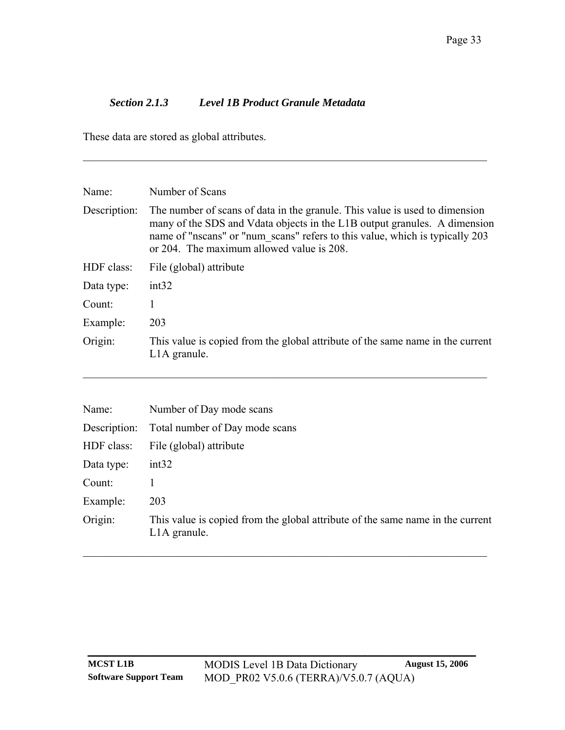### *Section 2.1.3 Level 1B Product Granule Metadata*

These data are stored as global attributes.

---

| | |
|---|---|
| Name: | Number of Scans |
| Description: | The number of scans of data in the granule. This value is used to dimension many of the SDS and Vdata objects in the L1B output granules. A dimension name of "nscans" or "num_scans" refers to this value, which is typically 203 or 204. The maximum allowed value is 208. |
| HDF class: | File (global) attribute |
| Data type: | int32 |
| Count: | 1 |
| Example: | 203 |
| Origin: | This value is copied from the global attribute of the same name in the current L1A granule. |

---

| | |
|---|---|
| Name: | Number of Day mode scans |
| Description: | Total number of Day mode scans |
| HDF class: | File (global) attribute |
| Data type: | int32 |
| Count: | 1 |
| Example: | 203 |
| Origin: | This value is copied from the global attribute of the same name in the current L1A granule. |

---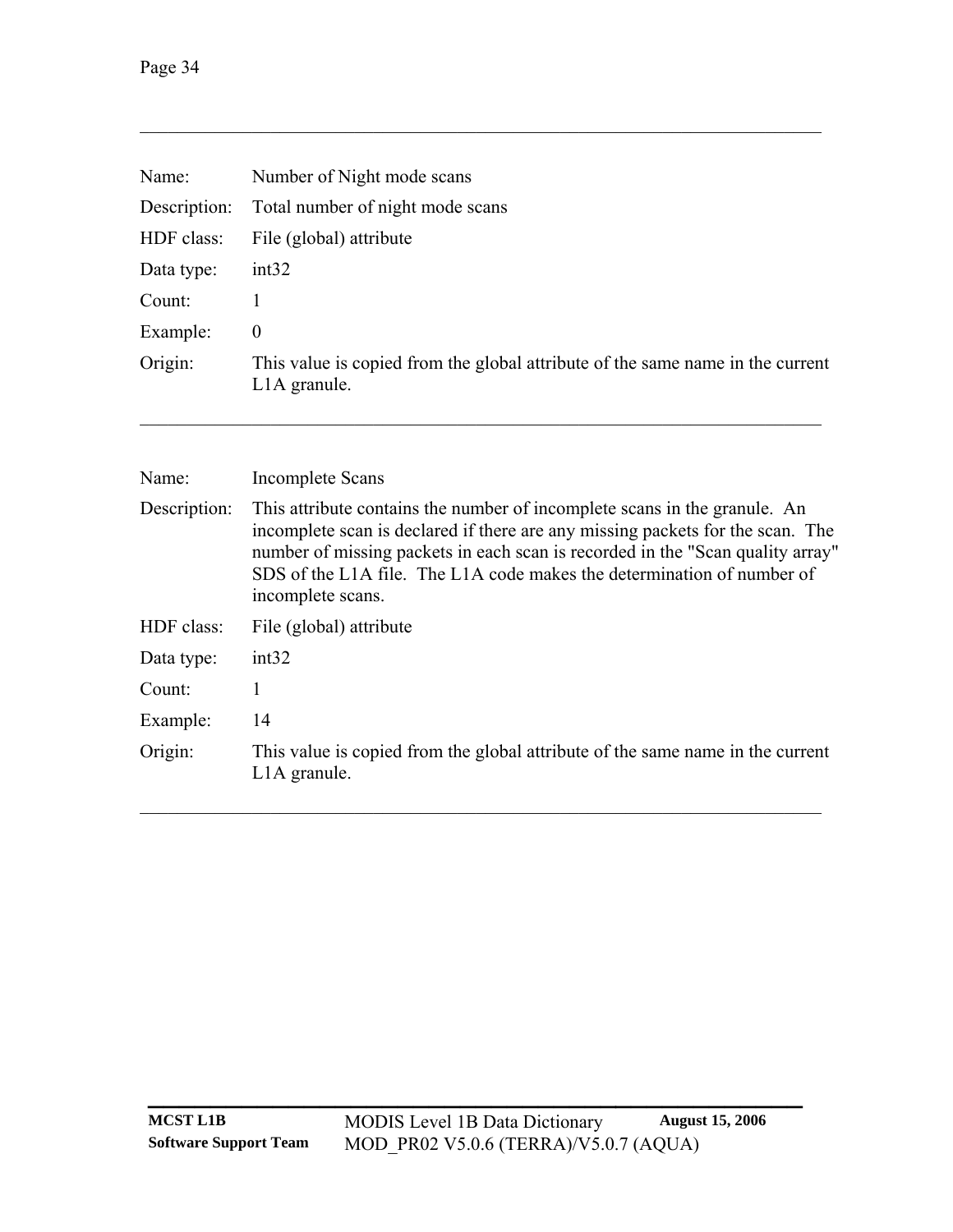---

| | |
|---|---|
| Name: | Number of Night mode scans |
| Description: | Total number of night mode scans |
| HDF class: | File (global) attribute |
| Data type: | int32 |
| Count: | 1 |
| Example: | 0 |
| Origin: | This value is copied from the global attribute of the same name in the current L1A granule. |

---

| | |
|---|---|
| Name: | Incomplete Scans |
| Description: | This attribute contains the number of incomplete scans in the granule. An incomplete scan is declared if there are any missing packets for the scan. The number of missing packets in each scan is recorded in the "Scan quality array" SDS of the L1A file. The L1A code makes the determination of number of incomplete scans. |
| HDF class: | File (global) attribute |
| Data type: | int32 |
| Count: | 1 |
| Example: | 14 |
| Origin: | This value is copied from the global attribute of the same name in the current L1A granule. |

---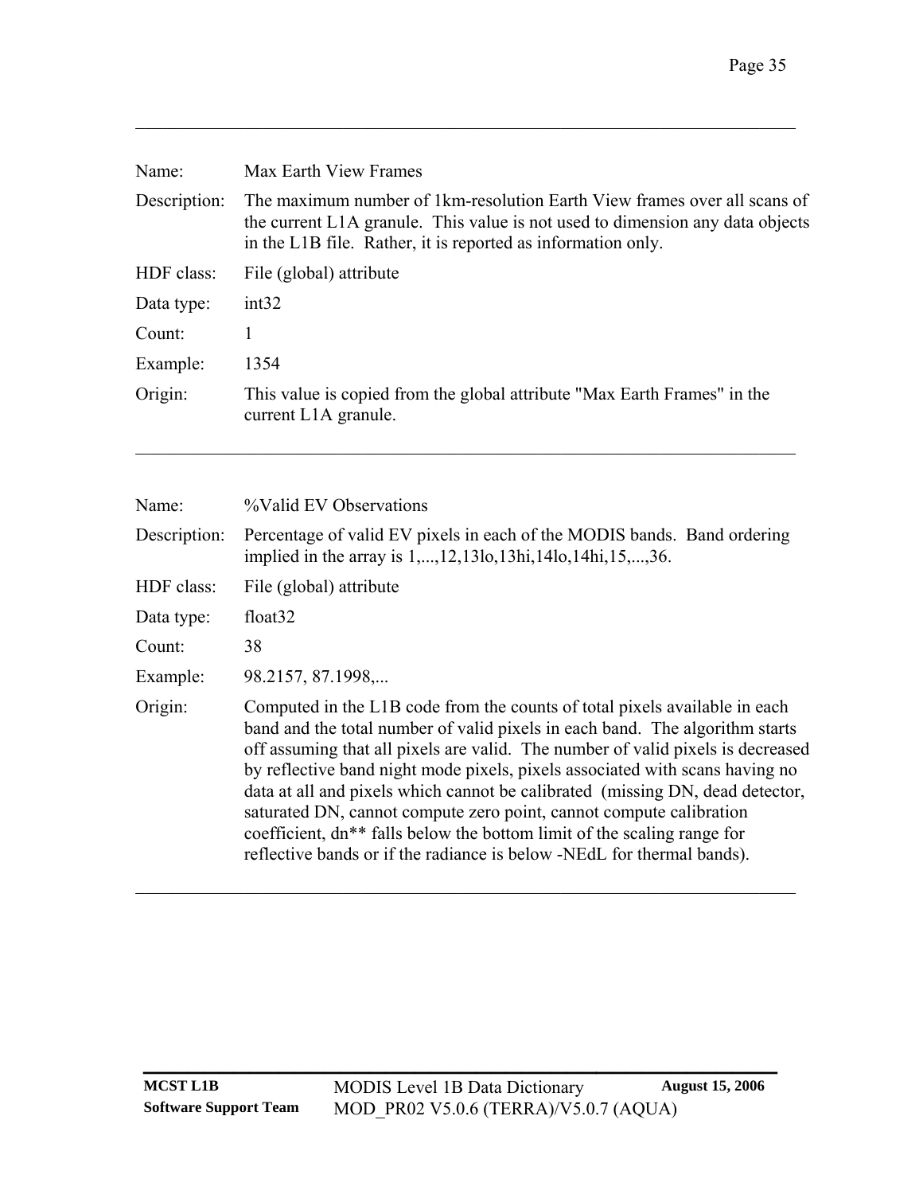| | |
|---|---|
| Name: | Max Earth View Frames |
| Description: | The maximum number of 1km-resolution Earth View frames over all scans of the current L1A granule. This value is not used to dimension any data objects in the L1B file. Rather, it is reported as information only. |
| HDF class: | File (global) attribute |
| Data type: | int32 |
| Count: | 1 |
| Example: | 1354 |
| Origin: | This value is copied from the global attribute "Max Earth Frames" in the current L1A granule. |

---

| | |
|---|---|
| Name: | %Valid EV Observations |
| Description: | Percentage of valid EV pixels in each of the MODIS bands. Band ordering implied in the array is 1,...,12,13lo,13hi,14lo,14hi,15,...,36. |
| HDF class: | File (global) attribute |
| Data type: | float32 |
| Count: | 38 |
| Example: | 98.2157, 87.1998,... |
| Origin: | Computed in the L1B code from the counts of total pixels available in each band and the total number of valid pixels in each band. The algorithm starts off assuming that all pixels are valid. The number of valid pixels is decreased by reflective band night mode pixels, pixels associated with scans having no data at all and pixels which cannot be calibrated (missing DN, dead detector, saturated DN, cannot compute zero point, cannot compute calibration coefficient, dn** falls below the bottom limit of the scaling range for reflective bands or if the radiance is below -NEdL for thermal bands). |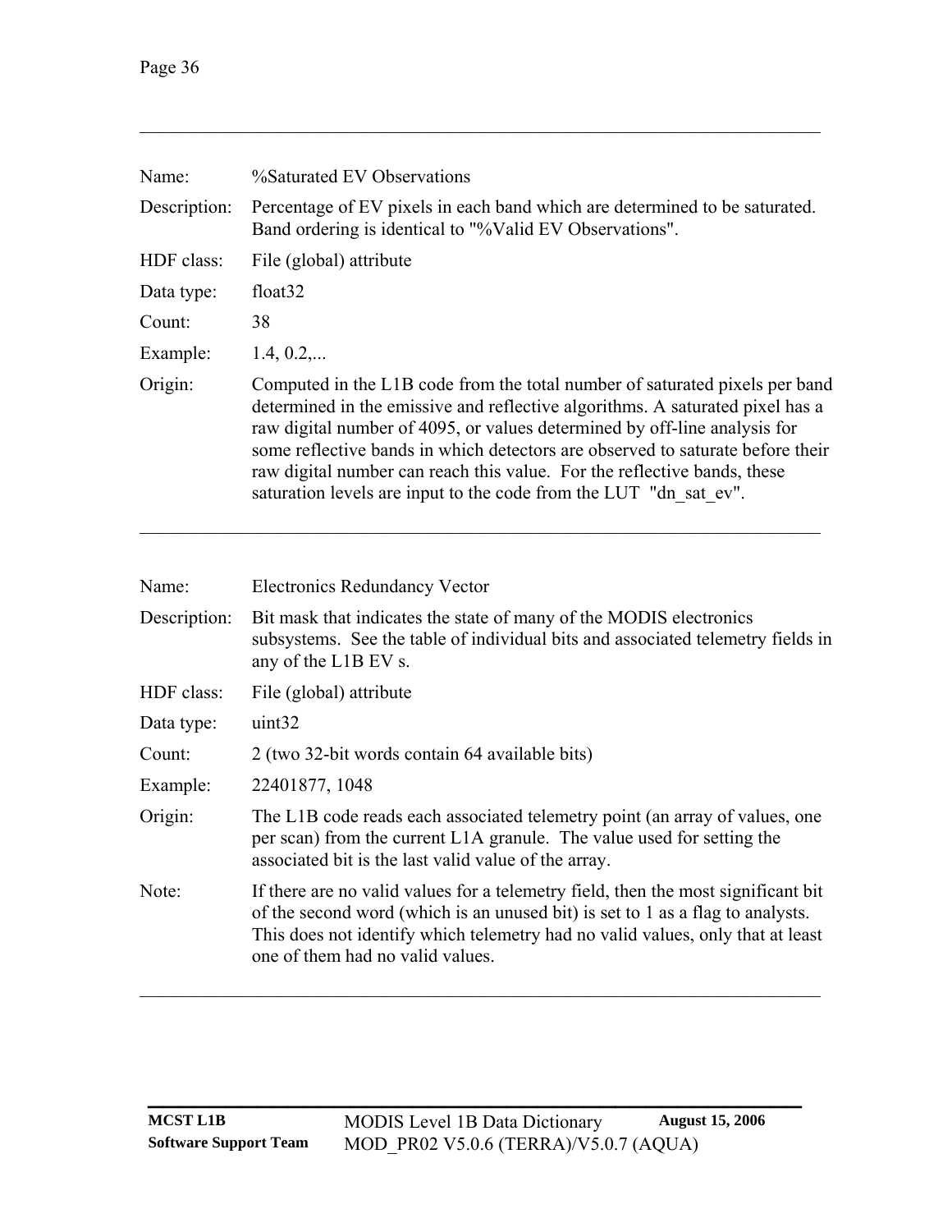| | |
|---|---|
| Name: | %Saturated EV Observations |
| Description: | Percentage of EV pixels in each band which are determined to be saturated. Band ordering is identical to "%Valid EV Observations". |
| HDF class: | File (global) attribute |
| Data type: | float32 |
| Count: | 38 |
| Example: | 1.4, 0.2,... |
| Origin: | Computed in the L1B code from the total number of saturated pixels per band determined in the emissive and reflective algorithms. A saturated pixel has a raw digital number of 4095, or values determined by off-line analysis for some reflective bands in which detectors are observed to saturate before their raw digital number can reach this value. For the reflective bands, these saturation levels are input to the code from the LUT "dn_sat_ev". |

---

| | |
|---|---|
| Name: | Electronics Redundancy Vector |
| Description: | Bit mask that indicates the state of many of the MODIS electronics subsystems. See the table of individual bits and associated telemetry fields in any of the L1B EV s. |
| HDF class: | File (global) attribute |
| Data type: | uint32 |
| Count: | 2 (two 32-bit words contain 64 available bits) |
| Example: | 22401877, 1048 |
| Origin: | The L1B code reads each associated telemetry point (an array of values, one per scan) from the current L1A granule. The value used for setting the associated bit is the last valid value of the array. |
| Note: | If there are no valid values for a telemetry field, then the most significant bit of the second word (which is an unused bit) is set to 1 as a flag to analysts. This does not identify which telemetry had no valid values, only that at least one of them had no valid values. |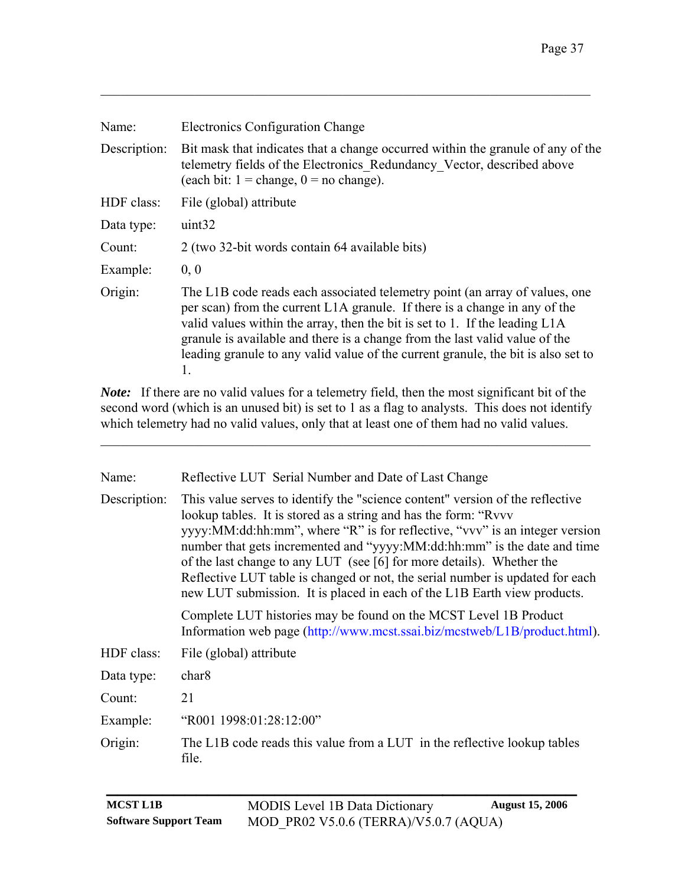---

Name: Electronics Configuration Change

Description: Bit mask that indicates that a change occurred within the granule of any of the telemetry fields of the Electronics_Redundancy_Vector, described above (each bit: 1 = change, 0 = no change).

HDF class: File (global) attribute

Data type: uint32

Count: 2 (two 32-bit words contain 64 available bits)

Example: 0, 0

Origin: The L1B code reads each associated telemetry point (an array of values, one per scan) from the current L1A granule. If there is a change in any of the valid values within the array, then the bit is set to 1. If the leading L1A granule is available and there is a change from the last valid value of the leading granule to any valid value of the current granule, the bit is also set to 1.

***Note:*** If there are no valid values for a telemetry field, then the most significant bit of the second word (which is an unused bit) is set to 1 as a flag to analysts. This does not identify which telemetry had no valid values, only that at least one of them had no valid values.

---

Name: Reflective LUT Serial Number and Date of Last Change

Description: This value serves to identify the "science content" version of the reflective lookup tables. It is stored as a string and has the form: "Rvvv yyyy:MM:dd:hh:mm", where "R" is for reflective, "vvv" is an integer version number that gets incremented and "yyyy:MM:dd:hh:mm" is the date and time of the last change to any LUT (see [6] for more details). Whether the Reflective LUT table is changed or not, the serial number is updated for each new LUT submission. It is placed in each of the L1B Earth view products.

Complete LUT histories may be found on the MCST Level 1B Product Information web page (http://www.mcst.ssai.biz/mcstweb/L1B/product.html).

HDF class: File (global) attribute

Data type: char8

Count: 21

Example: "R001 1998:01:28:12:00"

Origin: The L1B code reads this value from a LUT in the reflective lookup tables file.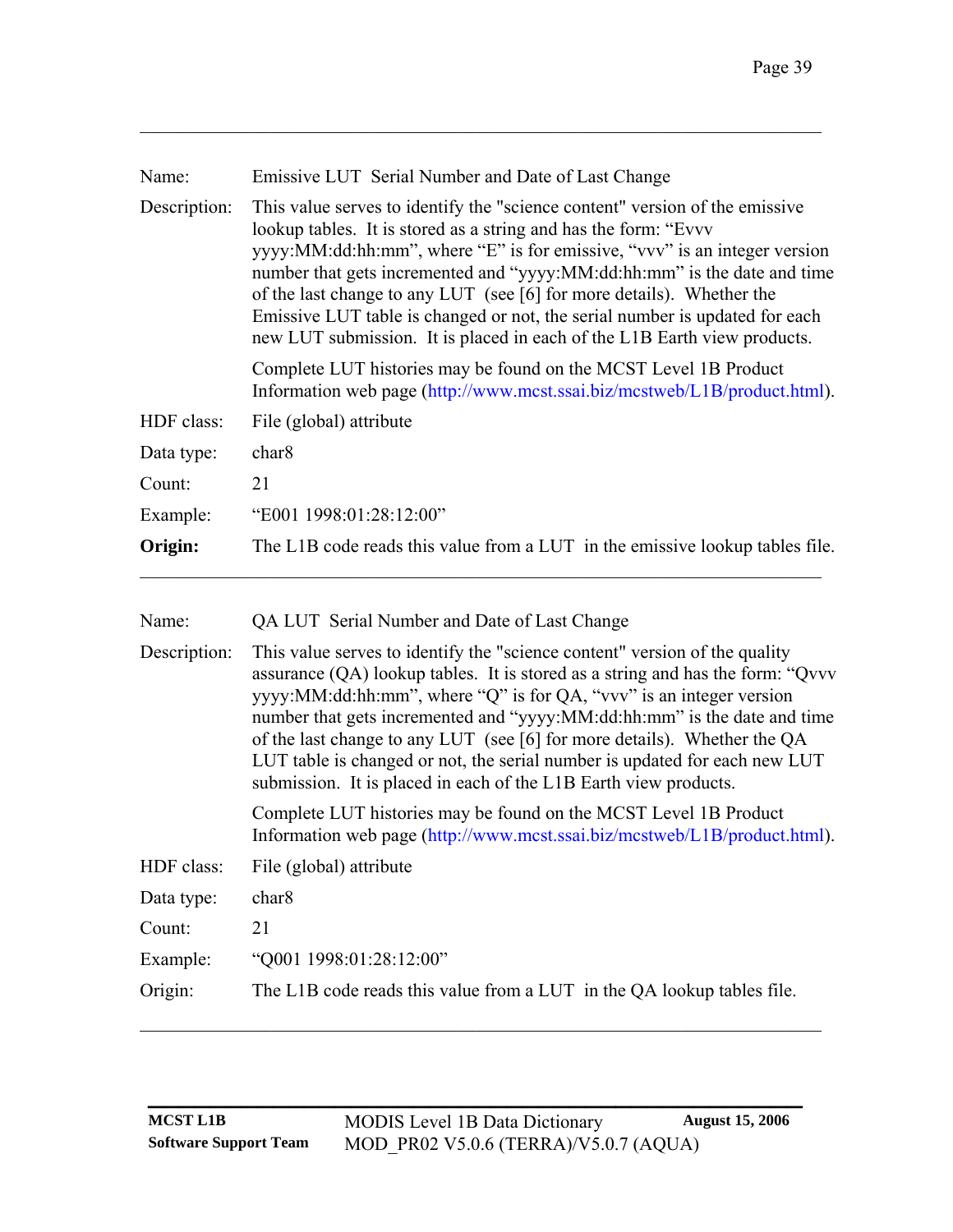| | |
|---|---|
| Name: | Emissive LUT Serial Number and Date of Last Change |
| Description: | This value serves to identify the "science content" version of the emissive lookup tables. It is stored as a string and has the form: "Evvv yyyy:MM:dd:hh:mm", where "E" is for emissive, "vvv" is an integer version number that gets incremented and "yyyy:MM:dd:hh:mm" is the date and time of the last change to any LUT (see [6] for more details). Whether the Emissive LUT table is changed or not, the serial number is updated for each new LUT submission. It is placed in each of the L1B Earth view products. <br><br> Complete LUT histories may be found on the MCST Level 1B Product Information web page (http://www.mcst.ssai.biz/mcstweb/L1B/product.html). |
| HDF class: | File (global) attribute |
| Data type: | char8 |
| Count: | 21 |
| Example: | "E001 1998:01:28:12:00" |
| **Origin:** | The L1B code reads this value from a LUT in the emissive lookup tables file. |

| | |
|---|---|
| Name: | QA LUT Serial Number and Date of Last Change |
| Description: | This value serves to identify the "science content" version of the quality assurance (QA) lookup tables. It is stored as a string and has the form: "Qvvv yyyy:MM:dd:hh:mm", where "Q" is for QA, "vvv" is an integer version number that gets incremented and "yyyy:MM:dd:hh:mm" is the date and time of the last change to any LUT (see [6] for more details). Whether the QA LUT table is changed or not, the serial number is updated for each new LUT submission. It is placed in each of the L1B Earth view products. <br><br> Complete LUT histories may be found on the MCST Level 1B Product Information web page (http://www.mcst.ssai.biz/mcstweb/L1B/product.html). |
| HDF class: | File (global) attribute |
| Data type: | char8 |
| Count: | 21 |
| Example: | "Q001 1998:01:28:12:00" |
| Origin: | The L1B code reads this value from a LUT in the QA lookup tables file. |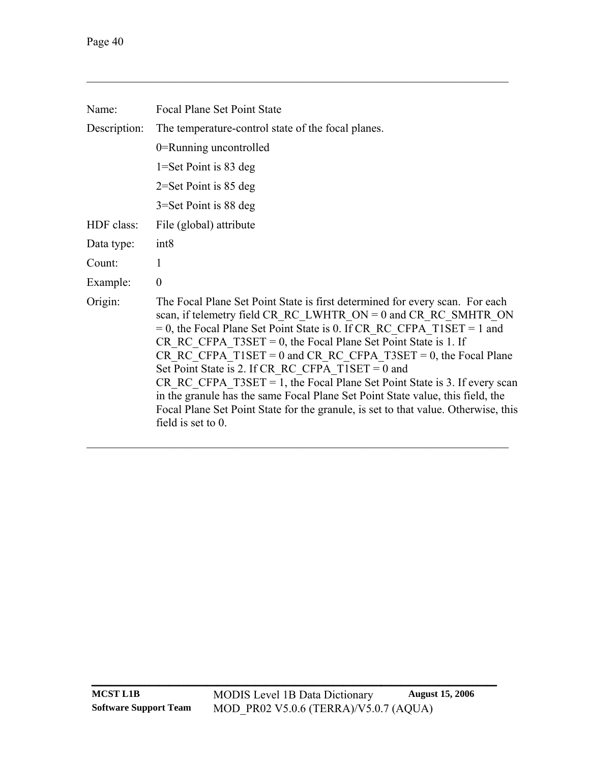| | |
|---|---|
| Name: | Focal Plane Set Point State |
| Description: | The temperature-control state of the focal planes.<br>0=Running uncontrolled<br>1=Set Point is 83 deg<br>2=Set Point is 85 deg<br>3=Set Point is 88 deg |
| HDF class: | File (global) attribute |
| Data type: | int8 |
| Count: | 1 |
| Example: | 0 |
| Origin: | The Focal Plane Set Point State is first determined for every scan. For each scan, if telemetry field CR_RC_LWHTR_ON = 0 and CR_RC_SMHTR_ON = 0, the Focal Plane Set Point State is 0. If CR_RC_CFPA_T1SET = 1 and CR_RC_CFPA_T3SET = 0, the Focal Plane Set Point State is 1. If CR_RC_CFPA_T1SET = 0 and CR_RC_CFPA_T3SET = 0, the Focal Plane Set Point State is 2. If CR_RC_CFPA_T1SET = 0 and CR_RC_CFPA_T3SET = 1, the Focal Plane Set Point State is 3. If every scan in the granule has the same Focal Plane Set Point State value, this field, the Focal Plane Set Point State for the granule, is set to that value. Otherwise, this field is set to 0. |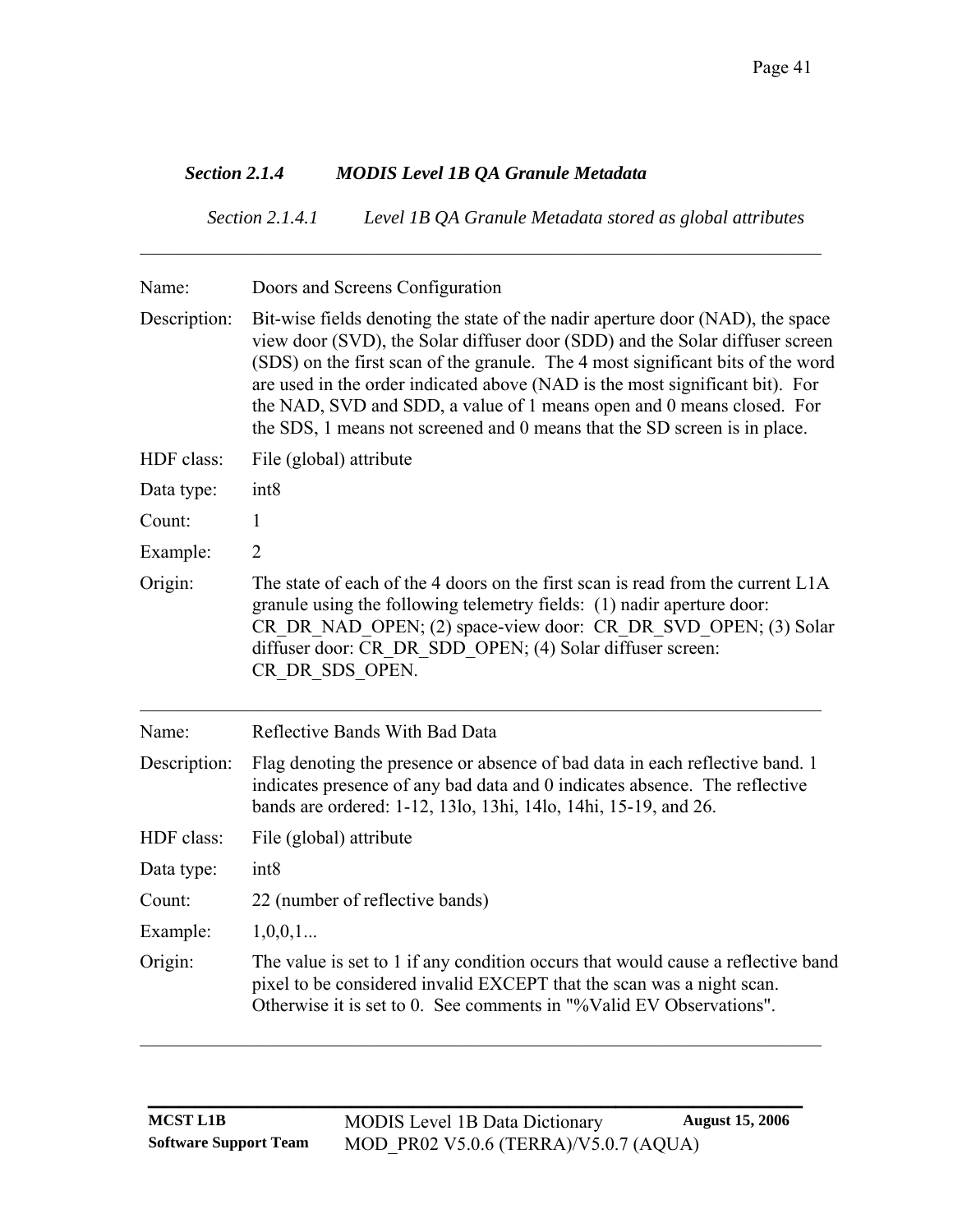### *Section 2.1.4 MODIS Level 1B QA Granule Metadata*

#### *Section 2.1.4.1 Level 1B QA Granule Metadata stored as global attributes*

---

| | |
|---|---|
| Name: | Doors and Screens Configuration |
| Description: | Bit-wise fields denoting the state of the nadir aperture door (NAD), the space view door (SVD), the Solar diffuser door (SDD) and the Solar diffuser screen (SDS) on the first scan of the granule. The 4 most significant bits of the word are used in the order indicated above (NAD is the most significant bit). For the NAD, SVD and SDD, a value of 1 means open and 0 means closed. For the SDS, 1 means not screened and 0 means that the SD screen is in place. |
| HDF class: | File (global) attribute |
| Data type: | int8 |
| Count: | 1 |
| Example: | 2 |
| Origin: | The state of each of the 4 doors on the first scan is read from the current L1A granule using the following telemetry fields: (1) nadir aperture door: CR_DR_NAD_OPEN; (2) space-view door: CR_DR_SVD_OPEN; (3) Solar diffuser door: CR_DR_SDD_OPEN; (4) Solar diffuser screen: CR_DR_SDS_OPEN. |

---

| | |
|---|---|
| Name: | Reflective Bands With Bad Data |
| Description: | Flag denoting the presence or absence of bad data in each reflective band. 1 indicates presence of any bad data and 0 indicates absence. The reflective bands are ordered: 1-12, 13lo, 13hi, 14lo, 14hi, 15-19, and 26. |
| HDF class: | File (global) attribute |
| Data type: | int8 |
| Count: | 22 (number of reflective bands) |
| Example: | 1,0,0,1... |
| Origin: | The value is set to 1 if any condition occurs that would cause a reflective band pixel to be considered invalid EXCEPT that the scan was a night scan. Otherwise it is set to 0. See comments in "%Valid EV Observations". |

---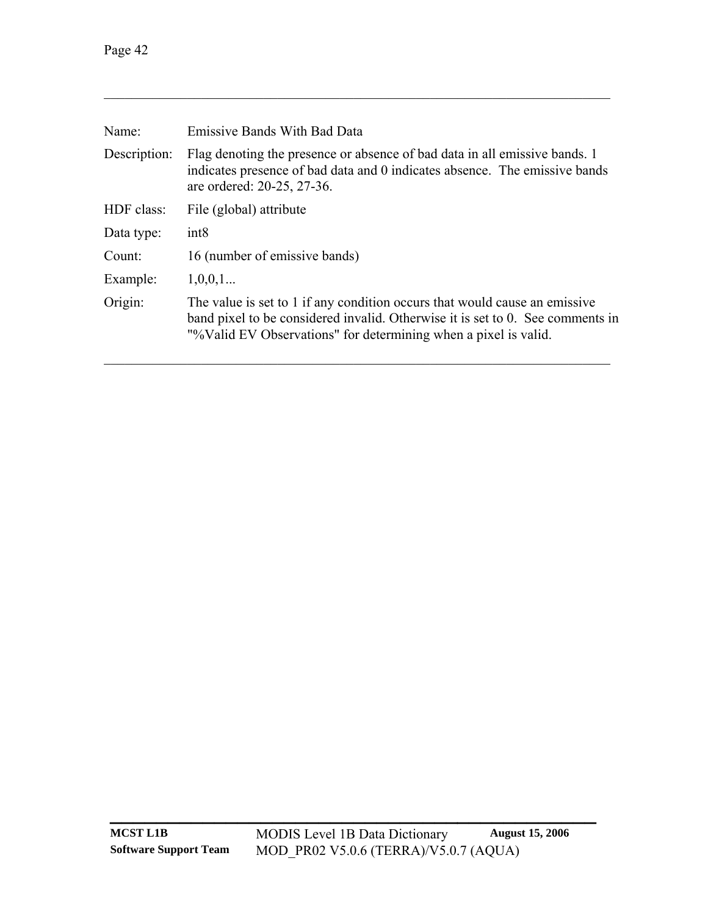| | |
|---|---|
| Name: | Emissive Bands With Bad Data |
| Description: | Flag denoting the presence or absence of bad data in all emissive bands. 1 indicates presence of bad data and 0 indicates absence. The emissive bands are ordered: 20-25, 27-36. |
| HDF class: | File (global) attribute |
| Data type: | int8 |
| Count: | 16 (number of emissive bands) |
| Example: | 1,0,0,1... |
| Origin: | The value is set to 1 if any condition occurs that would cause an emissive band pixel to be considered invalid. Otherwise it is set to 0. See comments in "%Valid EV Observations" for determining when a pixel is valid. |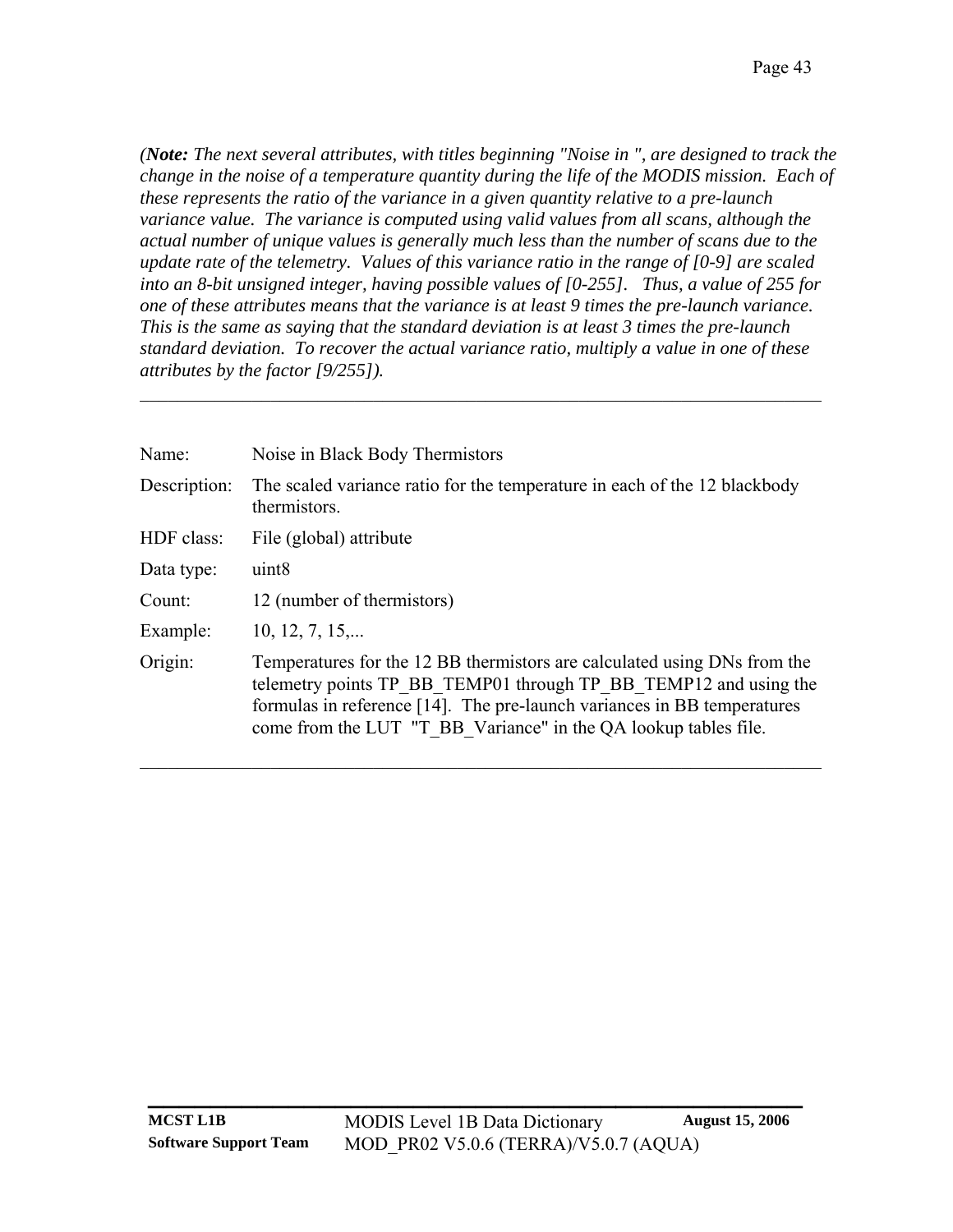*(**Note:** The next several attributes, with titles beginning "Noise in ", are designed to track the change in the noise of a temperature quantity during the life of the MODIS mission. Each of these represents the ratio of the variance in a given quantity relative to a pre-launch variance value. The variance is computed using valid values from all scans, although the actual number of unique values is generally much less than the number of scans due to the update rate of the telemetry. Values of this variance ratio in the range of [0-9] are scaled into an 8-bit unsigned integer, having possible values of [0-255]. Thus, a value of 255 for one of these attributes means that the variance is at least 9 times the pre-launch variance. This is the same as saying that the standard deviation is at least 3 times the pre-launch standard deviation. To recover the actual variance ratio, multiply a value in one of these attributes by the factor [9/255]).*

---

| | |
|---|---|
| Name: | Noise in Black Body Thermistors |
| Description: | The scaled variance ratio for the temperature in each of the 12 blackbody thermistors. |
| HDF class: | File (global) attribute |
| Data type: | uint8 |
| Count: | 12 (number of thermistors) |
| Example: | 10, 12, 7, 15,... |
| Origin: | Temperatures for the 12 BB thermistors are calculated using DNs from the telemetry points TP_BB_TEMP01 through TP_BB_TEMP12 and using the formulas in reference [14]. The pre-launch variances in BB temperatures come from the LUT "T_BB_Variance" in the QA lookup tables file. |

---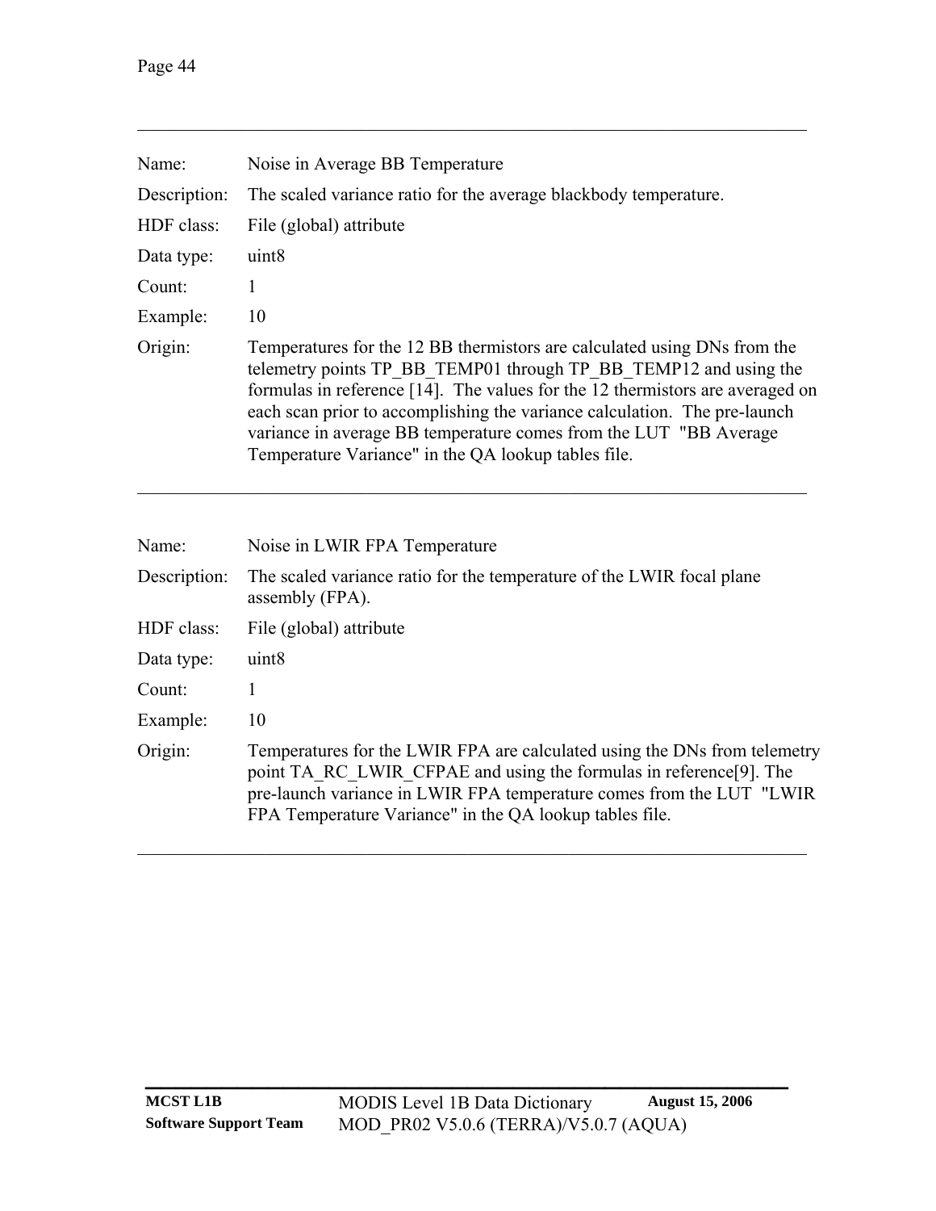---

Name: Noise in Average BB Temperature

Description: The scaled variance ratio for the average blackbody temperature.

HDF class: File (global) attribute

Data type: uint8

Count: 1

Example: 10

Origin: Temperatures for the 12 BB thermistors are calculated using DNs from the telemetry points TP_BB_TEMP01 through TP_BB_TEMP12 and using the formulas in reference [14]. The values for the 12 thermistors are averaged on each scan prior to accomplishing the variance calculation. The pre-launch variance in average BB temperature comes from the LUT "BB Average Temperature Variance" in the QA lookup tables file.

---

Name: Noise in LWIR FPA Temperature

Description: The scaled variance ratio for the temperature of the LWIR focal plane assembly (FPA).

HDF class: File (global) attribute

Data type: uint8

Count: 1

Example: 10

Origin: Temperatures for the LWIR FPA are calculated using the DNs from telemetry point TA_RC_LWIR_CFPAE and using the formulas in reference[9]. The pre-launch variance in LWIR FPA temperature comes from the LUT "LWIR FPA Temperature Variance" in the QA lookup tables file.

---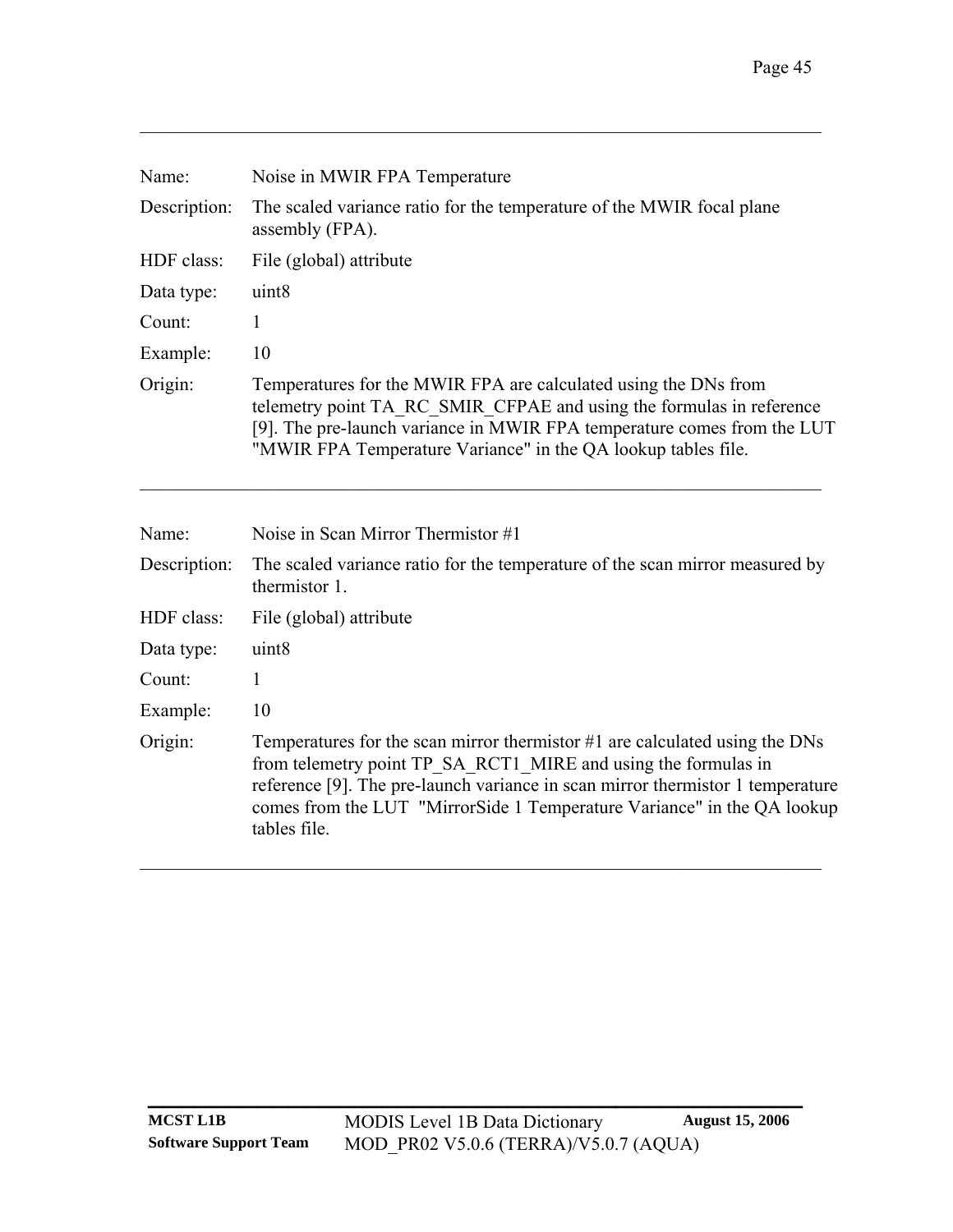---

| | |
|---|---|
| Name: | Noise in MWIR FPA Temperature |
| Description: | The scaled variance ratio for the temperature of the MWIR focal plane assembly (FPA). |
| HDF class: | File (global) attribute |
| Data type: | uint8 |
| Count: | 1 |
| Example: | 10 |
| Origin: | Temperatures for the MWIR FPA are calculated using the DNs from telemetry point TA_RC_SMIR_CFPAE and using the formulas in reference [9]. The pre-launch variance in MWIR FPA temperature comes from the LUT "MWIR FPA Temperature Variance" in the QA lookup tables file. |

---

| | |
|---|---|
| Name: | Noise in Scan Mirror Thermistor #1 |
| Description: | The scaled variance ratio for the temperature of the scan mirror measured by thermistor 1. |
| HDF class: | File (global) attribute |
| Data type: | uint8 |
| Count: | 1 |
| Example: | 10 |
| Origin: | Temperatures for the scan mirror thermistor #1 are calculated using the DNs from telemetry point TP_SA_RCT1_MIRE and using the formulas in reference [9]. The pre-launch variance in scan mirror thermistor 1 temperature comes from the LUT "MirrorSide 1 Temperature Variance" in the QA lookup tables file. |

---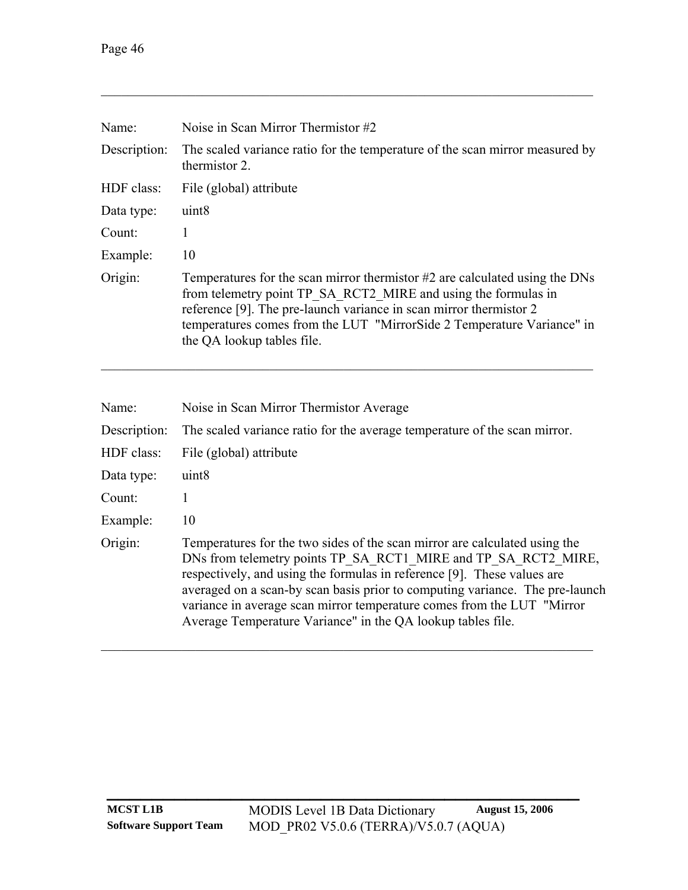---

| | |
|---|---|
| Name: | Noise in Scan Mirror Thermistor #2 |
| Description: | The scaled variance ratio for the temperature of the scan mirror measured by thermistor 2. |
| HDF class: | File (global) attribute |
| Data type: | uint8 |
| Count: | 1 |
| Example: | 10 |
| Origin: | Temperatures for the scan mirror thermistor #2 are calculated using the DNs from telemetry point TP_SA_RCT2_MIRE and using the formulas in reference [9]. The pre-launch variance in scan mirror thermistor 2 temperatures comes from the LUT "MirrorSide 2 Temperature Variance" in the QA lookup tables file. |

---

| | |
|---|---|
| Name: | Noise in Scan Mirror Thermistor Average |
| Description: | The scaled variance ratio for the average temperature of the scan mirror. |
| HDF class: | File (global) attribute |
| Data type: | uint8 |
| Count: | 1 |
| Example: | 10 |
| Origin: | Temperatures for the two sides of the scan mirror are calculated using the DNs from telemetry points TP_SA_RCT1_MIRE and TP_SA_RCT2_MIRE, respectively, and using the formulas in reference [9]. These values are averaged on a scan-by scan basis prior to computing variance. The pre-launch variance in average scan mirror temperature comes from the LUT "Mirror Average Temperature Variance" in the QA lookup tables file. |

---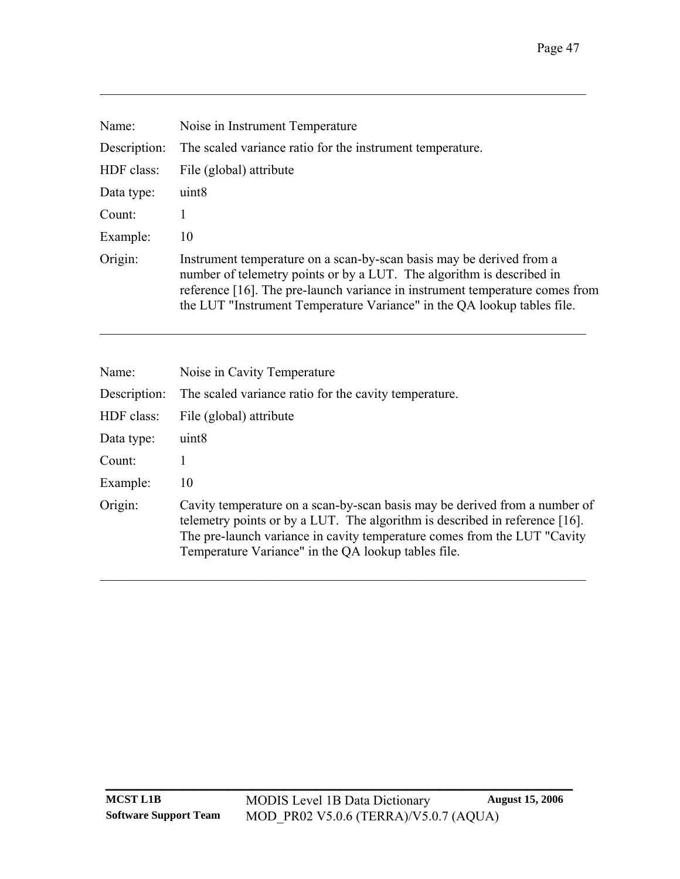---

| | |
|---|---|
| Name: | Noise in Instrument Temperature |
| Description: | The scaled variance ratio for the instrument temperature. |
| HDF class: | File (global) attribute |
| Data type: | uint8 |
| Count: | 1 |
| Example: | 10 |
| Origin: | Instrument temperature on a scan-by-scan basis may be derived from a number of telemetry points or by a LUT. The algorithm is described in reference [16]. The pre-launch variance in instrument temperature comes from the LUT "Instrument Temperature Variance" in the QA lookup tables file. |

---

| | |
|---|---|
| Name: | Noise in Cavity Temperature |
| Description: | The scaled variance ratio for the cavity temperature. |
| HDF class: | File (global) attribute |
| Data type: | uint8 |
| Count: | 1 |
| Example: | 10 |
| Origin: | Cavity temperature on a scan-by-scan basis may be derived from a number of telemetry points or by a LUT. The algorithm is described in reference [16]. The pre-launch variance in cavity temperature comes from the LUT "Cavity Temperature Variance" in the QA lookup tables file. |

---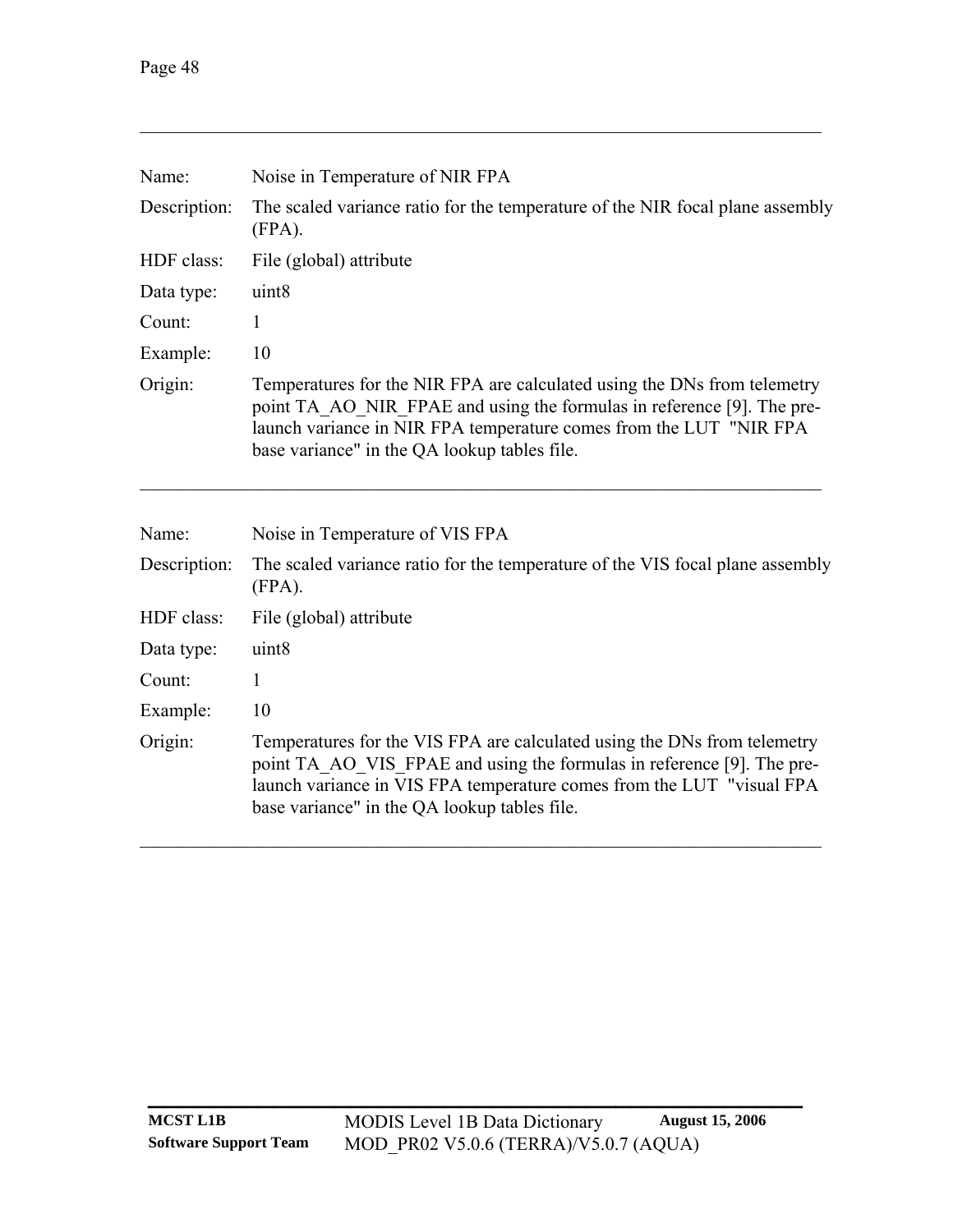---

| | |
|---|---|
| Name: | Noise in Temperature of NIR FPA |
| Description: | The scaled variance ratio for the temperature of the NIR focal plane assembly (FPA). |
| HDF class: | File (global) attribute |
| Data type: | uint8 |
| Count: | 1 |
| Example: | 10 |
| Origin: | Temperatures for the NIR FPA are calculated using the DNs from telemetry point TA_AO_NIR_FPAE and using the formulas in reference [9]. The pre-launch variance in NIR FPA temperature comes from the LUT "NIR FPA base variance" in the QA lookup tables file. |

---

| | |
|---|---|
| Name: | Noise in Temperature of VIS FPA |
| Description: | The scaled variance ratio for the temperature of the VIS focal plane assembly (FPA). |
| HDF class: | File (global) attribute |
| Data type: | uint8 |
| Count: | 1 |
| Example: | 10 |
| Origin: | Temperatures for the VIS FPA are calculated using the DNs from telemetry point TA_AO_VIS_FPAE and using the formulas in reference [9]. The pre-launch variance in VIS FPA temperature comes from the LUT "visual FPA base variance" in the QA lookup tables file. |

---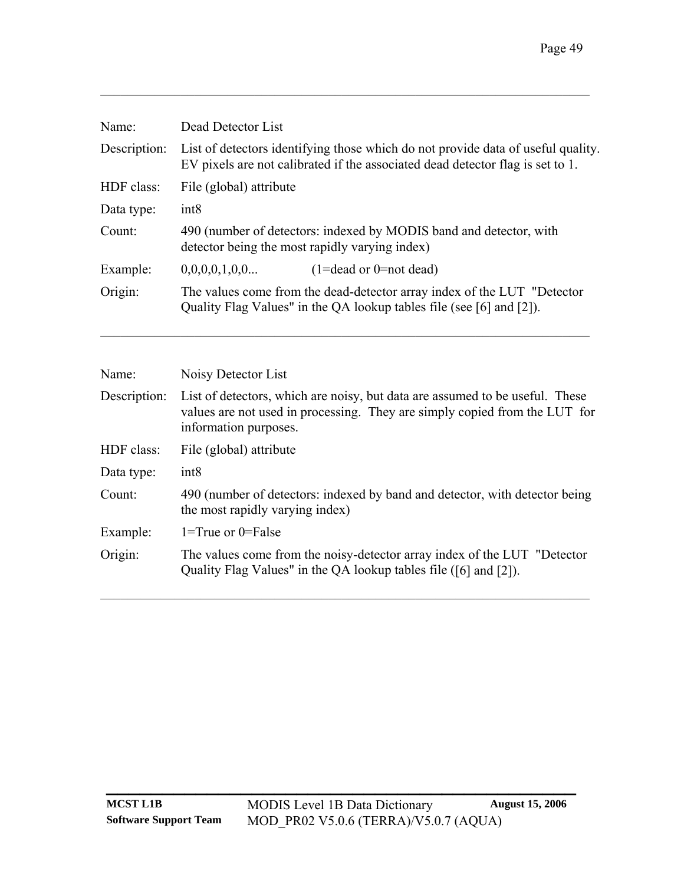| | |
|---|---|
| Name: | Dead Detector List |
| Description: | List of detectors identifying those which do not provide data of useful quality. EV pixels are not calibrated if the associated dead detector flag is set to 1. |
| HDF class: | File (global) attribute |
| Data type: | int8 |
| Count: | 490 (number of detectors: indexed by MODIS band and detector, with detector being the most rapidly varying index) |
| Example: | 0,0,0,0,1,0,0... (1=dead or 0=not dead) |
| Origin: | The values come from the dead-detector array index of the LUT "Detector Quality Flag Values" in the QA lookup tables file (see [6] and [2]). |

---

| | |
|---|---|
| Name: | Noisy Detector List |
| Description: | List of detectors, which are noisy, but data are assumed to be useful. These values are not used in processing. They are simply copied from the LUT for information purposes. |
| HDF class: | File (global) attribute |
| Data type: | int8 |
| Count: | 490 (number of detectors: indexed by band and detector, with detector being the most rapidly varying index) |
| Example: | 1=True or 0=False |
| Origin: | The values come from the noisy-detector array index of the LUT "Detector Quality Flag Values" in the QA lookup tables file ([6] and [2]). |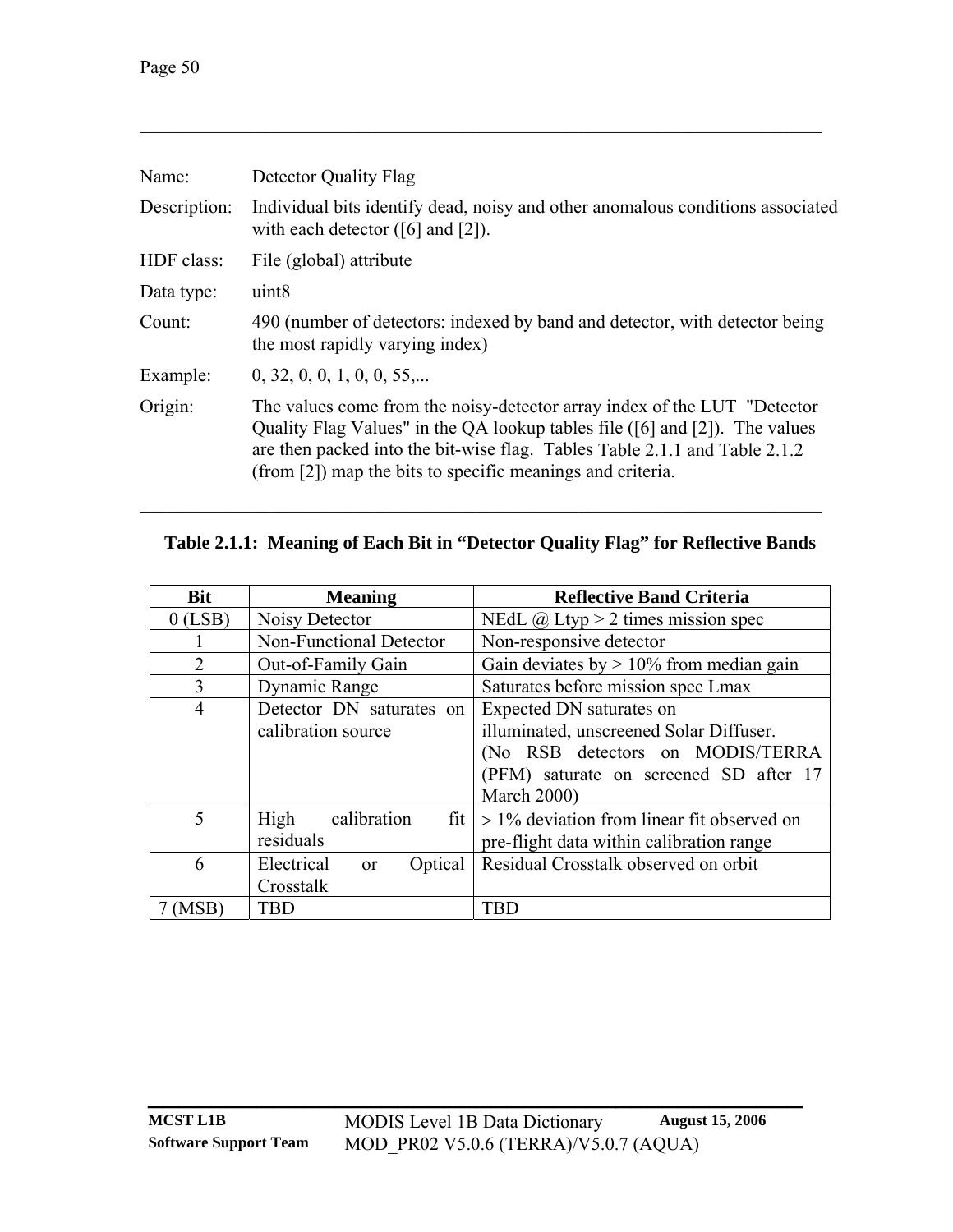| | |
|---|---|
| Name: | Detector Quality Flag |
| Description: | Individual bits identify dead, noisy and other anomalous conditions associated with each detector ([6] and [2]). |
| HDF class: | File (global) attribute |
| Data type: | uint8 |
| Count: | 490 (number of detectors: indexed by band and detector, with detector being the most rapidly varying index) |
| Example: | 0, 32, 0, 0, 1, 0, 0, 55,... |
| Origin: | The values come from the noisy-detector array index of the LUT "Detector Quality Flag Values" in the QA lookup tables file ([6] and [2]). The values are then packed into the bit-wise flag. Tables Table 2.1.1 and Table 2.1.2 (from [2]) map the bits to specific meanings and criteria. |

**Table 2.1.1: Meaning of Each Bit in "Detector Quality Flag" for Reflective Bands**

| Bit | Meaning | Reflective Band Criteria |
|---|---|---|
| 0 (LSB) | Noisy Detector | NEdL @ Ltyp > 2 times mission spec |
| 1 | Non-Functional Detector | Non-responsive detector |
| 2 | Out-of-Family Gain | Gain deviates by > 10% from median gain |
| 3 | Dynamic Range | Saturates before mission spec Lmax |
| 4 | Detector DN saturates on calibration source | Expected DN saturates on illuminated, unscreened Solar Diffuser. (No RSB detectors on MODIS/TERRA (PFM) saturate on screened SD after 17 March 2000) |
| 5 | High calibration fit residuals | > 1% deviation from linear fit observed on pre-flight data within calibration range |
| 6 | Electrical or Optical Crosstalk | Residual Crosstalk observed on orbit |
| 7 (MSB) | TBD | TBD |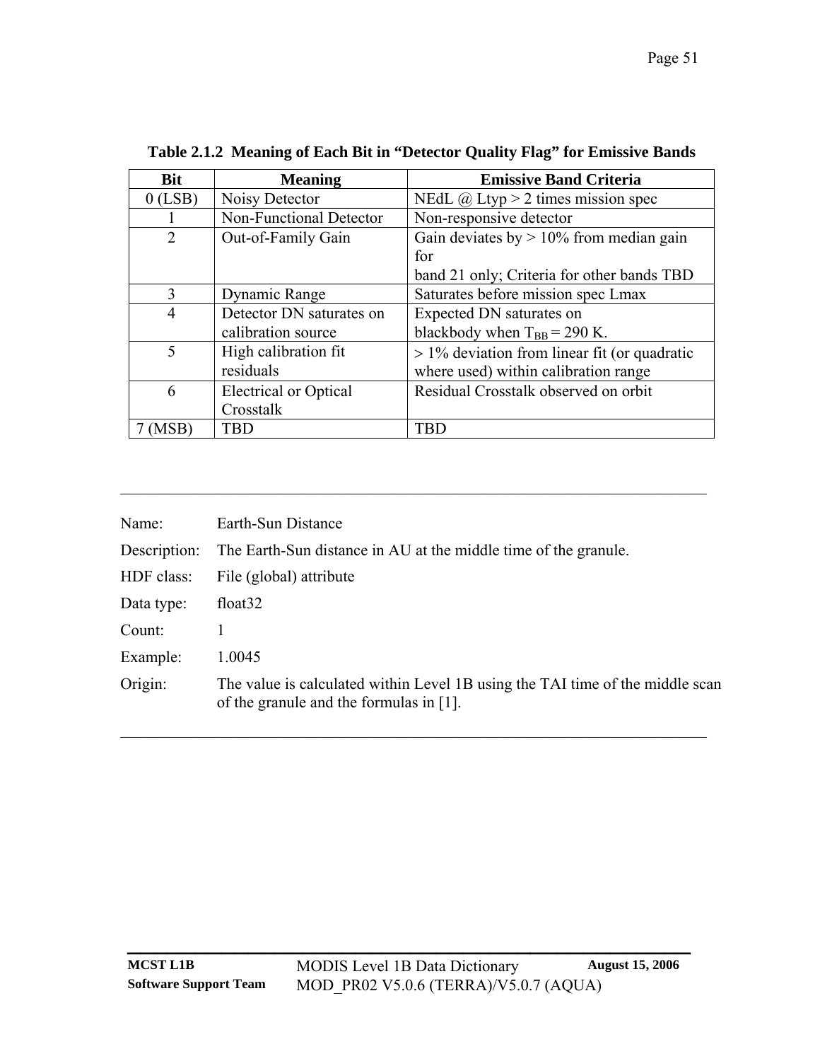**Table 2.1.2 Meaning of Each Bit in "Detector Quality Flag" for Emissive Bands**

| Bit | Meaning | Emissive Band Criteria |
|---|---|---|
| 0 (LSB) | Noisy Detector | NEdL @ Ltyp > 2 times mission spec |
| 1 | Non-Functional Detector | Non-responsive detector |
| 2 | Out-of-Family Gain | Gain deviates by > 10% from median gain for band 21 only; Criteria for other bands TBD |
| 3 | Dynamic Range | Saturates before mission spec Lmax |
| 4 | Detector DN saturates on calibration source | Expected DN saturates on blackbody when $T_{BB}$ = 290 K. |
| 5 | High calibration fit residuals | > 1% deviation from linear fit (or quadratic where used) within calibration range |
| 6 | Electrical or Optical Crosstalk | Residual Crosstalk observed on orbit |
| 7 (MSB) | TBD | TBD |

---

Name: Earth-Sun Distance

Description: The Earth-Sun distance in AU at the middle time of the granule.

HDF class: File (global) attribute

Data type: float32

Count: 1

Example: 1.0045

Origin: The value is calculated within Level 1B using the TAI time of the middle scan of the granule and the formulas in [1].

---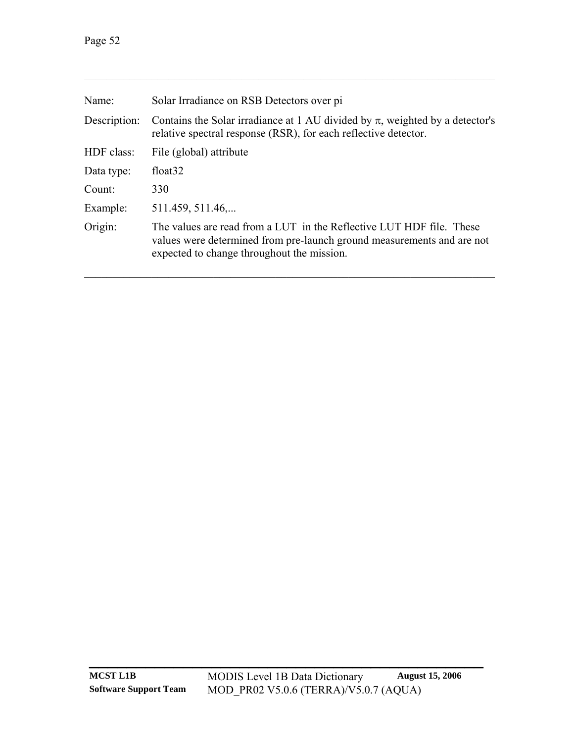---

| | |
|---|---|
| Name: | Solar Irradiance on RSB Detectors over pi |
| Description: | Contains the Solar irradiance at 1 AU divided by $\pi$, weighted by a detector's relative spectral response (RSR), for each reflective detector. |
| HDF class: | File (global) attribute |
| Data type: | float32 |
| Count: | 330 |
| Example: | 511.459, 511.46,... |
| Origin: | The values are read from a LUT in the Reflective LUT HDF file. These values were determined from pre-launch ground measurements and are not expected to change throughout the mission. |

---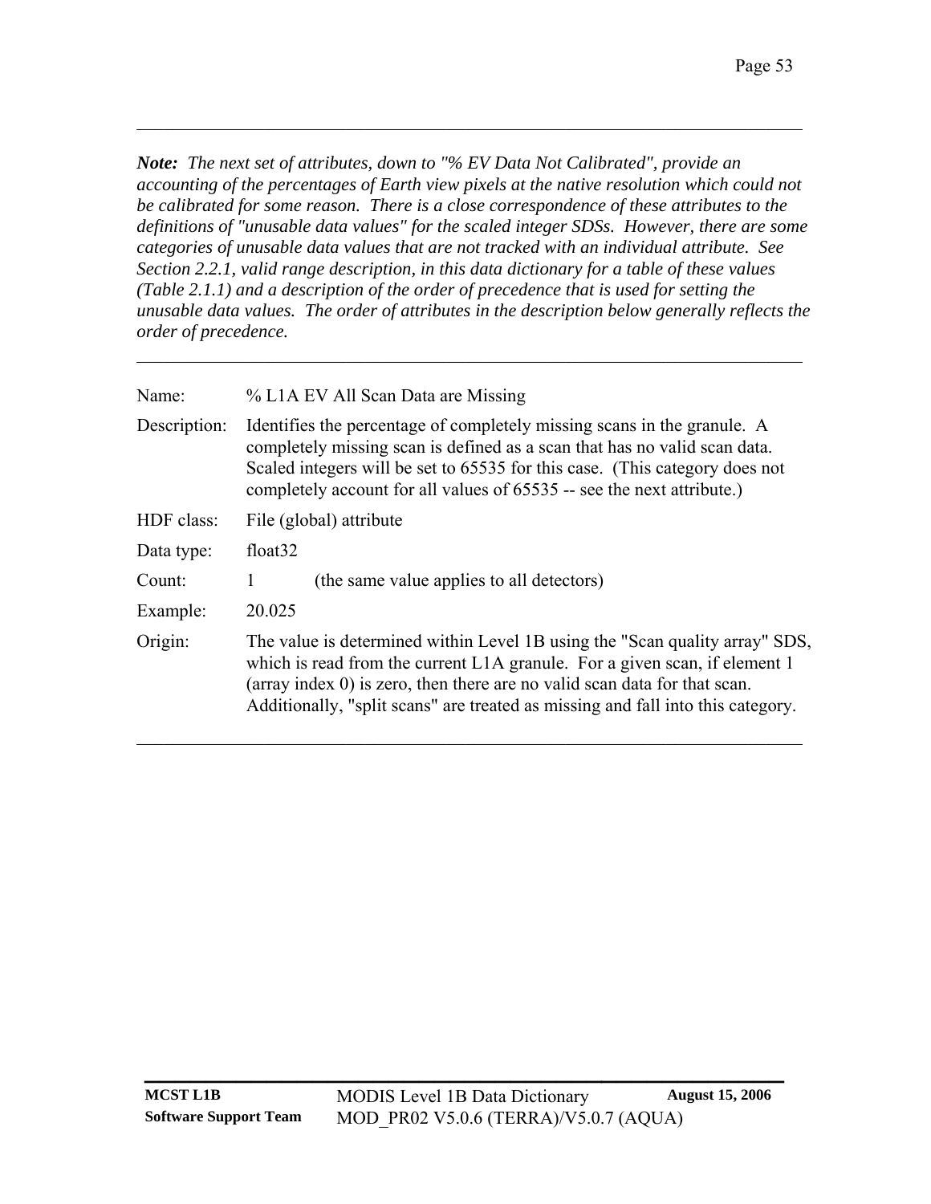---

***Note:*** *The next set of attributes, down to "% EV Data Not Calibrated", provide an accounting of the percentages of Earth view pixels at the native resolution which could not be calibrated for some reason. There is a close correspondence of these attributes to the definitions of "unusable data values" for the scaled integer SDSs. However, there are some categories of unusable data values that are not tracked with an individual attribute. See Section 2.2.1, valid range description, in this data dictionary for a table of these values (Table 2.1.1) and a description of the order of precedence that is used for setting the unusable data values. The order of attributes in the description below generally reflects the order of precedence.*

---

| | |
|---|---|
| Name: | % L1A EV All Scan Data are Missing |
| Description: | Identifies the percentage of completely missing scans in the granule. A completely missing scan is defined as a scan that has no valid scan data. Scaled integers will be set to 65535 for this case. (This category does not completely account for all values of 65535 -- see the next attribute.) |
| HDF class: | File (global) attribute |
| Data type: | float32 |
| Count: | 1 (the same value applies to all detectors) |
| Example: | 20.025 |
| Origin: | The value is determined within Level 1B using the "Scan quality array" SDS, which is read from the current L1A granule. For a given scan, if element 1 (array index 0) is zero, then there are no valid scan data for that scan. Additionally, "split scans" are treated as missing and fall into this category. |

---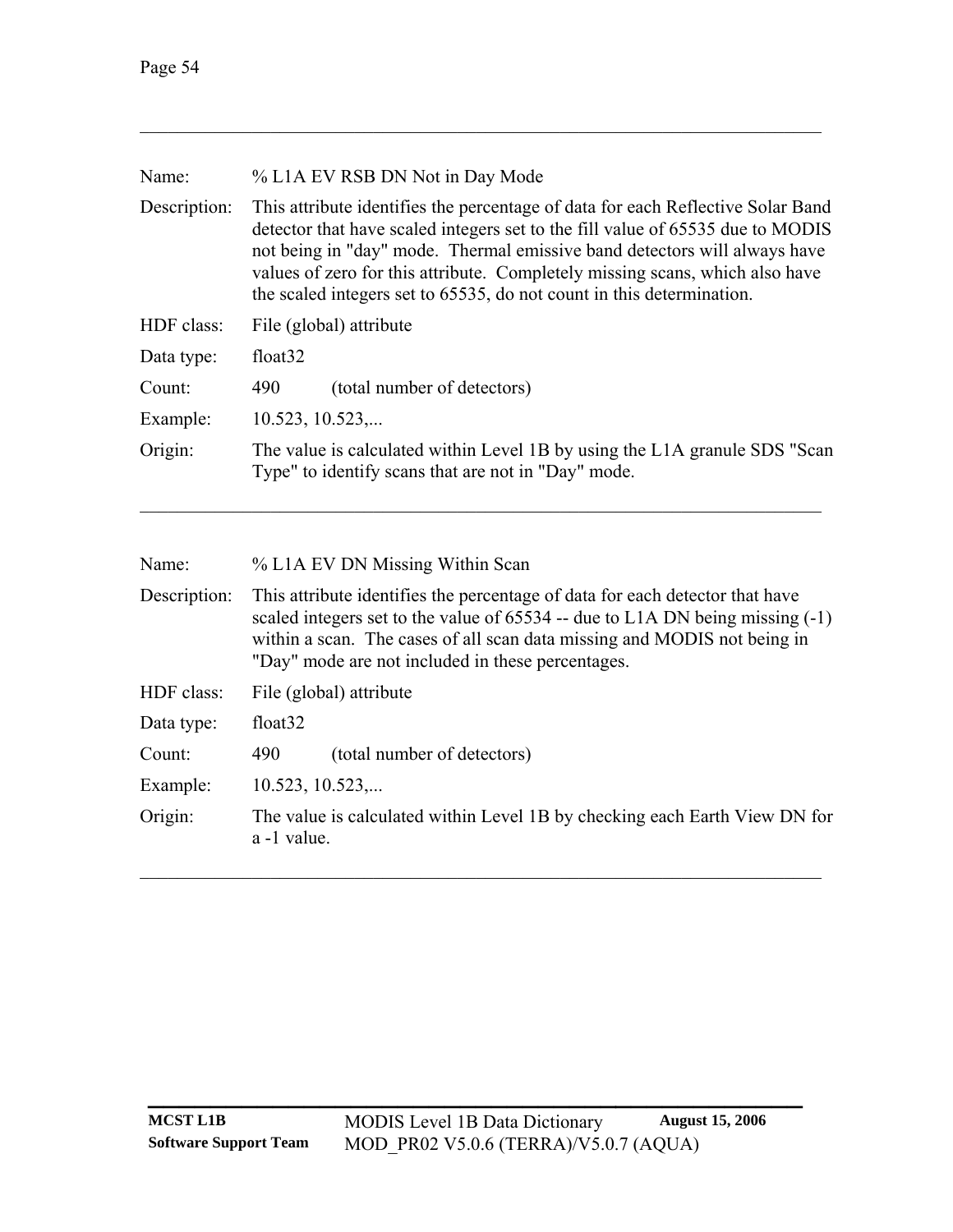---

| | |
|---|---|
| Name: | % L1A EV RSB DN Not in Day Mode |
| Description: | This attribute identifies the percentage of data for each Reflective Solar Band detector that have scaled integers set to the fill value of 65535 due to MODIS not being in "day" mode. Thermal emissive band detectors will always have values of zero for this attribute. Completely missing scans, which also have the scaled integers set to 65535, do not count in this determination. |
| HDF class: | File (global) attribute |
| Data type: | float32 |
| Count: | 490 (total number of detectors) |
| Example: | 10.523, 10.523,... |
| Origin: | The value is calculated within Level 1B by using the L1A granule SDS "Scan Type" to identify scans that are not in "Day" mode. |

---

| | |
|---|---|
| Name: | % L1A EV DN Missing Within Scan |
| Description: | This attribute identifies the percentage of data for each detector that have scaled integers set to the value of 65534 -- due to L1A DN being missing (-1) within a scan. The cases of all scan data missing and MODIS not being in "Day" mode are not included in these percentages. |
| HDF class: | File (global) attribute |
| Data type: | float32 |
| Count: | 490 (total number of detectors) |
| Example: | 10.523, 10.523,... |
| Origin: | The value is calculated within Level 1B by checking each Earth View DN for a -1 value. |

---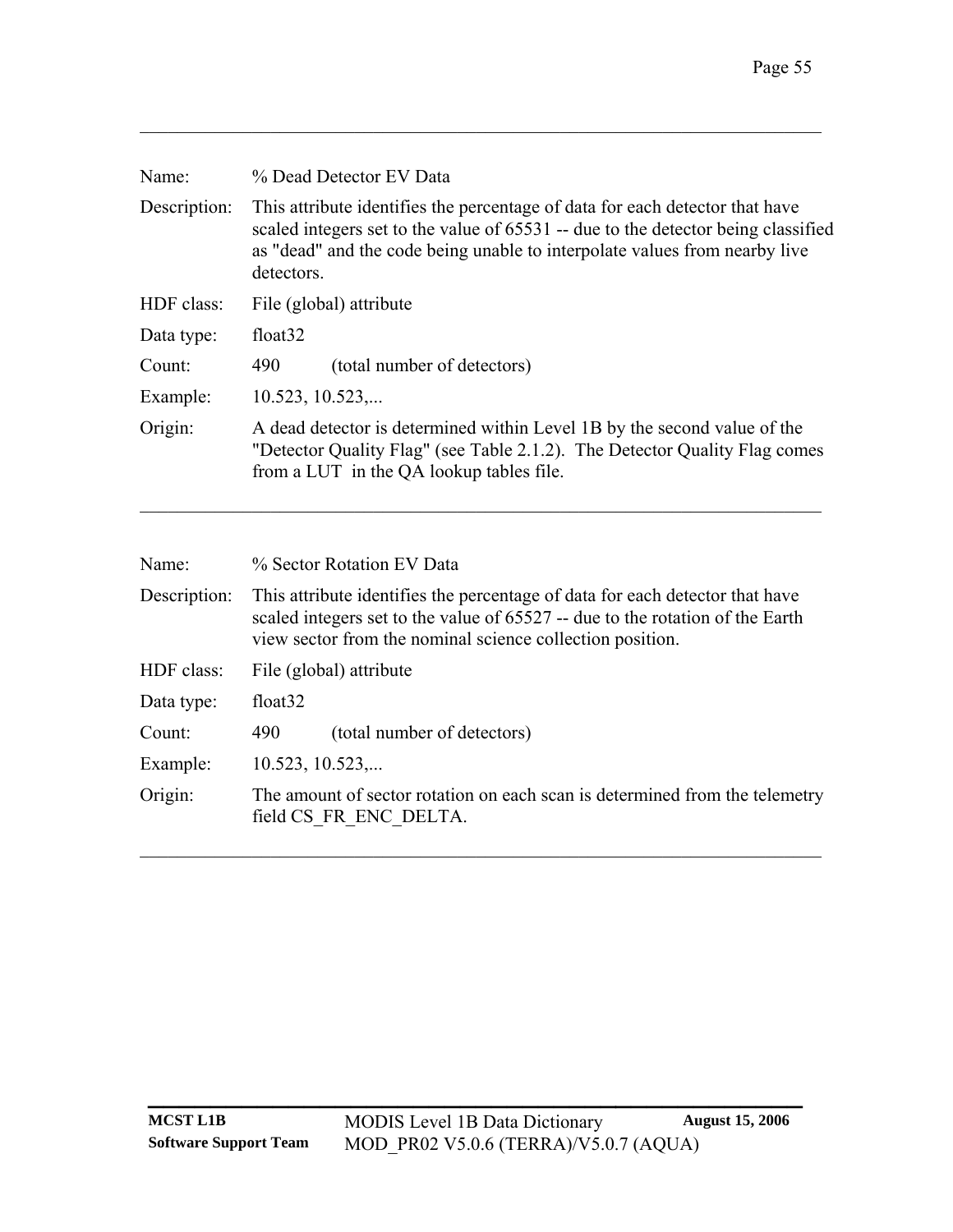---

| | |
|---|---|
| Name: | % Dead Detector EV Data |
| Description: | This attribute identifies the percentage of data for each detector that have scaled integers set to the value of 65531 -- due to the detector being classified as "dead" and the code being unable to interpolate values from nearby live detectors. |
| HDF class: | File (global) attribute |
| Data type: | float32 |
| Count: | 490 (total number of detectors) |
| Example: | 10.523, 10.523,... |
| Origin: | A dead detector is determined within Level 1B by the second value of the "Detector Quality Flag" (see Table 2.1.2). The Detector Quality Flag comes from a LUT in the QA lookup tables file. |

---

| | |
|---|---|
| Name: | % Sector Rotation EV Data |
| Description: | This attribute identifies the percentage of data for each detector that have scaled integers set to the value of 65527 -- due to the rotation of the Earth view sector from the nominal science collection position. |
| HDF class: | File (global) attribute |
| Data type: | float32 |
| Count: | 490 (total number of detectors) |
| Example: | 10.523, 10.523,... |
| Origin: | The amount of sector rotation on each scan is determined from the telemetry field CS_FR_ENC_DELTA. |

---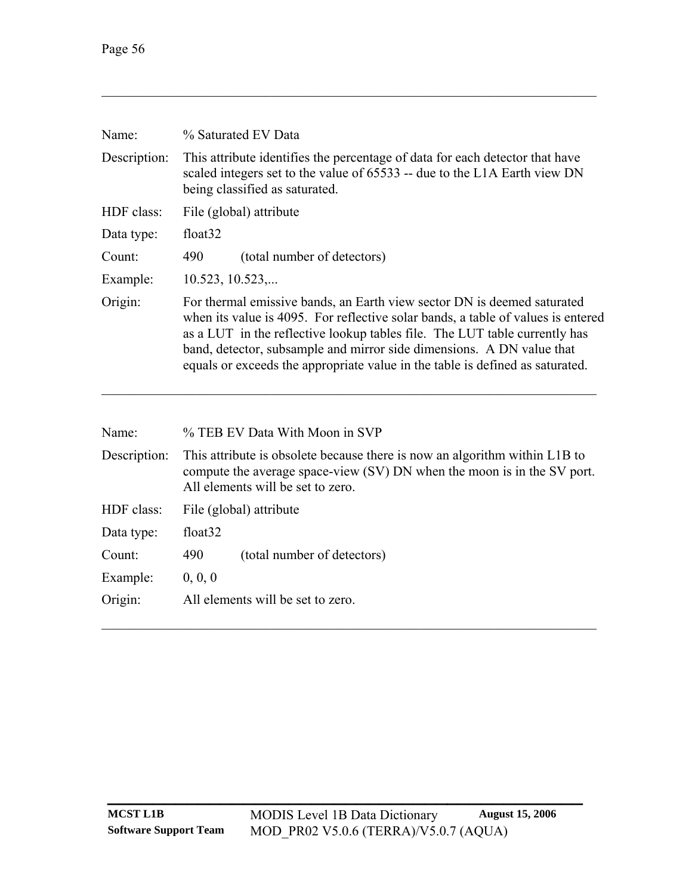| | |
|---|---|
| Name: | % Saturated EV Data |
| Description: | This attribute identifies the percentage of data for each detector that have scaled integers set to the value of 65533 -- due to the L1A Earth view DN being classified as saturated. |
| HDF class: | File (global) attribute |
| Data type: | float32 |
| Count: | 490 (total number of detectors) |
| Example: | 10.523, 10.523,... |
| Origin: | For thermal emissive bands, an Earth view sector DN is deemed saturated when its value is 4095. For reflective solar bands, a table of values is entered as a LUT in the reflective lookup tables file. The LUT table currently has band, detector, subsample and mirror side dimensions. A DN value that equals or exceeds the appropriate value in the table is defined as saturated. |

---

| | |
|---|---|
| Name: | % TEB EV Data With Moon in SVP |
| Description: | This attribute is obsolete because there is now an algorithm within L1B to compute the average space-view (SV) DN when the moon is in the SV port. All elements will be set to zero. |
| HDF class: | File (global) attribute |
| Data type: | float32 |
| Count: | 490 (total number of detectors) |
| Example: | 0, 0, 0 |
| Origin: | All elements will be set to zero. |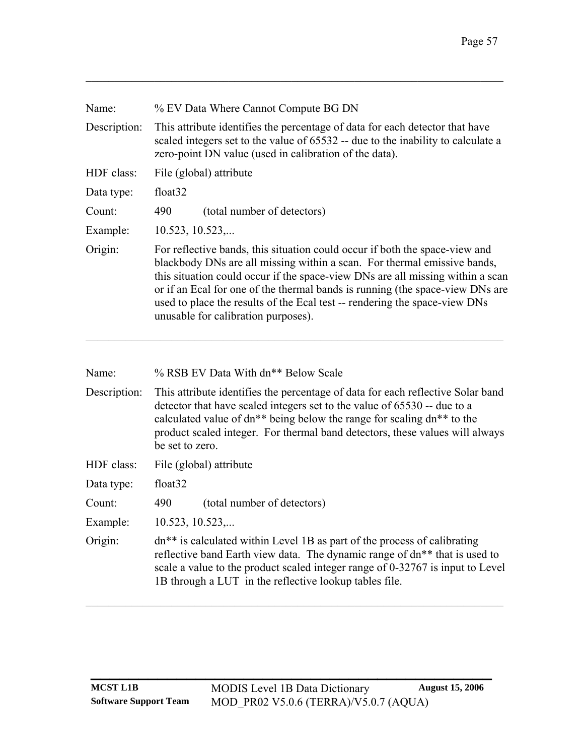| | |
|---|---|
| Name: | % EV Data Where Cannot Compute BG DN |
| Description: | This attribute identifies the percentage of data for each detector that have scaled integers set to the value of 65532 -- due to the inability to calculate a zero-point DN value (used in calibration of the data). |
| HDF class: | File (global) attribute |
| Data type: | float32 |
| Count: | 490 (total number of detectors) |
| Example: | 10.523, 10.523,... |
| Origin: | For reflective bands, this situation could occur if both the space-view and blackbody DNs are all missing within a scan. For thermal emissive bands, this situation could occur if the space-view DNs are all missing within a scan or if an Ecal for one of the thermal bands is running (the space-view DNs are used to place the results of the Ecal test -- rendering the space-view DNs unusable for calibration purposes). |

---

| | |
|---|---|
| Name: | % RSB EV Data With dn** Below Scale |
| Description: | This attribute identifies the percentage of data for each reflective Solar band detector that have scaled integers set to the value of 65530 -- due to a calculated value of dn** being below the range for scaling dn** to the product scaled integer. For thermal band detectors, these values will always be set to zero. |
| HDF class: | File (global) attribute |
| Data type: | float32 |
| Count: | 490 (total number of detectors) |
| Example: | 10.523, 10.523,... |
| Origin: | dn** is calculated within Level 1B as part of the process of calibrating reflective band Earth view data. The dynamic range of dn** that is used to scale a value to the product scaled integer range of 0-32767 is input to Level 1B through a LUT in the reflective lookup tables file. |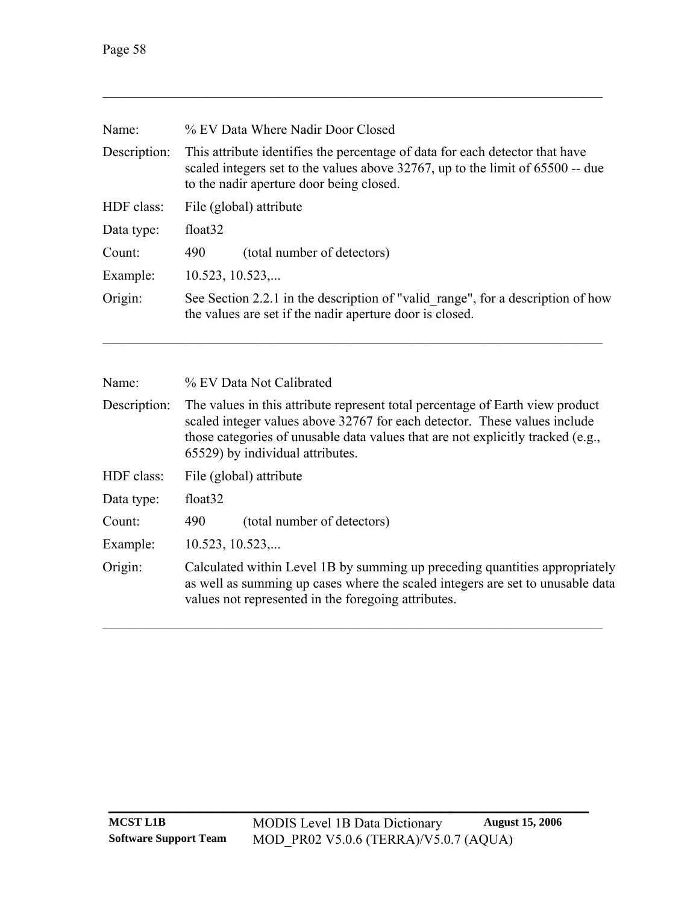---

| | |
|---|---|
| Name: | % EV Data Where Nadir Door Closed |
| Description: | This attribute identifies the percentage of data for each detector that have scaled integers set to the values above 32767, up to the limit of 65500 -- due to the nadir aperture door being closed. |
| HDF class: | File (global) attribute |
| Data type: | float32 |
| Count: | 490 (total number of detectors) |
| Example: | 10.523, 10.523,... |
| Origin: | See Section 2.2.1 in the description of "valid_range", for a description of how the values are set if the nadir aperture door is closed. |

---

| | |
|---|---|
| Name: | % EV Data Not Calibrated |
| Description: | The values in this attribute represent total percentage of Earth view product scaled integer values above 32767 for each detector. These values include those categories of unusable data values that are not explicitly tracked (e.g., 65529) by individual attributes. |
| HDF class: | File (global) attribute |
| Data type: | float32 |
| Count: | 490 (total number of detectors) |
| Example: | 10.523, 10.523,... |
| Origin: | Calculated within Level 1B by summing up preceding quantities appropriately as well as summing up cases where the scaled integers are set to unusable data values not represented in the foregoing attributes. |

---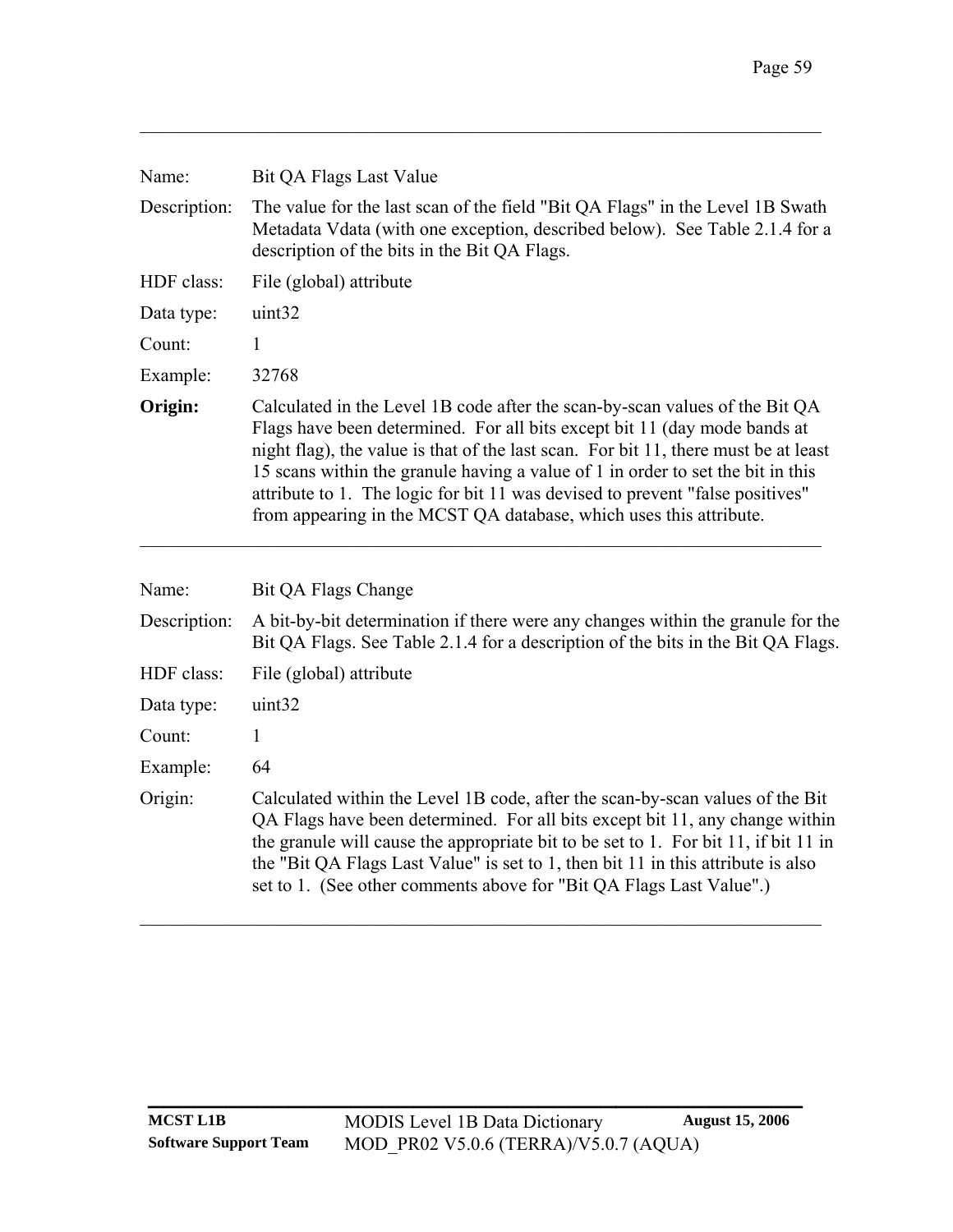Name: Bit QA Flags Last Value

Description: The value for the last scan of the field "Bit QA Flags" in the Level 1B Swath Metadata Vdata (with one exception, described below). See Table 2.1.4 for a description of the bits in the Bit QA Flags.

HDF class: File (global) attribute

Data type: uint32

Count: 1

Example: 32768

**Origin:** Calculated in the Level 1B code after the scan-by-scan values of the Bit QA Flags have been determined. For all bits except bit 11 (day mode bands at night flag), the value is that of the last scan. For bit 11, there must be at least 15 scans within the granule having a value of 1 in order to set the bit in this attribute to 1. The logic for bit 11 was devised to prevent "false positives" from appearing in the MCST QA database, which uses this attribute.

---

Name: Bit QA Flags Change

Description: A bit-by-bit determination if there were any changes within the granule for the Bit QA Flags. See Table 2.1.4 for a description of the bits in the Bit QA Flags.

HDF class: File (global) attribute

Data type: uint32

Count: 1

Example: 64

Origin: Calculated within the Level 1B code, after the scan-by-scan values of the Bit QA Flags have been determined. For all bits except bit 11, any change within the granule will cause the appropriate bit to be set to 1. For bit 11, if bit 11 in the "Bit QA Flags Last Value" is set to 1, then bit 11 in this attribute is also set to 1. (See other comments above for "Bit QA Flags Last Value".)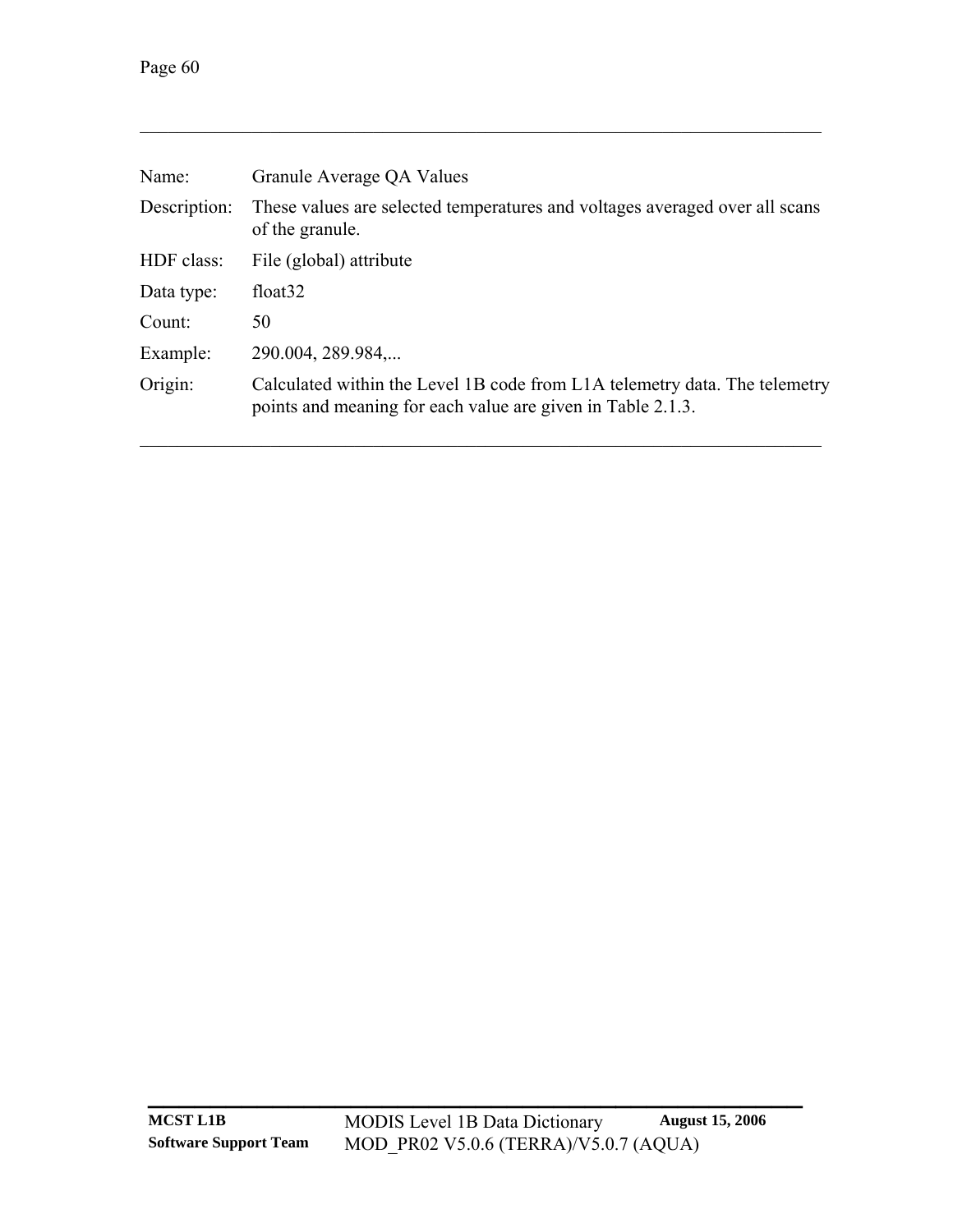| | |
|---|---|
| Name: | Granule Average QA Values |
| Description: | These values are selected temperatures and voltages averaged over all scans of the granule. |
| HDF class: | File (global) attribute |
| Data type: | float32 |
| Count: | 50 |
| Example: | 290.004, 289.984,... |
| Origin: | Calculated within the Level 1B code from L1A telemetry data. The telemetry points and meaning for each value are given in Table 2.1.3. |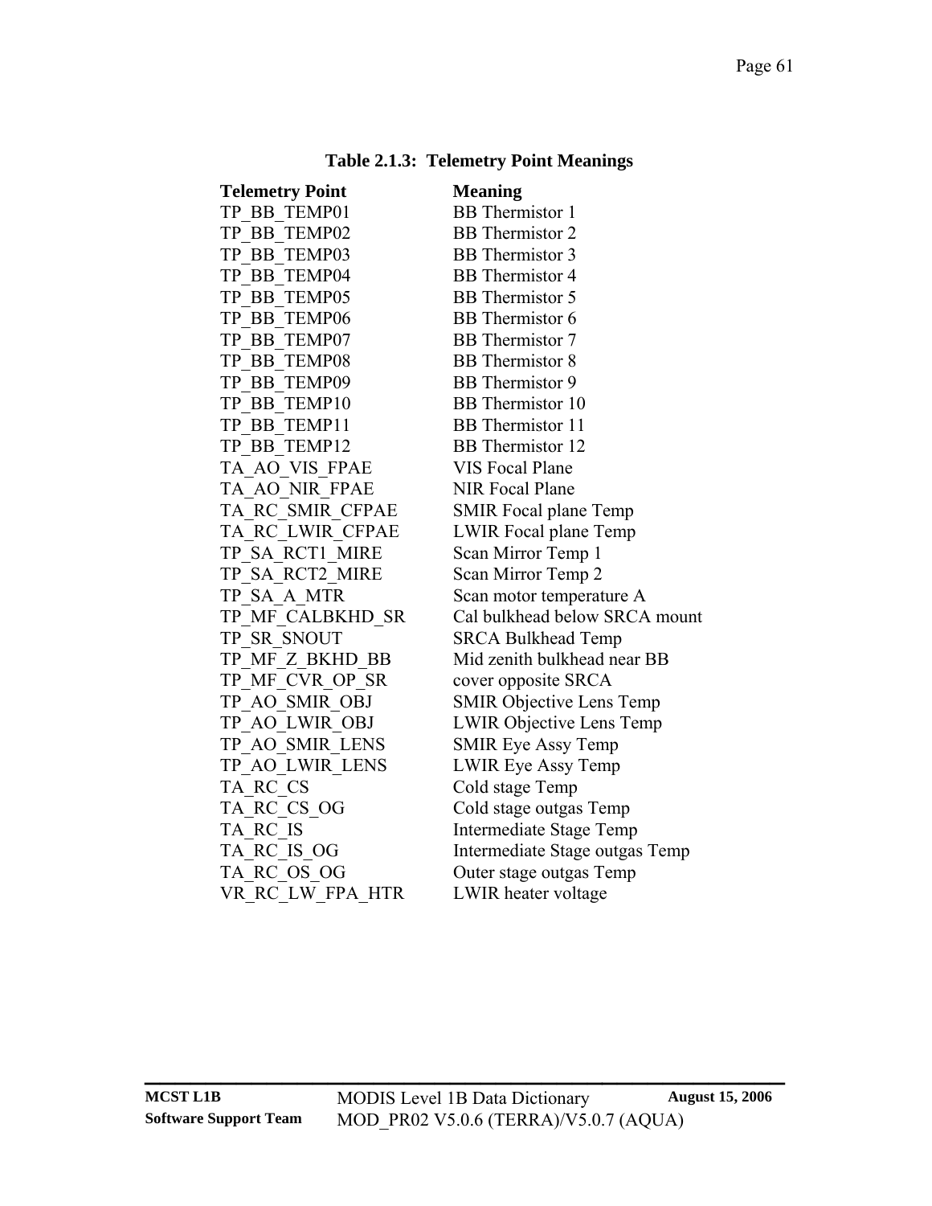**Table 2.1.3: Telemetry Point Meanings**

| Telemetry Point | Meaning |
| --- | --- |
| TP_BB_TEMP01 | BB Thermistor 1 |
| TP_BB_TEMP02 | BB Thermistor 2 |
| TP_BB_TEMP03 | BB Thermistor 3 |
| TP_BB_TEMP04 | BB Thermistor 4 |
| TP_BB_TEMP05 | BB Thermistor 5 |
| TP_BB_TEMP06 | BB Thermistor 6 |
| TP_BB_TEMP07 | BB Thermistor 7 |
| TP_BB_TEMP08 | BB Thermistor 8 |
| TP_BB_TEMP09 | BB Thermistor 9 |
| TP_BB_TEMP10 | BB Thermistor 10 |
| TP_BB_TEMP11 | BB Thermistor 11 |
| TP_BB_TEMP12 | BB Thermistor 12 |
| TA_AO_VIS_FPAE | VIS Focal Plane |
| TA_AO_NIR_FPAE | NIR Focal Plane |
| TA_RC_SMIR_CFPAE | SMIR Focal plane Temp |
| TA_RC_LWIR_CFPAE | LWIR Focal plane Temp |
| TP_SA_RCT1_MIRE | Scan Mirror Temp 1 |
| TP_SA_RCT2_MIRE | Scan Mirror Temp 2 |
| TP_SA_A_MTR | Scan motor temperature A |
| TP_MF_CALBKHD_SR | Cal bulkhead below SRCA mount |
| TP_SR_SNOUT | SRCA Bulkhead Temp |
| TP_MF_Z_BKHD_BB | Mid zenith bulkhead near BB |
| TP_MF_CVR_OP_SR | cover opposite SRCA |
| TP_AO_SMIR_OBJ | SMIR Objective Lens Temp |
| TP_AO_LWIR_OBJ | LWIR Objective Lens Temp |
| TP_AO_SMIR_LENS | SMIR Eye Assy Temp |
| TP_AO_LWIR_LENS | LWIR Eye Assy Temp |
| TA_RC_CS | Cold stage Temp |
| TA_RC_CS_OG | Cold stage outgas Temp |
| TA_RC_IS | Intermediate Stage Temp |
| TA_RC_IS_OG | Intermediate Stage outgas Temp |
| TA_RC_OS_OG | Outer stage outgas Temp |
| VR_RC_LW_FPA_HTR | LWIR heater voltage |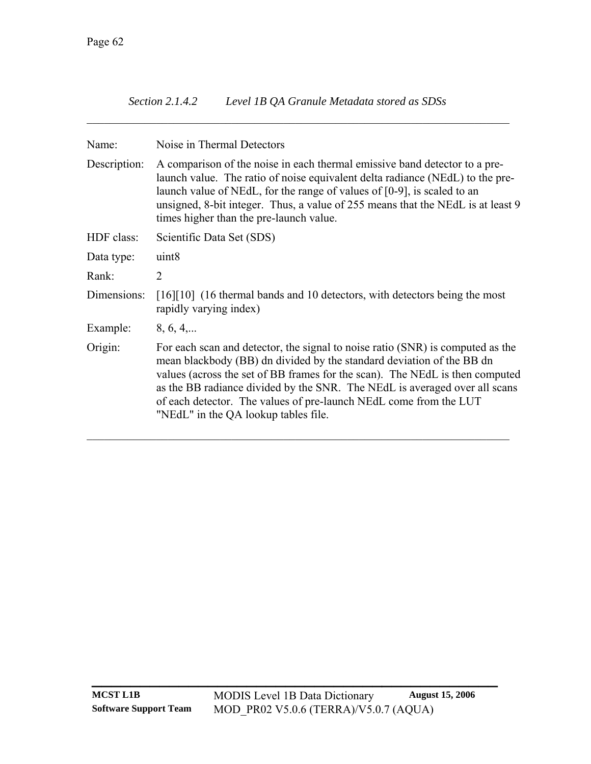*Section 2.1.4.2 Level 1B QA Granule Metadata stored as SDSs*

---

| | |
|---|---|
| Name: | Noise in Thermal Detectors |
| Description: | A comparison of the noise in each thermal emissive band detector to a pre-launch value. The ratio of noise equivalent delta radiance (NEdL) to the pre-launch value of NEdL, for the range of values of [0-9], is scaled to an unsigned, 8-bit integer. Thus, a value of 255 means that the NEdL is at least 9 times higher than the pre-launch value. |
| HDF class: | Scientific Data Set (SDS) |
| Data type: | uint8 |
| Rank: | 2 |
| Dimensions: | [16][10] (16 thermal bands and 10 detectors, with detectors being the most rapidly varying index) |
| Example: | 8, 6, 4,... |
| Origin: | For each scan and detector, the signal to noise ratio (SNR) is computed as the mean blackbody (BB) dn divided by the standard deviation of the BB dn values (across the set of BB frames for the scan). The NEdL is then computed as the BB radiance divided by the SNR. The NEdL is averaged over all scans of each detector. The values of pre-launch NEdL come from the LUT "NEdL" in the QA lookup tables file. |

---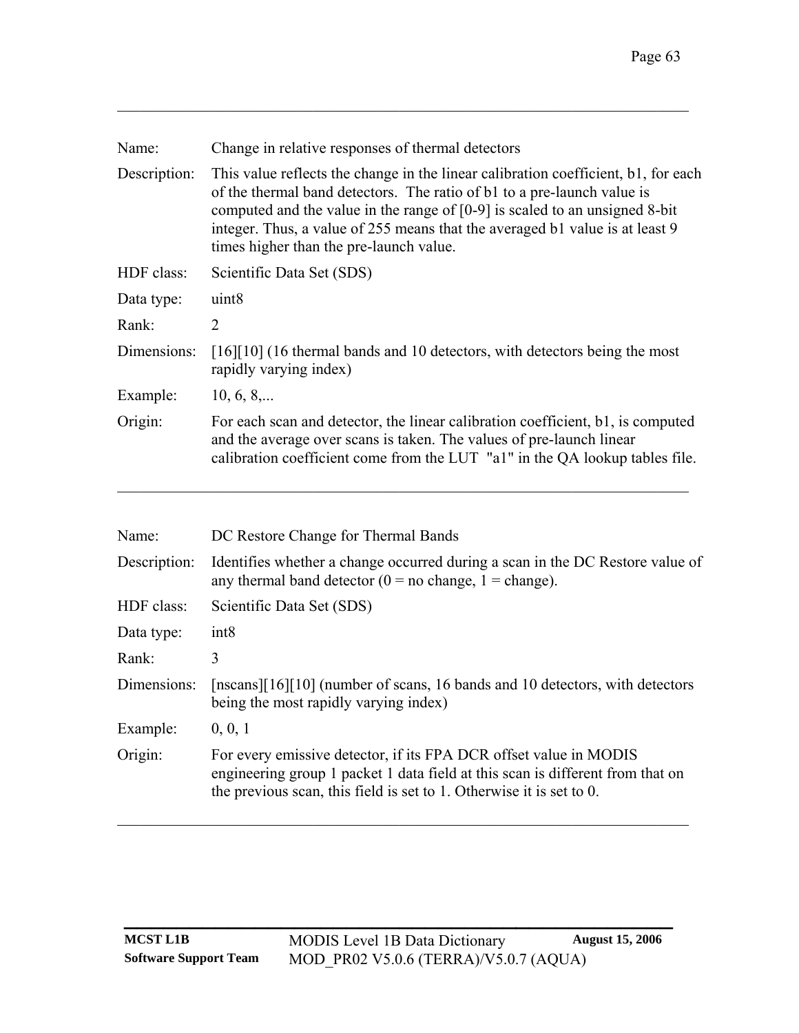| | |
|---|---|
| Name: | Change in relative responses of thermal detectors |
| Description: | This value reflects the change in the linear calibration coefficient, b1, for each of the thermal band detectors. The ratio of b1 to a pre-launch value is computed and the value in the range of [0-9] is scaled to an unsigned 8-bit integer. Thus, a value of 255 means that the averaged b1 value is at least 9 times higher than the pre-launch value. |
| HDF class: | Scientific Data Set (SDS) |
| Data type: | uint8 |
| Rank: | 2 |
| Dimensions: | [16][10] (16 thermal bands and 10 detectors, with detectors being the most rapidly varying index) |
| Example: | 10, 6, 8,... |
| Origin: | For each scan and detector, the linear calibration coefficient, b1, is computed and the average over scans is taken. The values of pre-launch linear calibration coefficient come from the LUT "a1" in the QA lookup tables file. |

| | |
|---|---|
| Name: | DC Restore Change for Thermal Bands |
| Description: | Identifies whether a change occurred during a scan in the DC Restore value of any thermal band detector (0 = no change, 1 = change). |
| HDF class: | Scientific Data Set (SDS) |
| Data type: | int8 |
| Rank: | 3 |
| Dimensions: | [nscans][16][10] (number of scans, 16 bands and 10 detectors, with detectors being the most rapidly varying index) |
| Example: | 0, 0, 1 |
| Origin: | For every emissive detector, if its FPA DCR offset value in MODIS engineering group 1 packet 1 data field at this scan is different from that on the previous scan, this field is set to 1. Otherwise it is set to 0. |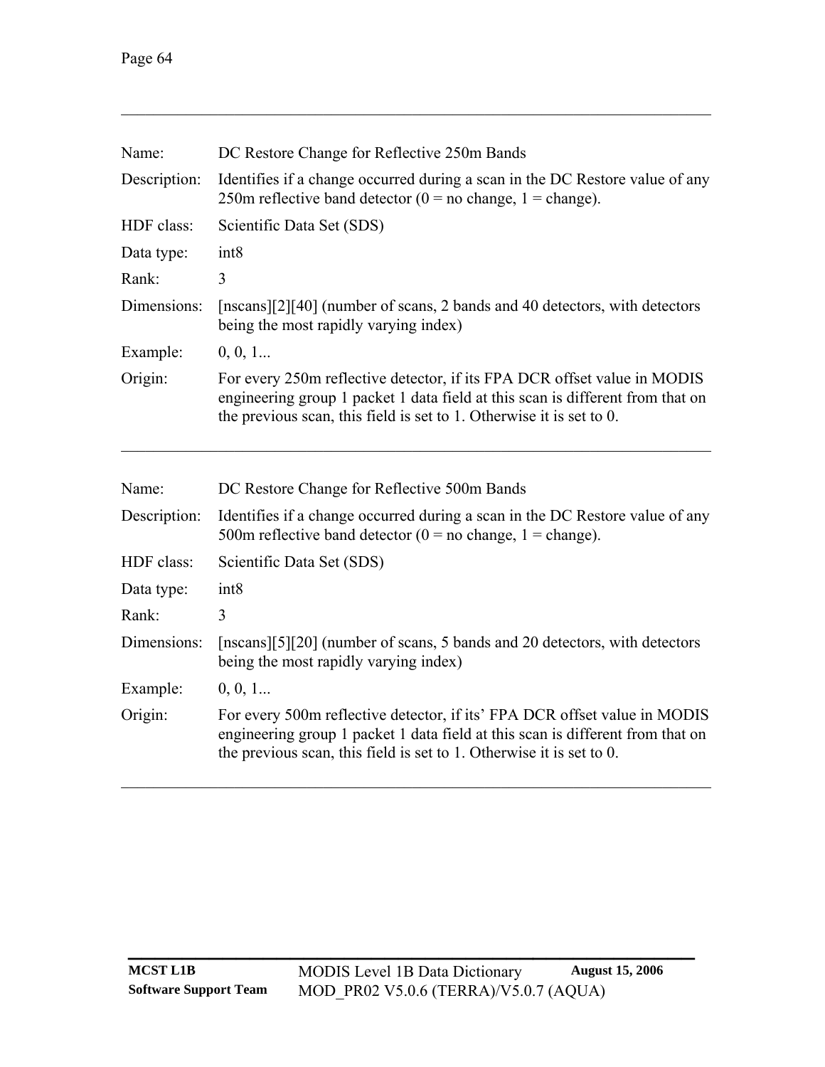| | |
|---|---|
| Name: | DC Restore Change for Reflective 250m Bands |
| Description: | Identifies if a change occurred during a scan in the DC Restore value of any 250m reflective band detector (0 = no change, 1 = change). |
| HDF class: | Scientific Data Set (SDS) |
| Data type: | int8 |
| Rank: | 3 |
| Dimensions: | [nscans][2][40] (number of scans, 2 bands and 40 detectors, with detectors being the most rapidly varying index) |
| Example: | 0, 0, 1... |
| Origin: | For every 250m reflective detector, if its FPA DCR offset value in MODIS engineering group 1 packet 1 data field at this scan is different from that on the previous scan, this field is set to 1. Otherwise it is set to 0. |

---

| | |
|---|---|
| Name: | DC Restore Change for Reflective 500m Bands |
| Description: | Identifies if a change occurred during a scan in the DC Restore value of any 500m reflective band detector (0 = no change, 1 = change). |
| HDF class: | Scientific Data Set (SDS) |
| Data type: | int8 |
| Rank: | 3 |
| Dimensions: | [nscans][5][20] (number of scans, 5 bands and 20 detectors, with detectors being the most rapidly varying index) |
| Example: | 0, 0, 1... |
| Origin: | For every 500m reflective detector, if its' FPA DCR offset value in MODIS engineering group 1 packet 1 data field at this scan is different from that on the previous scan, this field is set to 1. Otherwise it is set to 0. |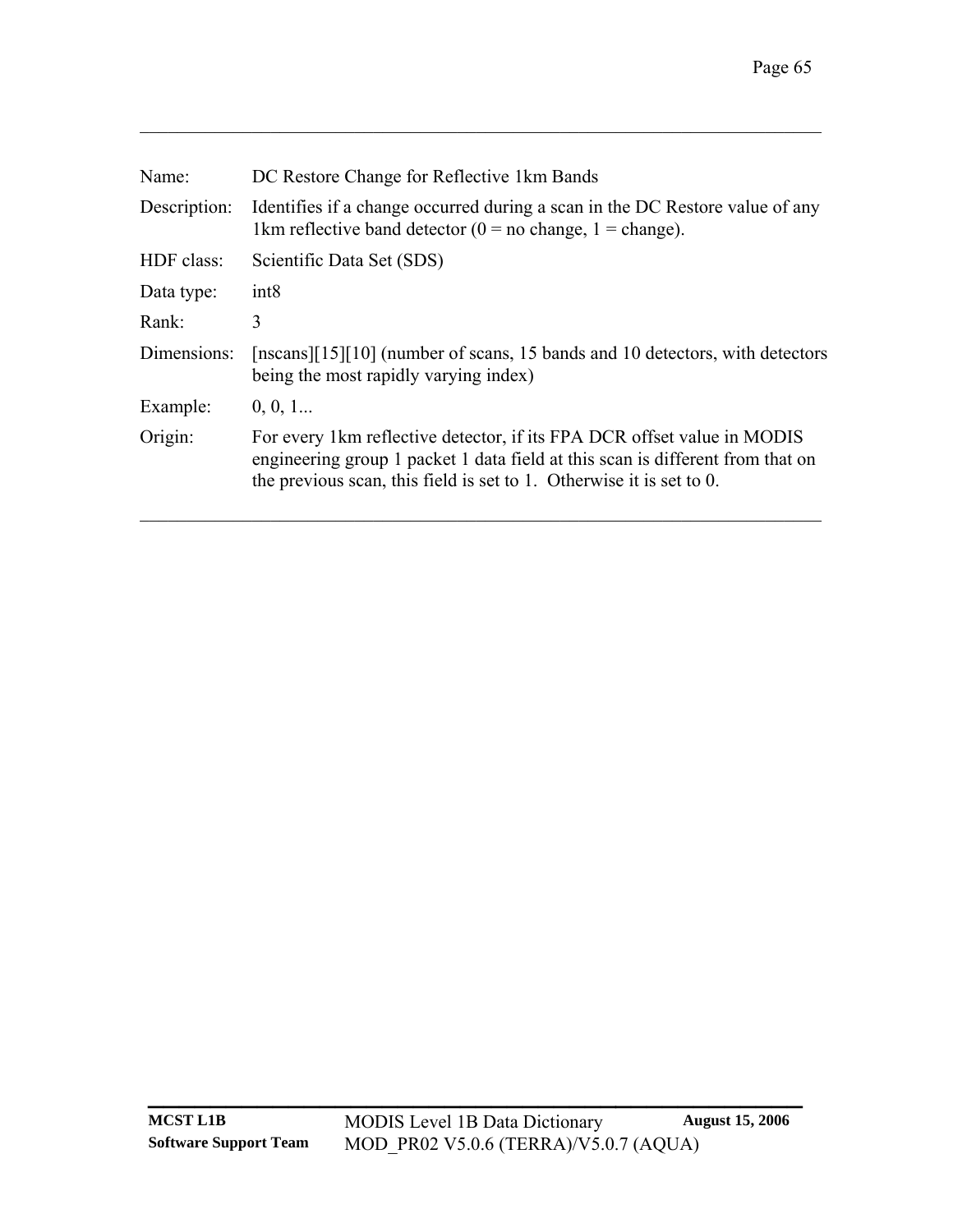| Name: | DC Restore Change for Reflective 1km Bands |
|---|---|
| Description: | Identifies if a change occurred during a scan in the DC Restore value of any 1km reflective band detector (0 = no change, 1 = change). |
| HDF class: | Scientific Data Set (SDS) |
| Data type: | int8 |
| Rank: | 3 |
| Dimensions: | [nscans][15][10] (number of scans, 15 bands and 10 detectors, with detectors being the most rapidly varying index) |
| Example: | 0, 0, 1... |
| Origin: | For every 1km reflective detector, if its FPA DCR offset value in MODIS engineering group 1 packet 1 data field at this scan is different from that on the previous scan, this field is set to 1. Otherwise it is set to 0. |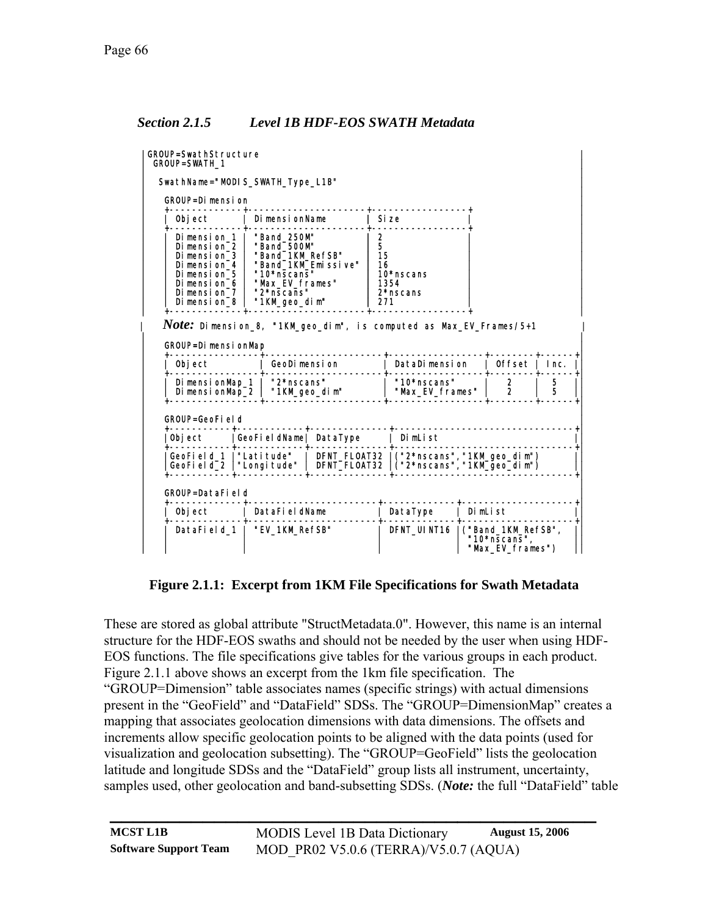### *Section 2.1.5 Level 1B HDF-EOS SWATH Metadata*

```
GROUP=SwathStructure
 GROUP=SWATH_1

  SwathName="MODIS_SWATH_Type_L1B"

   GROUP=Dimension
   +-------------+--------------------+----------------+
   | Object      | DimensionName      | Size           |
   +-------------+--------------------+----------------+
   | Dimension_1 | "Band_250M"        | 2              |
   | Dimension_2 | "Band_500M"        | 5              |
   | Dimension_3 | "Band_1KM_RefSB"   | 15             |
   | Dimension_4 | "Band_1KM_Emissive"| 16             |
   | Dimension_5 | "10*nscans"        | 10*nscans      |
   | Dimension_6 | "Max_EV_frames"    | 1354           |
   | Dimension_7 | "2*nscans"         | 2*nscans       |
   | Dimension_8 | "1KM_geo_dim"      | 271            |
   +-------------+--------------------+----------------+
   Note: Dimension_8, "1KM_geo_dim", is computed as Max_EV_Frames/5+1

   GROUP=DimensionMap
   +----------------+--------------------+----------------+--------+------+
   | Object         | GeoDimension       | DataDimension  | Offset | Inc. |
   +----------------+--------------------+----------------+--------+------+
   | DimensionMap_1 | "2*nscans"         | "10*nscans"    |   2    |  5   |
   | DimensionMap_2 | "1KM_geo_dim"      | "Max_EV_frames"|   2    |  5   |
   +----------------+--------------------+----------------+--------+------+

   GROUP=GeoField
   +----------+-----------+-------------+------------------------------+
   |Object    |GeoFieldName| DataType   | DimList                      |
   +----------+-----------+-------------+------------------------------+
   |GeoField_1|"Latitude"  | DFNT_FLOAT32|("2*nscans","1KM_geo_dim")   |
   |GeoField_2|"Longitude" | DFNT_FLOAT32|("2*nscans","1KM_geo_dim")   |
   +----------+-----------+-------------+------------------------------+

   GROUP=DataField
   +-------------+---------------------+------------+------------------+
   | Object      | DataFieldName       | DataType   | DimList          |
   +-------------+---------------------+------------+------------------+
   | DataField_1 | "EV_1KM_RefSB"      | DFNT_UINT16|("Band_1KM_RefSB",|
   |             |                     |            | "10*nscans",     |
   |             |                     |            | "Max_EV_frames") |
```

**Figure 2.1.1: Excerpt from 1KM File Specifications for Swath Metadata**

These are stored as global attribute "StructMetadata.0". However, this name is an internal structure for the HDF-EOS swaths and should not be needed by the user when using HDF-EOS functions. The file specifications give tables for the various groups in each product. Figure 2.1.1 above shows an excerpt from the 1km file specification. The "GROUP=Dimension" table associates names (specific strings) with actual dimensions present in the "GeoField" and "DataField" SDSs. The "GROUP=DimensionMap" creates a mapping that associates geolocation dimensions with data dimensions. The offsets and increments allow specific geolocation points to be aligned with the data points (used for visualization and geolocation subsetting). The "GROUP=GeoField" lists the geolocation latitude and longitude SDSs and the "DataField" group lists all instrument, uncertainty, samples used, other geolocation and band-subsetting SDSs. (***Note:*** the full "DataField" table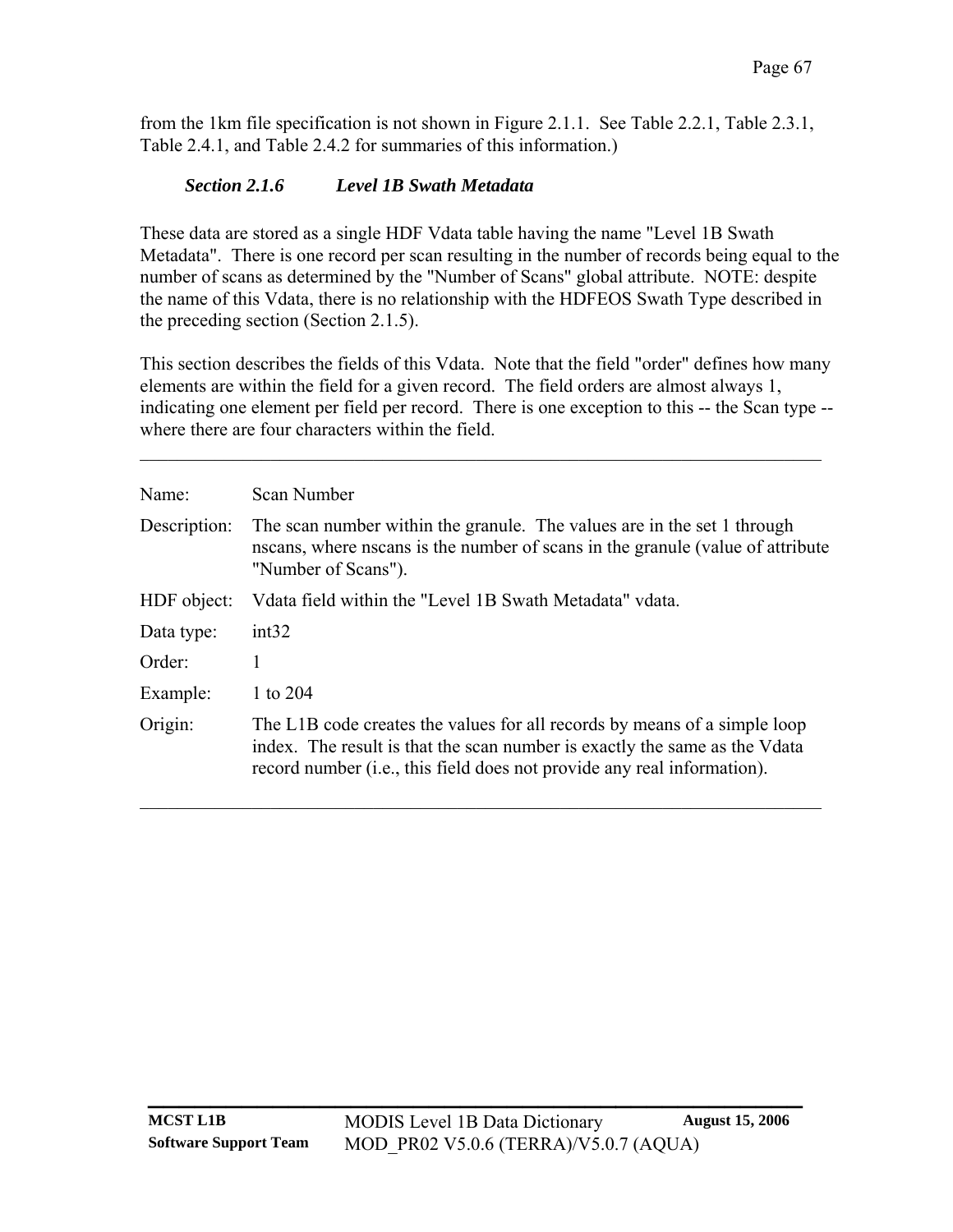from the 1km file specification is not shown in Figure 2.1.1. See Table 2.2.1, Table 2.3.1, Table 2.4.1, and Table 2.4.2 for summaries of this information.)

### *Section 2.1.6 Level 1B Swath Metadata*

These data are stored as a single HDF Vdata table having the name "Level 1B Swath Metadata". There is one record per scan resulting in the number of records being equal to the number of scans as determined by the "Number of Scans" global attribute. NOTE: despite the name of this Vdata, there is no relationship with the HDFEOS Swath Type described in the preceding section (Section 2.1.5).

This section describes the fields of this Vdata. Note that the field "order" defines how many elements are within the field for a given record. The field orders are almost always 1, indicating one element per field per record. There is one exception to this -- the Scan type -- where there are four characters within the field.

---

| | |
|---|---|
| Name: | Scan Number |
| Description: | The scan number within the granule. The values are in the set 1 through nscans, where nscans is the number of scans in the granule (value of attribute "Number of Scans"). |
| HDF object: | Vdata field within the "Level 1B Swath Metadata" vdata. |
| Data type: | int32 |
| Order: | 1 |
| Example: | 1 to 204 |
| Origin: | The L1B code creates the values for all records by means of a simple loop index. The result is that the scan number is exactly the same as the Vdata record number (i.e., this field does not provide any real information). |

---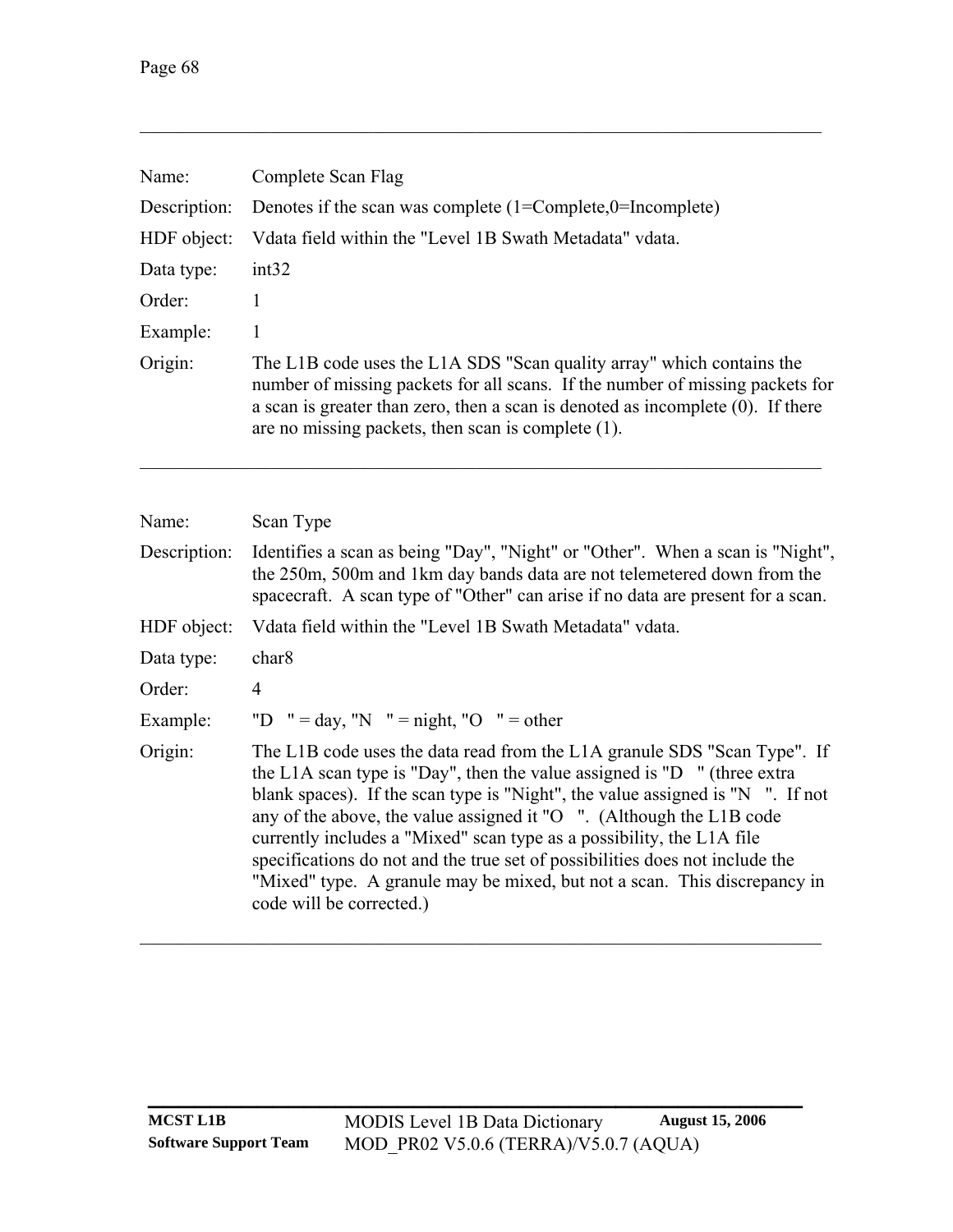---

| | |
|---|---|
| Name: | Complete Scan Flag |
| Description: | Denotes if the scan was complete (1=Complete,0=Incomplete) |
| HDF object: | Vdata field within the "Level 1B Swath Metadata" vdata. |
| Data type: | int32 |
| Order: | 1 |
| Example: | 1 |
| Origin: | The L1B code uses the L1A SDS "Scan quality array" which contains the number of missing packets for all scans. If the number of missing packets for a scan is greater than zero, then a scan is denoted as incomplete (0). If there are no missing packets, then scan is complete (1). |

---

| | |
|---|---|
| Name: | Scan Type |
| Description: | Identifies a scan as being "Day", "Night" or "Other". When a scan is "Night", the 250m, 500m and 1km day bands data are not telemetered down from the spacecraft. A scan type of "Other" can arise if no data are present for a scan. |
| HDF object: | Vdata field within the "Level 1B Swath Metadata" vdata. |
| Data type: | char8 |
| Order: | 4 |
| Example: | "D   " = day, "N   " = night, "O   " = other |
| Origin: | The L1B code uses the data read from the L1A granule SDS "Scan Type". If the L1A scan type is "Day", then the value assigned is "D   " (three extra blank spaces). If the scan type is "Night", the value assigned is "N   ". If not any of the above, the value assigned it "O   ". (Although the L1B code currently includes a "Mixed" scan type as a possibility, the L1A file specifications do not and the true set of possibilities does not include the "Mixed" type. A granule may be mixed, but not a scan. This discrepancy in code will be corrected.) |

---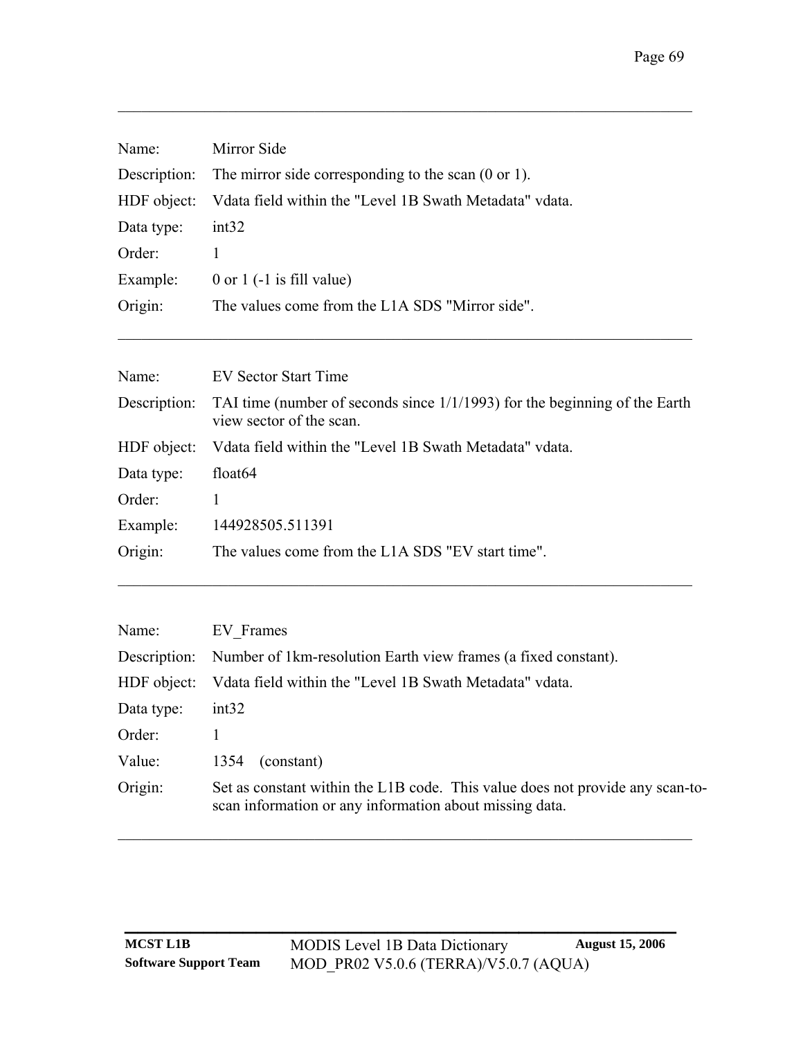| | |
|---|---|
| Name: | Mirror Side |
| Description: | The mirror side corresponding to the scan (0 or 1). |
| HDF object: | Vdata field within the "Level 1B Swath Metadata" vdata. |
| Data type: | int32 |
| Order: | 1 |
| Example: | 0 or 1 (-1 is fill value) |
| Origin: | The values come from the L1A SDS "Mirror side". |

---

| | |
|---|---|
| Name: | EV Sector Start Time |
| Description: | TAI time (number of seconds since 1/1/1993) for the beginning of the Earth view sector of the scan. |
| HDF object: | Vdata field within the "Level 1B Swath Metadata" vdata. |
| Data type: | float64 |
| Order: | 1 |
| Example: | 144928505.511391 |
| Origin: | The values come from the L1A SDS "EV start time". |

---

| | |
|---|---|
| Name: | EV_Frames |
| Description: | Number of 1km-resolution Earth view frames (a fixed constant). |
| HDF object: | Vdata field within the "Level 1B Swath Metadata" vdata. |
| Data type: | int32 |
| Order: | 1 |
| Value: | 1354 (constant) |
| Origin: | Set as constant within the L1B code. This value does not provide any scan-to-scan information or any information about missing data. |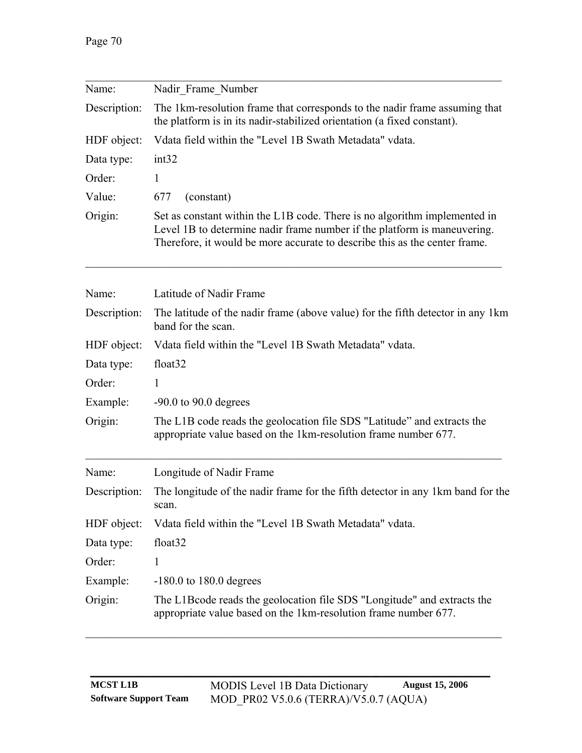| | |
|---|---|
| Name: | Nadir_Frame_Number |
| Description: | The 1km-resolution frame that corresponds to the nadir frame assuming that the platform is in its nadir-stabilized orientation (a fixed constant). |
| HDF object: | Vdata field within the "Level 1B Swath Metadata" vdata. |
| Data type: | int32 |
| Order: | 1 |
| Value: | 677 (constant) |
| Origin: | Set as constant within the L1B code. There is no algorithm implemented in Level 1B to determine nadir frame number if the platform is maneuvering. Therefore, it would be more accurate to describe this as the center frame. |

| | |
|---|---|
| Name: | Latitude of Nadir Frame |
| Description: | The latitude of the nadir frame (above value) for the fifth detector in any 1km band for the scan. |
| HDF object: | Vdata field within the "Level 1B Swath Metadata" vdata. |
| Data type: | float32 |
| Order: | 1 |
| Example: | -90.0 to 90.0 degrees |
| Origin: | The L1B code reads the geolocation file SDS "Latitude" and extracts the appropriate value based on the 1km-resolution frame number 677. |

| | |
|---|---|
| Name: | Longitude of Nadir Frame |
| Description: | The longitude of the nadir frame for the fifth detector in any 1km band for the scan. |
| HDF object: | Vdata field within the "Level 1B Swath Metadata" vdata. |
| Data type: | float32 |
| Order: | 1 |
| Example: | -180.0 to 180.0 degrees |
| Origin: | The L1Bcode reads the geolocation file SDS "Longitude" and extracts the appropriate value based on the 1km-resolution frame number 677. |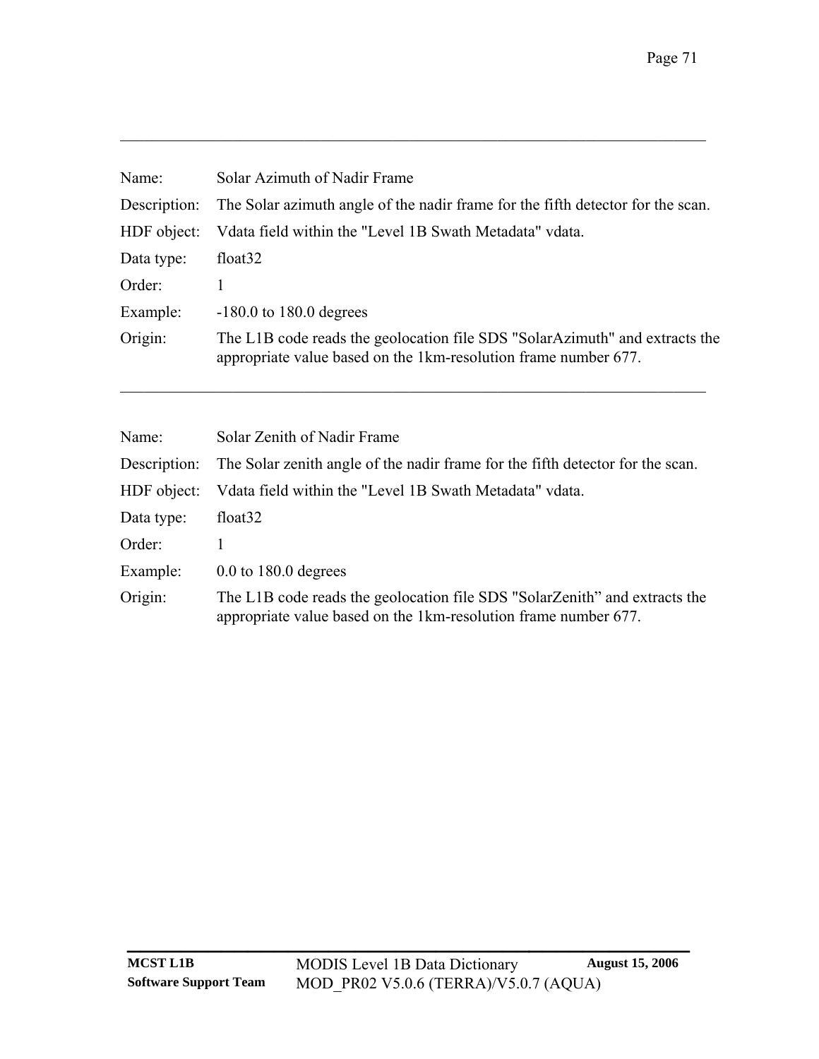---

Name: Solar Azimuth of Nadir Frame

Description: The Solar azimuth angle of the nadir frame for the fifth detector for the scan.

HDF object: Vdata field within the "Level 1B Swath Metadata" vdata.

Data type: float32

Order: 1

Example: -180.0 to 180.0 degrees

Origin: The L1B code reads the geolocation file SDS "SolarAzimuth" and extracts the appropriate value based on the 1km-resolution frame number 677.

---

Name: Solar Zenith of Nadir Frame

Description: The Solar zenith angle of the nadir frame for the fifth detector for the scan.

HDF object: Vdata field within the "Level 1B Swath Metadata" vdata.

Data type: float32

Order: 1

Example: 0.0 to 180.0 degrees

Origin: The L1B code reads the geolocation file SDS "SolarZenith" and extracts the appropriate value based on the 1km-resolution frame number 677.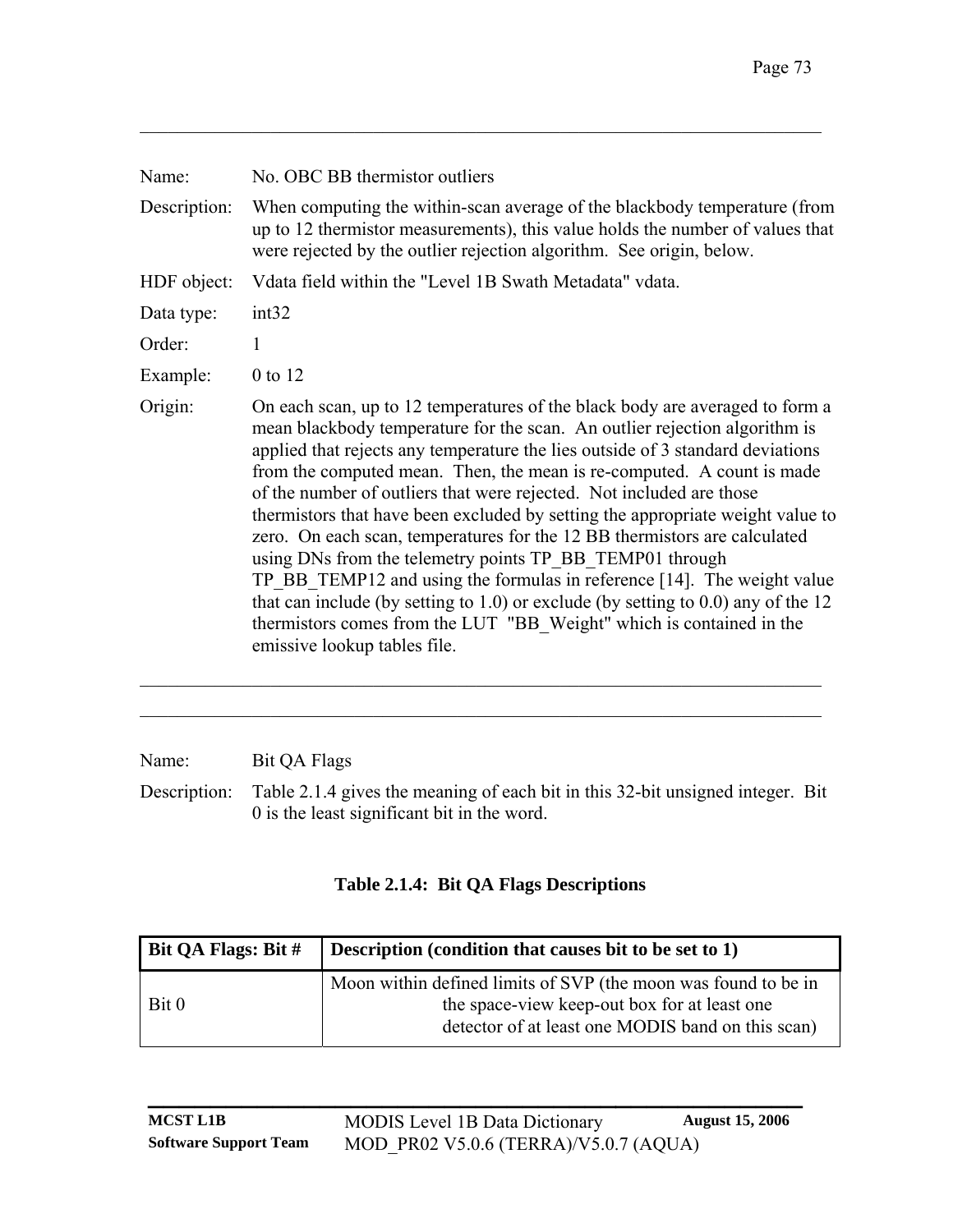---

Name: No. OBC BB thermistor outliers

Description: When computing the within-scan average of the blackbody temperature (from up to 12 thermistor measurements), this value holds the number of values that were rejected by the outlier rejection algorithm. See origin, below.

HDF object: Vdata field within the "Level 1B Swath Metadata" vdata.

Data type: int32

Order: 1

Example: 0 to 12

Origin: On each scan, up to 12 temperatures of the black body are averaged to form a mean blackbody temperature for the scan. An outlier rejection algorithm is applied that rejects any temperature the lies outside of 3 standard deviations from the computed mean. Then, the mean is re-computed. A count is made of the number of outliers that were rejected. Not included are those thermistors that have been excluded by setting the appropriate weight value to zero. On each scan, temperatures for the 12 BB thermistors are calculated using DNs from the telemetry points TP_BB_TEMP01 through TP_BB_TEMP12 and using the formulas in reference [14]. The weight value that can include (by setting to 1.0) or exclude (by setting to 0.0) any of the 12 thermistors comes from the LUT "BB_Weight" which is contained in the emissive lookup tables file.

---

---

Name: Bit QA Flags

Description: Table 2.1.4 gives the meaning of each bit in this 32-bit unsigned integer. Bit 0 is the least significant bit in the word.

**Table 2.1.4: Bit QA Flags Descriptions**

| Bit QA Flags: Bit # | Description (condition that causes bit to be set to 1) |
|---|---|
| Bit 0 | Moon within defined limits of SVP (the moon was found to be in the space-view keep-out box for at least one detector of at least one MODIS band on this scan) |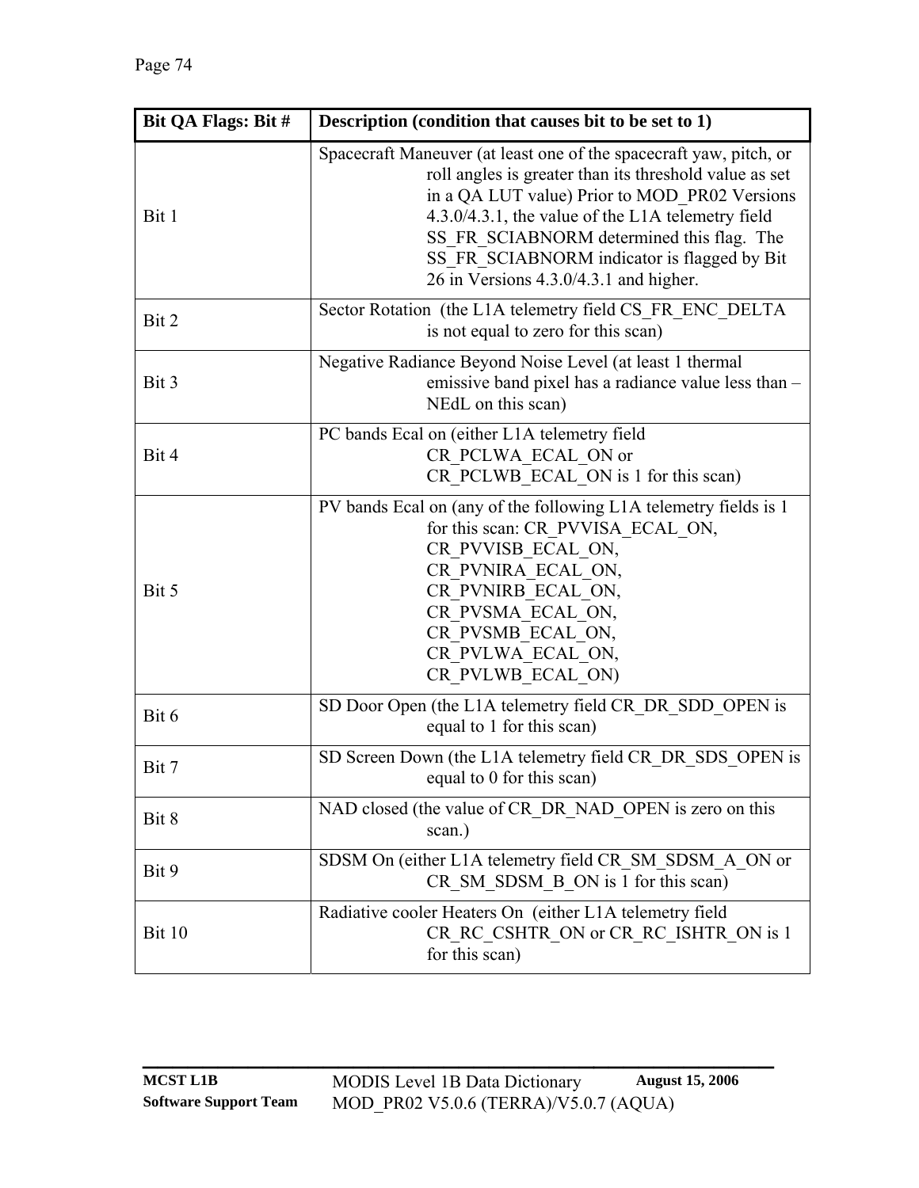| Bit QA Flags: Bit # | Description (condition that causes bit to be set to 1) |
| --- | --- |
| Bit 1 | Spacecraft Maneuver (at least one of the spacecraft yaw, pitch, or roll angles is greater than its threshold value as set in a QA LUT value) Prior to MOD_PR02 Versions 4.3.0/4.3.1, the value of the L1A telemetry field SS_FR_SCIABNORM determined this flag. The SS_FR_SCIABNORM indicator is flagged by Bit 26 in Versions 4.3.0/4.3.1 and higher. |
| Bit 2 | Sector Rotation (the L1A telemetry field CS_FR_ENC_DELTA is not equal to zero for this scan) |
| Bit 3 | Negative Radiance Beyond Noise Level (at least 1 thermal emissive band pixel has a radiance value less than –NEdL on this scan) |
| Bit 4 | PC bands Ecal on (either L1A telemetry field CR_PCLWA_ECAL_ON or CR_PCLWB_ECAL_ON is 1 for this scan) |
| Bit 5 | PV bands Ecal on (any of the following L1A telemetry fields is 1 for this scan: CR_PVVISA_ECAL_ON, CR_PVVISB_ECAL_ON, CR_PVNIRA_ECAL_ON, CR_PVNIRB_ECAL_ON, CR_PVSMA_ECAL_ON, CR_PVSMB_ECAL_ON, CR_PVLWA_ECAL_ON, CR_PVLWB_ECAL_ON) |
| Bit 6 | SD Door Open (the L1A telemetry field CR_DR_SDD_OPEN is equal to 1 for this scan) |
| Bit 7 | SD Screen Down (the L1A telemetry field CR_DR_SDS_OPEN is equal to 0 for this scan) |
| Bit 8 | NAD closed (the value of CR_DR_NAD_OPEN is zero on this scan.) |
| Bit 9 | SDSM On (either L1A telemetry field CR_SM_SDSM_A_ON or CR_SM_SDSM_B_ON is 1 for this scan) |
| Bit 10 | Radiative cooler Heaters On (either L1A telemetry field CR_RC_CSHTR_ON or CR_RC_ISHTR_ON is 1 for this scan) |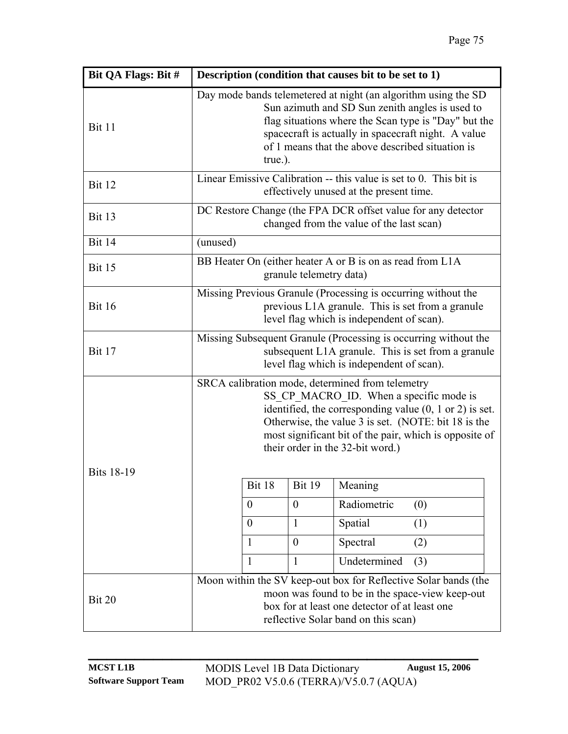| Bit QA Flags: Bit # | Description (condition that causes bit to be set to 1) |
|---|---|
| Bit 11 | Day mode bands telemetered at night (an algorithm using the SD Sun azimuth and SD Sun zenith angles is used to flag situations where the Scan type is "Day" but the spacecraft is actually in spacecraft night. A value of 1 means that the above described situation is true.). |
| Bit 12 | Linear Emissive Calibration -- this value is set to 0. This bit is effectively unused at the present time. |
| Bit 13 | DC Restore Change (the FPA DCR offset value for any detector changed from the value of the last scan) |
| Bit 14 | (unused) |
| Bit 15 | BB Heater On (either heater A or B is on as read from L1A granule telemetry data) |
| Bit 16 | Missing Previous Granule (Processing is occurring without the previous L1A granule. This is set from a granule level flag which is independent of scan). |
| Bit 17 | Missing Subsequent Granule (Processing is occurring without the subsequent L1A granule. This is set from a granule level flag which is independent of scan). |
| Bits 18-19 | SRCA calibration mode, determined from telemetry SS_CP_MACRO_ID. When a specific mode is identified, the corresponding value (0, 1 or 2) is set. Otherwise, the value 3 is set. (NOTE: bit 18 is the most significant bit of the pair, which is opposite of their order in the 32-bit word.) (see table below) |
| Bit 20 | Moon within the SV keep-out box for Reflective Solar bands (the moon was found to be in the space-view keep-out box for at least one detector of at least one reflective Solar band on this scan) |

| Bit 18 | Bit 19 | Meaning |
|---|---|---|
| 0 | 0 | Radiometric (0) |
| 0 | 1 | Spatial (1) |
| 1 | 0 | Spectral (2) |
| 1 | 1 | Undetermined (3) |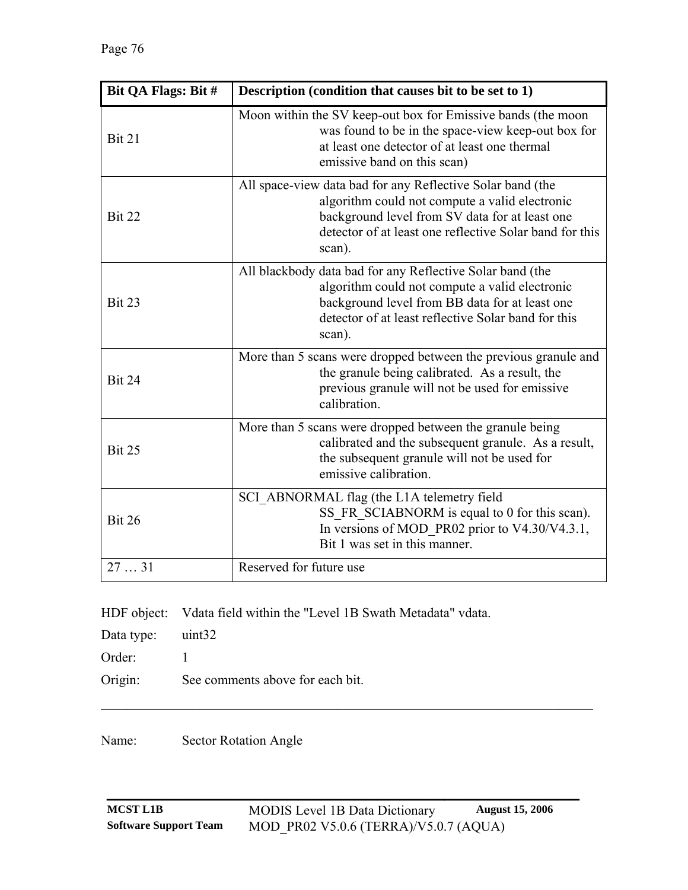| Bit QA Flags: Bit # | Description (condition that causes bit to be set to 1) |
|---|---|
| Bit 21 | Moon within the SV keep-out box for Emissive bands (the moon was found to be in the space-view keep-out box for at least one detector of at least one thermal emissive band on this scan) |
| Bit 22 | All space-view data bad for any Reflective Solar band (the algorithm could not compute a valid electronic background level from SV data for at least one detector of at least one reflective Solar band for this scan). |
| Bit 23 | All blackbody data bad for any Reflective Solar band (the algorithm could not compute a valid electronic background level from BB data for at least one detector of at least reflective Solar band for this scan). |
| Bit 24 | More than 5 scans were dropped between the previous granule and the granule being calibrated. As a result, the previous granule will not be used for emissive calibration. |
| Bit 25 | More than 5 scans were dropped between the granule being calibrated and the subsequent granule. As a result, the subsequent granule will not be used for emissive calibration. |
| Bit 26 | SCI_ABNORMAL flag (the L1A telemetry field SS_FR_SCIABNORM is equal to 0 for this scan). In versions of MOD_PR02 prior to V4.30/V4.3.1, Bit 1 was set in this manner. |
| 27 … 31 | Reserved for future use |

HDF object: Vdata field within the "Level 1B Swath Metadata" vdata.

Data type: uint32

Order: 1

Origin: See comments above for each bit.

---

Name: Sector Rotation Angle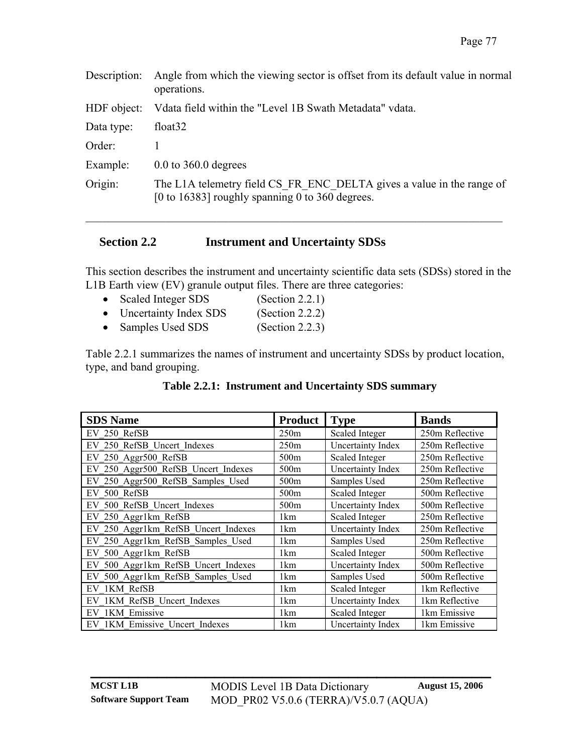Description: Angle from which the viewing sector is offset from its default value in normal operations.

HDF object: Vdata field within the "Level 1B Swath Metadata" vdata.

Data type: float32

Order: 1

Example: 0.0 to 360.0 degrees

Origin: The L1A telemetry field CS_FR_ENC_DELTA gives a value in the range of [0 to 16383] roughly spanning 0 to 360 degrees.

---

## Section 2.2 Instrument and Uncertainty SDSs

This section describes the instrument and uncertainty scientific data sets (SDSs) stored in the L1B Earth view (EV) granule output files. There are three categories:

- Scaled Integer SDS (Section 2.2.1)
- Uncertainty Index SDS (Section 2.2.2)
- Samples Used SDS (Section 2.2.3)

Table 2.2.1 summarizes the names of instrument and uncertainty SDSs by product location, type, and band grouping.

**Table 2.2.1: Instrument and Uncertainty SDS summary**

| SDS Name | Product | Type | Bands |
|---|---|---|---|
| EV_250_RefSB | 250m | Scaled Integer | 250m Reflective |
| EV_250_RefSB_Uncert_Indexes | 250m | Uncertainty Index | 250m Reflective |
| EV_250_Aggr500_RefSB | 500m | Scaled Integer | 250m Reflective |
| EV_250_Aggr500_RefSB_Uncert_Indexes | 500m | Uncertainty Index | 250m Reflective |
| EV_250_Aggr500_RefSB_Samples_Used | 500m | Samples Used | 250m Reflective |
| EV_500_RefSB | 500m | Scaled Integer | 500m Reflective |
| EV_500_RefSB_Uncert_Indexes | 500m | Uncertainty Index | 500m Reflective |
| EV_250_Aggr1km_RefSB | 1km | Scaled Integer | 250m Reflective |
| EV_250_Aggr1km_RefSB_Uncert_Indexes | 1km | Uncertainty Index | 250m Reflective |
| EV_250_Aggr1km_RefSB_Samples_Used | 1km | Samples Used | 250m Reflective |
| EV_500_Aggr1km_RefSB | 1km | Scaled Integer | 500m Reflective |
| EV_500_Aggr1km_RefSB_Uncert_Indexes | 1km | Uncertainty Index | 500m Reflective |
| EV_500_Aggr1km_RefSB_Samples_Used | 1km | Samples Used | 500m Reflective |
| EV_1KM_RefSB | 1km | Scaled Integer | 1km Reflective |
| EV_1KM_RefSB_Uncert_Indexes | 1km | Uncertainty Index | 1km Reflective |
| EV_1KM_Emissive | 1km | Scaled Integer | 1km Emissive |
| EV_1KM_Emissive_Uncert_Indexes | 1km | Uncertainty Index | 1km Emissive |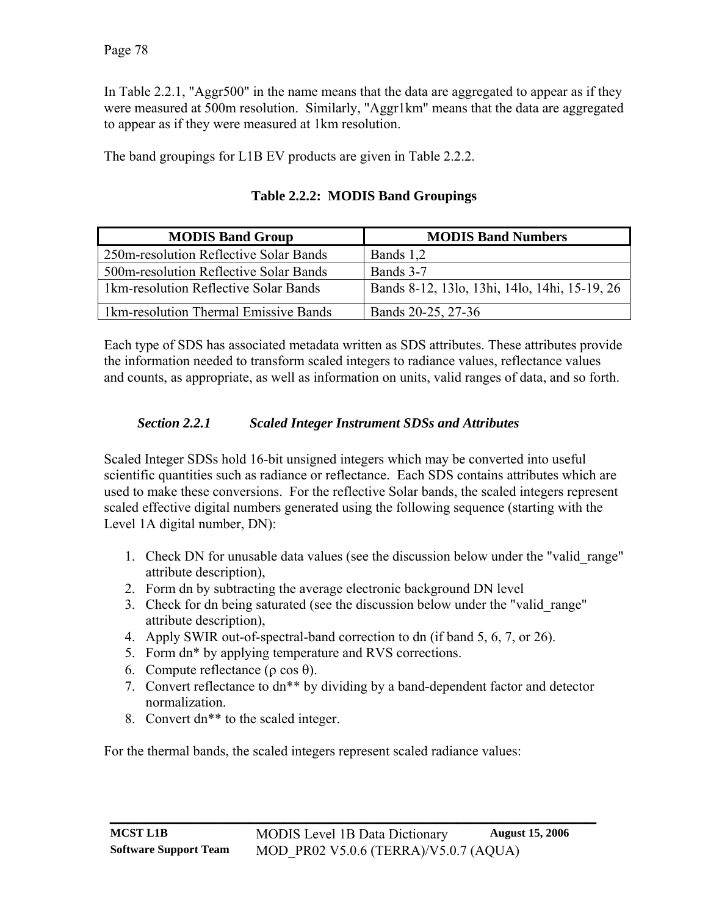In Table 2.2.1, "Aggr500" in the name means that the data are aggregated to appear as if they were measured at 500m resolution. Similarly, "Aggr1km" means that the data are aggregated to appear as if they were measured at 1km resolution.

The band groupings for L1B EV products are given in Table 2.2.2.

**Table 2.2.2: MODIS Band Groupings**

| MODIS Band Group | MODIS Band Numbers |
|---|---|
| 250m-resolution Reflective Solar Bands | Bands 1,2 |
| 500m-resolution Reflective Solar Bands | Bands 3-7 |
| 1km-resolution Reflective Solar Bands | Bands 8-12, 13lo, 13hi, 14lo, 14hi, 15-19, 26 |
| 1km-resolution Thermal Emissive Bands | Bands 20-25, 27-36 |

Each type of SDS has associated metadata written as SDS attributes. These attributes provide the information needed to transform scaled integers to radiance values, reflectance values and counts, as appropriate, as well as information on units, valid ranges of data, and so forth.

### *Section 2.2.1 Scaled Integer Instrument SDSs and Attributes*

Scaled Integer SDSs hold 16-bit unsigned integers which may be converted into useful scientific quantities such as radiance or reflectance. Each SDS contains attributes which are used to make these conversions. For the reflective Solar bands, the scaled integers represent scaled effective digital numbers generated using the following sequence (starting with the Level 1A digital number, DN):

1. Check DN for unusable data values (see the discussion below under the "valid_range" attribute description),
2. Form dn by subtracting the average electronic background DN level
3. Check for dn being saturated (see the discussion below under the "valid_range" attribute description),
4. Apply SWIR out-of-spectral-band correction to dn (if band 5, 6, 7, or 26).
5. Form dn* by applying temperature and RVS corrections.
6. Compute reflectance ($\rho \cos \theta$).
7. Convert reflectance to dn** by dividing by a band-dependent factor and detector normalization.
8. Convert dn** to the scaled integer.

For the thermal bands, the scaled integers represent scaled radiance values: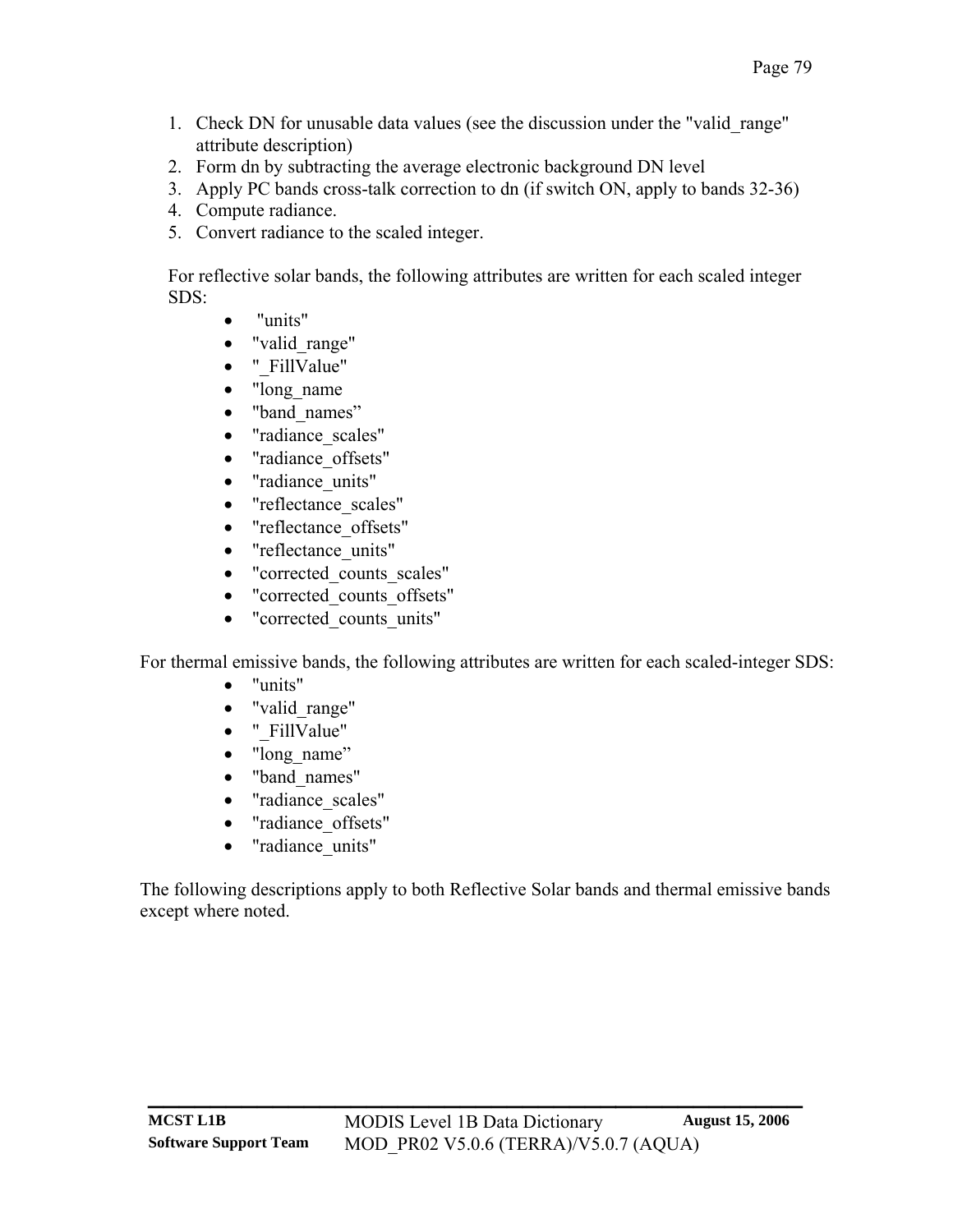1. Check DN for unusable data values (see the discussion under the "valid_range" attribute description)
2. Form dn by subtracting the average electronic background DN level
3. Apply PC bands cross-talk correction to dn (if switch ON, apply to bands 32-36)
4. Compute radiance.
5. Convert radiance to the scaled integer.

For reflective solar bands, the following attributes are written for each scaled integer SDS:

- "units"
- "valid_range"
- "_FillValue"
- "long_name
- "band_names"
- "radiance_scales"
- "radiance_offsets"
- "radiance_units"
- "reflectance_scales"
- "reflectance_offsets"
- "reflectance_units"
- "corrected_counts_scales"
- "corrected_counts_offsets"
- "corrected_counts_units"

For thermal emissive bands, the following attributes are written for each scaled-integer SDS:

- "units"
- "valid_range"
- "_FillValue"
- "long_name"
- "band_names"
- "radiance_scales"
- "radiance_offsets"
- "radiance_units"

The following descriptions apply to both Reflective Solar bands and thermal emissive bands except where noted.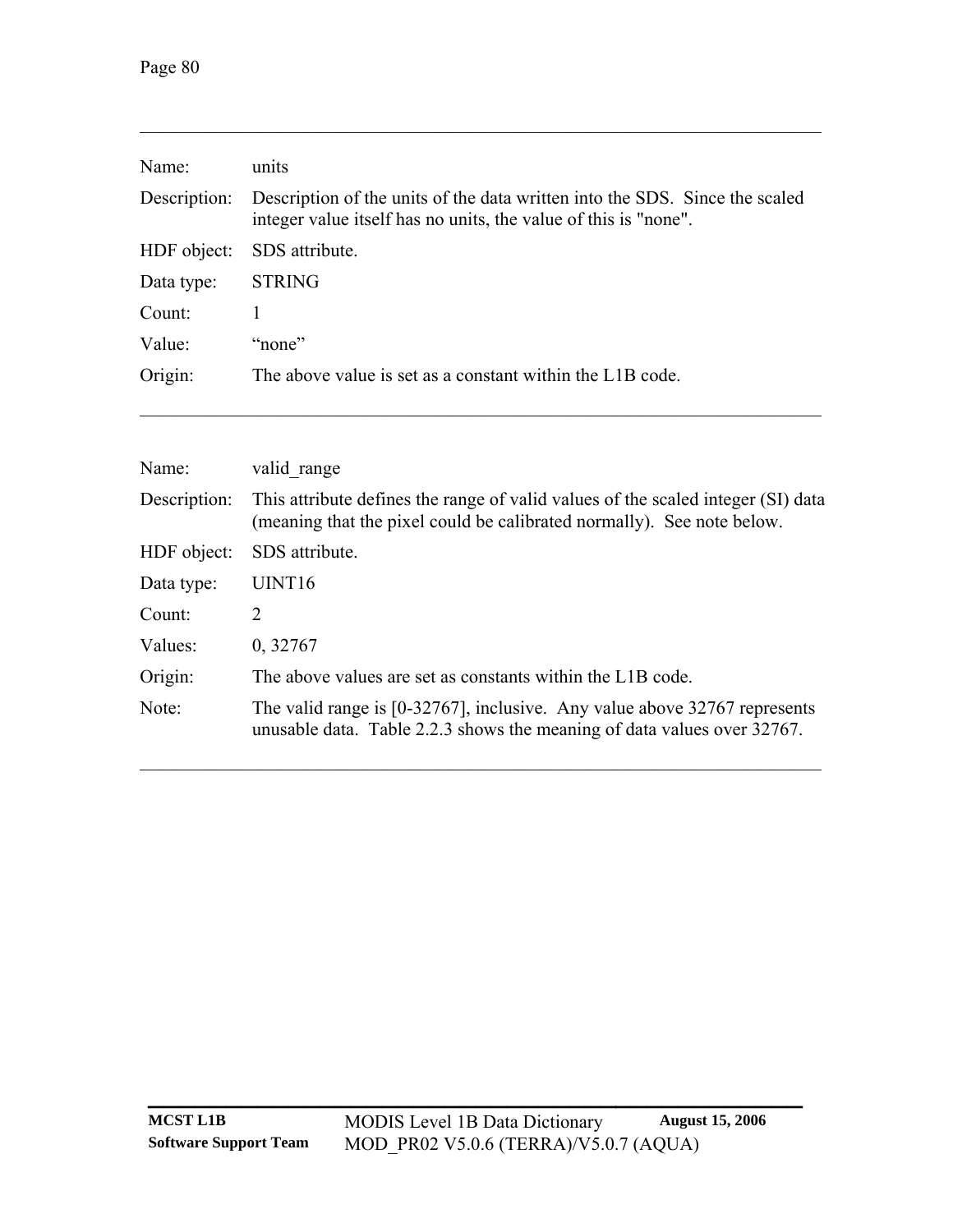| | |
|---|---|
| Name: | units |
| Description: | Description of the units of the data written into the SDS. Since the scaled integer value itself has no units, the value of this is "none". |
| HDF object: | SDS attribute. |
| Data type: | STRING |
| Count: | 1 |
| Value: | “none” |
| Origin: | The above value is set as a constant within the L1B code. |

---

| | |
|---|---|
| Name: | valid_range |
| Description: | This attribute defines the range of valid values of the scaled integer (SI) data (meaning that the pixel could be calibrated normally). See note below. |
| HDF object: | SDS attribute. |
| Data type: | UINT16 |
| Count: | 2 |
| Values: | 0, 32767 |
| Origin: | The above values are set as constants within the L1B code. |
| Note: | The valid range is [0-32767], inclusive. Any value above 32767 represents unusable data. Table 2.2.3 shows the meaning of data values over 32767. |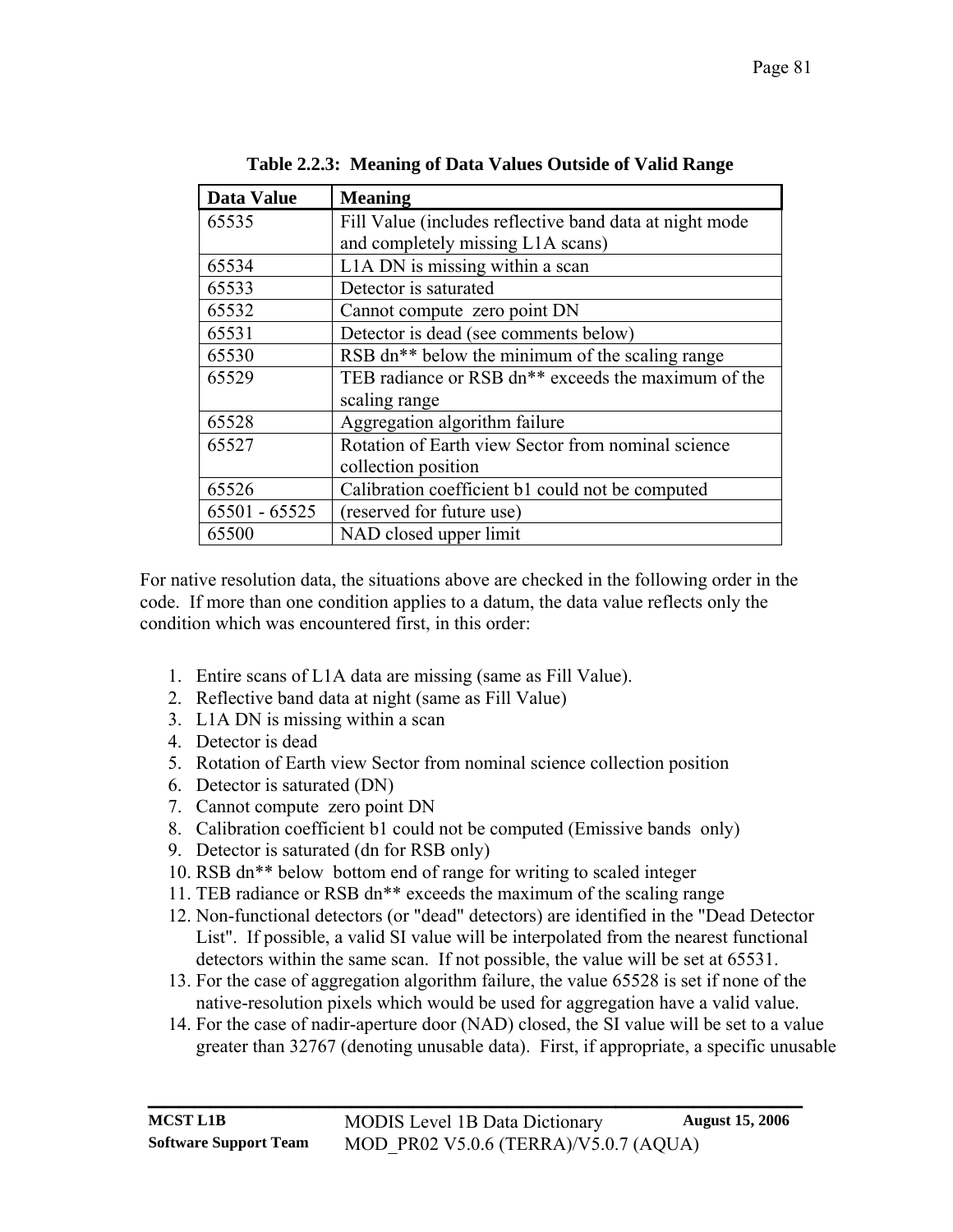**Table 2.2.3: Meaning of Data Values Outside of Valid Range**

| Data Value | Meaning |
|---|---|
| 65535 | Fill Value (includes reflective band data at night mode and completely missing L1A scans) |
| 65534 | L1A DN is missing within a scan |
| 65533 | Detector is saturated |
| 65532 | Cannot compute zero point DN |
| 65531 | Detector is dead (see comments below) |
| 65530 | RSB dn** below the minimum of the scaling range |
| 65529 | TEB radiance or RSB dn** exceeds the maximum of the scaling range |
| 65528 | Aggregation algorithm failure |
| 65527 | Rotation of Earth view Sector from nominal science collection position |
| 65526 | Calibration coefficient b1 could not be computed |
| 65501 - 65525 | (reserved for future use) |
| 65500 | NAD closed upper limit |

For native resolution data, the situations above are checked in the following order in the code. If more than one condition applies to a datum, the data value reflects only the condition which was encountered first, in this order:

1. Entire scans of L1A data are missing (same as Fill Value).
2. Reflective band data at night (same as Fill Value)
3. L1A DN is missing within a scan
4. Detector is dead
5. Rotation of Earth view Sector from nominal science collection position
6. Detector is saturated (DN)
7. Cannot compute zero point DN
8. Calibration coefficient b1 could not be computed (Emissive bands only)
9. Detector is saturated (dn for RSB only)
10. RSB dn** below bottom end of range for writing to scaled integer
11. TEB radiance or RSB dn** exceeds the maximum of the scaling range
12. Non-functional detectors (or "dead" detectors) are identified in the "Dead Detector List". If possible, a valid SI value will be interpolated from the nearest functional detectors within the same scan. If not possible, the value will be set at 65531.
13. For the case of aggregation algorithm failure, the value 65528 is set if none of the native-resolution pixels which would be used for aggregation have a valid value.
14. For the case of nadir-aperture door (NAD) closed, the SI value will be set to a value greater than 32767 (denoting unusable data). First, if appropriate, a specific unusable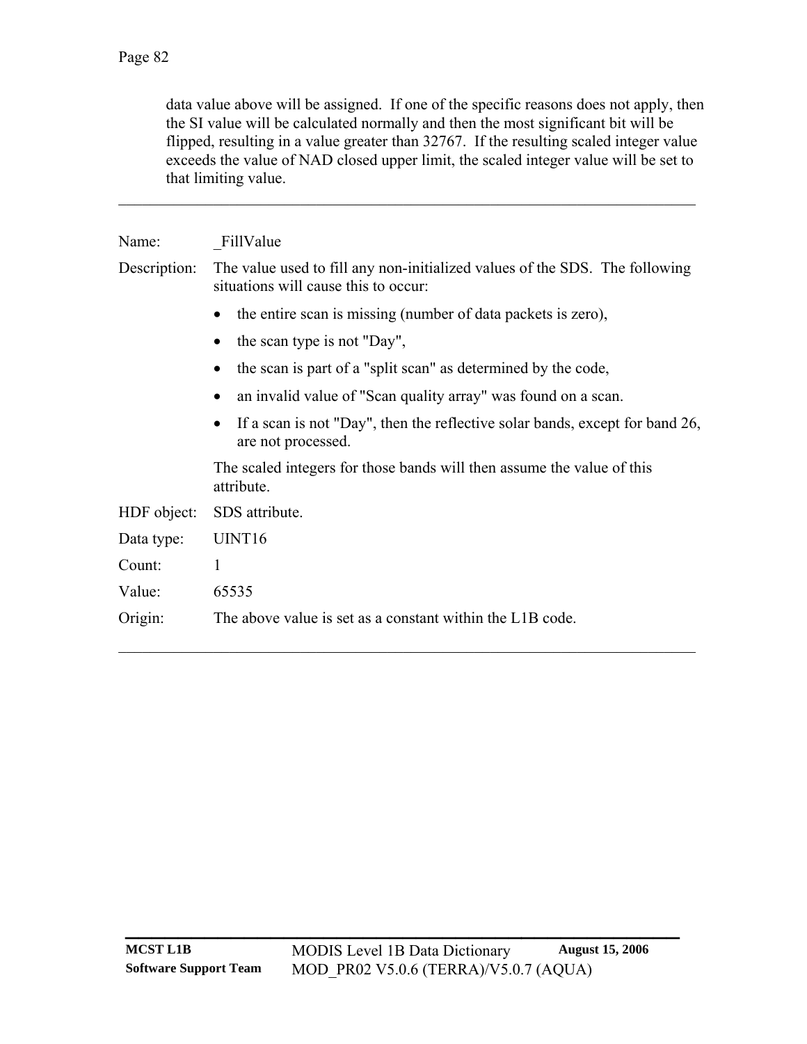data value above will be assigned. If one of the specific reasons does not apply, then the SI value will be calculated normally and then the most significant bit will be flipped, resulting in a value greater than 32767. If the resulting scaled integer value exceeds the value of NAD closed upper limit, the scaled integer value will be set to that limiting value.

---

Name: _FillValue

Description: The value used to fill any non-initialized values of the SDS. The following situations will cause this to occur:

- the entire scan is missing (number of data packets is zero),
- the scan type is not "Day",
- the scan is part of a "split scan" as determined by the code,
- an invalid value of "Scan quality array" was found on a scan.
- If a scan is not "Day", then the reflective solar bands, except for band 26, are not processed.

The scaled integers for those bands will then assume the value of this attribute.

HDF object: SDS attribute.

Data type: UINT16

Count: 1

Value: 65535

Origin: The above value is set as a constant within the L1B code.

---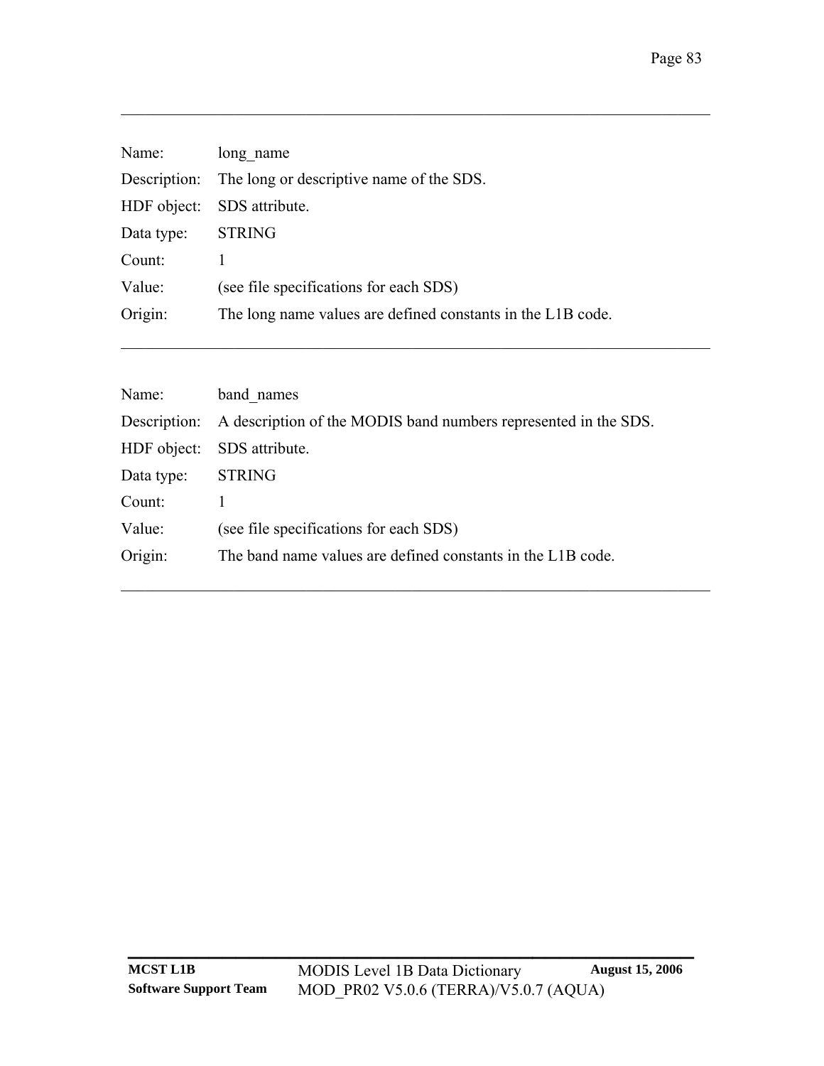---

Name: long_name

Description: The long or descriptive name of the SDS.

HDF object: SDS attribute.

Data type: STRING

Count: 1

Value: (see file specifications for each SDS)

Origin: The long name values are defined constants in the L1B code.

---

Name: band_names

Description: A description of the MODIS band numbers represented in the SDS.

HDF object: SDS attribute.

Data type: STRING

Count: 1

Value: (see file specifications for each SDS)

Origin: The band name values are defined constants in the L1B code.

---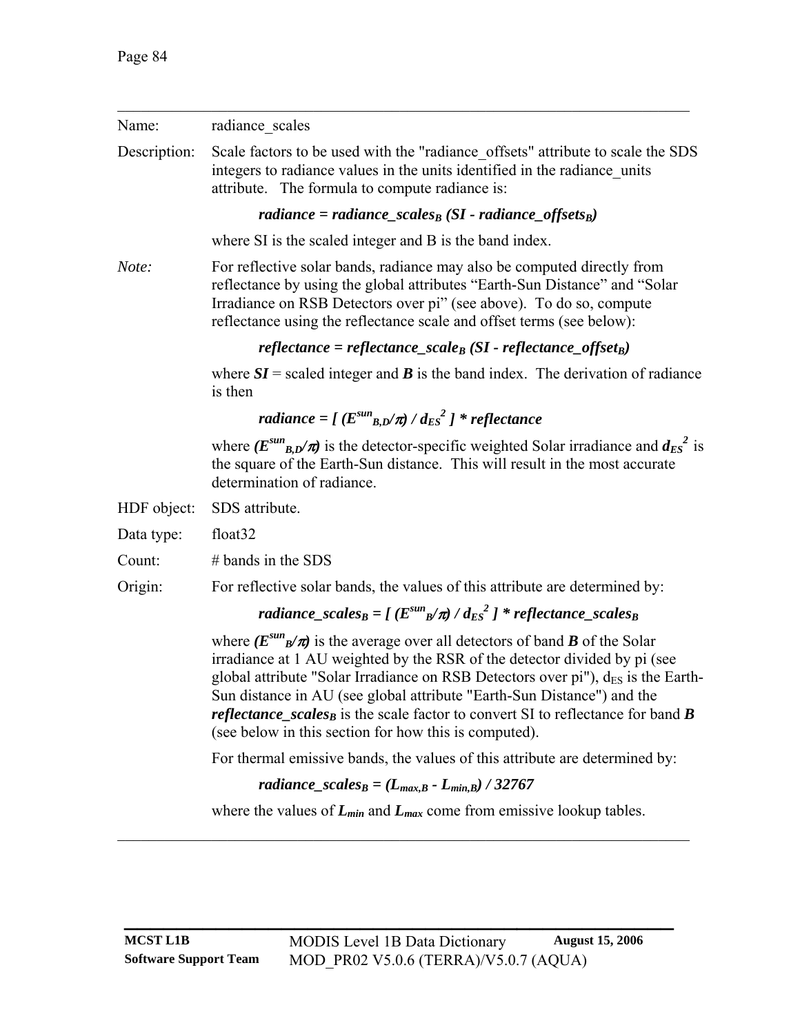| | |
|---|---|
| Name: | radiance_scales |
| Description: | Scale factors to be used with the "radiance_offsets" attribute to scale the SDS integers to radiance values in the units identified in the radiance_units attribute. The formula to compute radiance is: |

$$\textbf{\textit{radiance = radiance\_scales}}_B \textbf{\textit{ (SI - radiance\_offsets}}_B\textbf{\textit{)}}$$

where SI is the scaled integer and B is the band index.

*Note:* For reflective solar bands, radiance may also be computed directly from reflectance by using the global attributes "Earth-Sun Distance" and "Solar Irradiance on RSB Detectors over pi" (see above). To do so, compute reflectance using the reflectance scale and offset terms (see below):

$$\textbf{\textit{reflectance = reflectance\_scale}}_B \textbf{\textit{ (SI - reflectance\_offset}}_B\textbf{\textit{)}}$$

where ***SI*** = scaled integer and ***B*** is the band index. The derivation of radiance is then

$$radiance = [\ (E^{sun}_{B,D}/\pi) \ / \ d_{ES}^2\ ] * reflectance$$

where $(E^{sun}_{B,D}/\pi)$ is the detector-specific weighted Solar irradiance and $d_{ES}^2$ is the square of the Earth-Sun distance. This will result in the most accurate determination of radiance.

| | |
|---|---|
| HDF object: | SDS attribute. |
| Data type: | float32 |
| Count: | # bands in the SDS |
| Origin: | For reflective solar bands, the values of this attribute are determined by: |

$$radiance\_scales_B = [\ (E^{sun}_{B}/\pi) \ / \ d_{ES}^2\ ] * reflectance\_scales_B$$

where $(E^{sun}_{B}/\pi)$ is the average over all detectors of band ***B*** of the Solar irradiance at 1 AU weighted by the RSR of the detector divided by pi (see global attribute "Solar Irradiance on RSB Detectors over pi"), $d_{ES}$ is the Earth-Sun distance in AU (see global attribute "Earth-Sun Distance") and the $reflectance\_scales_B$ is the scale factor to convert SI to reflectance for band ***B*** (see below in this section for how this is computed).

For thermal emissive bands, the values of this attribute are determined by:

$$radiance\_scales_B = (L_{max,B} - L_{min,B}) \ / \ 32767$$

where the values of $L_{min}$ and $L_{max}$ come from emissive lookup tables.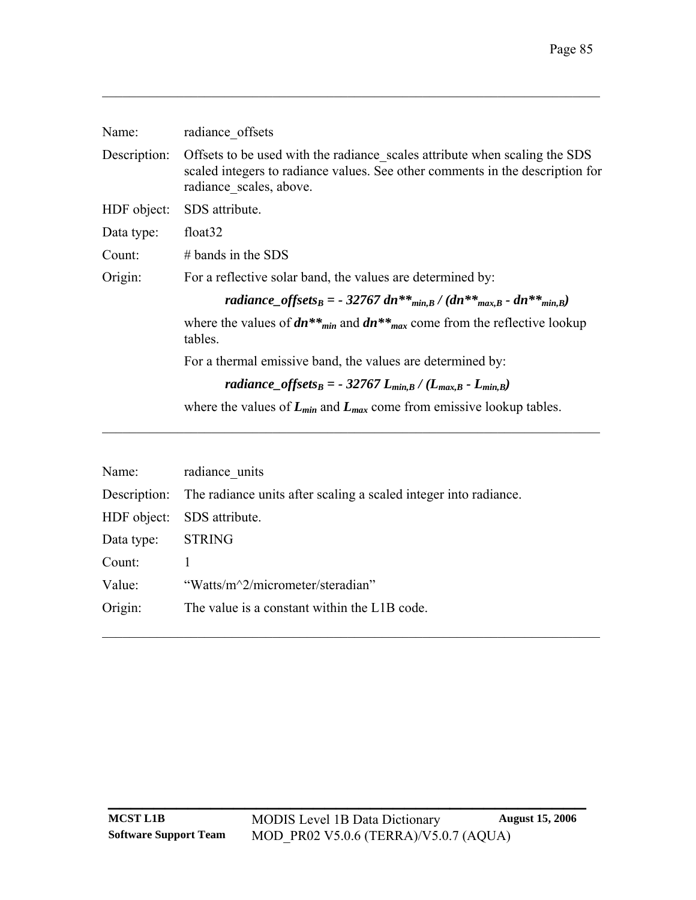---

Name: radiance_offsets

Description: Offsets to be used with the radiance_scales attribute when scaling the SDS scaled integers to radiance values. See other comments in the description for radiance_scales, above.

HDF object: SDS attribute.

Data type: float32

Count: # bands in the SDS

Origin: For a reflective solar band, the values are determined by:

$$radiance\_offsets_B = -32767\ dn^{**}_{min,B} / (dn^{**}_{max,B} - dn^{**}_{min,B})$$

where the values of $dn^{**}_{min}$ and $dn^{**}_{max}$ come from the reflective lookup tables.

For a thermal emissive band, the values are determined by:

$$radiance\_offsets_B = -32767\ L_{min,B} / (L_{max,B} - L_{min,B})$$

where the values of $L_{min}$ and $L_{max}$ come from emissive lookup tables.

---

Name: radiance_units

Description: The radiance units after scaling a scaled integer into radiance.

HDF object: SDS attribute.

Data type: STRING

Count: 1

Value: “Watts/m^2/micrometer/steradian”

Origin: The value is a constant within the L1B code.

---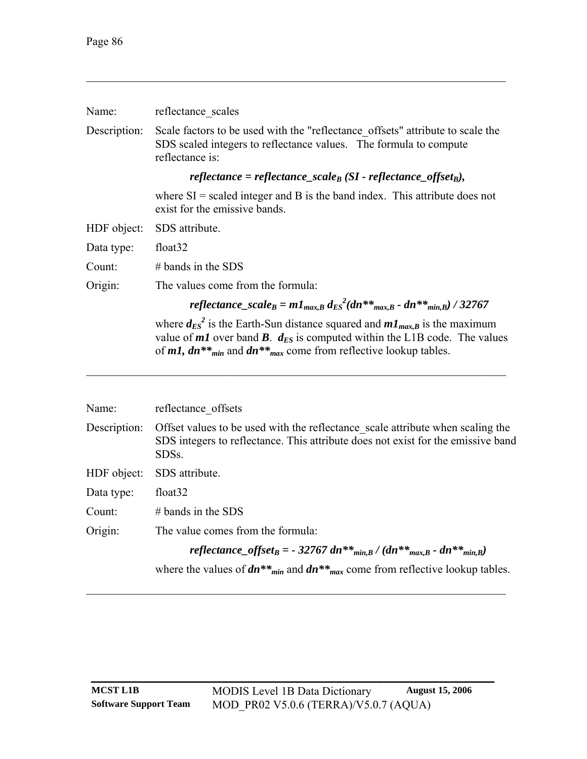Name: reflectance_scales

Description: Scale factors to be used with the "reflectance_offsets" attribute to scale the SDS scaled integers to reflectance values. The formula to compute reflectance is:

$$reflectance = reflectance\_scale_B \, (SI - reflectance\_offset_B),$$

where SI = scaled integer and B is the band index. This attribute does not exist for the emissive bands.

HDF object: SDS attribute.

Data type: float32

Count: # bands in the SDS

Origin: The values come from the formula:

$$reflectance\_scale_B = m1_{max,B} \, d_{ES}^2 (dn^{**}_{max,B} - dn^{**}_{min,B}) / 32767$$

where $d_{ES}^2$ is the Earth-Sun distance squared and $m1_{max,B}$ is the maximum value of $m1$ over band $B$. $d_{ES}$ is computed within the L1B code. The values of $m1$, $dn^{**}_{min}$ and $dn^{**}_{max}$ come from reflective lookup tables.

---

Name: reflectance_offsets

Description: Offset values to be used with the reflectance_scale attribute when scaling the SDS integers to reflectance. This attribute does not exist for the emissive band SDSs.

HDF object: SDS attribute.

Data type: float32

Count: # bands in the SDS

Origin: The value comes from the formula:

$$reflectance\_offset_B = - 32767 \, dn^{**}_{min,B} / (dn^{**}_{max,B} - dn^{**}_{min,B})$$

where the values of $dn^{**}_{min}$ and $dn^{**}_{max}$ come from reflective lookup tables.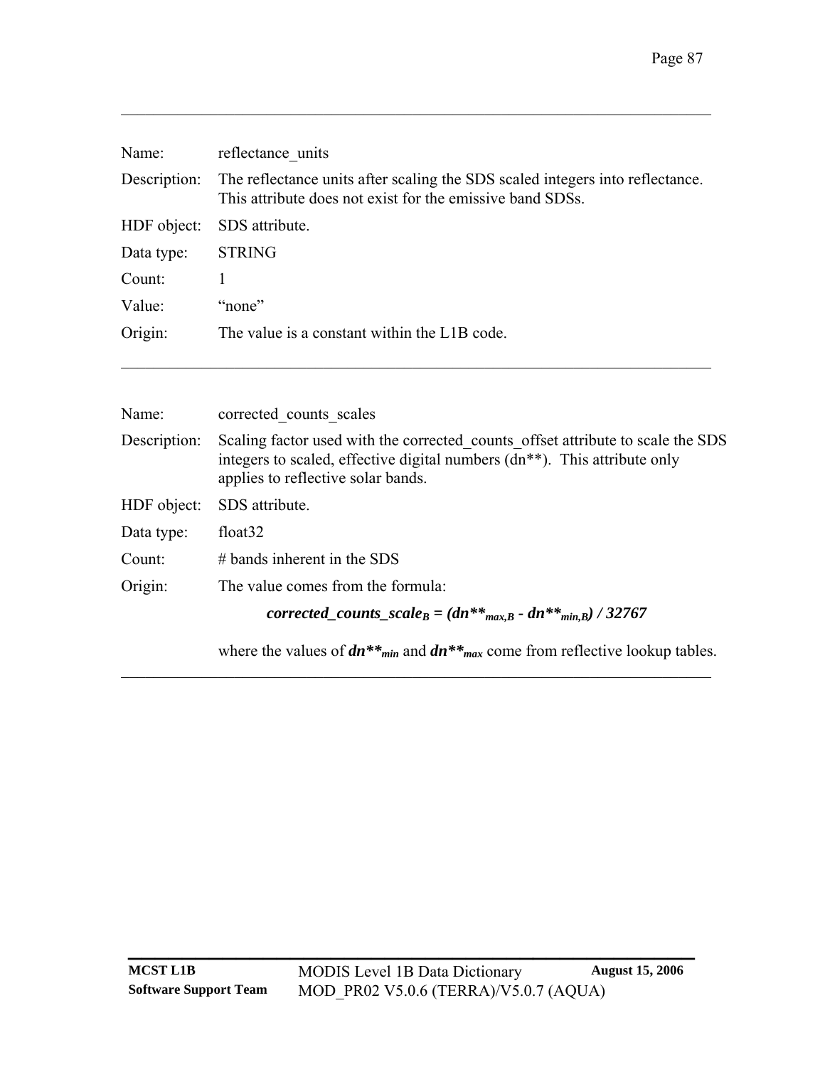Name: reflectance_units

Description: The reflectance units after scaling the SDS scaled integers into reflectance. This attribute does not exist for the emissive band SDSs.

HDF object: SDS attribute.

Data type: STRING

Count: 1

Value: “none”

Origin: The value is a constant within the L1B code.

---

Name: corrected_counts_scales

Description: Scaling factor used with the corrected_counts_offset attribute to scale the SDS integers to scaled, effective digital numbers (dn**). This attribute only applies to reflective solar bands.

HDF object: SDS attribute.

Data type: float32

Count: # bands inherent in the SDS

Origin: The value comes from the formula:

$$corrected\_counts\_scale_B = (dn^{**}_{max,B} - dn^{**}_{min,B}) / 32767$$

where the values of $dn^{**}_{min}$ and $dn^{**}_{max}$ come from reflective lookup tables.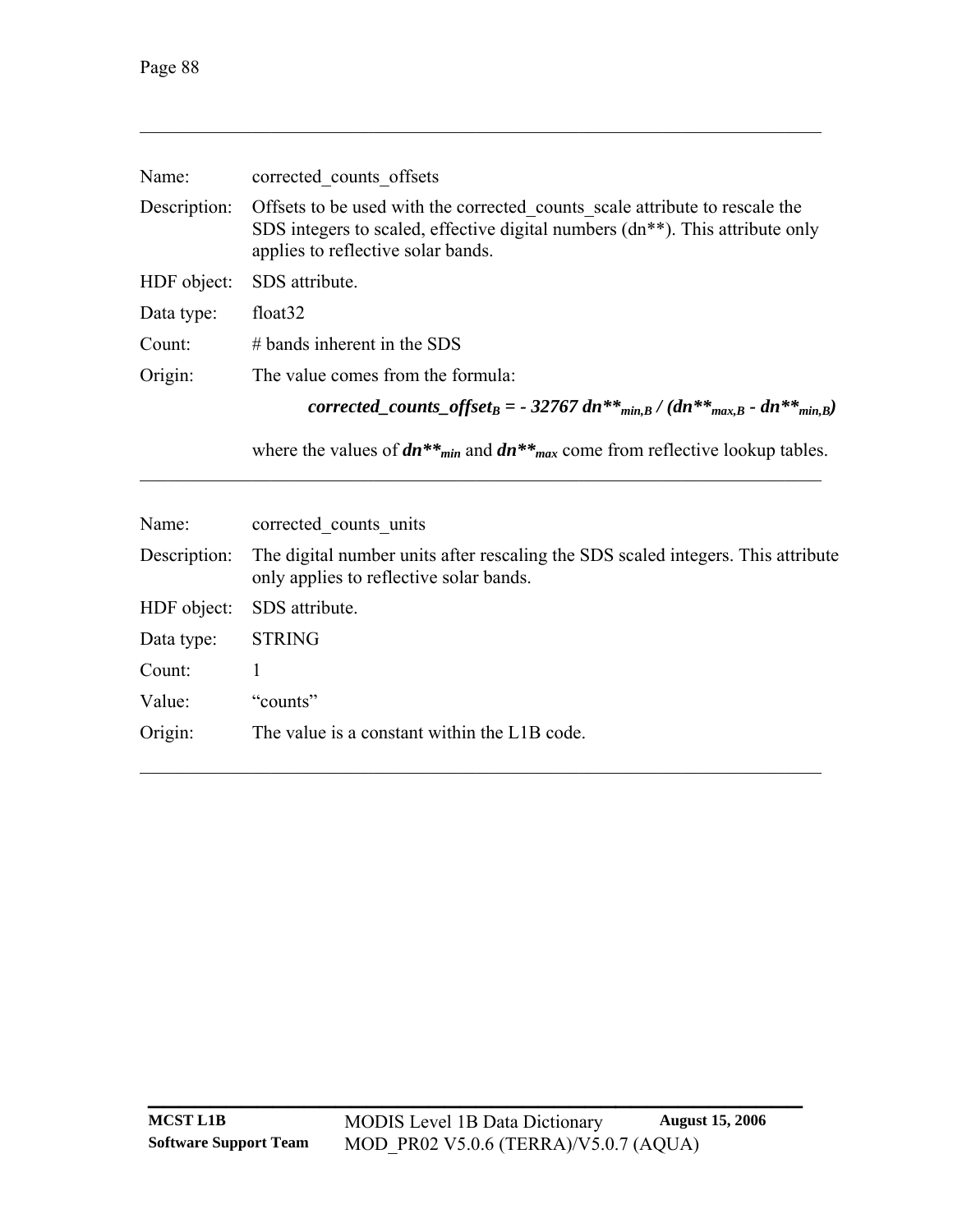---

| | |
|---|---|
| Name: | corrected_counts_offsets |
| Description: | Offsets to be used with the corrected_counts_scale attribute to rescale the SDS integers to scaled, effective digital numbers (dn**). This attribute only applies to reflective solar bands. |
| HDF object: | SDS attribute. |
| Data type: | float32 |
| Count: | # bands inherent in the SDS |
| Origin: | The value comes from the formula: |

$$\textit{corrected\_counts\_offset}_B = -32767\ dn^{**}_{min,B} / (dn^{**}_{max,B} - dn^{**}_{min,B})$$

where the values of $dn^{**}_{min}$ and $dn^{**}_{max}$ come from reflective lookup tables.

---

| | |
|---|---|
| Name: | corrected_counts_units |
| Description: | The digital number units after rescaling the SDS scaled integers. This attribute only applies to reflective solar bands. |
| HDF object: | SDS attribute. |
| Data type: | STRING |
| Count: | 1 |
| Value: | "counts" |
| Origin: | The value is a constant within the L1B code. |

---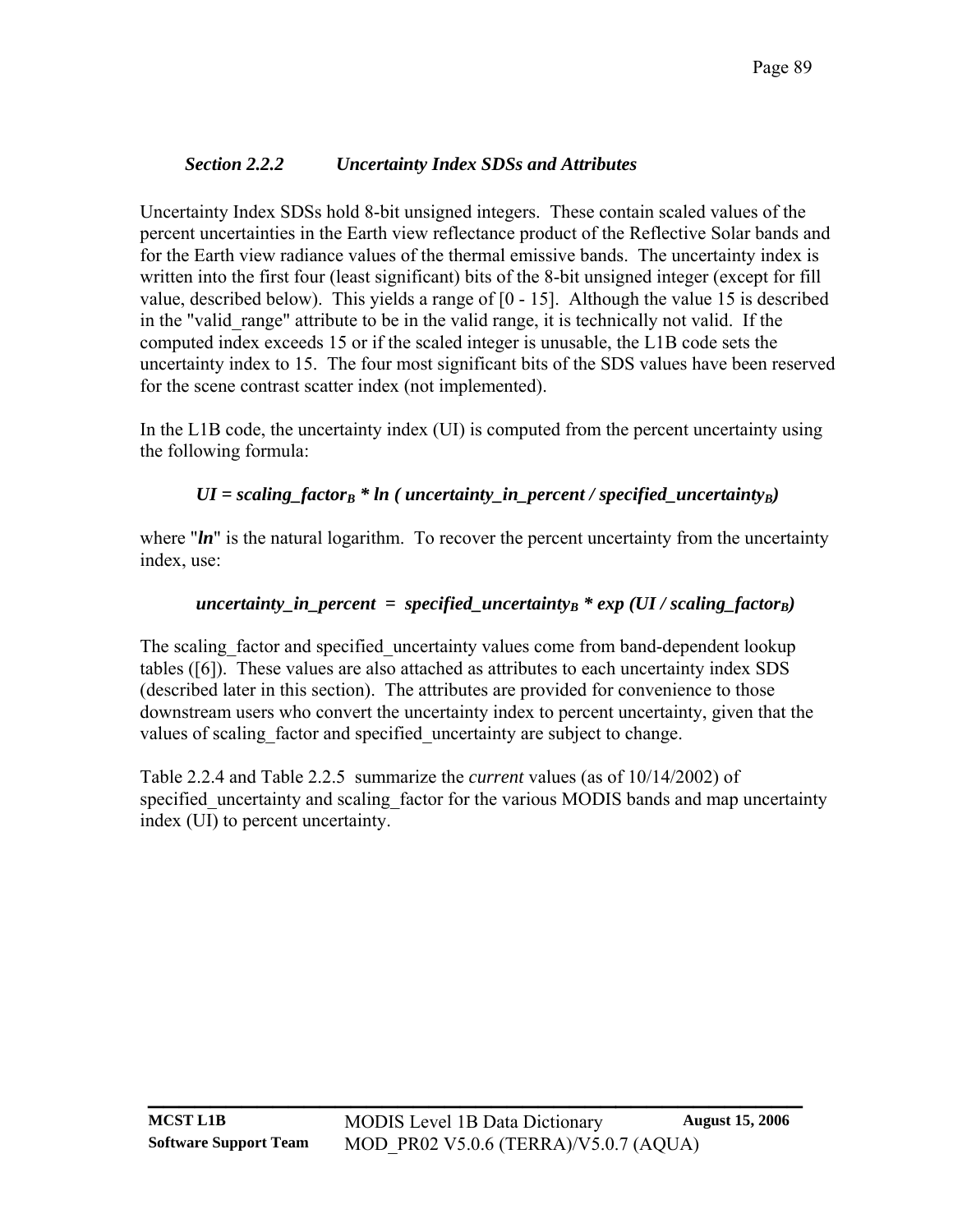### *Section 2.2.2 Uncertainty Index SDSs and Attributes*

Uncertainty Index SDSs hold 8-bit unsigned integers. These contain scaled values of the percent uncertainties in the Earth view reflectance product of the Reflective Solar bands and for the Earth view radiance values of the thermal emissive bands. The uncertainty index is written into the first four (least significant) bits of the 8-bit unsigned integer (except for fill value, described below). This yields a range of [0 - 15]. Although the value 15 is described in the "valid_range" attribute to be in the valid range, it is technically not valid. If the computed index exceeds 15 or if the scaled integer is unusable, the L1B code sets the uncertainty index to 15. The four most significant bits of the SDS values have been reserved for the scene contrast scatter index (not implemented).

In the L1B code, the uncertainty index (UI) is computed from the percent uncertainty using the following formula:

$$UI = scaling\_factor_B * \ln ( uncertainty\_in\_percent / specified\_uncertainty_B )$$

where "***ln***" is the natural logarithm. To recover the percent uncertainty from the uncertainty index, use:

$$uncertainty\_in\_percent = specified\_uncertainty_B * \exp (UI / scaling\_factor_B)$$

The scaling_factor and specified_uncertainty values come from band-dependent lookup tables ([6]). These values are also attached as attributes to each uncertainty index SDS (described later in this section). The attributes are provided for convenience to those downstream users who convert the uncertainty index to percent uncertainty, given that the values of scaling_factor and specified_uncertainty are subject to change.

Table 2.2.4 and Table 2.2.5 summarize the *current* values (as of 10/14/2002) of specified_uncertainty and scaling_factor for the various MODIS bands and map uncertainty index (UI) to percent uncertainty.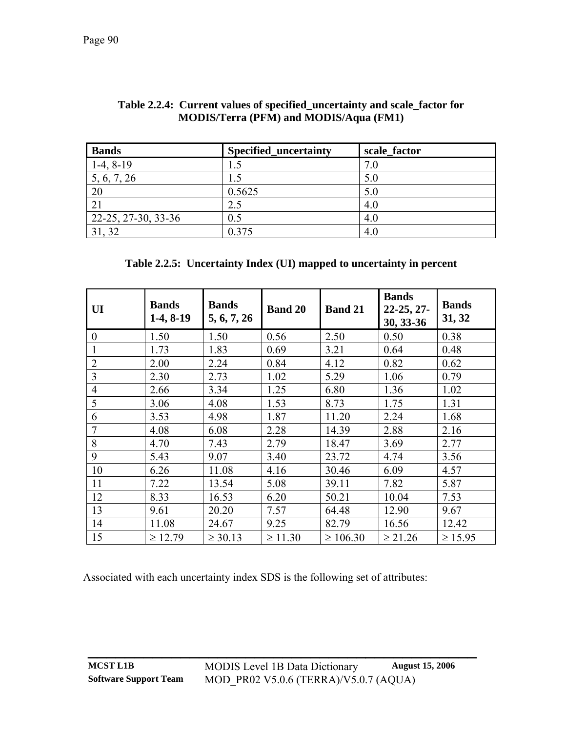**Table 2.2.4: Current values of specified_uncertainty and scale_factor for MODIS/Terra (PFM) and MODIS/Aqua (FM1)**

| Bands | Specified_uncertainty | scale_factor |
|---|---|---|
| 1-4, 8-19 | 1.5 | 7.0 |
| 5, 6, 7, 26 | 1.5 | 5.0 |
| 20 | 0.5625 | 5.0 |
| 21 | 2.5 | 4.0 |
| 22-25, 27-30, 33-36 | 0.5 | 4.0 |
| 31, 32 | 0.375 | 4.0 |

**Table 2.2.5: Uncertainty Index (UI) mapped to uncertainty in percent**

| UI | Bands 1-4, 8-19 | Bands 5, 6, 7, 26 | Band 20 | Band 21 | Bands 22-25, 27-30, 33-36 | Bands 31, 32 |
|---|---|---|---|---|---|---|
| 0 | 1.50 | 1.50 | 0.56 | 2.50 | 0.50 | 0.38 |
| 1 | 1.73 | 1.83 | 0.69 | 3.21 | 0.64 | 0.48 |
| 2 | 2.00 | 2.24 | 0.84 | 4.12 | 0.82 | 0.62 |
| 3 | 2.30 | 2.73 | 1.02 | 5.29 | 1.06 | 0.79 |
| 4 | 2.66 | 3.34 | 1.25 | 6.80 | 1.36 | 1.02 |
| 5 | 3.06 | 4.08 | 1.53 | 8.73 | 1.75 | 1.31 |
| 6 | 3.53 | 4.98 | 1.87 | 11.20 | 2.24 | 1.68 |
| 7 | 4.08 | 6.08 | 2.28 | 14.39 | 2.88 | 2.16 |
| 8 | 4.70 | 7.43 | 2.79 | 18.47 | 3.69 | 2.77 |
| 9 | 5.43 | 9.07 | 3.40 | 23.72 | 4.74 | 3.56 |
| 10 | 6.26 | 11.08 | 4.16 | 30.46 | 6.09 | 4.57 |
| 11 | 7.22 | 13.54 | 5.08 | 39.11 | 7.82 | 5.87 |
| 12 | 8.33 | 16.53 | 6.20 | 50.21 | 10.04 | 7.53 |
| 13 | 9.61 | 20.20 | 7.57 | 64.48 | 12.90 | 9.67 |
| 14 | 11.08 | 24.67 | 9.25 | 82.79 | 16.56 | 12.42 |
| 15 | ≥ 12.79 | ≥ 30.13 | ≥ 11.30 | ≥ 106.30 | ≥ 21.26 | ≥ 15.95 |

Associated with each uncertainty index SDS is the following set of attributes: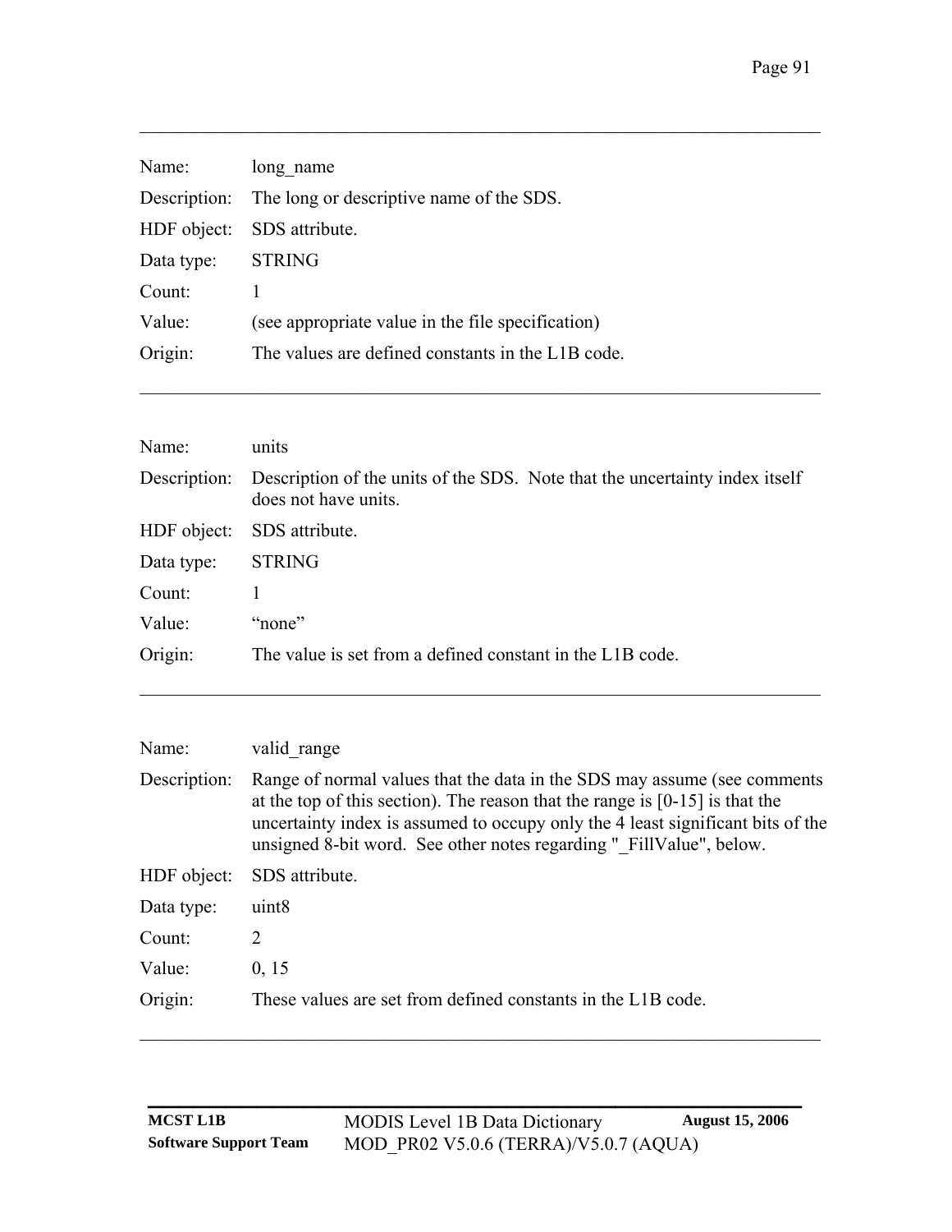---

| | |
|---|---|
| Name: | long_name |
| Description: | The long or descriptive name of the SDS. |
| HDF object: | SDS attribute. |
| Data type: | STRING |
| Count: | 1 |
| Value: | (see appropriate value in the file specification) |
| Origin: | The values are defined constants in the L1B code. |

---

| | |
|---|---|
| Name: | units |
| Description: | Description of the units of the SDS. Note that the uncertainty index itself does not have units. |
| HDF object: | SDS attribute. |
| Data type: | STRING |
| Count: | 1 |
| Value: | "none" |
| Origin: | The value is set from a defined constant in the L1B code. |

---

| | |
|---|---|
| Name: | valid_range |
| Description: | Range of normal values that the data in the SDS may assume (see comments at the top of this section). The reason that the range is [0-15] is that the uncertainty index is assumed to occupy only the 4 least significant bits of the unsigned 8-bit word. See other notes regarding "_FillValue", below. |
| HDF object: | SDS attribute. |
| Data type: | uint8 |
| Count: | 2 |
| Value: | 0, 15 |
| Origin: | These values are set from defined constants in the L1B code. |

---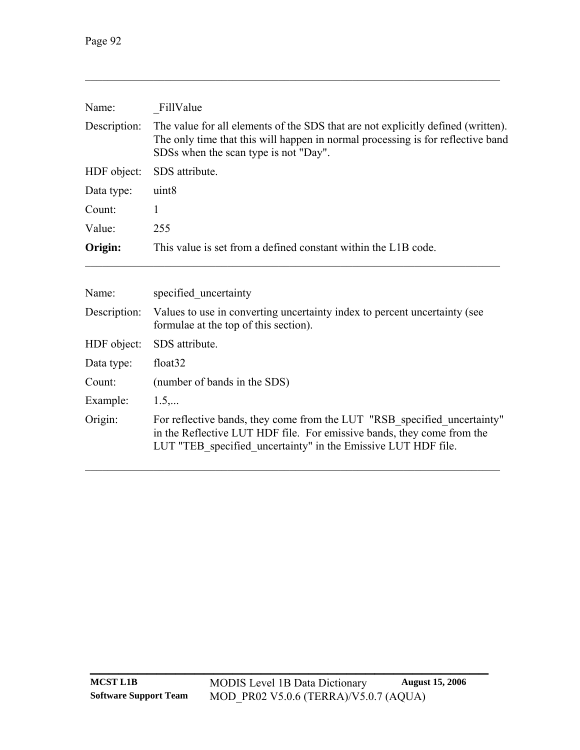---

Name: _FillValue

Description: The value for all elements of the SDS that are not explicitly defined (written). The only time that this will happen in normal processing is for reflective band SDSs when the scan type is not "Day".

HDF object: SDS attribute.

Data type: uint8

Count: 1

Value: 255

**Origin:** This value is set from a defined constant within the L1B code.

---

Name: specified_uncertainty

Description: Values to use in converting uncertainty index to percent uncertainty (see formulae at the top of this section).

HDF object: SDS attribute.

Data type: float32

Count: (number of bands in the SDS)

Example: 1.5,...

Origin: For reflective bands, they come from the LUT "RSB_specified_uncertainty" in the Reflective LUT HDF file. For emissive bands, they come from the LUT "TEB_specified_uncertainty" in the Emissive LUT HDF file.

---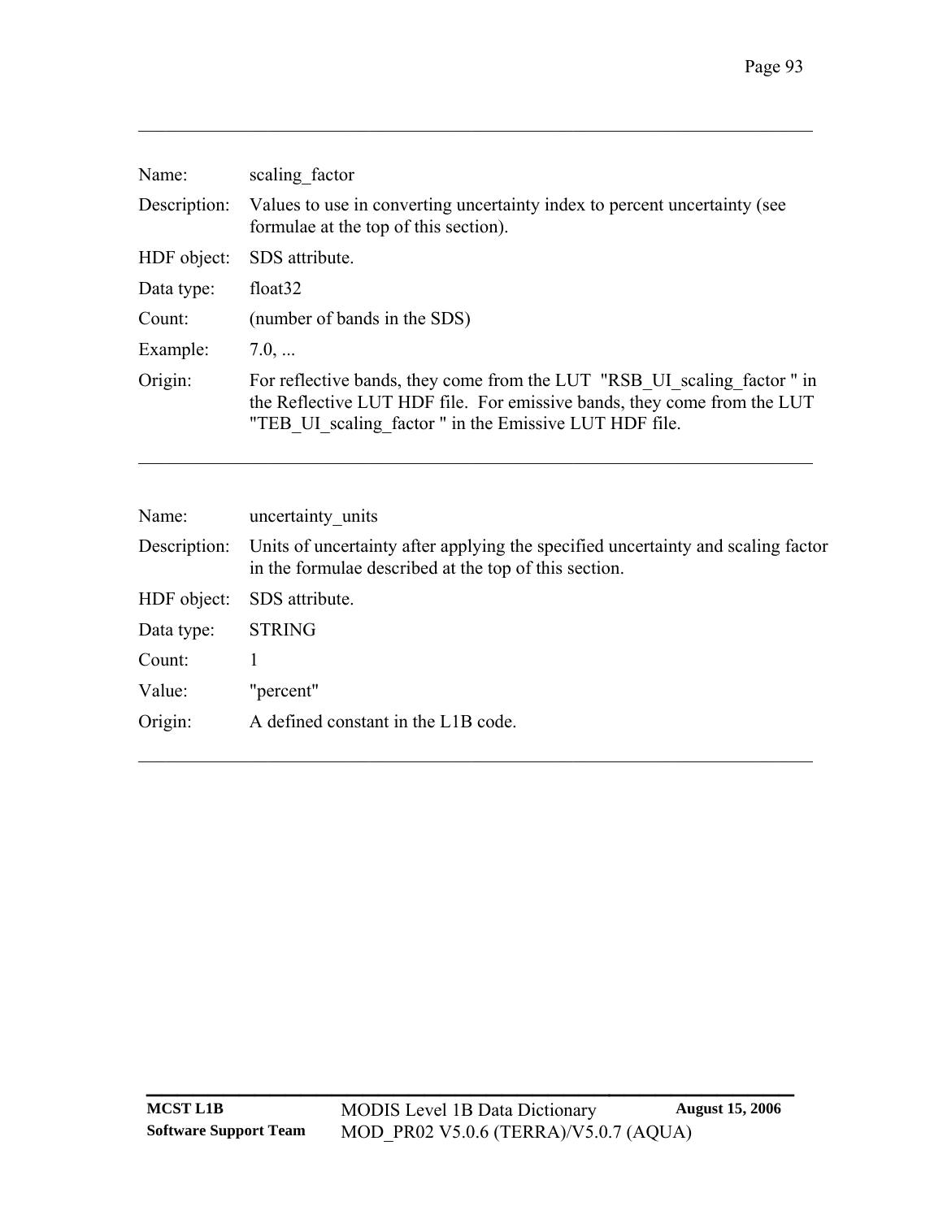---

| | |
|---|---|
| Name: | scaling_factor |
| Description: | Values to use in converting uncertainty index to percent uncertainty (see formulae at the top of this section). |
| HDF object: | SDS attribute. |
| Data type: | float32 |
| Count: | (number of bands in the SDS) |
| Example: | 7.0, ... |
| Origin: | For reflective bands, they come from the LUT "RSB_UI_scaling_factor " in the Reflective LUT HDF file. For emissive bands, they come from the LUT "TEB_UI_scaling_factor " in the Emissive LUT HDF file. |

---

| | |
|---|---|
| Name: | uncertainty_units |
| Description: | Units of uncertainty after applying the specified uncertainty and scaling factor in the formulae described at the top of this section. |
| HDF object: | SDS attribute. |
| Data type: | STRING |
| Count: | 1 |
| Value: | "percent" |
| Origin: | A defined constant in the L1B code. |

---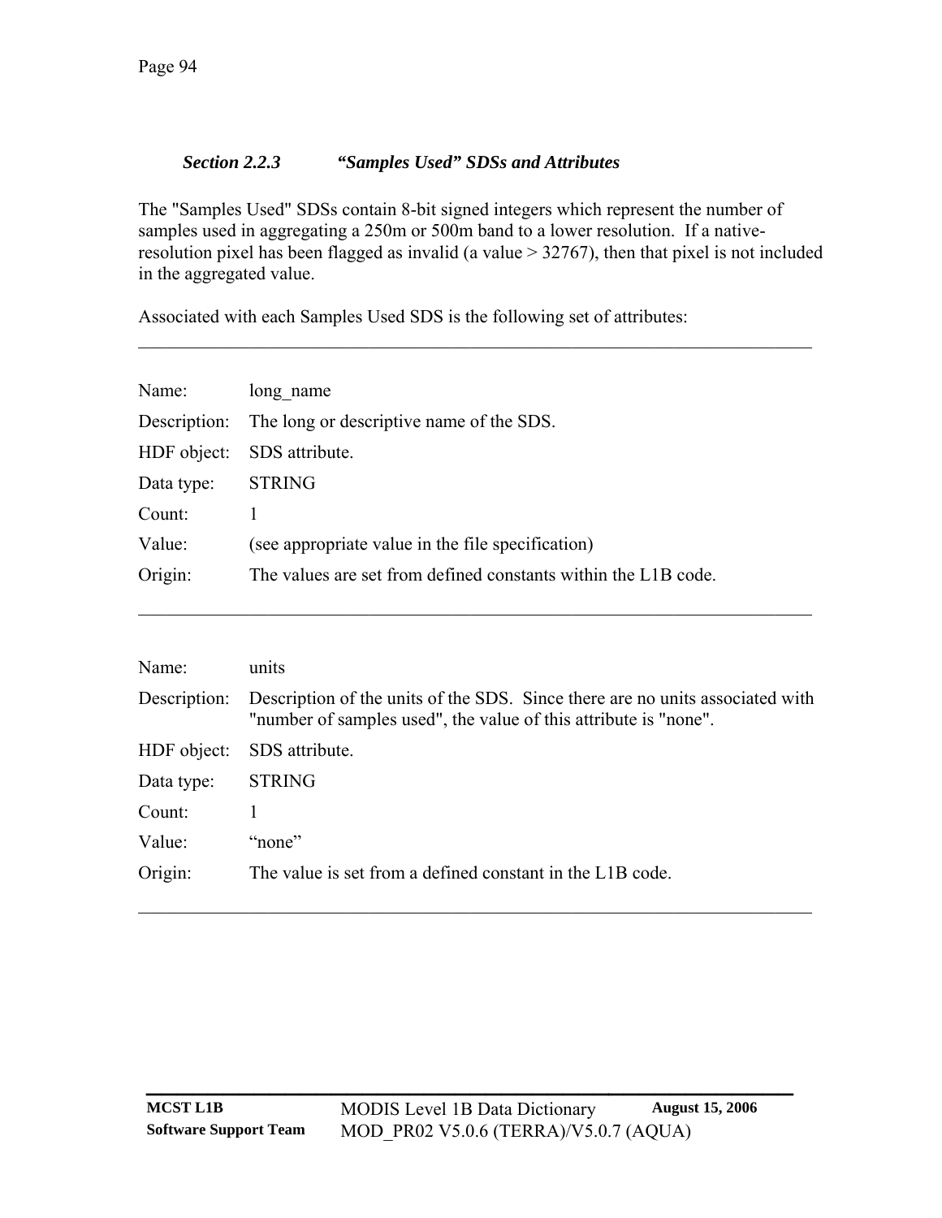### *Section 2.2.3 "Samples Used" SDSs and Attributes*

The "Samples Used" SDSs contain 8-bit signed integers which represent the number of samples used in aggregating a 250m or 500m band to a lower resolution. If a native-resolution pixel has been flagged as invalid (a value > 32767), then that pixel is not included in the aggregated value.

Associated with each Samples Used SDS is the following set of attributes:

---

| | |
|---|---|
| Name: | long_name |
| Description: | The long or descriptive name of the SDS. |
| HDF object: | SDS attribute. |
| Data type: | STRING |
| Count: | 1 |
| Value: | (see appropriate value in the file specification) |
| Origin: | The values are set from defined constants within the L1B code. |

---

| | |
|---|---|
| Name: | units |
| Description: | Description of the units of the SDS. Since there are no units associated with "number of samples used", the value of this attribute is "none". |
| HDF object: | SDS attribute. |
| Data type: | STRING |
| Count: | 1 |
| Value: | "none" |
| Origin: | The value is set from a defined constant in the L1B code. |

---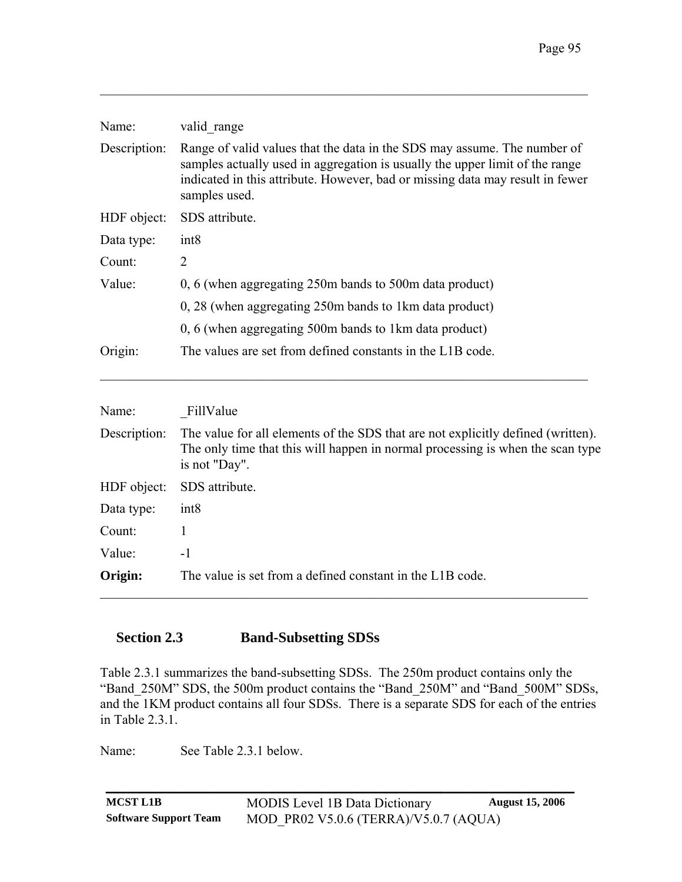---

Name: valid_range

Description: Range of valid values that the data in the SDS may assume. The number of samples actually used in aggregation is usually the upper limit of the range indicated in this attribute. However, bad or missing data may result in fewer samples used.

HDF object: SDS attribute.

Data type: int8

Count: 2

Value: 0, 6 (when aggregating 250m bands to 500m data product)

0, 28 (when aggregating 250m bands to 1km data product)

0, 6 (when aggregating 500m bands to 1km data product)

Origin: The values are set from defined constants in the L1B code.

---

Name: _FillValue

Description: The value for all elements of the SDS that are not explicitly defined (written). The only time that this will happen in normal processing is when the scan type is not "Day".

HDF object: SDS attribute.

Data type: int8

Count: 1

Value: -1

**Origin:** The value is set from a defined constant in the L1B code.

---

## Section 2.3 Band-Subsetting SDSs

Table 2.3.1 summarizes the band-subsetting SDSs. The 250m product contains only the "Band_250M" SDS, the 500m product contains the "Band_250M" and "Band_500M" SDSs, and the 1KM product contains all four SDSs. There is a separate SDS for each of the entries in Table 2.3.1.

Name: See Table 2.3.1 below.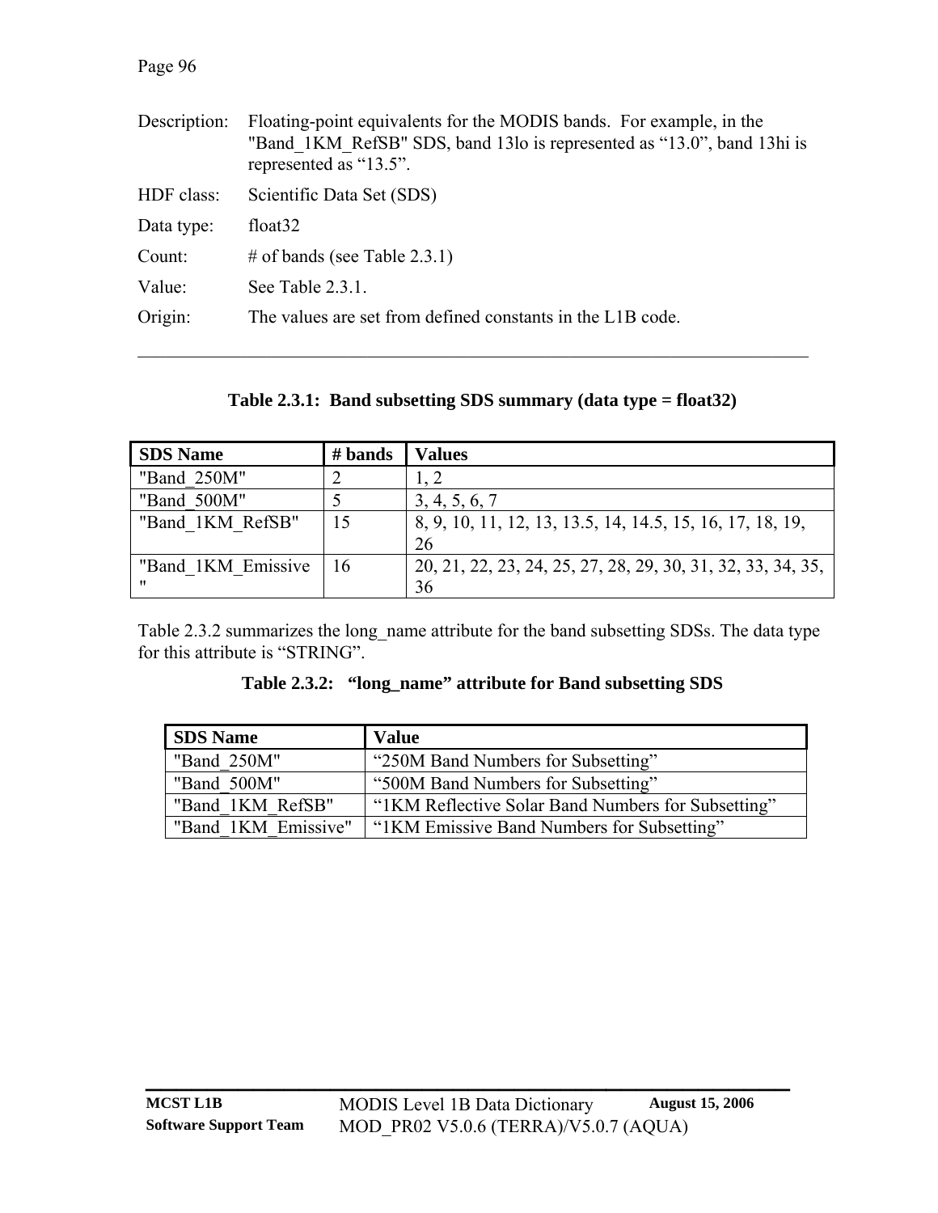Description: Floating-point equivalents for the MODIS bands. For example, in the "Band_1KM_RefSB" SDS, band 13lo is represented as "13.0", band 13hi is represented as "13.5".

HDF class: Scientific Data Set (SDS)

Data type: float32

Count: # of bands (see Table 2.3.1)

Value: See Table 2.3.1.

Origin: The values are set from defined constants in the L1B code.

---

**Table 2.3.1: Band subsetting SDS summary (data type = float32)**

| SDS Name | # bands | Values |
|---|---|---|
| "Band_250M" | 2 | 1, 2 |
| "Band_500M" | 5 | 3, 4, 5, 6, 7 |
| "Band_1KM_RefSB" | 15 | 8, 9, 10, 11, 12, 13, 13.5, 14, 14.5, 15, 16, 17, 18, 19, 26 |
| "Band_1KM_Emissive" | 16 | 20, 21, 22, 23, 24, 25, 27, 28, 29, 30, 31, 32, 33, 34, 35, 36 |

Table 2.3.2 summarizes the long_name attribute for the band subsetting SDSs. The data type for this attribute is "STRING".

**Table 2.3.2: "long_name" attribute for Band subsetting SDS**

| SDS Name | Value |
|---|---|
| "Band_250M" | "250M Band Numbers for Subsetting" |
| "Band_500M" | "500M Band Numbers for Subsetting" |
| "Band_1KM_RefSB" | "1KM Reflective Solar Band Numbers for Subsetting" |
| "Band_1KM_Emissive" | "1KM Emissive Band Numbers for Subsetting" |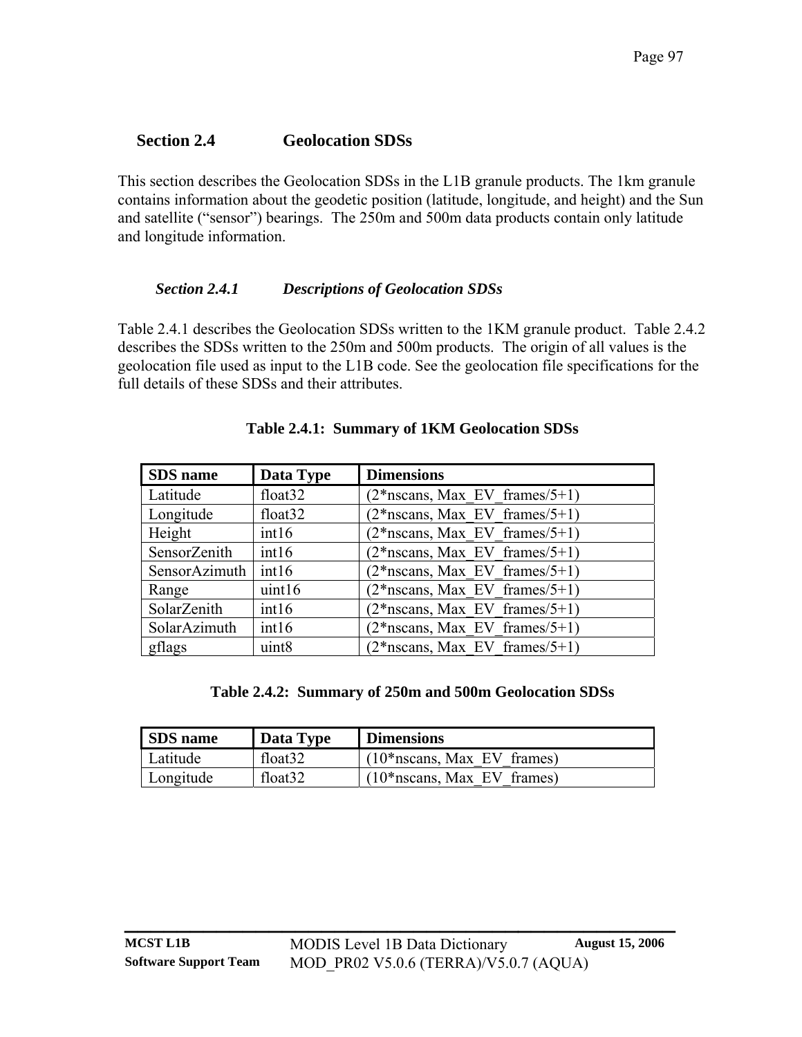## Section 2.4 Geolocation SDSs

This section describes the Geolocation SDSs in the L1B granule products. The 1km granule contains information about the geodetic position (latitude, longitude, and height) and the Sun and satellite (“sensor”) bearings. The 250m and 500m data products contain only latitude and longitude information.

### *Section 2.4.1 Descriptions of Geolocation SDSs*

Table 2.4.1 describes the Geolocation SDSs written to the 1KM granule product. Table 2.4.2 describes the SDSs written to the 250m and 500m products. The origin of all values is the geolocation file used as input to the L1B code. See the geolocation file specifications for the full details of these SDSs and their attributes.

**Table 2.4.1: Summary of 1KM Geolocation SDSs**

| SDS name | Data Type | Dimensions |
|---|---|---|
| Latitude | float32 | (2*nscans, Max_EV_frames/5+1) |
| Longitude | float32 | (2*nscans, Max_EV_frames/5+1) |
| Height | int16 | (2*nscans, Max_EV_frames/5+1) |
| SensorZenith | int16 | (2*nscans, Max_EV_frames/5+1) |
| SensorAzimuth | int16 | (2*nscans, Max_EV_frames/5+1) |
| Range | uint16 | (2*nscans, Max_EV_frames/5+1) |
| SolarZenith | int16 | (2*nscans, Max_EV_frames/5+1) |
| SolarAzimuth | int16 | (2*nscans, Max_EV_frames/5+1) |
| gflags | uint8 | (2*nscans, Max_EV_frames/5+1) |

**Table 2.4.2: Summary of 250m and 500m Geolocation SDSs**

| SDS name | Data Type | Dimensions |
|---|---|---|
| Latitude | float32 | (10*nscans, Max_EV_frames) |
| Longitude | float32 | (10*nscans, Max_EV_frames) |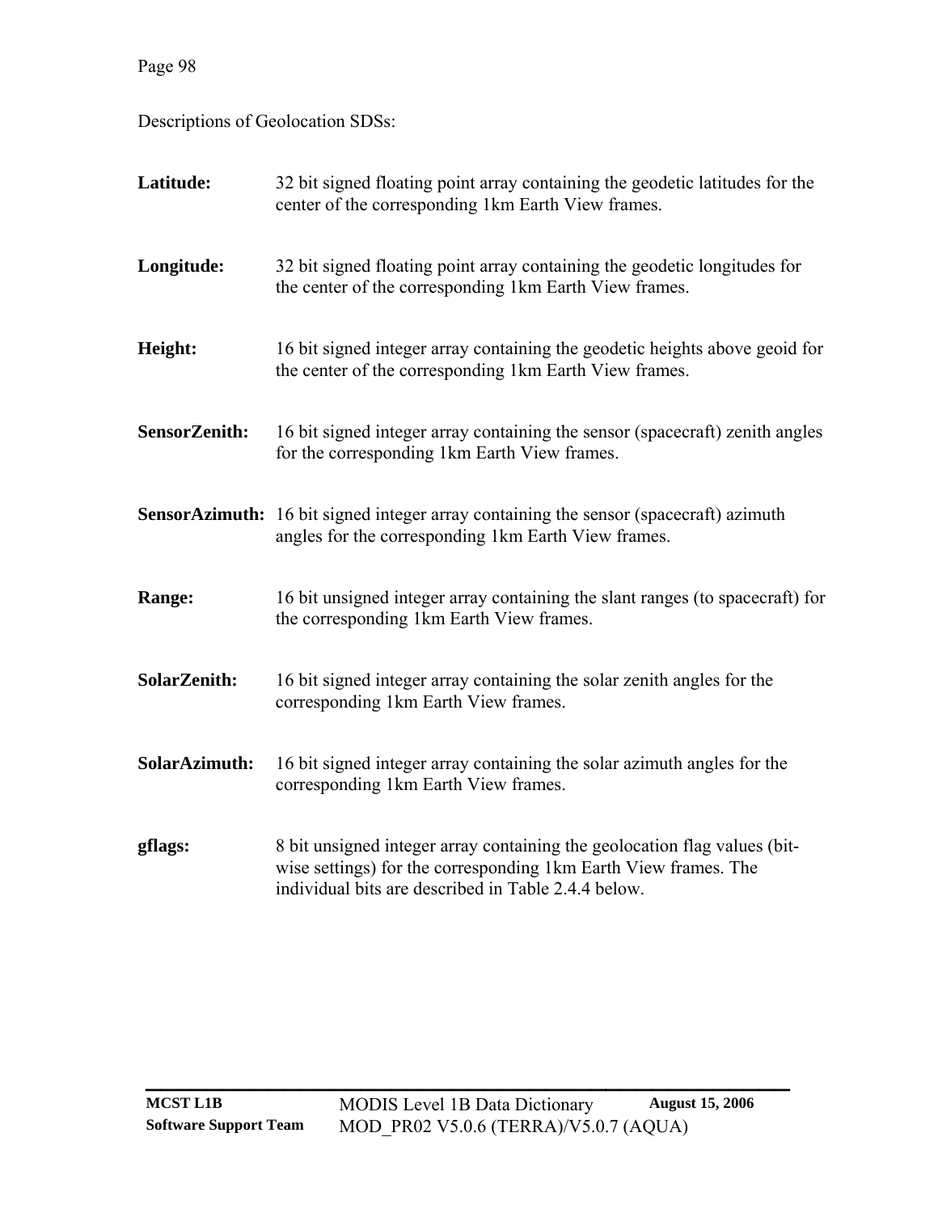Descriptions of Geolocation SDSs:

**Latitude:** 32 bit signed floating point array containing the geodetic latitudes for the center of the corresponding 1km Earth View frames.

**Longitude:** 32 bit signed floating point array containing the geodetic longitudes for the center of the corresponding 1km Earth View frames.

**Height:** 16 bit signed integer array containing the geodetic heights above geoid for the center of the corresponding 1km Earth View frames.

**SensorZenith:** 16 bit signed integer array containing the sensor (spacecraft) zenith angles for the corresponding 1km Earth View frames.

**SensorAzimuth:** 16 bit signed integer array containing the sensor (spacecraft) azimuth angles for the corresponding 1km Earth View frames.

**Range:** 16 bit unsigned integer array containing the slant ranges (to spacecraft) for the corresponding 1km Earth View frames.

**SolarZenith:** 16 bit signed integer array containing the solar zenith angles for the corresponding 1km Earth View frames.

**SolarAzimuth:** 16 bit signed integer array containing the solar azimuth angles for the corresponding 1km Earth View frames.

**gflags:** 8 bit unsigned integer array containing the geolocation flag values (bit-wise settings) for the corresponding 1km Earth View frames. The individual bits are described in Table 2.4.4 below.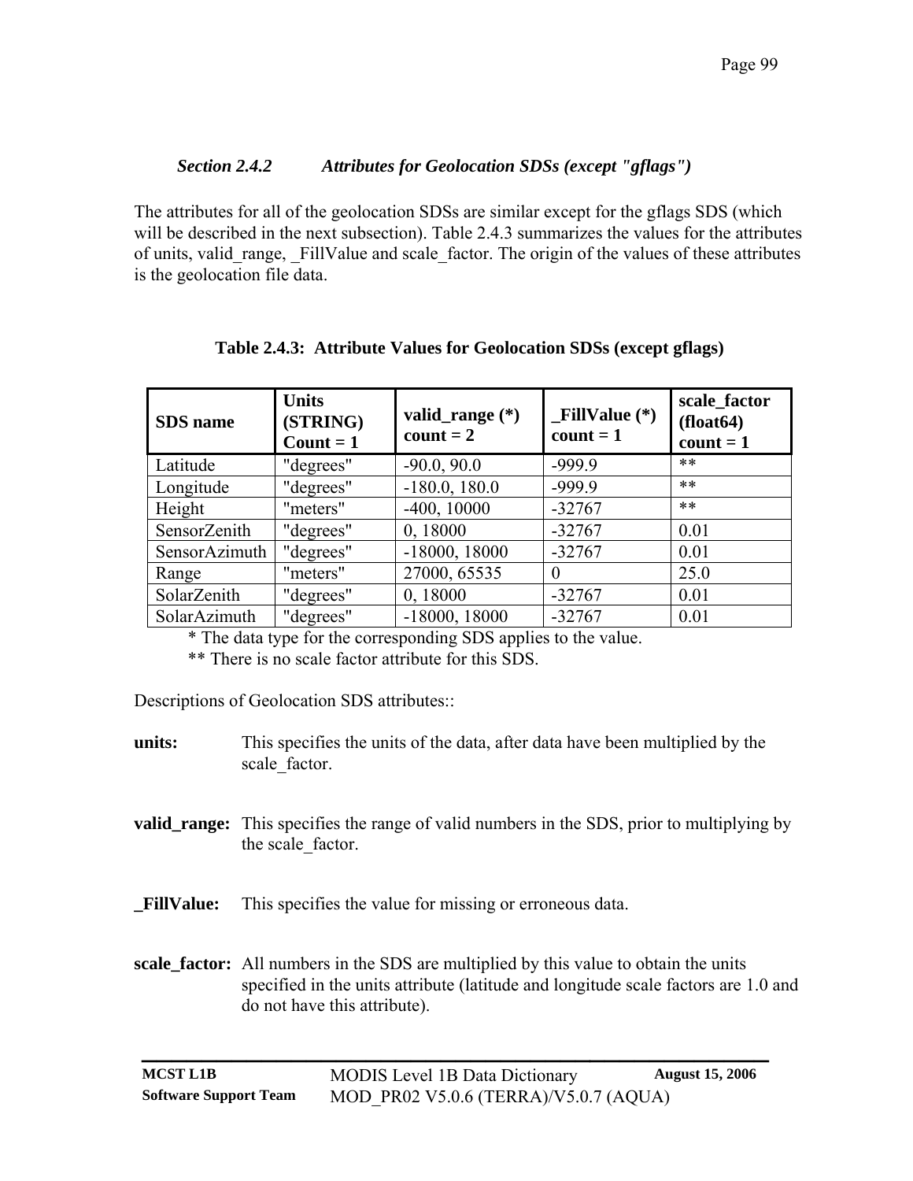### *Section 2.4.2 Attributes for Geolocation SDSs (except "gflags")*

The attributes for all of the geolocation SDSs are similar except for the gflags SDS (which will be described in the next subsection). Table 2.4.3 summarizes the values for the attributes of units, valid_range, _FillValue and scale_factor. The origin of the values of these attributes is the geolocation file data.

**Table 2.4.3: Attribute Values for Geolocation SDSs (except gflags)**

| SDS name | Units (STRING) Count = 1 | valid_range (*) count = 2 | _FillValue (*) count = 1 | scale_factor (float64) count = 1 |
|---|---|---|---|---|
| Latitude | "degrees" | -90.0, 90.0 | -999.9 | ** |
| Longitude | "degrees" | -180.0, 180.0 | -999.9 | ** |
| Height | "meters" | -400, 10000 | -32767 | ** |
| SensorZenith | "degrees" | 0, 18000 | -32767 | 0.01 |
| SensorAzimuth | "degrees" | -18000, 18000 | -32767 | 0.01 |
| Range | "meters" | 27000, 65535 | 0 | 25.0 |
| SolarZenith | "degrees" | 0, 18000 | -32767 | 0.01 |
| SolarAzimuth | "degrees" | -18000, 18000 | -32767 | 0.01 |

* The data type for the corresponding SDS applies to the value.

** There is no scale factor attribute for this SDS.

Descriptions of Geolocation SDS attributes::

**units:** This specifies the units of the data, after data have been multiplied by the scale_factor.

**valid_range:** This specifies the range of valid numbers in the SDS, prior to multiplying by the scale_factor.

**_FillValue:** This specifies the value for missing or erroneous data.

**scale_factor:** All numbers in the SDS are multiplied by this value to obtain the units specified in the units attribute (latitude and longitude scale factors are 1.0 and do not have this attribute).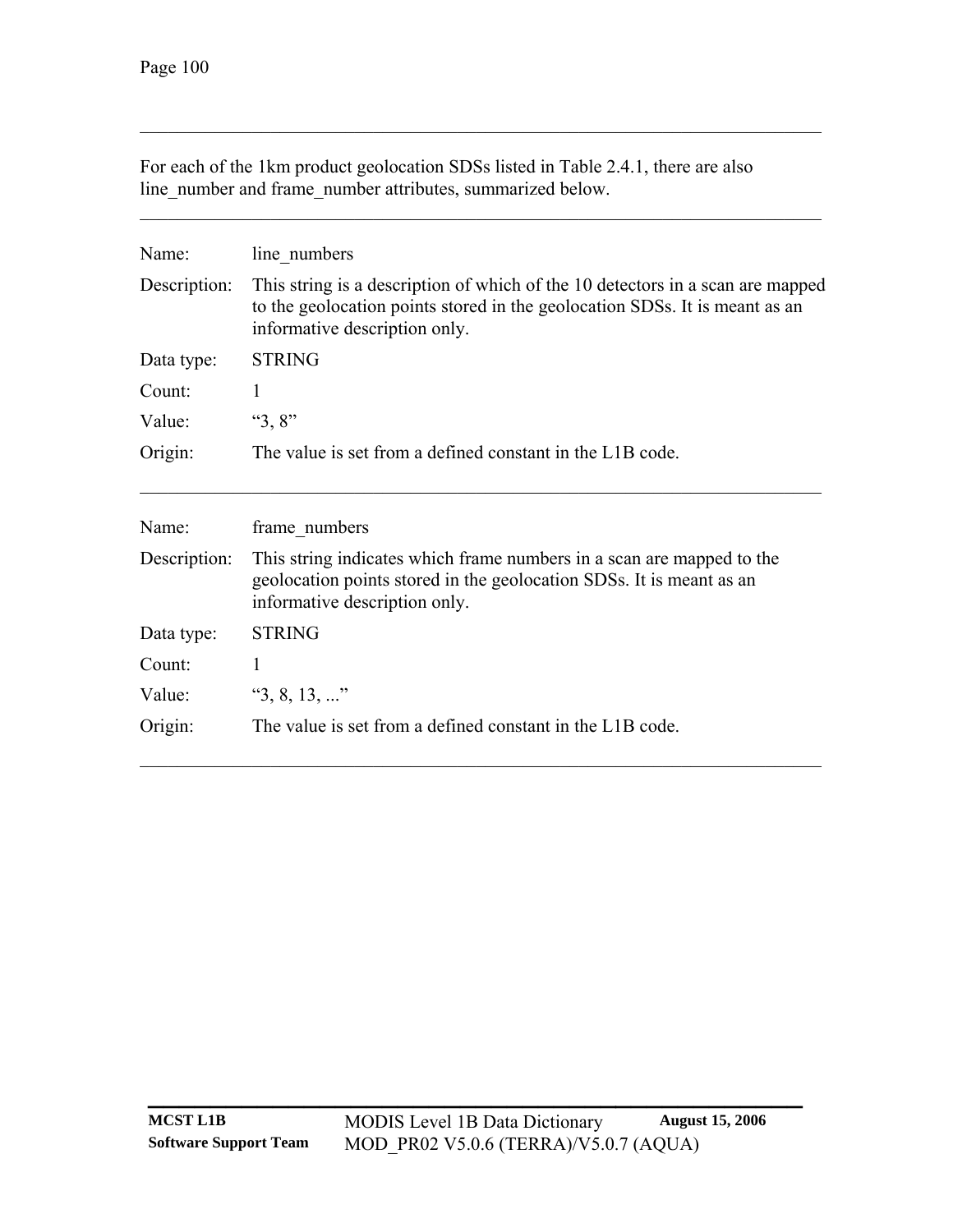For each of the 1km product geolocation SDSs listed in Table 2.4.1, there are also line_number and frame_number attributes, summarized below.

---

| | |
|---|---|
| Name: | line_numbers |
| Description: | This string is a description of which of the 10 detectors in a scan are mapped to the geolocation points stored in the geolocation SDSs. It is meant as an informative description only. |
| Data type: | STRING |
| Count: | 1 |
| Value: | "3, 8" |
| Origin: | The value is set from a defined constant in the L1B code. |

---

| | |
|---|---|
| Name: | frame_numbers |
| Description: | This string indicates which frame numbers in a scan are mapped to the geolocation points stored in the geolocation SDSs. It is meant as an informative description only. |
| Data type: | STRING |
| Count: | 1 |
| Value: | "3, 8, 13, ..." |
| Origin: | The value is set from a defined constant in the L1B code. |

---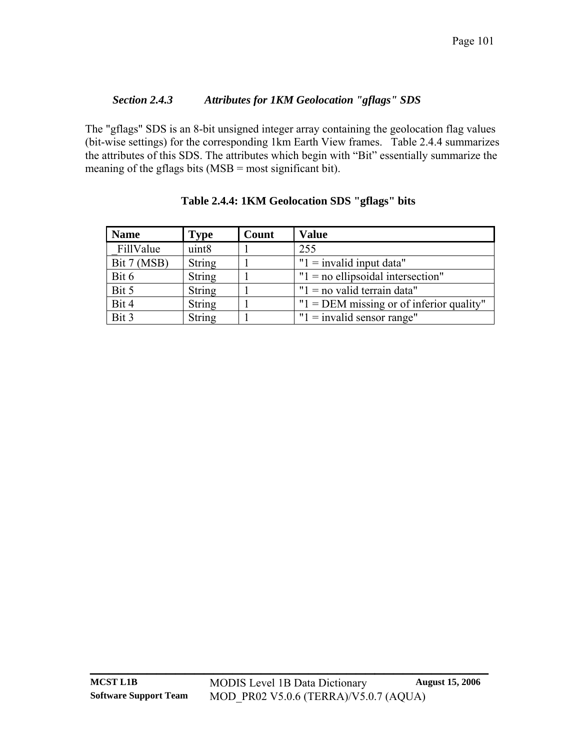### *Section 2.4.3 Attributes for 1KM Geolocation "gflags" SDS*

The "gflags" SDS is an 8-bit unsigned integer array containing the geolocation flag values (bit-wise settings) for the corresponding 1km Earth View frames. Table 2.4.4 summarizes the attributes of this SDS. The attributes which begin with "Bit" essentially summarize the meaning of the gflags bits (MSB = most significant bit).

**Table 2.4.4: 1KM Geolocation SDS "gflags" bits**

| Name | Type | Count | Value |
|---|---|---|---|
| _FillValue | uint8 | 1 | 255 |
| Bit 7 (MSB) | String | 1 | "1 = invalid input data" |
| Bit 6 | String | 1 | "1 = no ellipsoidal intersection" |
| Bit 5 | String | 1 | "1 = no valid terrain data" |
| Bit 4 | String | 1 | "1 = DEM missing or of inferior quality" |
| Bit 3 | String | 1 | "1 = invalid sensor range" |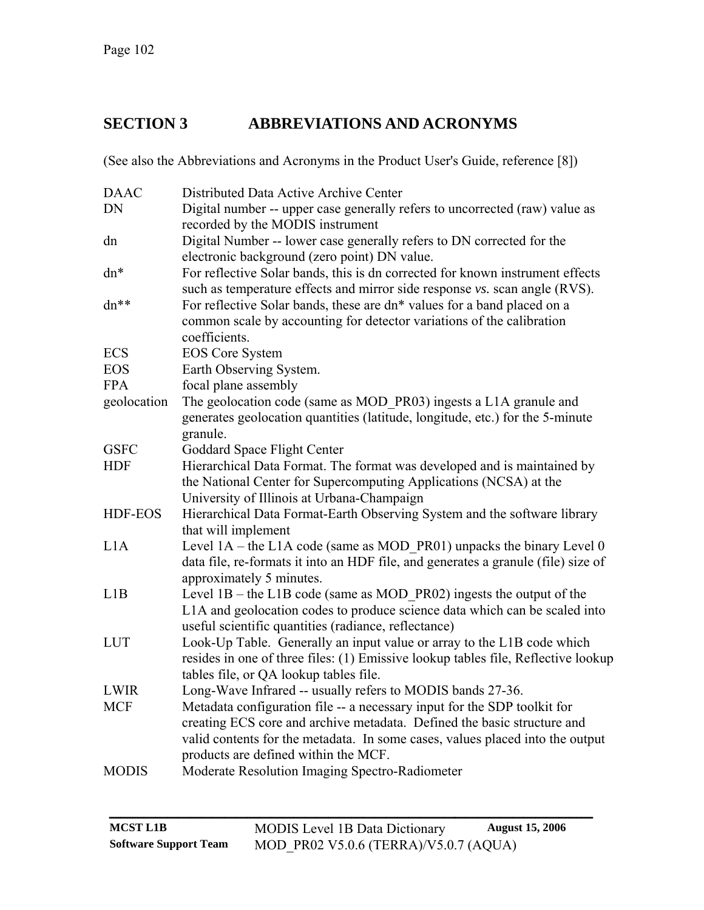# SECTION 3 ABBREVIATIONS AND ACRONYMS

(See also the Abbreviations and Acronyms in the Product User's Guide, reference [8])

| | |
|---|---|
| DAAC | Distributed Data Active Archive Center |
| DN | Digital number -- upper case generally refers to uncorrected (raw) value as recorded by the MODIS instrument |
| dn | Digital Number -- lower case generally refers to DN corrected for the electronic background (zero point) DN value. |
| dn* | For reflective Solar bands, this is dn corrected for known instrument effects such as temperature effects and mirror side response *vs.* scan angle (RVS). |
| dn** | For reflective Solar bands, these are dn* values for a band placed on a common scale by accounting for detector variations of the calibration coefficients. |
| ECS | EOS Core System |
| EOS | Earth Observing System. |
| FPA | focal plane assembly |
| geolocation | The geolocation code (same as MOD_PR03) ingests a L1A granule and generates geolocation quantities (latitude, longitude, etc.) for the 5-minute granule. |
| GSFC | Goddard Space Flight Center |
| HDF | Hierarchical Data Format. The format was developed and is maintained by the National Center for Supercomputing Applications (NCSA) at the University of Illinois at Urbana-Champaign |
| HDF-EOS | Hierarchical Data Format-Earth Observing System and the software library that will implement |
| L1A | Level 1A – the L1A code (same as MOD_PR01) unpacks the binary Level 0 data file, re-formats it into an HDF file, and generates a granule (file) size of approximately 5 minutes. |
| L1B | Level 1B – the L1B code (same as MOD_PR02) ingests the output of the L1A and geolocation codes to produce science data which can be scaled into useful scientific quantities (radiance, reflectance) |
| LUT | Look-Up Table. Generally an input value or array to the L1B code which resides in one of three files: (1) Emissive lookup tables file, Reflective lookup tables file, or QA lookup tables file. |
| LWIR | Long-Wave Infrared -- usually refers to MODIS bands 27-36. |
| MCF | Metadata configuration file -- a necessary input for the SDP toolkit for creating ECS core and archive metadata. Defined the basic structure and valid contents for the metadata. In some cases, values placed into the output products are defined within the MCF. |
| MODIS | Moderate Resolution Imaging Spectro-Radiometer |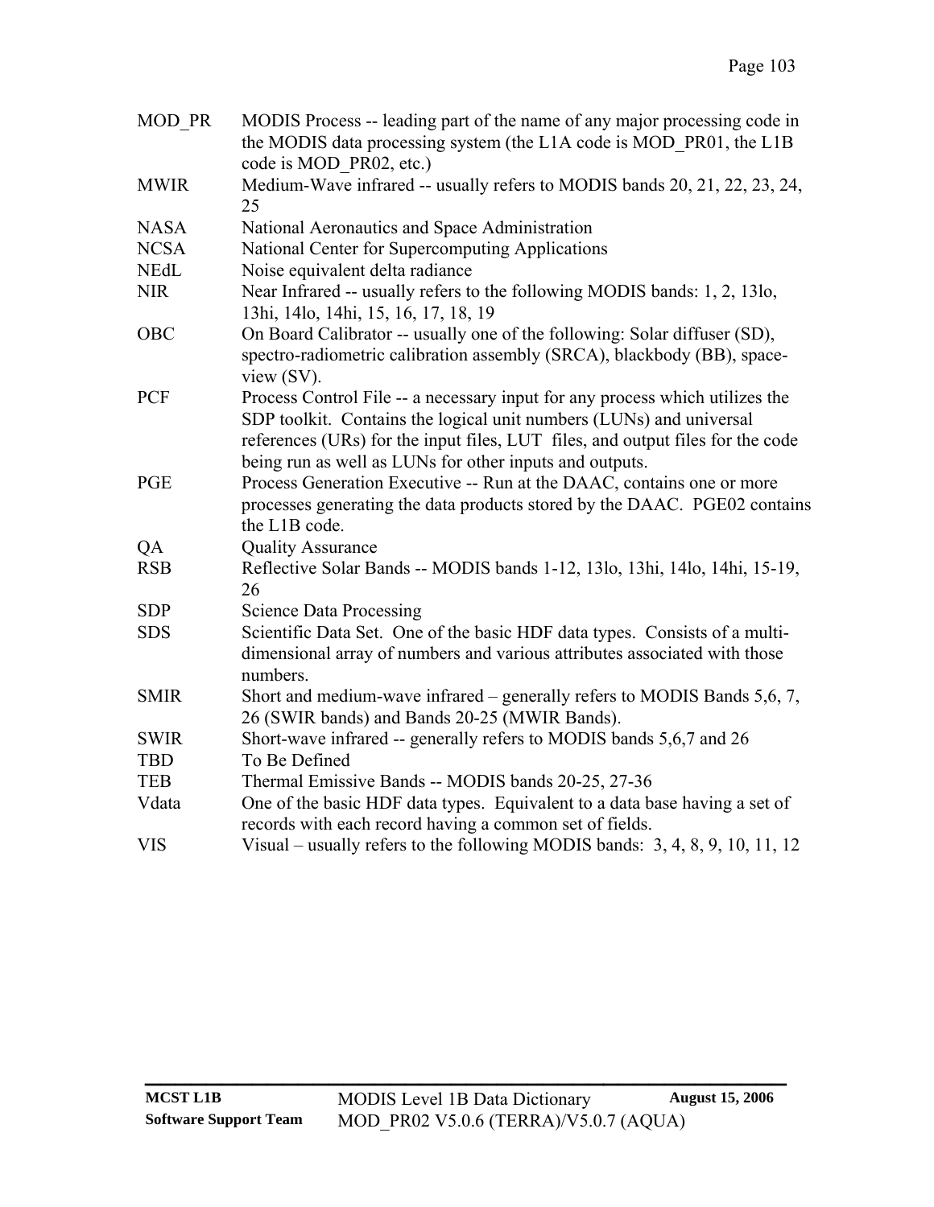| | |
|---|---|
| MOD_PR | MODIS Process -- leading part of the name of any major processing code in the MODIS data processing system (the L1A code is MOD_PR01, the L1B code is MOD_PR02, etc.) |
| MWIR | Medium-Wave infrared -- usually refers to MODIS bands 20, 21, 22, 23, 24, 25 |
| NASA | National Aeronautics and Space Administration |
| NCSA | National Center for Supercomputing Applications |
| NEdL | Noise equivalent delta radiance |
| NIR | Near Infrared -- usually refers to the following MODIS bands: 1, 2, 13lo, 13hi, 14lo, 14hi, 15, 16, 17, 18, 19 |
| OBC | On Board Calibrator -- usually one of the following: Solar diffuser (SD), spectro-radiometric calibration assembly (SRCA), blackbody (BB), space-view (SV). |
| PCF | Process Control File -- a necessary input for any process which utilizes the SDP toolkit. Contains the logical unit numbers (LUNs) and universal references (URs) for the input files, LUT files, and output files for the code being run as well as LUNs for other inputs and outputs. |
| PGE | Process Generation Executive -- Run at the DAAC, contains one or more processes generating the data products stored by the DAAC. PGE02 contains the L1B code. |
| QA | Quality Assurance |
| RSB | Reflective Solar Bands -- MODIS bands 1-12, 13lo, 13hi, 14lo, 14hi, 15-19, 26 |
| SDP | Science Data Processing |
| SDS | Scientific Data Set. One of the basic HDF data types. Consists of a multi-dimensional array of numbers and various attributes associated with those numbers. |
| SMIR | Short and medium-wave infrared – generally refers to MODIS Bands 5,6, 7, 26 (SWIR bands) and Bands 20-25 (MWIR Bands). |
| SWIR | Short-wave infrared -- generally refers to MODIS bands 5,6,7 and 26 |
| TBD | To Be Defined |
| TEB | Thermal Emissive Bands -- MODIS bands 20-25, 27-36 |
| Vdata | One of the basic HDF data types. Equivalent to a data base having a set of records with each record having a common set of fields. |
| VIS | Visual – usually refers to the following MODIS bands: 3, 4, 8, 9, 10, 11, 12 |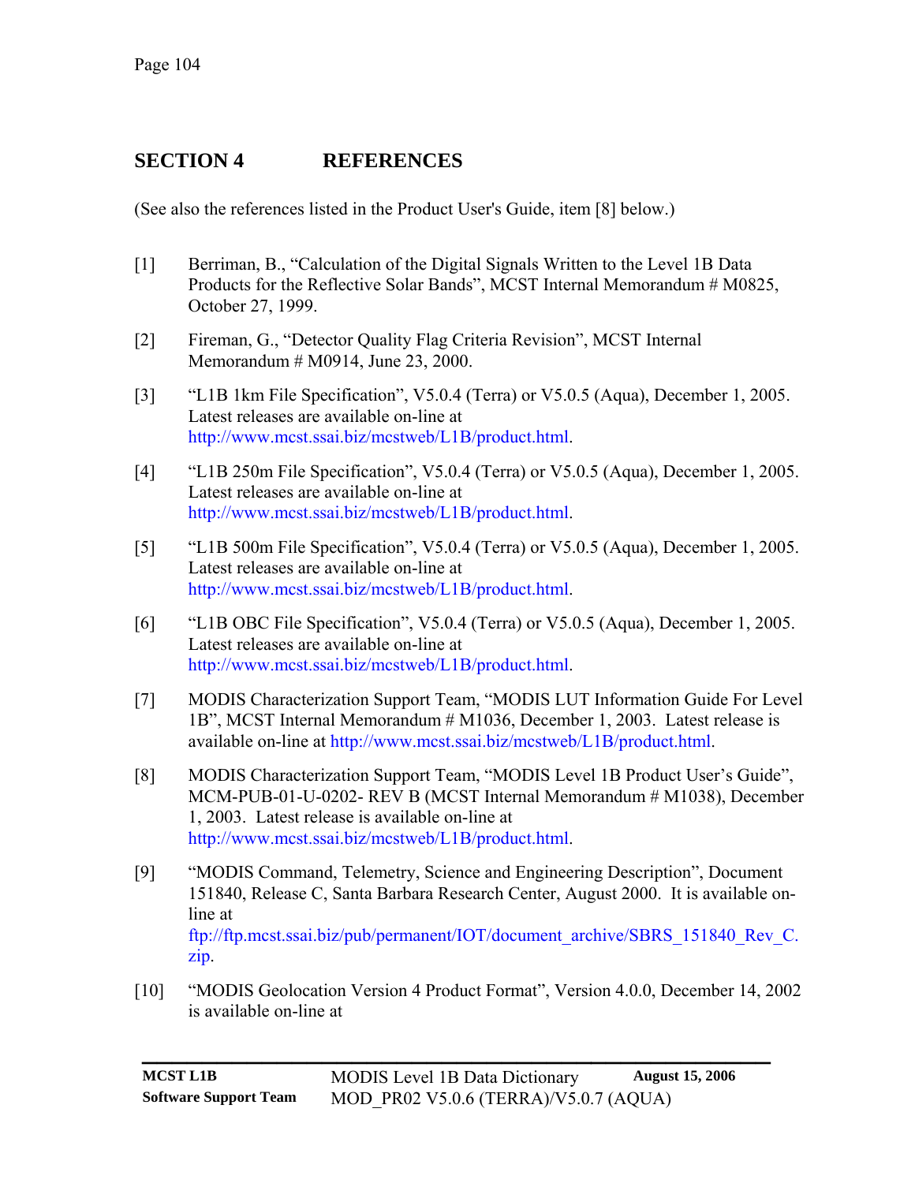# SECTION 4 REFERENCES

(See also the references listed in the Product User's Guide, item [8] below.)

[1] Berriman, B., "Calculation of the Digital Signals Written to the Level 1B Data Products for the Reflective Solar Bands", MCST Internal Memorandum # M0825, October 27, 1999.

[2] Fireman, G., "Detector Quality Flag Criteria Revision", MCST Internal Memorandum # M0914, June 23, 2000.

[3] "L1B 1km File Specification", V5.0.4 (Terra) or V5.0.5 (Aqua), December 1, 2005. Latest releases are available on-line at http://www.mcst.ssai.biz/mcstweb/L1B/product.html.

[4] "L1B 250m File Specification", V5.0.4 (Terra) or V5.0.5 (Aqua), December 1, 2005. Latest releases are available on-line at http://www.mcst.ssai.biz/mcstweb/L1B/product.html.

[5] "L1B 500m File Specification", V5.0.4 (Terra) or V5.0.5 (Aqua), December 1, 2005. Latest releases are available on-line at http://www.mcst.ssai.biz/mcstweb/L1B/product.html.

[6] "L1B OBC File Specification", V5.0.4 (Terra) or V5.0.5 (Aqua), December 1, 2005. Latest releases are available on-line at http://www.mcst.ssai.biz/mcstweb/L1B/product.html.

[7] MODIS Characterization Support Team, "MODIS LUT Information Guide For Level 1B", MCST Internal Memorandum # M1036, December 1, 2003. Latest release is available on-line at http://www.mcst.ssai.biz/mcstweb/L1B/product.html.

[8] MODIS Characterization Support Team, "MODIS Level 1B Product User's Guide", MCM-PUB-01-U-0202- REV B (MCST Internal Memorandum # M1038), December 1, 2003. Latest release is available on-line at http://www.mcst.ssai.biz/mcstweb/L1B/product.html.

[9] "MODIS Command, Telemetry, Science and Engineering Description", Document 151840, Release C, Santa Barbara Research Center, August 2000. It is available on-line at ftp://ftp.mcst.ssai.biz/pub/permanent/IOT/document_archive/SBRS_151840_Rev_C.zip.

[10] "MODIS Geolocation Version 4 Product Format", Version 4.0.0, December 14, 2002 is available on-line at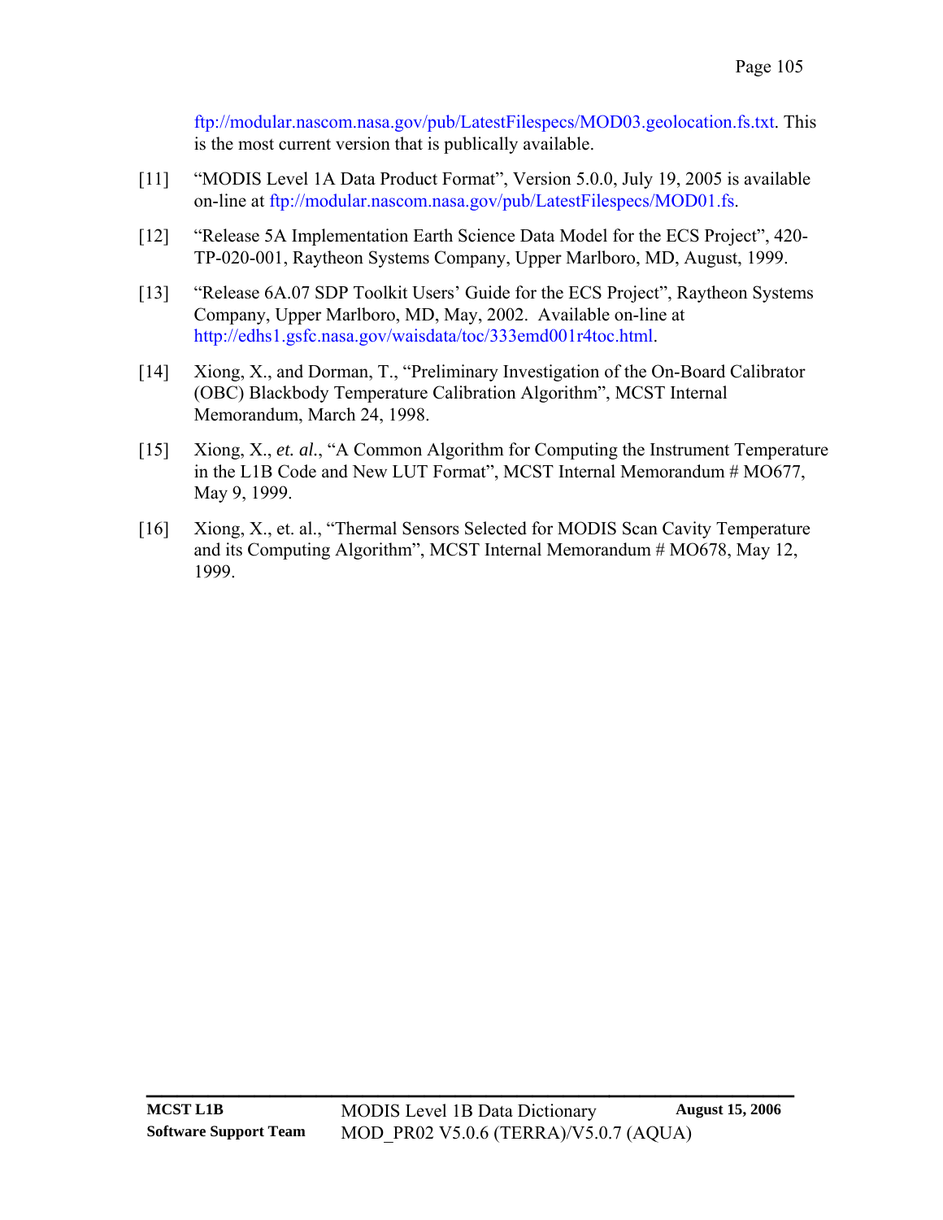ftp://modular.nascom.nasa.gov/pub/LatestFilespecs/MOD03.geolocation.fs.txt. This is the most current version that is publically available.

[11] "MODIS Level 1A Data Product Format", Version 5.0.0, July 19, 2005 is available on-line at ftp://modular.nascom.nasa.gov/pub/LatestFilespecs/MOD01.fs.

[12] "Release 5A Implementation Earth Science Data Model for the ECS Project", 420-TP-020-001, Raytheon Systems Company, Upper Marlboro, MD, August, 1999.

[13] "Release 6A.07 SDP Toolkit Users' Guide for the ECS Project", Raytheon Systems Company, Upper Marlboro, MD, May, 2002. Available on-line at http://edhs1.gsfc.nasa.gov/waisdata/toc/333emd001r4toc.html.

[14] Xiong, X., and Dorman, T., "Preliminary Investigation of the On-Board Calibrator (OBC) Blackbody Temperature Calibration Algorithm", MCST Internal Memorandum, March 24, 1998.

[15] Xiong, X., *et. al.*, "A Common Algorithm for Computing the Instrument Temperature in the L1B Code and New LUT Format", MCST Internal Memorandum # MO677, May 9, 1999.

[16] Xiong, X., et. al., "Thermal Sensors Selected for MODIS Scan Cavity Temperature and its Computing Algorithm", MCST Internal Memorandum # MO678, May 12, 1999.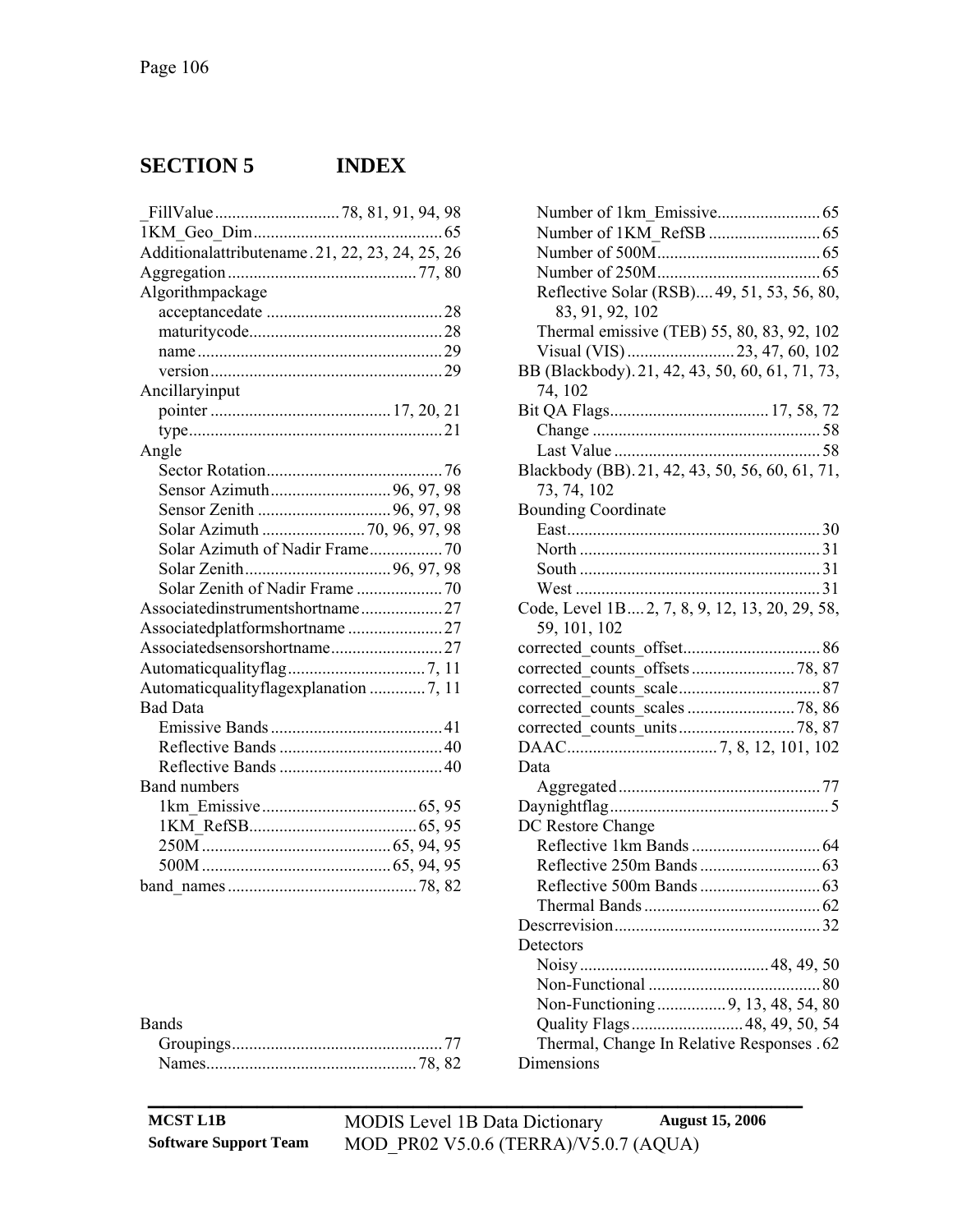# SECTION 5 INDEX

_FillValue ............................ 78, 81, 91, 94, 98
1KM_Geo_Dim ............................................ 65
Additionalattributename . 21, 22, 23, 24, 25, 26
Aggregation ........................................... 77, 80
Algorithmpackage
- acceptancedate ........................................ 28
- maturitycode ............................................ 28
- name ........................................................ 29
- version ..................................................... 29

Ancillaryinput
- pointer ......................................... 17, 20, 21
- type .......................................................... 21

Angle
- Sector Rotation ........................................ 76
- Sensor Azimuth ........................... 96, 97, 98
- Sensor Zenith .............................. 96, 97, 98
- Solar Azimuth ....................... 70, 96, 97, 98
- Solar Azimuth of Nadir Frame ................. 70
- Solar Zenith ................................ 96, 97, 98
- Solar Zenith of Nadir Frame .................... 70

Associatedinstrumentshortname ................... 27
Associatedplatformshortname ...................... 27
Associatedsensorshortname .......................... 27
Automaticqualityflag ................................ 7, 11
Automaticqualityflagexplanation ............. 7, 11
Bad Data
- Emissive Bands ........................................ 41
- Reflective Bands ...................................... 40
- Reflective Bands ...................................... 40

Band numbers
- 1km_Emissive .................................... 65, 95
- 1KM_RefSB ....................................... 65, 95
- 250M ............................................ 65, 94, 95
- 500M ............................................ 65, 94, 95

band_names ............................................ 78, 82

Bands
- Groupings ................................................. 77
- Names ................................................. 78, 82
- Number of 1km_Emissive ........................ 65
- Number of 1KM_RefSB .......................... 65
- Number of 500M ...................................... 65
- Number of 250M ...................................... 65
- Reflective Solar (RSB) .... 49, 51, 53, 56, 80, 83, 91, 92, 102
- Thermal emissive (TEB) 55, 80, 83, 92, 102
- Visual (VIS) ......................... 23, 47, 60, 102

BB (Blackbody). 21, 42, 43, 50, 60, 61, 71, 73, 74, 102
Bit QA Flags ..................................... 17, 58, 72
- Change ..................................................... 58
- Last Value ................................................ 58

Blackbody (BB). 21, 42, 43, 50, 56, 60, 61, 71, 73, 74, 102
Bounding Coordinate
- East .......................................................... 30
- North ........................................................ 31
- South ........................................................ 31
- West ......................................................... 31

Code, Level 1B .... 2, 7, 8, 9, 12, 13, 20, 29, 58, 59, 101, 102
corrected_counts_offset ................................ 86
corrected_counts_offsets ........................ 78, 87
corrected_counts_scale ................................. 87
corrected_counts_scales ......................... 78, 86
corrected_counts_units ........................... 78, 87
DAAC .................................. 7, 8, 12, 101, 102
Data
- Aggregated ............................................... 77

Daynightflag ................................................... 5
DC Restore Change
- Reflective 1km Bands .............................. 64
- Reflective 250m Bands ............................ 63
- Reflective 500m Bands ............................ 63
- Thermal Bands ......................................... 62

Descrrevision ................................................ 32
Detectors
- Noisy ........................................... 48, 49, 50
- Non-Functional ........................................ 80
- Non-Functioning ................ 9, 13, 48, 54, 80
- Quality Flags .......................... 48, 49, 50, 54
- Thermal, Change In Relative Responses . 62

Dimensions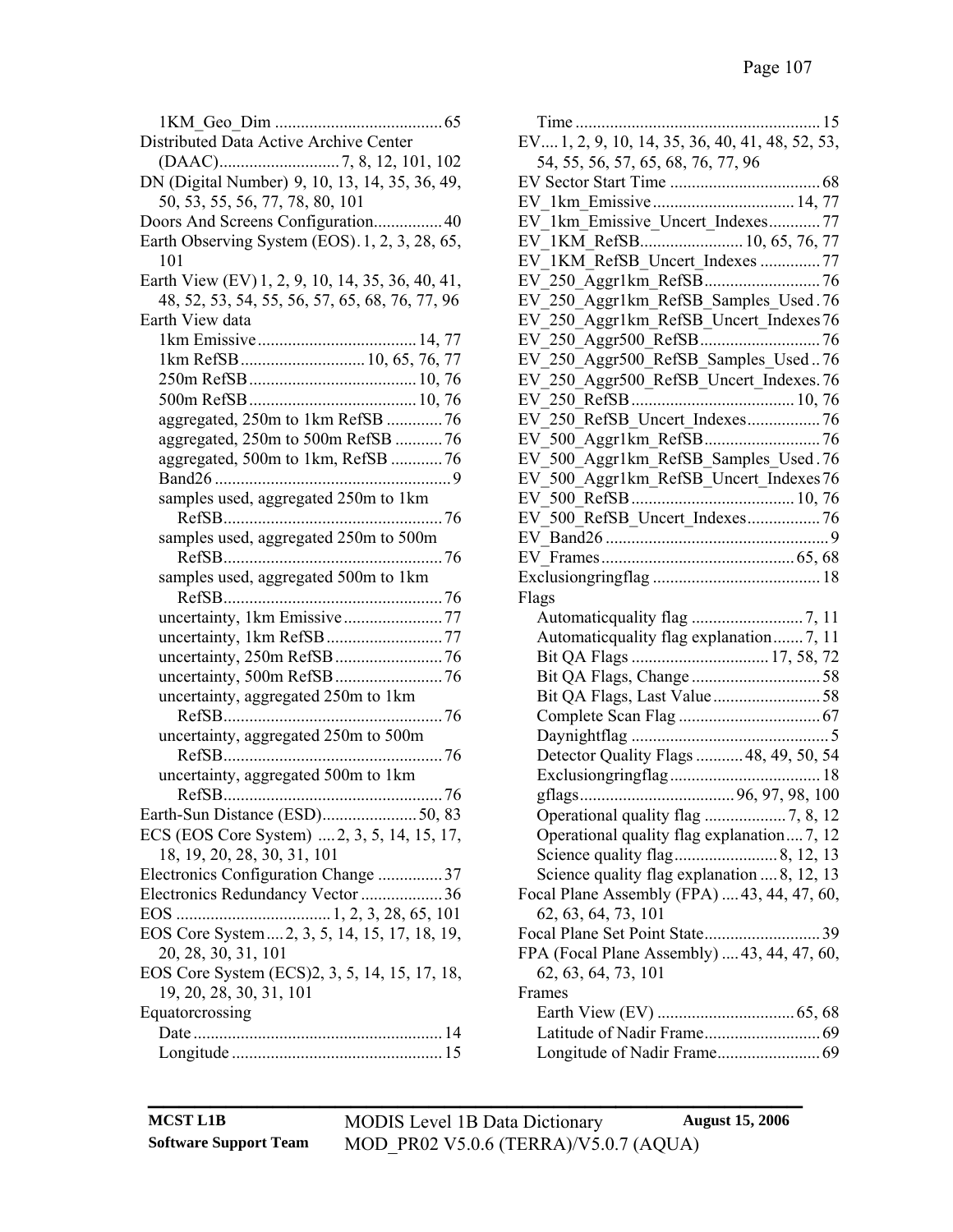1KM_Geo_Dim ........................................ 65

Distributed Data Active Archive Center (DAAC)............................ 7, 8, 12, 101, 102

DN (Digital Number) 9, 10, 13, 14, 35, 36, 49, 50, 53, 55, 56, 77, 78, 80, 101

Doors And Screens Configuration................ 40

Earth Observing System (EOS). 1, 2, 3, 28, 65, 101

Earth View (EV) 1, 2, 9, 10, 14, 35, 36, 40, 41, 48, 52, 53, 54, 55, 56, 57, 65, 68, 76, 77, 96

Earth View data

- 1km Emissive..................................... 14, 77
- 1km RefSB............................. 10, 65, 76, 77
- 250m RefSB....................................... 10, 76
- 500m RefSB....................................... 10, 76
- aggregated, 250m to 1km RefSB ............. 76
- aggregated, 250m to 500m RefSB ........... 76
- aggregated, 500m to 1km, RefSB ............ 76
- Band26 ....................................................... 9
- samples used, aggregated 250m to 1km RefSB................................................... 76
- samples used, aggregated 250m to 500m RefSB................................................... 76
- samples used, aggregated 500m to 1km RefSB................................................... 76
- uncertainty, 1km Emissive ....................... 77
- uncertainty, 1km RefSB ........................... 77
- uncertainty, 250m RefSB ......................... 76
- uncertainty, 500m RefSB ......................... 76
- uncertainty, aggregated 250m to 1km RefSB................................................... 76
- uncertainty, aggregated 250m to 500m RefSB................................................... 76
- uncertainty, aggregated 500m to 1km RefSB................................................... 76

Earth-Sun Distance (ESD)...................... 50, 83

ECS (EOS Core System) .... 2, 3, 5, 14, 15, 17, 18, 19, 20, 28, 30, 31, 101

Electronics Configuration Change ............... 37

Electronics Redundancy Vector ................... 36

EOS .................................... 1, 2, 3, 28, 65, 101

EOS Core System .... 2, 3, 5, 14, 15, 17, 18, 19, 20, 28, 30, 31, 101

EOS Core System (ECS)2, 3, 5, 14, 15, 17, 18, 19, 20, 28, 30, 31, 101

Equatorcrossing

- Date .......................................................... 14
- Longitude ................................................. 15
- Time ......................................................... 15

EV.... 1, 2, 9, 10, 14, 35, 36, 40, 41, 48, 52, 53, 54, 55, 56, 57, 65, 68, 76, 77, 96

EV Sector Start Time ................................... 68

EV_1km_Emissive ................................. 14, 77

EV_1km_Emissive_Uncert_Indexes............ 77

EV_1KM_RefSB........................ 10, 65, 76, 77

EV_1KM_RefSB_Uncert_Indexes .............. 77

EV_250_Aggr1km_RefSB........................... 76

EV_250_Aggr1km_RefSB_Samples_Used . 76

EV_250_Aggr1km_RefSB_Uncert_Indexes 76

EV_250_Aggr500_RefSB............................ 76

EV_250_Aggr500_RefSB_Samples_Used .. 76

EV_250_Aggr500_RefSB_Uncert_Indexes. 76

EV_250_RefSB...................................... 10, 76

EV_250_RefSB_Uncert_Indexes................. 76

EV_500_Aggr1km_RefSB........................... 76

EV_500_Aggr1km_RefSB_Samples_Used . 76

EV_500_Aggr1km_RefSB_Uncert_Indexes 76

EV_500_RefSB...................................... 10, 76

EV_500_RefSB_Uncert_Indexes................. 76

EV_Band26 .................................................... 9

EV_Frames............................................. 65, 68

Exclusiongringflag ....................................... 18

Flags

- Automaticquality flag .......................... 7, 11
- Automaticquality flag explanation....... 7, 11
- Bit QA Flags ................................ 17, 58, 72
- Bit QA Flags, Change .............................. 58
- Bit QA Flags, Last Value ......................... 58
- Complete Scan Flag ................................. 67
- Daynightflag .............................................. 5
- Detector Quality Flags ........... 48, 49, 50, 54
- Exclusiongringflag ................................... 18
- gflags.................................... 96, 97, 98, 100
- Operational quality flag ................... 7, 8, 12
- Operational quality flag explanation.... 7, 12
- Science quality flag........................ 8, 12, 13
- Science quality flag explanation .... 8, 12, 13

Focal Plane Assembly (FPA) .... 43, 44, 47, 60, 62, 63, 64, 73, 101

Focal Plane Set Point State........................... 39

FPA (Focal Plane Assembly) .... 43, 44, 47, 60, 62, 63, 64, 73, 101

Frames

- Earth View (EV) ................................ 65, 68
- Latitude of Nadir Frame........................... 69
- Longitude of Nadir Frame........................ 69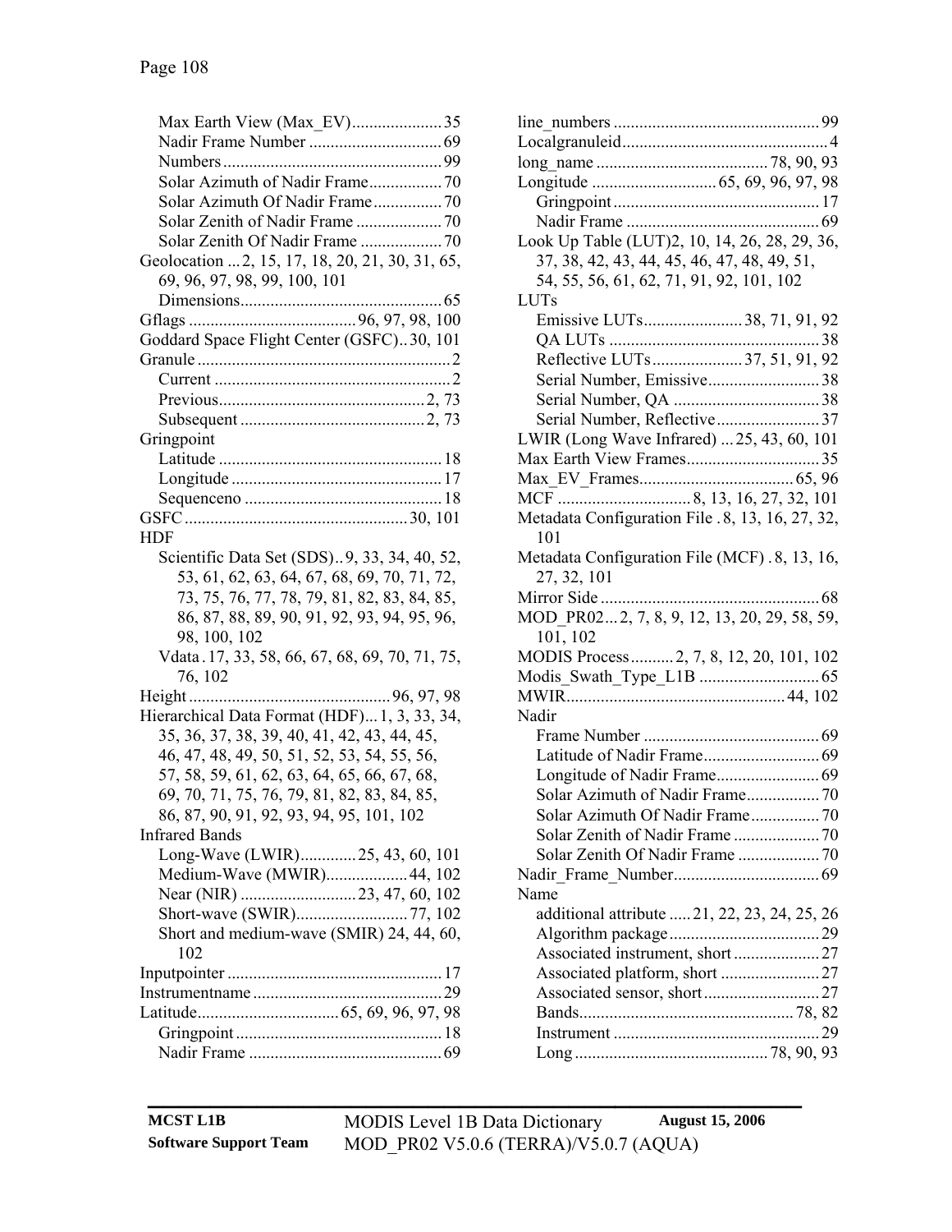Max Earth View (Max_EV) ..................... 35
Nadir Frame Number ............................... 69
Numbers ................................................... 99
Solar Azimuth of Nadir Frame ................. 70
Solar Azimuth Of Nadir Frame ................ 70
Solar Zenith of Nadir Frame .................... 70
Solar Zenith Of Nadir Frame ................... 70

Geolocation ... 2, 15, 17, 18, 20, 21, 30, 31, 65, 69, 96, 97, 98, 99, 100, 101
- Dimensions ............................................... 65

Gflags ....................................... 96, 97, 98, 100
Goddard Space Flight Center (GSFC) .. 30, 101
Granule ........................................................... 2
- Current ....................................................... 2
- Previous ................................................ 2, 73
- Subsequent ........................................... 2, 73

Gringpoint
- Latitude .................................................... 18
- Longitude ................................................. 17
- Sequenceno .............................................. 18

GSFC .................................................... 30, 101
HDF
- Scientific Data Set (SDS) .. 9, 33, 34, 40, 52, 53, 61, 62, 63, 64, 67, 68, 69, 70, 71, 72, 73, 75, 76, 77, 78, 79, 81, 82, 83, 84, 85, 86, 87, 88, 89, 90, 91, 92, 93, 94, 95, 96, 98, 100, 102
- Vdata . 17, 33, 58, 66, 67, 68, 69, 70, 71, 75, 76, 102

Height ............................................... 96, 97, 98
Hierarchical Data Format (HDF) ... 1, 3, 33, 34, 35, 36, 37, 38, 39, 40, 41, 42, 43, 44, 45, 46, 47, 48, 49, 50, 51, 52, 53, 54, 55, 56, 57, 58, 59, 61, 62, 63, 64, 65, 66, 67, 68, 69, 70, 71, 75, 76, 79, 81, 82, 83, 84, 85, 86, 87, 90, 91, 92, 93, 94, 95, 101, 102

Infrared Bands
- Long-Wave (LWIR) ............. 25, 43, 60, 101
- Medium-Wave (MWIR) ................... 44, 102
- Near (NIR) ........................... 23, 47, 60, 102
- Short-wave (SWIR) .......................... 77, 102
- Short and medium-wave (SMIR) 24, 44, 60, 102

Inputpointer .................................................. 17
Instrumentname ............................................ 29
Latitude ................................. 65, 69, 96, 97, 98
- Gringpoint ................................................ 18
- Nadir Frame ............................................. 69

line_numbers ................................................ 99
Localgranuleid ................................................ 4
long_name ........................................ 78, 90, 93
Longitude ............................. 65, 69, 96, 97, 98
- Gringpoint ................................................ 17
- Nadir Frame ............................................. 69

Look Up Table (LUT)2, 10, 14, 26, 28, 29, 36, 37, 38, 42, 43, 44, 45, 46, 47, 48, 49, 51, 54, 55, 56, 61, 62, 71, 91, 92, 101, 102

LUTs
- Emissive LUTs ....................... 38, 71, 91, 92
- QA LUTs ................................................. 38
- Reflective LUTs ..................... 37, 51, 91, 92
- Serial Number, Emissive .......................... 38
- Serial Number, QA .................................. 38
- Serial Number, Reflective ........................ 37

LWIR (Long Wave Infrared) ... 25, 43, 60, 101
Max Earth View Frames ............................... 35
Max_EV_Frames .................................... 65, 96
MCF .............................. 8, 13, 16, 27, 32, 101
Metadata Configuration File . 8, 13, 16, 27, 32, 101
Metadata Configuration File (MCF) . 8, 13, 16, 27, 32, 101
Mirror Side ................................................... 68
MOD_PR02 ... 2, 7, 8, 9, 12, 13, 20, 29, 58, 59, 101, 102
MODIS Process .......... 2, 7, 8, 12, 20, 101, 102
Modis_Swath_Type_L1B ............................ 65
MWIR ................................................... 44, 102

Nadir
- Frame Number ......................................... 69
- Latitude of Nadir Frame ........................... 69
- Longitude of Nadir Frame ........................ 69
- Solar Azimuth of Nadir Frame ................. 70
- Solar Azimuth Of Nadir Frame ................ 70
- Solar Zenith of Nadir Frame .................... 70
- Solar Zenith Of Nadir Frame ................... 70

Nadir_Frame_Number .................................. 69

Name
- additional attribute ..... 21, 22, 23, 24, 25, 26
- Algorithm package ................................... 29
- Associated instrument, short .................... 27
- Associated platform, short ....................... 27
- Associated sensor, short ........................... 27
- Bands ................................................. 78, 82
- Instrument ................................................ 29
- Long ............................................ 78, 90, 93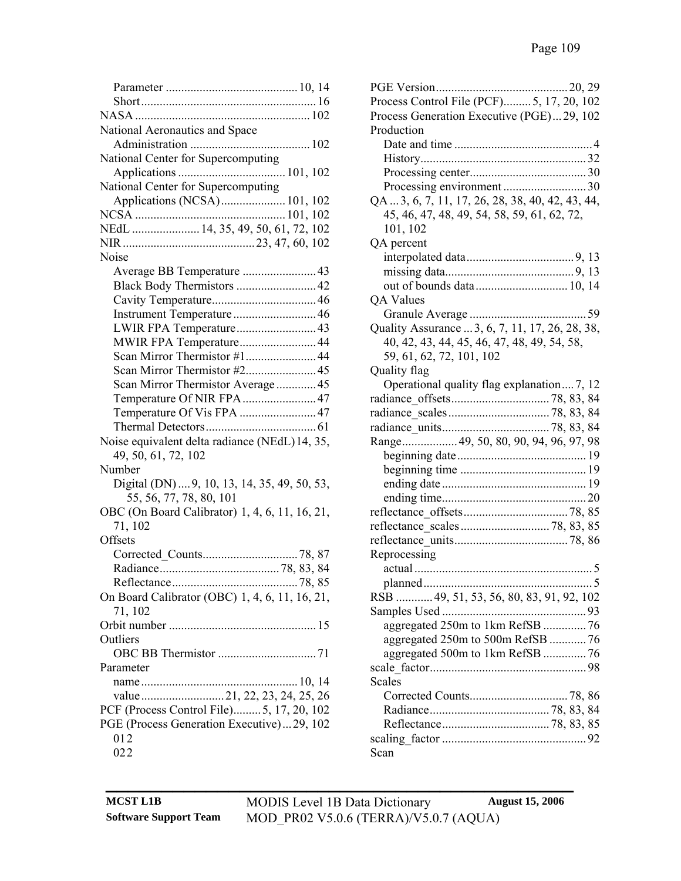Parameter ........................................... 10, 14
Short ......................................................... 16
NASA ......................................................... 102
National Aeronautics and Space Administration ....................................... 102
National Center for Supercomputing Applications ................................... 101, 102
National Center for Supercomputing Applications (NCSA) ..................... 101, 102
NCSA ................................................. 101, 102
NEdL ...................... 14, 35, 49, 50, 61, 72, 102
NIR ........................................... 23, 47, 60, 102
Noise
Average BB Temperature ........................ 43
Black Body Thermistors .......................... 42
Cavity Temperature.................................. 46
Instrument Temperature ........................... 46
LWIR FPA Temperature.......................... 43
MWIR FPA Temperature......................... 44
Scan Mirror Thermistor #1....................... 44
Scan Mirror Thermistor #2....................... 45
Scan Mirror Thermistor Average ............. 45
Temperature Of NIR FPA ........................ 47
Temperature Of Vis FPA ......................... 47
Thermal Detectors .................................... 61
Noise equivalent delta radiance (NEdL) 14, 35, 49, 50, 61, 72, 102
Number
Digital (DN) .... 9, 10, 13, 14, 35, 49, 50, 53, 55, 56, 77, 78, 80, 101
OBC (On Board Calibrator) 1, 4, 6, 11, 16, 21, 71, 102
Offsets
Corrected_Counts............................... 78, 87
Radiance....................................... 78, 83, 84
Reflectance......................................... 78, 85
On Board Calibrator (OBC) 1, 4, 6, 11, 16, 21, 71, 102
Orbit number ................................................ 15
Outliers
OBC BB Thermistor ................................ 71
Parameter
name ................................................... 10, 14
value ........................... 21, 22, 23, 24, 25, 26
PCF (Process Control File)......... 5, 17, 20, 102
PGE (Process Generation Executive) ... 29, 102
012
022

PGE Version........................................... 20, 29
Process Control File (PCF)......... 5, 17, 20, 102
Process Generation Executive (PGE) ... 29, 102
Production
Date and time ............................................. 4
History...................................................... 32
Processing center...................................... 30
Processing environment ........................... 30
QA ... 3, 6, 7, 11, 17, 26, 28, 38, 40, 42, 43, 44, 45, 46, 47, 48, 49, 54, 58, 59, 61, 62, 72, 101, 102
QA percent
interpolated data................................... 9, 13
missing data.......................................... 9, 13
out of bounds data .............................. 10, 14
QA Values
Granule Average ...................................... 59
Quality Assurance ... 3, 6, 7, 11, 17, 26, 28, 38, 40, 42, 43, 44, 45, 46, 47, 48, 49, 54, 58, 59, 61, 62, 72, 101, 102
Quality flag
Operational quality flag explanation.... 7, 12
radiance_offsets................................ 78, 83, 84
radiance_scales ................................. 78, 83, 84
radiance_units................................... 78, 83, 84
Range.................. 49, 50, 80, 90, 94, 96, 97, 98
beginning date .......................................... 19
beginning time ......................................... 19
ending date ............................................... 19
ending time............................................... 20
reflectance_offsets.................................. 78, 85
reflectance_scales ............................. 78, 83, 85
reflectance_units..................................... 78, 86
Reprocessing
actual .......................................................... 5
planned ....................................................... 5
RSB ........... 49, 51, 53, 56, 80, 83, 91, 92, 102
Samples Used ............................................... 93
aggregated 250m to 1km RefSB .............. 76
aggregated 250m to 500m RefSB ............ 76
aggregated 500m to 1km RefSB .............. 76
scale_factor ................................................... 98
Scales
Corrected Counts................................ 78, 86
Radiance....................................... 78, 83, 84
Reflectance................................... 78, 83, 85
scaling_factor ............................................... 92
Scan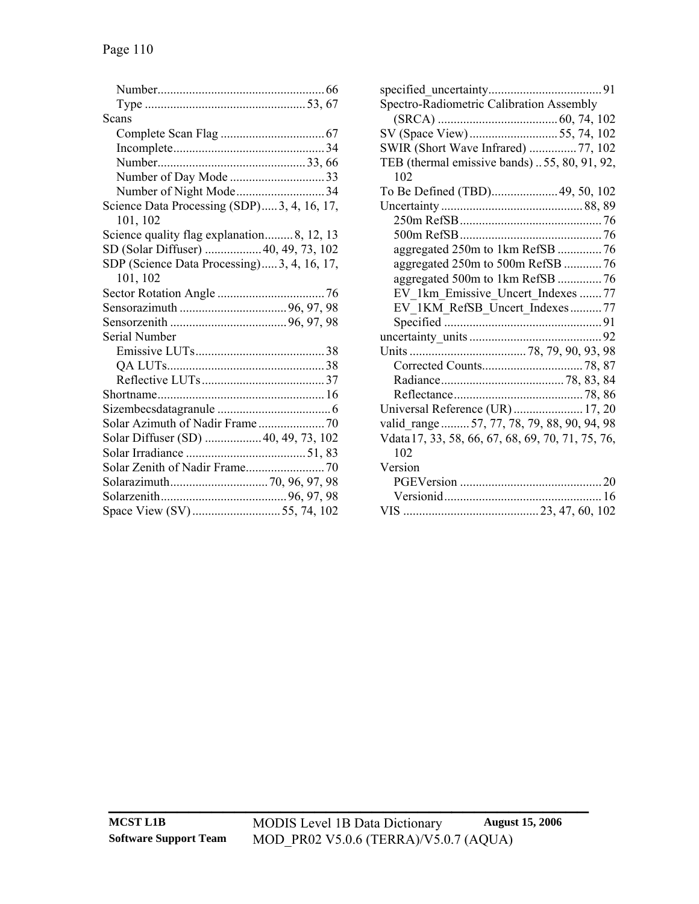Number ..................................................... 66
Type .................................................. 53, 67

Scans

Complete Scan Flag ................................. 67
Incomplete ................................................ 34
Number .............................................. 33, 66
Number of Day Mode .............................. 33
Number of Night Mode ............................ 34

Science Data Processing (SDP) ..... 3, 4, 16, 17, 101, 102
Science quality flag explanation ......... 8, 12, 13
SD (Solar Diffuser) .................. 40, 49, 73, 102
SDP (Science Data Processing) ..... 3, 4, 16, 17, 101, 102
Sector Rotation Angle .................................. 76
Sensorazimuth .................................. 96, 97, 98
Sensorzenith ..................................... 96, 97, 98

Serial Number

Emissive LUTs ......................................... 38
QA LUTs .................................................. 38
Reflective LUTs ....................................... 37

Shortname ..................................................... 16
Sizembecsdatagranule .................................... 6
Solar Azimuth of Nadir Frame ..................... 70
Solar Diffuser (SD) .................. 40, 49, 73, 102
Solar Irradiance ...................................... 51, 83
Solar Zenith of Nadir Frame ......................... 70
Solarazimuth ............................... 70, 96, 97, 98
Solarzenith ........................................ 96, 97, 98
Space View (SV) ............................ 55, 74, 102
specified_uncertainty .................................... 91
Spectro-Radiometric Calibration Assembly (SRCA) ...................................... 60, 74, 102
SV (Space View) ............................ 55, 74, 102
SWIR (Short Wave Infrared) ............... 77, 102
TEB (thermal emissive bands) .. 55, 80, 91, 92, 102
To Be Defined (TBD) ..................... 49, 50, 102
Uncertainty ............................................. 88, 89

250m RefSB ............................................. 76
500m RefSB ............................................. 76
aggregated 250m to 1km RefSB .............. 76
aggregated 250m to 500m RefSB ............ 76
aggregated 500m to 1km RefSB .............. 76
EV_1km_Emissive_Uncert_Indexes ....... 77
EV_1KM_RefSB_Uncert_Indexes .......... 77
Specified .................................................. 91

uncertainty_units .......................................... 92
Units ..................................... 78, 79, 90, 93, 98

Corrected Counts ................................ 78, 87
Radiance ....................................... 78, 83, 84
Reflectance ......................................... 78, 86

Universal Reference (UR) ...................... 17, 20
valid_range ......... 57, 77, 78, 79, 88, 90, 94, 98
Vdata 17, 33, 58, 66, 67, 68, 69, 70, 71, 75, 76, 102

Version

PGEVersion ............................................. 20
Versionid .................................................. 16

VIS ........................................... 23, 47, 60, 102